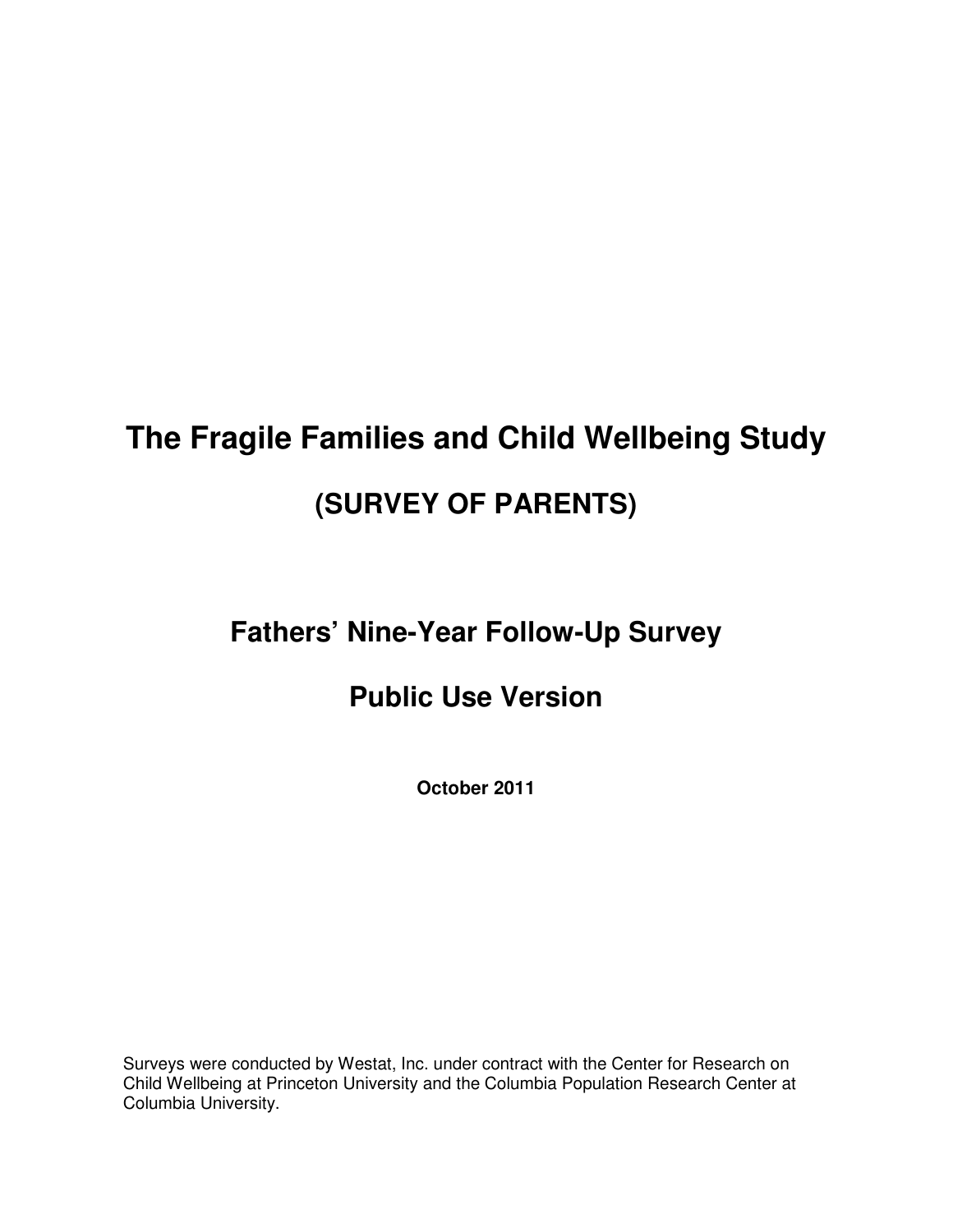# The Fragile Families and Child Wellbeing Study

## (SURVEY OF PARENTS)

## Fathers' Nine-Year Follow-Up Survey

## Public Use Version

**October 2011**

Surveys were conducted by Westat, Inc. under contract with the Center for Research on Child Wellbeing at Princeton University and the Columbia Population Research Center at Columbia University.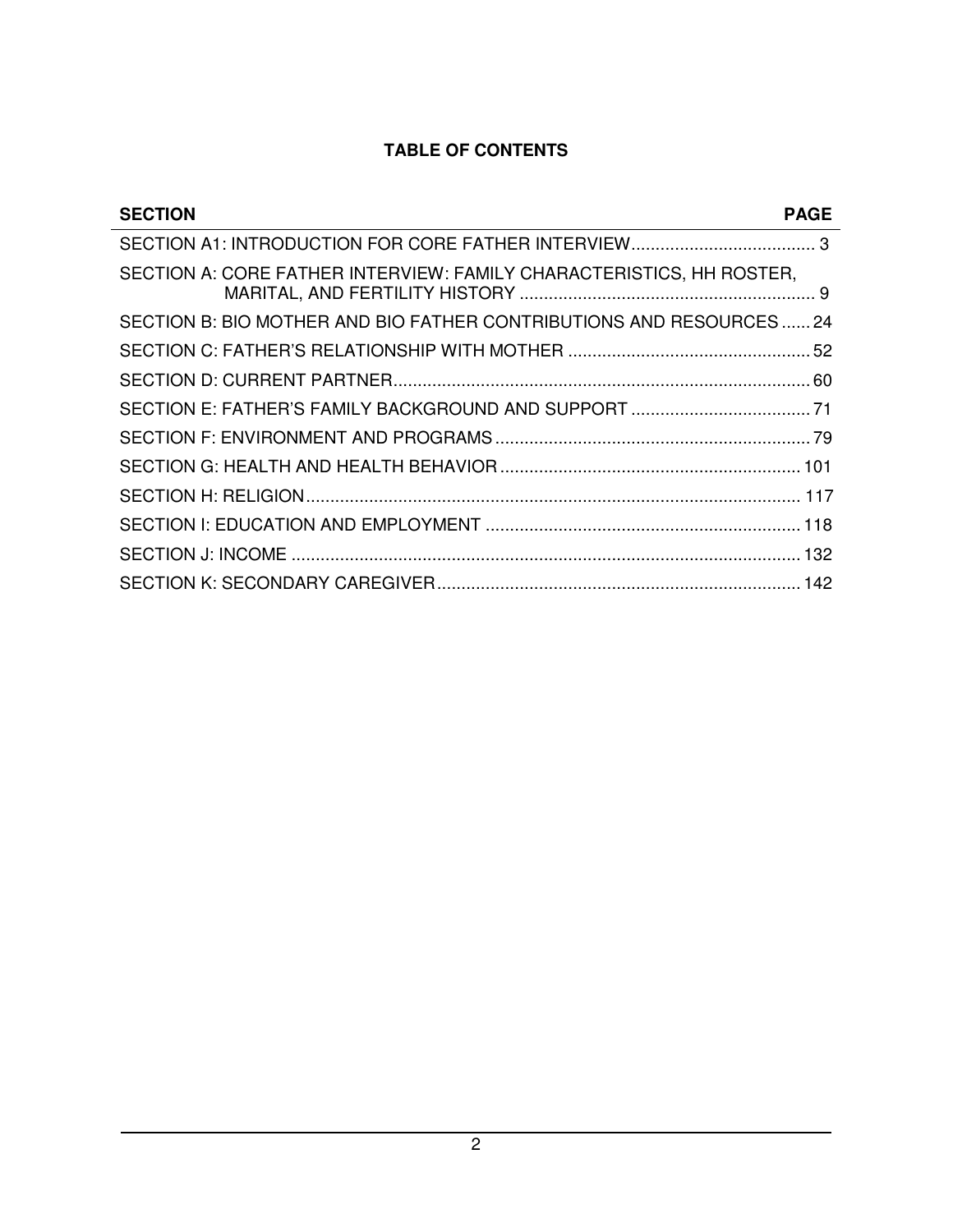## TABLE OF CONTENTS

| SECTION | PAGE |
|---|---|
| SECTION A1: INTRODUCTION FOR CORE FATHER INTERVIEW | 3 |
| SECTION A: CORE FATHER INTERVIEW: FAMILY CHARACTERISTICS, HH ROSTER, MARITAL, AND FERTILITY HISTORY | 9 |
| SECTION B: BIO MOTHER AND BIO FATHER CONTRIBUTIONS AND RESOURCES | 24 |
| SECTION C: FATHER'S RELATIONSHIP WITH MOTHER | 52 |
| SECTION D: CURRENT PARTNER | 60 |
| SECTION E: FATHER'S FAMILY BACKGROUND AND SUPPORT | 71 |
| SECTION F: ENVIRONMENT AND PROGRAMS | 79 |
| SECTION G: HEALTH AND HEALTH BEHAVIOR | 101 |
| SECTION H: RELIGION | 117 |
| SECTION I: EDUCATION AND EMPLOYMENT | 118 |
| SECTION J: INCOME | 132 |
| SECTION K: SECONDARY CAREGIVER | 142 |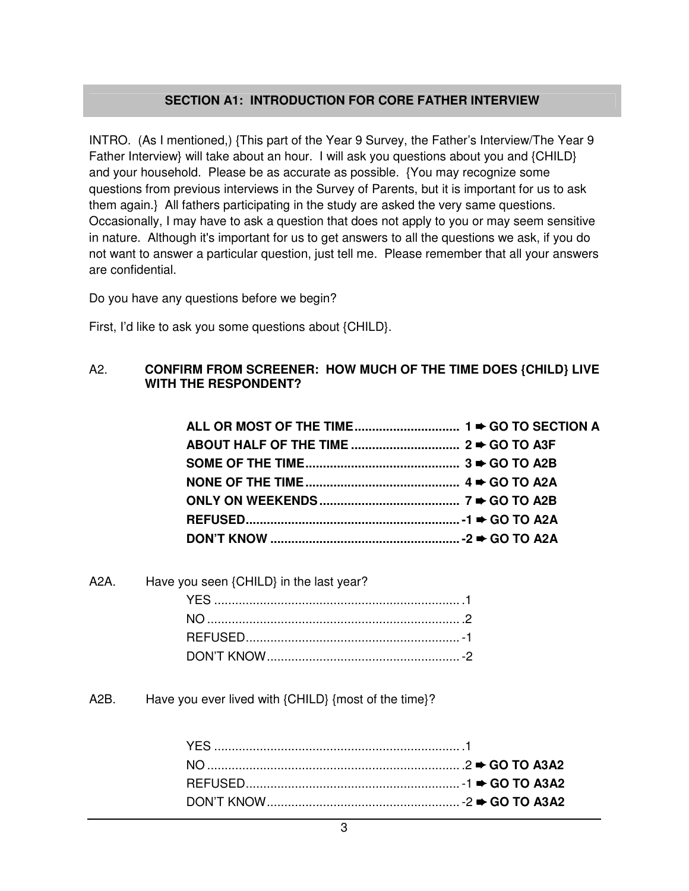## SECTION A1: INTRODUCTION FOR CORE FATHER INTERVIEW

INTRO. (As I mentioned,) {This part of the Year 9 Survey, the Father's Interview/The Year 9 Father Interview} will take about an hour. I will ask you questions about you and {CHILD} and your household. Please be as accurate as possible. {You may recognize some questions from previous interviews in the Survey of Parents, but it is important for us to ask them again.} All fathers participating in the study are asked the very same questions. Occasionally, I may have to ask a question that does not apply to you or may seem sensitive in nature. Although it's important for us to get answers to all the questions we ask, if you do not want to answer a particular question, just tell me. Please remember that all your answers are confidential.

Do you have any questions before we begin?

First, I'd like to ask you some questions about {CHILD}.

A2. **CONFIRM FROM SCREENER: HOW MUCH OF THE TIME DOES {CHILD} LIVE WITH THE RESPONDENT?**

**ALL OR MOST OF THE TIME ............................. 1 ➡ GO TO SECTION A**
**ABOUT HALF OF THE TIME .............................. 2 ➡ GO TO A3F**
**SOME OF THE TIME........................................... 3 ➡ GO TO A2B**
**NONE OF THE TIME ........................................... 4 ➡ GO TO A2A**
**ONLY ON WEEKENDS........................................ 7 ➡ GO TO A2B**
**REFUSED.............................................................-1 ➡ GO TO A2A**
**DON'T KNOW .....................................................-2 ➡ GO TO A2A**

A2A. Have you seen {CHILD} in the last year?

YES ...................................................................... 1
NO ........................................................................ 2
REFUSED............................................................ -1
DON'T KNOW...................................................... -2

A2B. Have you ever lived with {CHILD} {most of the time}?

YES ...................................................................... 1
NO ........................................................................ 2 ➡ **GO TO A3A2**
REFUSED............................................................ -1 ➡ **GO TO A3A2**
DON'T KNOW...................................................... -2 ➡ **GO TO A3A2**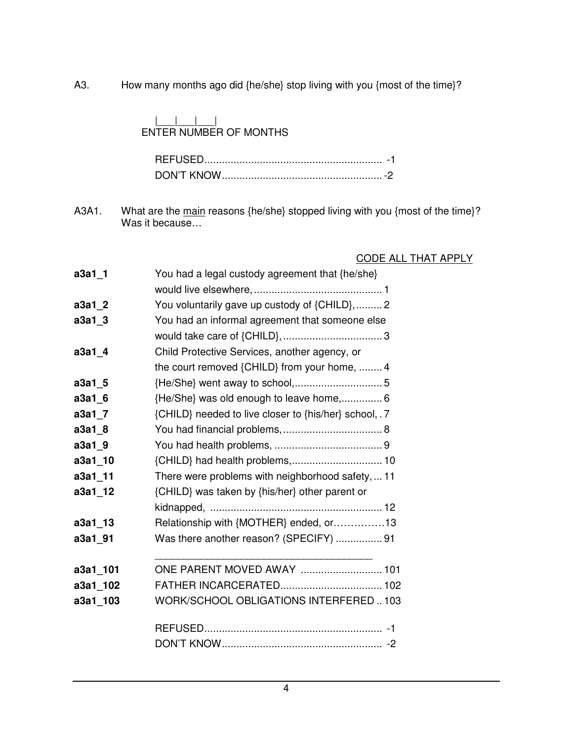A3. How many months ago did {he/she} stop living with you {most of the time}?

|___|___|___|
ENTER NUMBER OF MONTHS

REFUSED............................................................ -1
DON'T KNOW...................................................... -2

A3A1. What are the <u>main</u> reasons {he/she} stopped living with you {most of the time}? Was it because…

<u>CODE ALL THAT APPLY</u>

| | | |
|---|---|---|
| **a3a1_1** | You had a legal custody agreement that {he/she} would live elsewhere, | 1 |
| **a3a1_2** | You voluntarily gave up custody of {CHILD}, | 2 |
| **a3a1_3** | You had an informal agreement that someone else would take care of {CHILD}, | 3 |
| **a3a1_4** | Child Protective Services, another agency, or the court removed {CHILD} from your home, | 4 |
| **a3a1_5** | {He/She} went away to school, | 5 |
| **a3a1_6** | {He/She} was old enough to leave home, | 6 |
| **a3a1_7** | {CHILD} needed to live closer to {his/her} school, | 7 |
| **a3a1_8** | You had financial problems, | 8 |
| **a3a1_9** | You had health problems, | 9 |
| **a3a1_10** | {CHILD} had health problems, | 10 |
| **a3a1_11** | There were problems with neighborhood safety, | 11 |
| **a3a1_12** | {CHILD} was taken by {his/her} other parent or kidnapped, | 12 |
| **a3a1_13** | Relationship with {MOTHER} ended, or | 13 |
| **a3a1_91** | Was there another reason? (SPECIFY) ______________________________________ | 91 |
| **a3a1_101** | ONE PARENT MOVED AWAY | 101 |
| **a3a1_102** | FATHER INCARCERATED | 102 |
| **a3a1_103** | WORK/SCHOOL OBLIGATIONS INTERFERED | 103 |
| | REFUSED | -1 |
| | DON'T KNOW | -2 |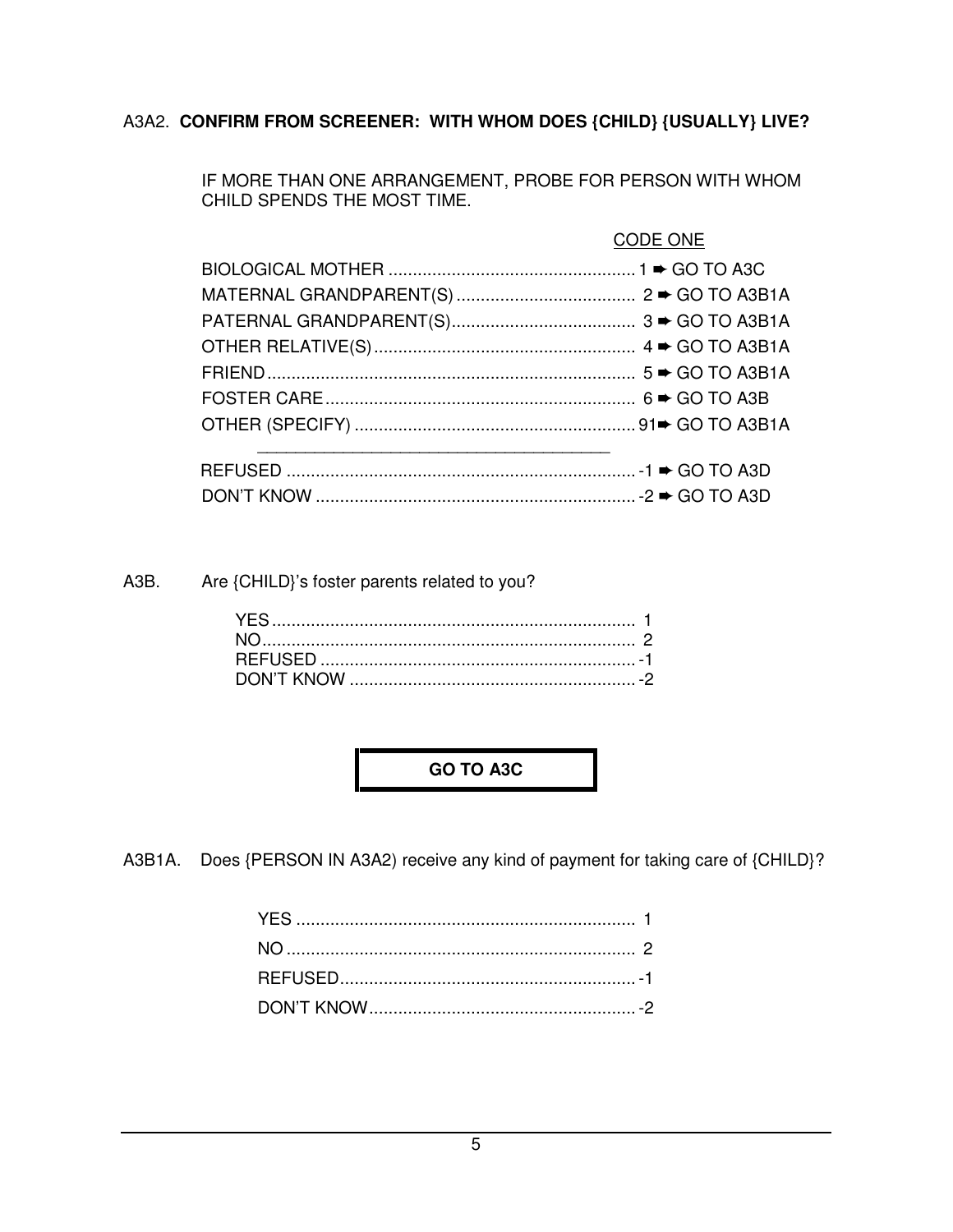A3A2. **CONFIRM FROM SCREENER: WITH WHOM DOES {CHILD} {USUALLY} LIVE?**

IF MORE THAN ONE ARRANGEMENT, PROBE FOR PERSON WITH WHOM CHILD SPENDS THE MOST TIME.

| | CODE ONE |
|---|---|
| BIOLOGICAL MOTHER | 1 ➨ GO TO A3C |
| MATERNAL GRANDPARENT(S) | 2 ➨ GO TO A3B1A |
| PATERNAL GRANDPARENT(S) | 3 ➨ GO TO A3B1A |
| OTHER RELATIVE(S) | 4 ➨ GO TO A3B1A |
| FRIEND | 5 ➨ GO TO A3B1A |
| FOSTER CARE | 6 ➨ GO TO A3B |
| OTHER (SPECIFY) ______________________________ | 91➨ GO TO A3B1A |
| REFUSED | -1 ➨ GO TO A3D |
| DON'T KNOW | -2 ➨ GO TO A3D |

A3B. Are {CHILD}'s foster parents related to you?

| | |
|---|---|
| YES | 1 |
| NO | 2 |
| REFUSED | -1 |
| DON'T KNOW | -2 |

**GO TO A3C**

A3B1A. Does {PERSON IN A3A2) receive any kind of payment for taking care of {CHILD}?

| | |
|---|---|
| YES | 1 |
| NO | 2 |
| REFUSED | -1 |
| DON'T KNOW | -2 |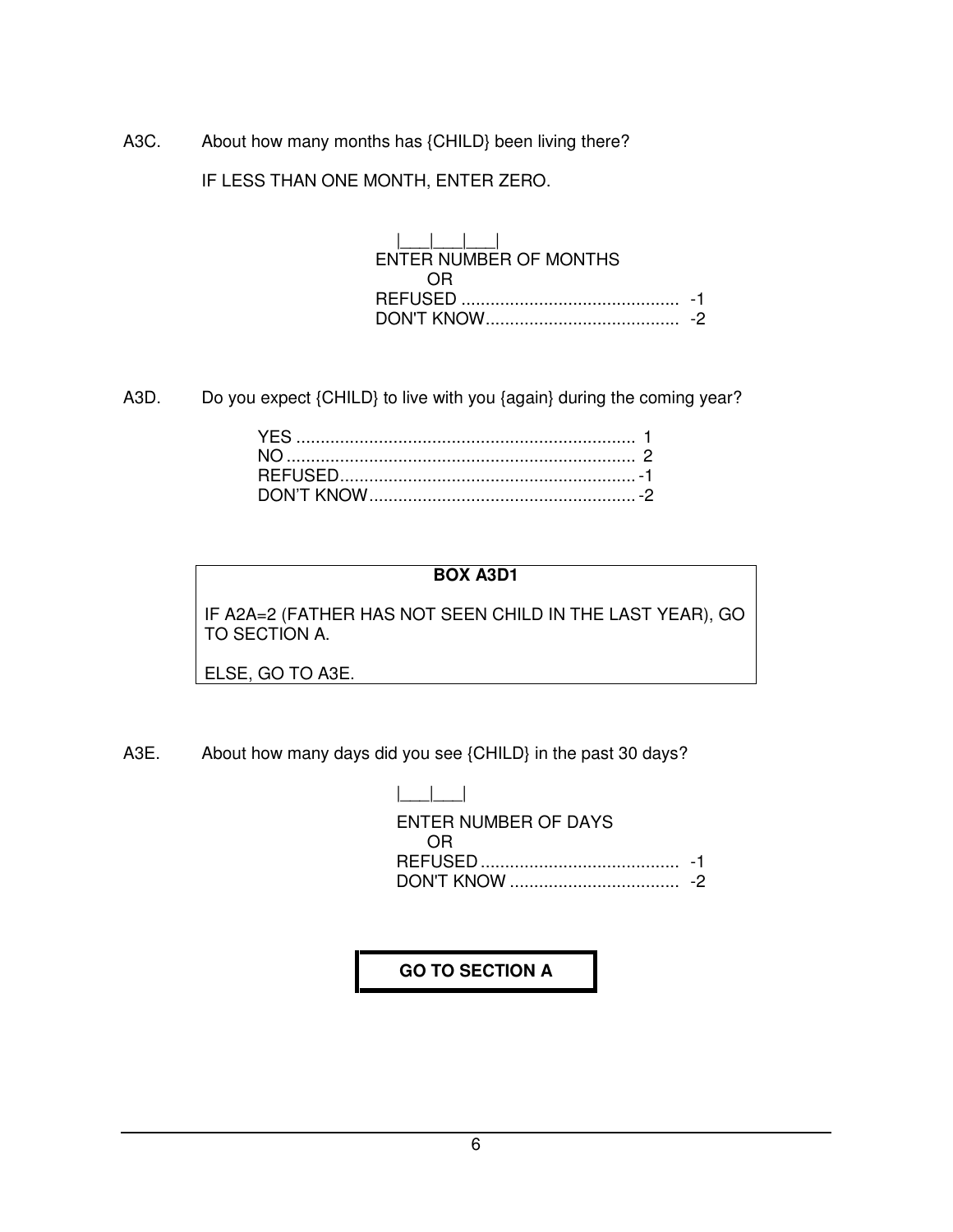A3C. About how many months has {CHILD} been living there?

IF LESS THAN ONE MONTH, ENTER ZERO.

|___|___|___|
ENTER NUMBER OF MONTHS
OR
REFUSED ............................................. -1
DON'T KNOW........................................ -2

A3D. Do you expect {CHILD} to live with you {again} during the coming year?

YES ...................................................................... 1
NO ........................................................................ 2
REFUSED............................................................. -1
DON'T KNOW....................................................... -2

**BOX A3D1**

IF A2A=2 (FATHER HAS NOT SEEN CHILD IN THE LAST YEAR), GO TO SECTION A.

ELSE, GO TO A3E.

A3E. About how many days did you see {CHILD} in the past 30 days?

|___|___|

ENTER NUMBER OF DAYS
OR
REFUSED ......................................... -1
DON'T KNOW ................................... -2

**GO TO SECTION A**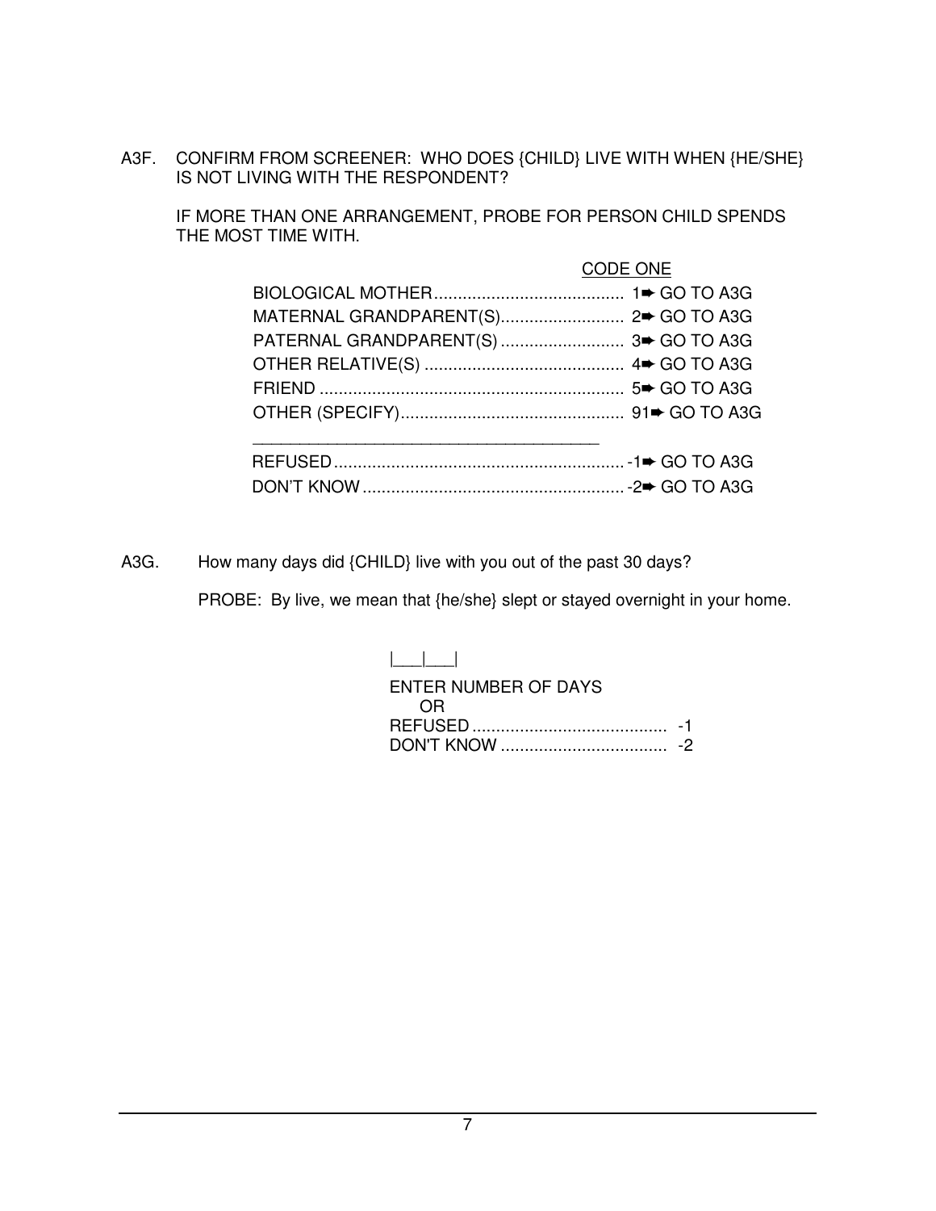A3F. CONFIRM FROM SCREENER: WHO DOES {CHILD} LIVE WITH WHEN {HE/SHE} IS NOT LIVING WITH THE RESPONDENT?

IF MORE THAN ONE ARRANGEMENT, PROBE FOR PERSON CHILD SPENDS THE MOST TIME WITH.

CODE ONE

| | |
|---|---|
| BIOLOGICAL MOTHER | 1➨ GO TO A3G |
| MATERNAL GRANDPARENT(S) | 2➨ GO TO A3G |
| PATERNAL GRANDPARENT(S) | 3➨ GO TO A3G |
| OTHER RELATIVE(S) | 4➨ GO TO A3G |
| FRIEND | 5➨ GO TO A3G |
| OTHER (SPECIFY) ____________________ | 91➨ GO TO A3G |
| REFUSED | -1➨ GO TO A3G |
| DON'T KNOW | -2➨ GO TO A3G |

A3G. How many days did {CHILD} live with you out of the past 30 days?

PROBE: By live, we mean that {he/she} slept or stayed overnight in your home.

|___|___|

ENTER NUMBER OF DAYS

OR

| | |
|---|---|
| REFUSED | -1 |
| DON'T KNOW | -2 |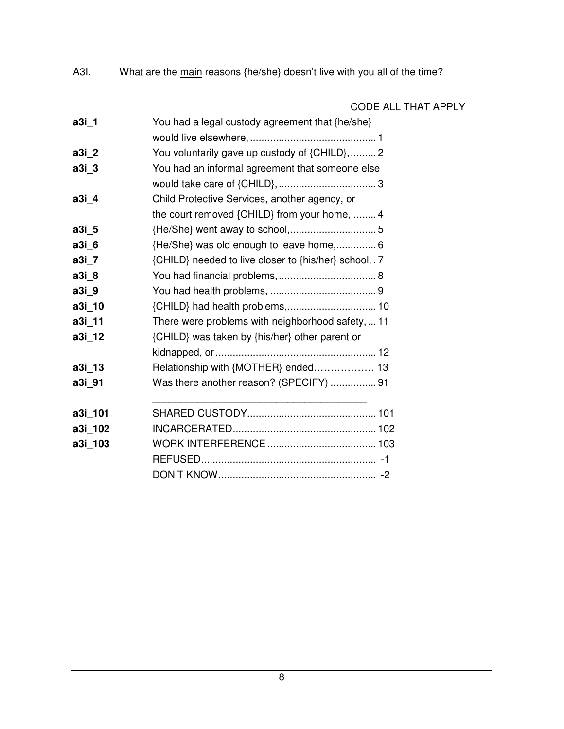A3I. What are the <u>main</u> reasons {he/she} doesn't live with you all of the time?

<u>CODE ALL THAT APPLY</u>

| | | |
|---|---|---|
| **a3i_1** | You had a legal custody agreement that {he/she} would live elsewhere, | 1 |
| **a3i_2** | You voluntarily gave up custody of {CHILD}, | 2 |
| **a3i_3** | You had an informal agreement that someone else would take care of {CHILD}, | 3 |
| **a3i_4** | Child Protective Services, another agency, or the court removed {CHILD} from your home, | 4 |
| **a3i_5** | {He/She} went away to school, | 5 |
| **a3i_6** | {He/She} was old enough to leave home, | 6 |
| **a3i_7** | {CHILD} needed to live closer to {his/her} school, | 7 |
| **a3i_8** | You had financial problems, | 8 |
| **a3i_9** | You had health problems, | 9 |
| **a3i_10** | {CHILD} had health problems, | 10 |
| **a3i_11** | There were problems with neighborhood safety, | 11 |
| **a3i_12** | {CHILD} was taken by {his/her} other parent or kidnapped, or | 12 |
| **a3i_13** | Relationship with {MOTHER} ended | 13 |
| **a3i_91** | Was there another reason? (SPECIFY) ______________________________ | 91 |
| **a3i_101** | SHARED CUSTODY | 101 |
| **a3i_102** | INCARCERATED | 102 |
| **a3i_103** | WORK INTERFERENCE | 103 |
| | REFUSED | -1 |
| | DON'T KNOW | -2 |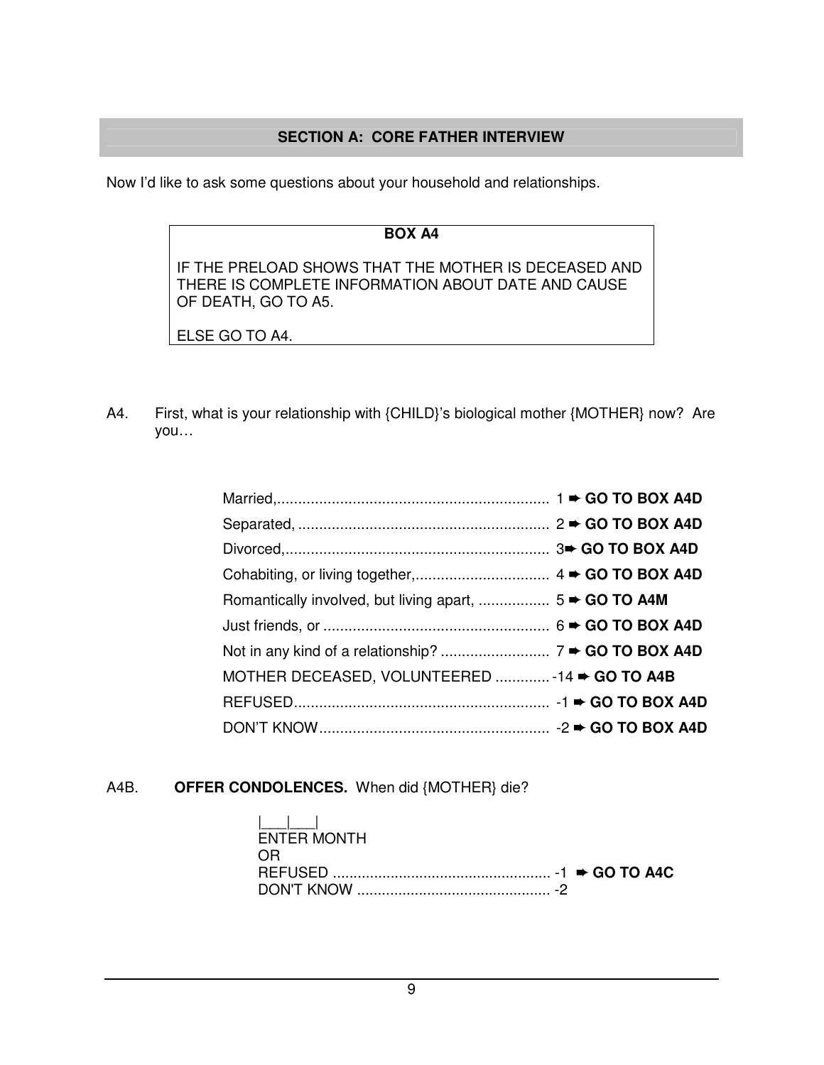## SECTION A: CORE FATHER INTERVIEW

Now I'd like to ask some questions about your household and relationships.

> **BOX A4**
>
> IF THE PRELOAD SHOWS THAT THE MOTHER IS DECEASED AND THERE IS COMPLETE INFORMATION ABOUT DATE AND CAUSE OF DEATH, GO TO A5.
>
> ELSE GO TO A4.

A4. First, what is your relationship with {CHILD}'s biological mother {MOTHER} now? Are you…

- Married,................................................................. 1 ➨ **GO TO BOX A4D**
- Separated, ............................................................ 2 ➨ **GO TO BOX A4D**
- Divorced,................................................................ 3➨ **GO TO BOX A4D**
- Cohabiting, or living together,................................ 4 ➨ **GO TO BOX A4D**
- Romantically involved, but living apart, ................. 5 ➨ **GO TO A4M**
- Just friends, or ...................................................... 6 ➨ **GO TO BOX A4D**
- Not in any kind of a relationship? .......................... 7 ➨ **GO TO BOX A4D**
- MOTHER DECEASED, VOLUNTEERED ............. -14 ➨ **GO TO A4B**
- REFUSED............................................................. -1 ➨ **GO TO BOX A4D**
- DON'T KNOW....................................................... -2 ➨ **GO TO BOX A4D**

A4B. **OFFER CONDOLENCES.** When did {MOTHER} die?

|___|___|
ENTER MONTH
OR
REFUSED ..................................................... -1 ➨ **GO TO A4C**
DON'T KNOW ............................................... -2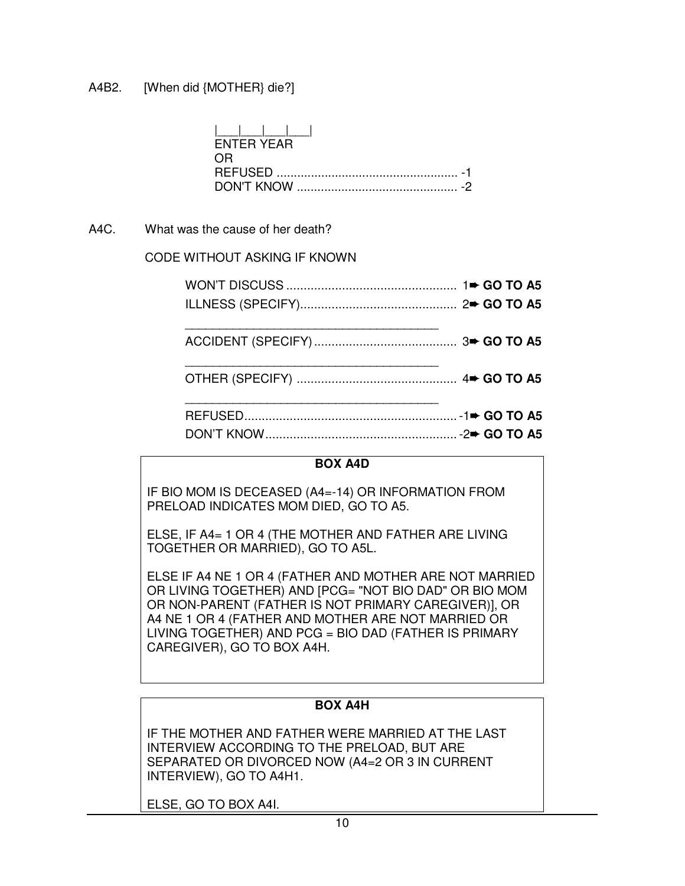A4B2. [When did {MOTHER} die?]

|\_\_\_|\_\_\_|\_\_\_|\_\_\_|
ENTER YEAR
OR
REFUSED ..................................................... -1
DON'T KNOW ............................................... -2

A4C. What was the cause of her death?

CODE WITHOUT ASKING IF KNOWN

WON'T DISCUSS ................................................. 1➨ **GO TO A5**
ILLNESS (SPECIFY)............................................. 2➨ **GO TO A5**
\_\_\_\_\_\_\_\_\_\_\_\_\_\_\_\_\_\_\_\_\_\_\_\_\_\_\_\_\_\_\_\_\_\_\_\_\_\_
ACCIDENT (SPECIFY)......................................... 3➨ **GO TO A5**
\_\_\_\_\_\_\_\_\_\_\_\_\_\_\_\_\_\_\_\_\_\_\_\_\_\_\_\_\_\_\_\_\_\_\_\_\_\_
OTHER (SPECIFY) .............................................. 4➨ **GO TO A5**
\_\_\_\_\_\_\_\_\_\_\_\_\_\_\_\_\_\_\_\_\_\_\_\_\_\_\_\_\_\_\_\_\_\_\_\_\_\_
REFUSED............................................................. -1➨ **GO TO A5**
DON'T KNOW....................................................... -2➨ **GO TO A5**

**BOX A4D**

IF BIO MOM IS DECEASED (A4=-14) OR INFORMATION FROM PRELOAD INDICATES MOM DIED, GO TO A5.

ELSE, IF A4= 1 OR 4 (THE MOTHER AND FATHER ARE LIVING TOGETHER OR MARRIED), GO TO A5L.

ELSE IF A4 NE 1 OR 4 (FATHER AND MOTHER ARE NOT MARRIED OR LIVING TOGETHER) AND [PCG= "NOT BIO DAD" OR BIO MOM OR NON-PARENT (FATHER IS NOT PRIMARY CAREGIVER)], OR A4 NE 1 OR 4 (FATHER AND MOTHER ARE NOT MARRIED OR LIVING TOGETHER) AND PCG = BIO DAD (FATHER IS PRIMARY CAREGIVER), GO TO BOX A4H.

**BOX A4H**

IF THE MOTHER AND FATHER WERE MARRIED AT THE LAST INTERVIEW ACCORDING TO THE PRELOAD, BUT ARE SEPARATED OR DIVORCED NOW (A4=2 OR 3 IN CURRENT INTERVIEW), GO TO A4H1.

ELSE, GO TO BOX A4I.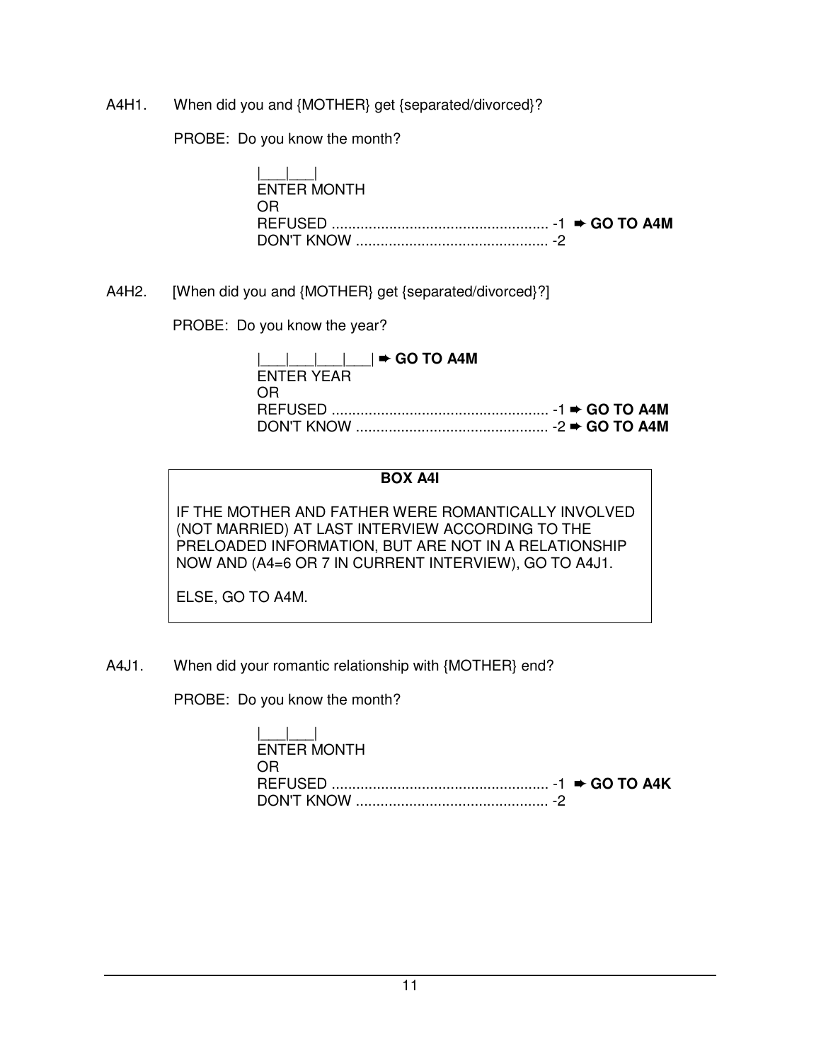A4H1. When did you and {MOTHER} get {separated/divorced}?

PROBE: Do you know the month?

|___|___|
ENTER MONTH
OR
REFUSED ..................................................... -1 ➨ **GO TO A4M**
DON'T KNOW ............................................... -2

A4H2. [When did you and {MOTHER} get {separated/divorced}?]

PROBE: Do you know the year?

|___|___|___|___| ➨ **GO TO A4M**
ENTER YEAR
OR
REFUSED ..................................................... -1 ➨ **GO TO A4M**
DON'T KNOW ............................................... -2 ➨ **GO TO A4M**

**BOX A4I**

IF THE MOTHER AND FATHER WERE ROMANTICALLY INVOLVED (NOT MARRIED) AT LAST INTERVIEW ACCORDING TO THE PRELOADED INFORMATION, BUT ARE NOT IN A RELATIONSHIP NOW AND (A4=6 OR 7 IN CURRENT INTERVIEW), GO TO A4J1.

ELSE, GO TO A4M.

A4J1. When did your romantic relationship with {MOTHER} end?

PROBE: Do you know the month?

|___|___|
ENTER MONTH
OR
REFUSED ..................................................... -1 ➨ **GO TO A4K**
DON'T KNOW ............................................... -2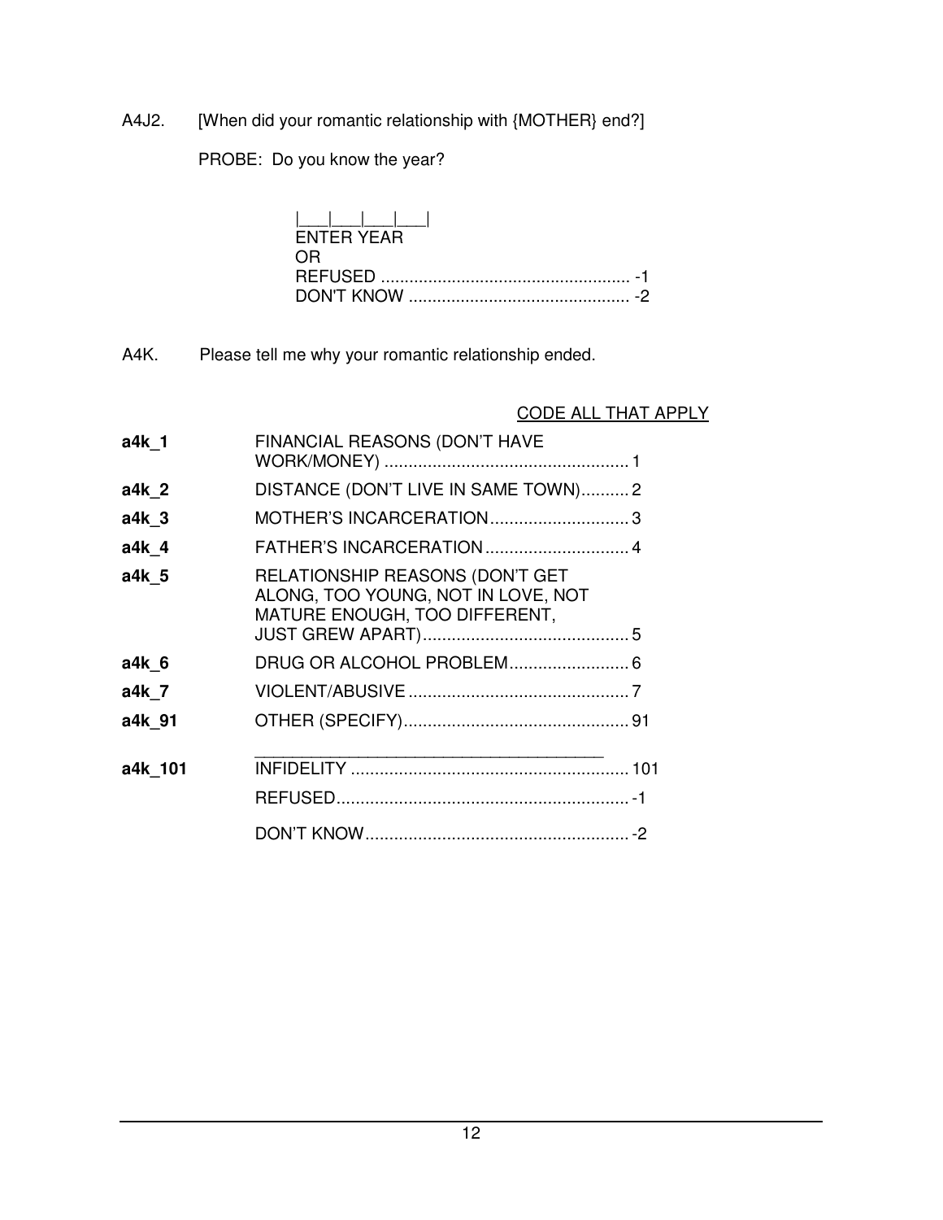A4J2. [When did your romantic relationship with {MOTHER} end?]

PROBE: Do you know the year?

|___|___|___|___|
ENTER YEAR
OR
REFUSED .................................................... -1
DON'T KNOW .............................................. -2

A4K. Please tell me why your romantic relationship ended.

CODE ALL THAT APPLY

| | | |
|---|---|---|
| **a4k_1** | FINANCIAL REASONS (DON'T HAVE WORK/MONEY) | 1 |
| **a4k_2** | DISTANCE (DON'T LIVE IN SAME TOWN) | 2 |
| **a4k_3** | MOTHER'S INCARCERATION | 3 |
| **a4k_4** | FATHER'S INCARCERATION | 4 |
| **a4k_5** | RELATIONSHIP REASONS (DON'T GET ALONG, TOO YOUNG, NOT IN LOVE, NOT MATURE ENOUGH, TOO DIFFERENT, JUST GREW APART) | 5 |
| **a4k_6** | DRUG OR ALCOHOL PROBLEM | 6 |
| **a4k_7** | VIOLENT/ABUSIVE | 7 |
| **a4k_91** | OTHER (SPECIFY) ______________________________________ | 91 |
| **a4k_101** | INFIDELITY | 101 |
| | REFUSED | -1 |
| | DON'T KNOW | -2 |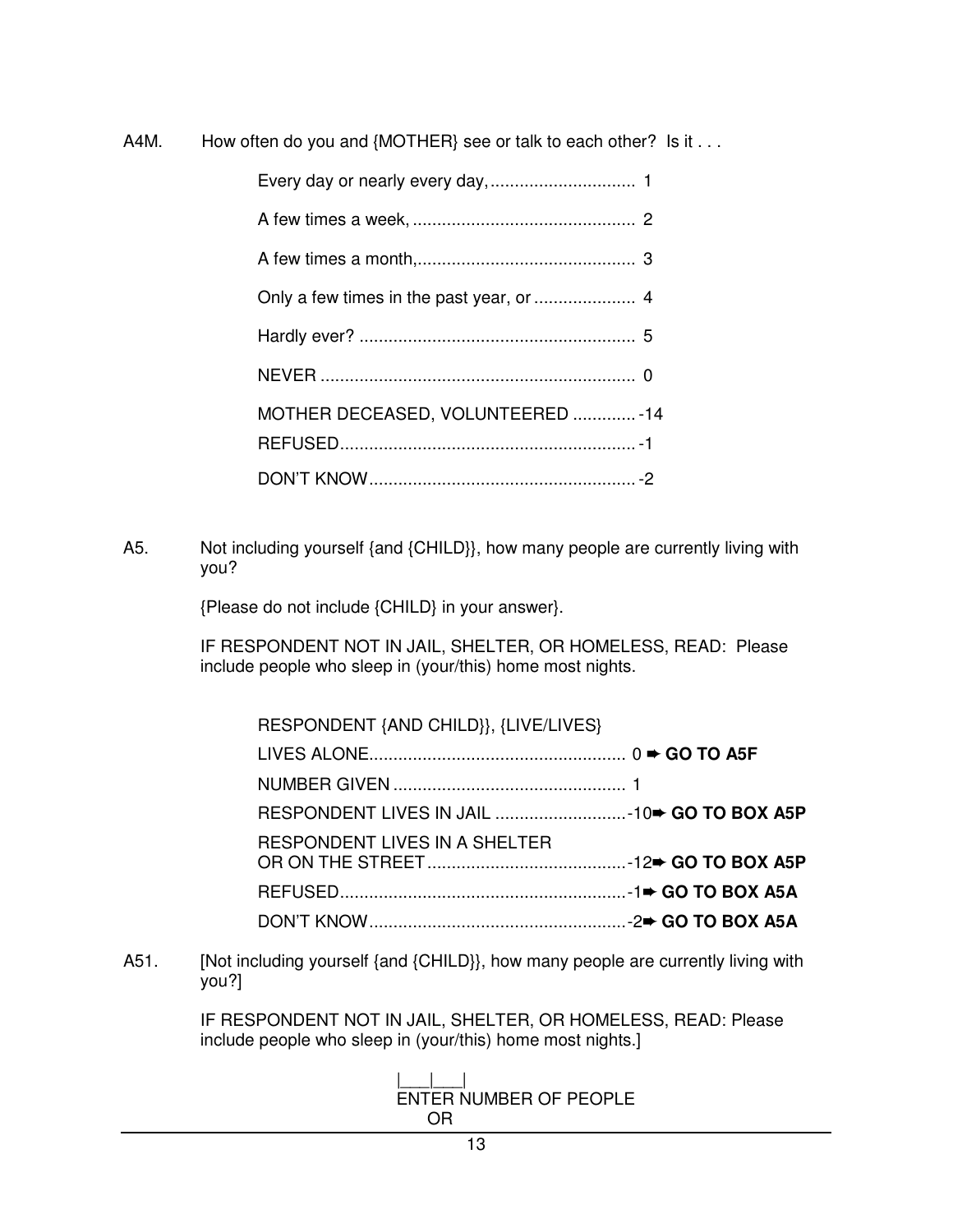A4M. How often do you and {MOTHER} see or talk to each other? Is it . . .

Every day or nearly every day, .............................. 1

A few times a week, .............................................. 2

A few times a month,............................................. 3

Only a few times in the past year, or ..................... 4

Hardly ever? ......................................................... 5

NEVER ................................................................. 0

MOTHER DECEASED, VOLUNTEERED ............. -14

REFUSED............................................................. -1

DON'T KNOW....................................................... -2

A5. Not including yourself {and {CHILD}}, how many people are currently living with you?

{Please do not include {CHILD} in your answer}.

IF RESPONDENT NOT IN JAIL, SHELTER, OR HOMELESS, READ: Please include people who sleep in (your/this) home most nights.

RESPONDENT {AND CHILD}}, {LIVE/LIVES}
LIVES ALONE..................................................... 0 ➨ **GO TO A5F**

NUMBER GIVEN ................................................ 1

RESPONDENT LIVES IN JAIL ...........................-10➨ **GO TO BOX A5P**

RESPONDENT LIVES IN A SHELTER
OR ON THE STREET.........................................-12➨ **GO TO BOX A5P**

REFUSED...........................................................-1➨ **GO TO BOX A5A**

DON'T KNOW.....................................................-2➨ **GO TO BOX A5A**

A51. [Not including yourself {and {CHILD}}, how many people are currently living with you?]

IF RESPONDENT NOT IN JAIL, SHELTER, OR HOMELESS, READ: Please include people who sleep in (your/this) home most nights.]

|___|___|
ENTER NUMBER OF PEOPLE
OR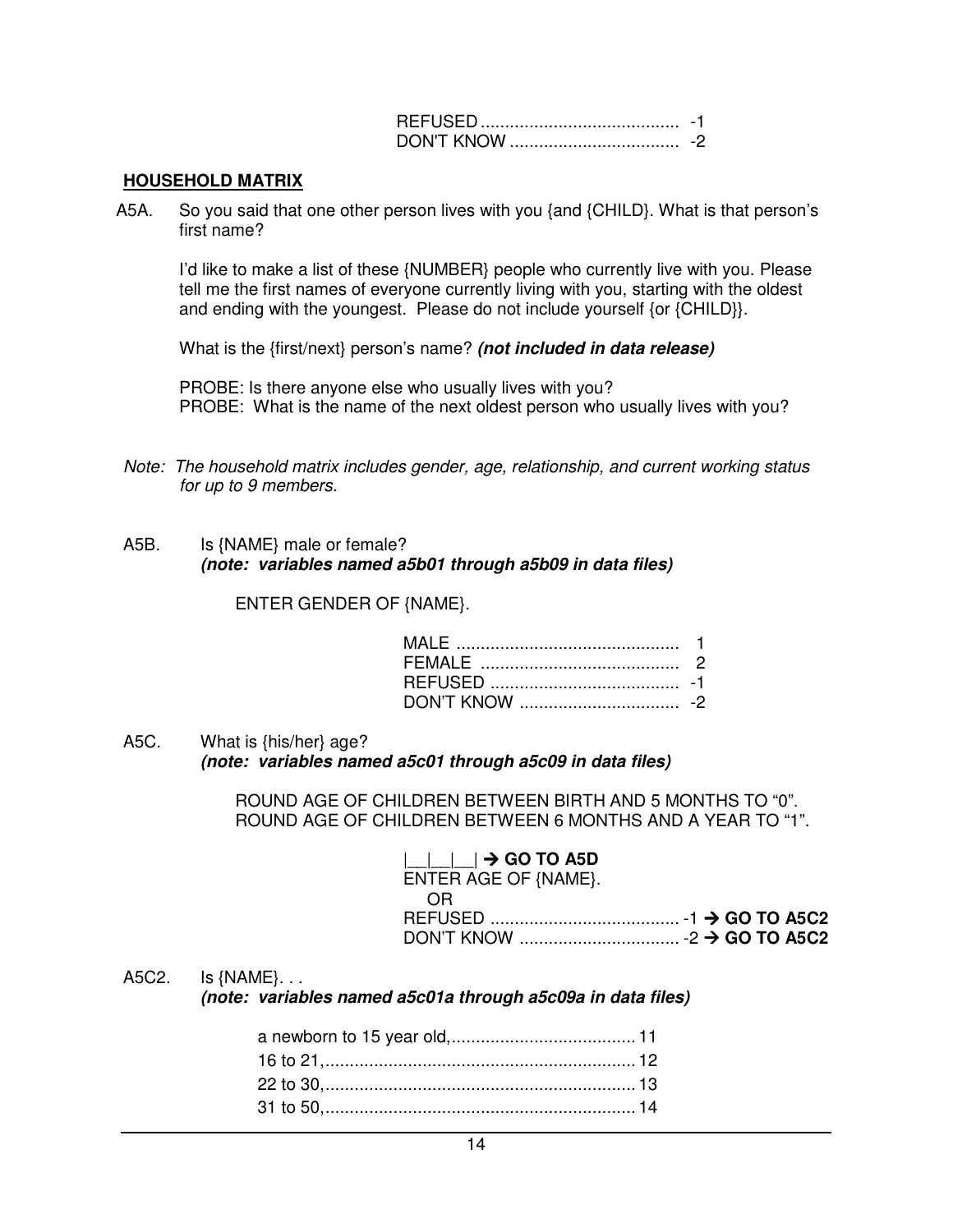REFUSED ......................................... -1
DON'T KNOW ................................... -2

**HOUSEHOLD MATRIX**

A5A. So you said that one other person lives with you {and {CHILD}. What is that person's first name?

I'd like to make a list of these {NUMBER} people who currently live with you. Please tell me the first names of everyone currently living with you, starting with the oldest and ending with the youngest. Please do not include yourself {or {CHILD}}.

What is the {first/next} person's name? ***(not included in data release)***

PROBE: Is there anyone else who usually lives with you?
PROBE: What is the name of the next oldest person who usually lives with you?

*Note: The household matrix includes gender, age, relationship, and current working status for up to 9 members.*

A5B. Is {NAME} male or female?
***(note: variables named a5b01 through a5b09 in data files)***

ENTER GENDER OF {NAME}.

MALE .............................................. 1
FEMALE ......................................... 2
REFUSED ....................................... -1
DON'T KNOW ................................. -2

A5C. What is {his/her} age?
***(note: variables named a5c01 through a5c09 in data files)***

ROUND AGE OF CHILDREN BETWEEN BIRTH AND 5 MONTHS TO "0".
ROUND AGE OF CHILDREN BETWEEN 6 MONTHS AND A YEAR TO "1".

|__|__|__| → **GO TO A5D**
ENTER AGE OF {NAME}.
OR
REFUSED ....................................... -1 → **GO TO A5C2**
DON'T KNOW ................................. -2 → **GO TO A5C2**

A5C2. Is {NAME}. . .
***(note: variables named a5c01a through a5c09a in data files)***

a newborn to 15 year old,...................................... 11
16 to 21,................................................................ 12
22 to 30,................................................................ 13
31 to 50,................................................................ 14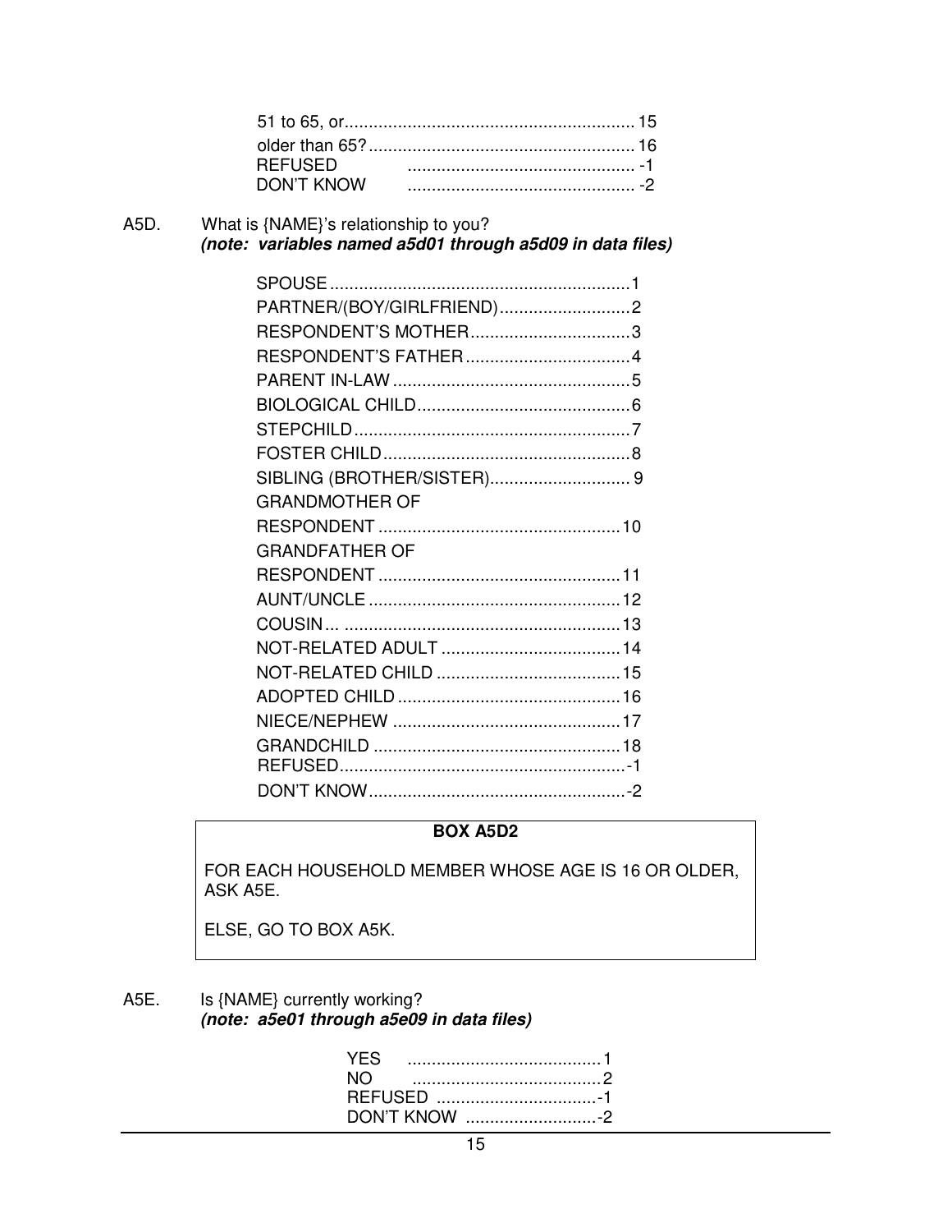51 to 65, or............................................................ 15
older than 65?....................................................... 16
REFUSED ............................................... -1
DON'T KNOW ............................................... -2

A5D. What is {NAME}'s relationship to you?
***(note: variables named a5d01 through a5d09 in data files)***

SPOUSE ............................................................. 1
PARTNER/(BOY/GIRLFRIEND) ........................... 2
RESPONDENT'S MOTHER ................................. 3
RESPONDENT'S FATHER .................................. 4
PARENT IN-LAW ................................................. 5
BIOLOGICAL CHILD ............................................ 6
STEPCHILD ......................................................... 7
FOSTER CHILD ................................................... 8
SIBLING (BROTHER/SISTER)............................. 9
GRANDMOTHER OF
RESPONDENT .................................................. 10
GRANDFATHER OF
RESPONDENT .................................................. 11
AUNT/UNCLE .................................................... 12
COUSIN... ......................................................... 13
NOT-RELATED ADULT ..................................... 14
NOT-RELATED CHILD ...................................... 15
ADOPTED CHILD .............................................. 16
NIECE/NEPHEW ............................................... 17
GRANDCHILD ................................................... 18
REFUSED...........................................................-1
DON'T KNOW.....................................................-2

**BOX A5D2**

FOR EACH HOUSEHOLD MEMBER WHOSE AGE IS 16 OR OLDER, ASK A5E.

ELSE, GO TO BOX A5K.

A5E. Is {NAME} currently working?
***(note: a5e01 through a5e09 in data files)***

YES ........................................ 1
NO ....................................... 2
REFUSED .................................-1
DON'T KNOW ...........................-2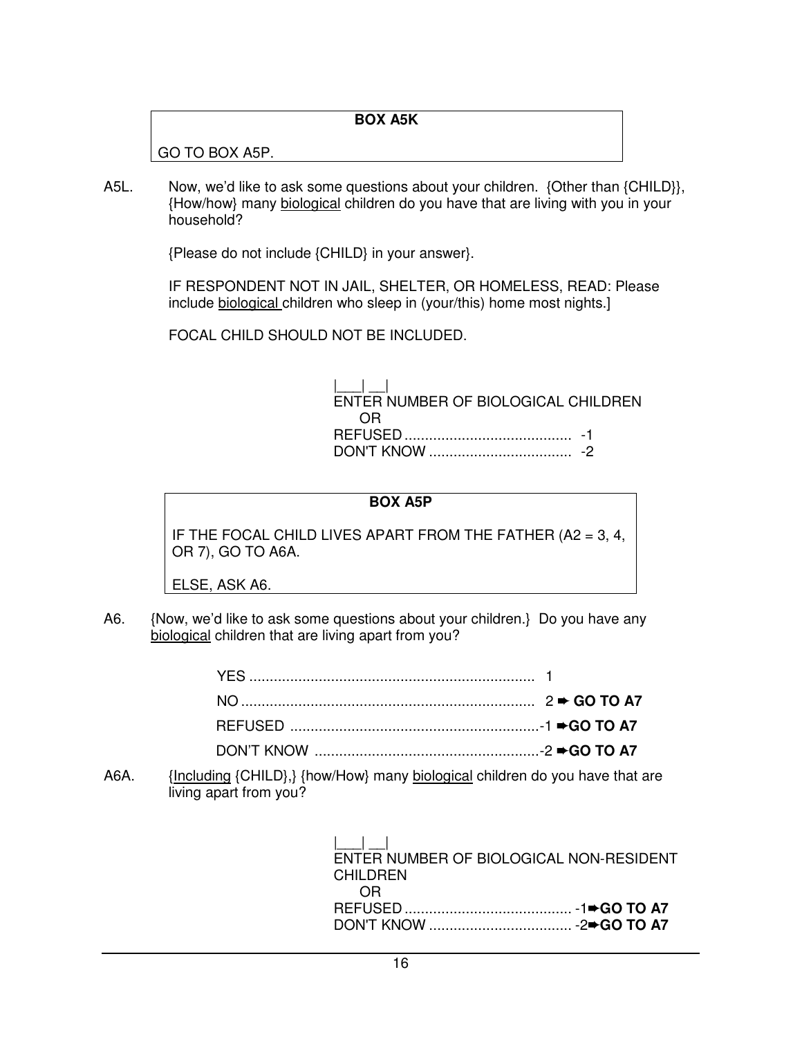**BOX A5K**

GO TO BOX A5P.

A5L. Now, we'd like to ask some questions about your children. {Other than {CHILD}}, {How/how} many <u>biological</u> children do you have that are living with you in your household?

{Please do not include {CHILD} in your answer}.

IF RESPONDENT NOT IN JAIL, SHELTER, OR HOMELESS, READ: Please include <u>biological</u> children who sleep in (your/this) home most nights.]

FOCAL CHILD SHOULD NOT BE INCLUDED.

|___| __|
ENTER NUMBER OF BIOLOGICAL CHILDREN
OR
REFUSED ......................................... -1
DON'T KNOW ................................... -2

**BOX A5P**

IF THE FOCAL CHILD LIVES APART FROM THE FATHER (A2 = 3, 4, OR 7), GO TO A6A.

ELSE, ASK A6.

A6. {Now, we'd like to ask some questions about your children.} Do you have any <u>biological</u> children that are living apart from you?

YES ...................................................................... 1
NO ........................................................................ 2 ➨ **GO TO A7**
REFUSED .............................................................-1 ➨ **GO TO A7**
DON'T KNOW .......................................................-2 ➨ **GO TO A7**

A6A. {<u>Including</u> {CHILD},} {how/How} many <u>biological</u> children do you have that are living apart from you?

|___| __|
ENTER NUMBER OF BIOLOGICAL NON-RESIDENT CHILDREN
OR
REFUSED ......................................... -1 ➨ **GO TO A7**
DON'T KNOW ................................... -2 ➨ **GO TO A7**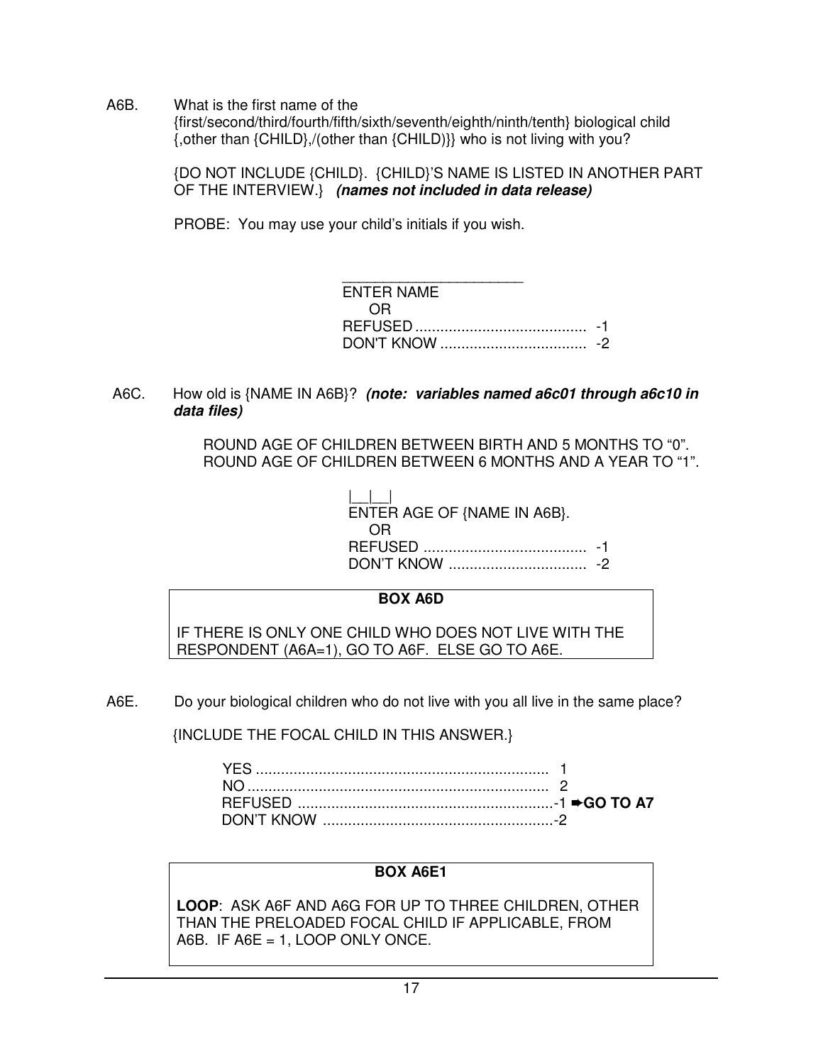A6B. What is the first name of the {first/second/third/fourth/fifth/sixth/seventh/eighth/ninth/tenth} biological child {,other than {CHILD},/(other than {CHILD})}} who is not living with you?

{DO NOT INCLUDE {CHILD}. {CHILD}'S NAME IS LISTED IN ANOTHER PART OF THE INTERVIEW.} ***(names not included in data release)***

PROBE: You may use your child's initials if you wish.

_______________________
ENTER NAME
OR
REFUSED ......................................... -1
DON'T KNOW ................................... -2

A6C. How old is {NAME IN A6B}? ***(note: variables named a6c01 through a6c10 in data files)***

ROUND AGE OF CHILDREN BETWEEN BIRTH AND 5 MONTHS TO "0".
ROUND AGE OF CHILDREN BETWEEN 6 MONTHS AND A YEAR TO "1".

|__|__|
ENTER AGE OF {NAME IN A6B}.
OR
REFUSED ....................................... -1
DON'T KNOW ................................. -2

**BOX A6D**

IF THERE IS ONLY ONE CHILD WHO DOES NOT LIVE WITH THE RESPONDENT (A6A=1), GO TO A6F. ELSE GO TO A6E.

A6E. Do your biological children who do not live with you all live in the same place?

{INCLUDE THE FOCAL CHILD IN THIS ANSWER.}

YES ...................................................................... 1
NO ........................................................................ 2
REFUSED .............................................................-1 ➨**GO TO A7**
DON'T KNOW .......................................................-2

**BOX A6E1**

**LOOP**: ASK A6F AND A6G FOR UP TO THREE CHILDREN, OTHER THAN THE PRELOADED FOCAL CHILD IF APPLICABLE, FROM A6B. IF A6E = 1, LOOP ONLY ONCE.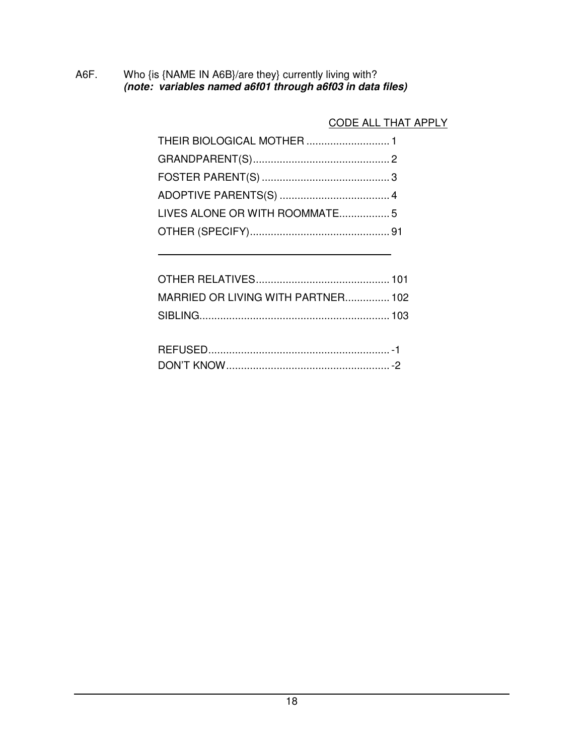A6F. Who {is {NAME IN A6B}/are they} currently living with?
***(note: variables named a6f01 through a6f03 in data files)***

CODE ALL THAT APPLY

THEIR BIOLOGICAL MOTHER ............................ 1
GRANDPARENT(S)............................................. 2
FOSTER PARENT(S) .......................................... 3
ADOPTIVE PARENTS(S) .................................... 4
LIVES ALONE OR WITH ROOMMATE................. 5
OTHER (SPECIFY).............................................. 91

\_\_\_\_\_\_\_\_\_\_\_\_\_\_\_\_\_\_\_\_\_\_\_\_\_\_\_\_\_\_\_\_\_\_\_\_\_\_\_\_

OTHER RELATIVES............................................ 101
MARRIED OR LIVING WITH PARTNER............... 102
SIBLING............................................................... 103

REFUSED............................................................. -1
DON'T KNOW....................................................... -2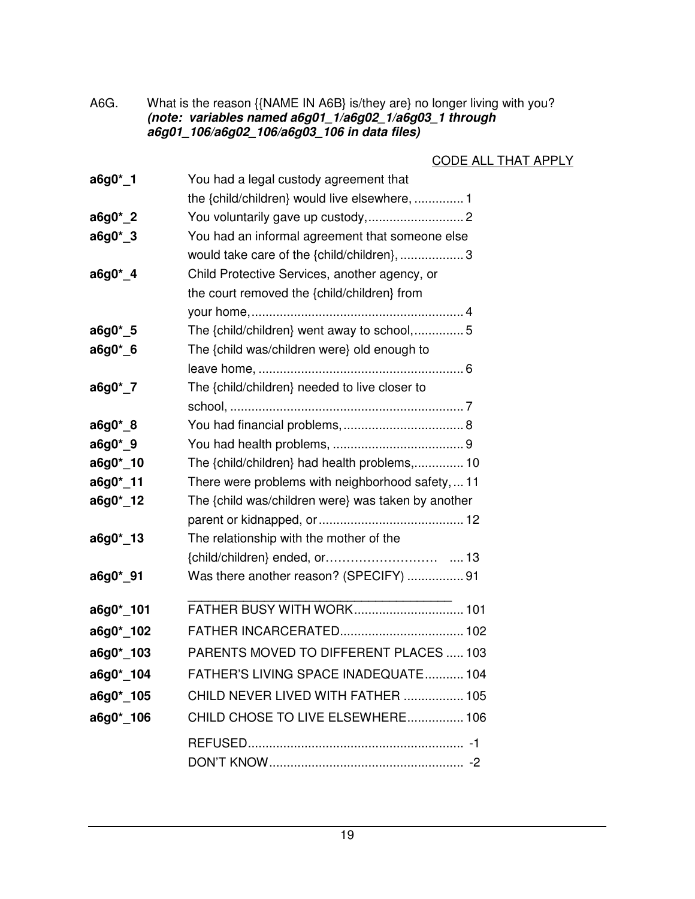A6G. What is the reason {{NAME IN A6B} is/they are} no longer living with you?
***(note: variables named a6g01_1/a6g02_1/a6g03_1 through a6g01_106/a6g02_106/a6g03_106 in data files)***

<u>CODE ALL THAT APPLY</u>

| | | |
|---|---|---|
| **a6g0*_1** | You had a legal custody agreement that the {child/children} would live elsewhere, | 1 |
| **a6g0*_2** | You voluntarily gave up custody, | 2 |
| **a6g0*_3** | You had an informal agreement that someone else would take care of the {child/children}, | 3 |
| **a6g0*_4** | Child Protective Services, another agency, or the court removed the {child/children} from your home, | 4 |
| **a6g0*_5** | The {child/children} went away to school, | 5 |
| **a6g0*_6** | The {child was/children were} old enough to leave home, | 6 |
| **a6g0*_7** | The {child/children} needed to live closer to school, | 7 |
| **a6g0*_8** | You had financial problems, | 8 |
| **a6g0*_9** | You had health problems, | 9 |
| **a6g0*_10** | The {child/children} had health problems, | 10 |
| **a6g0*_11** | There were problems with neighborhood safety, | 11 |
| **a6g0*_12** | The {child was/children were} was taken by another parent or kidnapped, or | 12 |
| **a6g0*_13** | The relationship with the mother of the {child/children} ended, or | 13 |
| **a6g0*_91** | Was there another reason? (SPECIFY) ______________________________ | 91 |
| **a6g0*_101** | FATHER BUSY WITH WORK | 101 |
| **a6g0*_102** | FATHER INCARCERATED | 102 |
| **a6g0*_103** | PARENTS MOVED TO DIFFERENT PLACES | 103 |
| **a6g0*_104** | FATHER'S LIVING SPACE INADEQUATE | 104 |
| **a6g0*_105** | CHILD NEVER LIVED WITH FATHER | 105 |
| **a6g0*_106** | CHILD CHOSE TO LIVE ELSEWHERE | 106 |
| | REFUSED | -1 |
| | DON'T KNOW | -2 |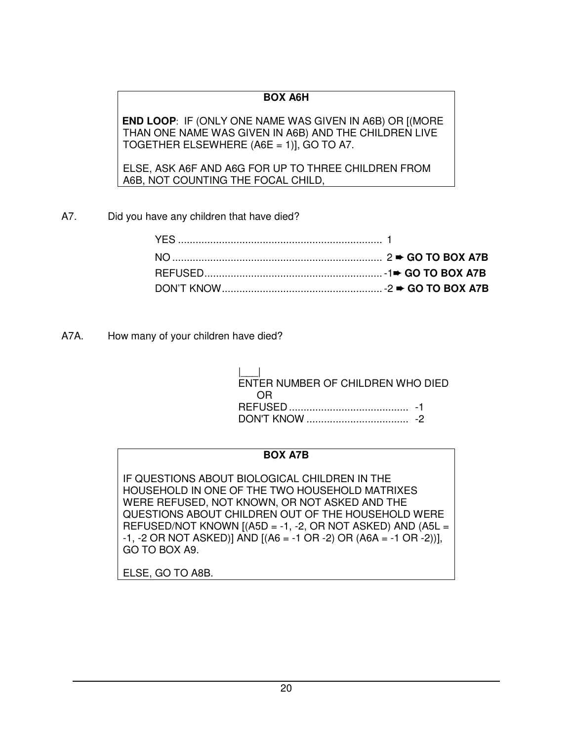**BOX A6H**

**END LOOP**: IF (ONLY ONE NAME WAS GIVEN IN A6B) OR [(MORE THAN ONE NAME WAS GIVEN IN A6B) AND THE CHILDREN LIVE TOGETHER ELSEWHERE (A6E = 1)], GO TO A7.

ELSE, ASK A6F AND A6G FOR UP TO THREE CHILDREN FROM A6B, NOT COUNTING THE FOCAL CHILD,

A7. Did you have any children that have died?

YES ...................................................................... 1
NO ........................................................................ 2 ➨ **GO TO BOX A7B**
REFUSED............................................................. -1➨ **GO TO BOX A7B**
DON'T KNOW....................................................... -2 ➨ **GO TO BOX A7B**

A7A. How many of your children have died?

|___|
ENTER NUMBER OF CHILDREN WHO DIED
OR
REFUSED ......................................... -1
DON'T KNOW ................................... -2

**BOX A7B**

IF QUESTIONS ABOUT BIOLOGICAL CHILDREN IN THE HOUSEHOLD IN ONE OF THE TWO HOUSEHOLD MATRIXES WERE REFUSED, NOT KNOWN, OR NOT ASKED AND THE QUESTIONS ABOUT CHILDREN OUT OF THE HOUSEHOLD WERE REFUSED/NOT KNOWN [(A5D = -1, -2, OR NOT ASKED) AND (A5L = -1, -2 OR NOT ASKED)] AND [(A6 = -1 OR -2) OR (A6A = -1 OR -2))], GO TO BOX A9.

ELSE, GO TO A8B.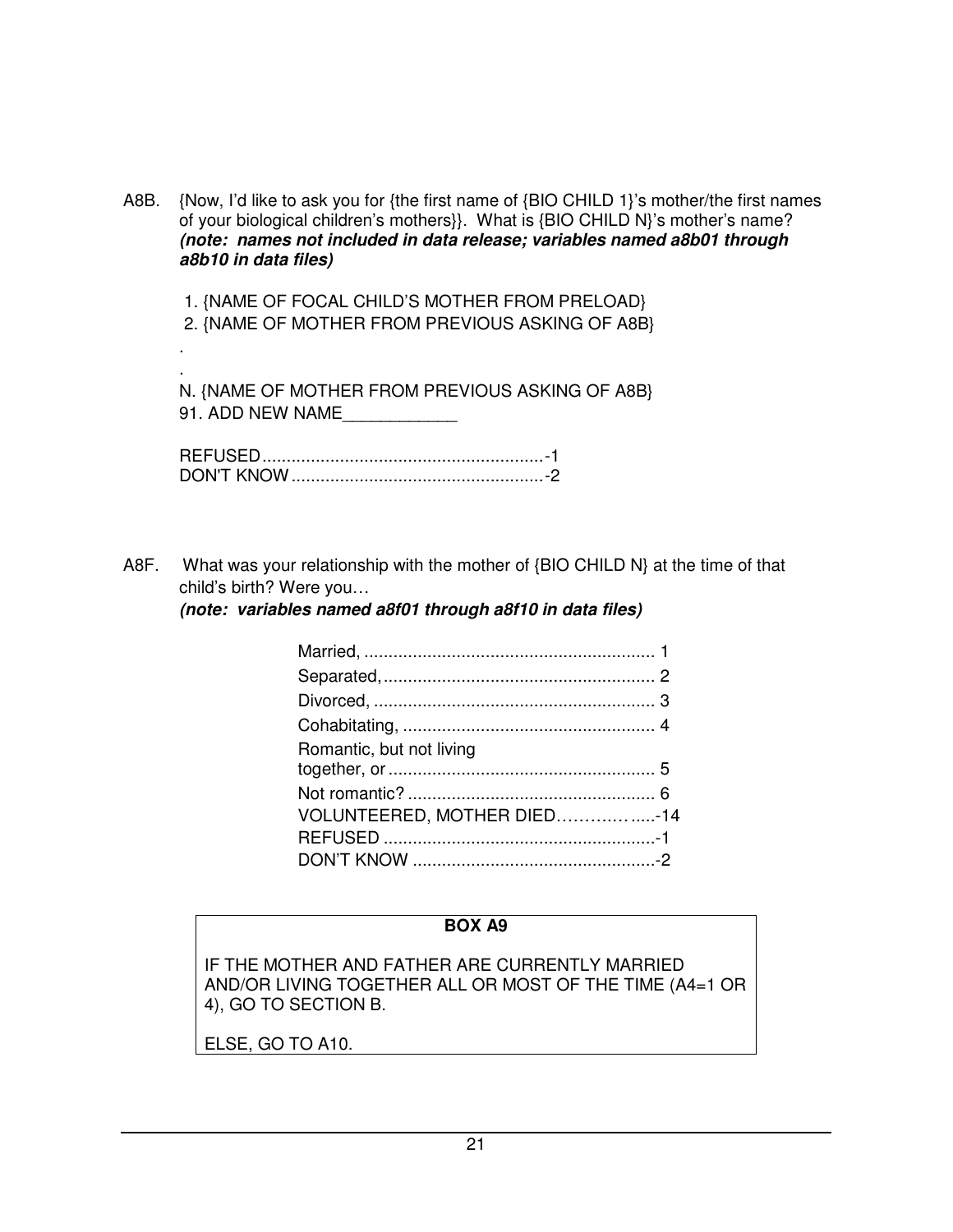A8B. {Now, I'd like to ask you for {the first name of {BIO CHILD 1}'s mother/the first names of your biological children's mothers}}. What is {BIO CHILD N}'s mother's name? ***(note: names not included in data release; variables named a8b01 through a8b10 in data files)***

1. {NAME OF FOCAL CHILD'S MOTHER FROM PRELOAD}
2. {NAME OF MOTHER FROM PREVIOUS ASKING OF A8B}

.

.

N. {NAME OF MOTHER FROM PREVIOUS ASKING OF A8B}

91. ADD NEW NAME____________

REFUSED..........................................................-1
DON'T KNOW....................................................-2

A8F. What was your relationship with the mother of {BIO CHILD N} at the time of that child's birth? Were you… ***(note: variables named a8f01 through a8f10 in data files)***

Married, ............................................................ 1
Separated,........................................................ 2
Divorced, .......................................................... 3
Cohabitating, .................................................... 4
Romantic, but not living together, or ....................................................... 5
Not romantic? ................................................... 6
VOLUNTEERED, MOTHER DIED…………......-14
REFUSED ........................................................-1
DON'T KNOW ..................................................-2

**BOX A9**

IF THE MOTHER AND FATHER ARE CURRENTLY MARRIED AND/OR LIVING TOGETHER ALL OR MOST OF THE TIME (A4=1 OR 4), GO TO SECTION B.

ELSE, GO TO A10.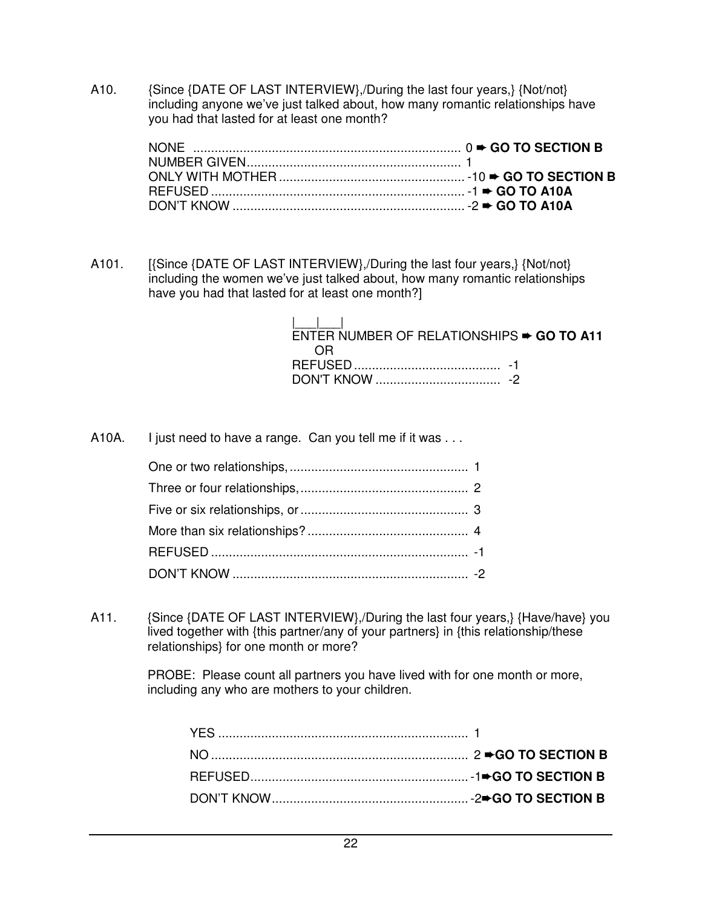A10. {Since {DATE OF LAST INTERVIEW},/During the last four years,} {Not/not} including anyone we've just talked about, how many romantic relationships have you had that lasted for at least one month?

NONE .......................................................................... 0 ➨ **GO TO SECTION B**
NUMBER GIVEN........................................................... 1
ONLY WITH MOTHER .................................................. -10 ➨ **GO TO SECTION B**
REFUSED ...................................................................... -1 ➨ **GO TO A10A**
DON'T KNOW ................................................................ -2 ➨ **GO TO A10A**

A101. [{Since {DATE OF LAST INTERVIEW},/During the last four years,} {Not/not} including the women we've just talked about, how many romantic relationships have you had that lasted for at least one month?]

|___|___|
ENTER NUMBER OF RELATIONSHIPS ➨ **GO TO A11**
OR
REFUSED ......................................... -1
DON'T KNOW ................................... -2

A10A. I just need to have a range. Can you tell me if it was . . .

One or two relationships, ................................................. 1
Three or four relationships, .............................................. 2
Five or six relationships, or .............................................. 3
More than six relationships? ............................................ 4
REFUSED ....................................................................... -1
DON'T KNOW ................................................................. -2

A11. {Since {DATE OF LAST INTERVIEW},/During the last four years,} {Have/have} you lived together with {this partner/any of your partners} in {this relationship/these relationships} for one month or more?

PROBE: Please count all partners you have lived with for one month or more, including any who are mothers to your children.

YES ..................................................................... 1
NO ....................................................................... 2 ➨**GO TO SECTION B**
REFUSED............................................................ -1➨**GO TO SECTION B**
DON'T KNOW...................................................... -2➨**GO TO SECTION B**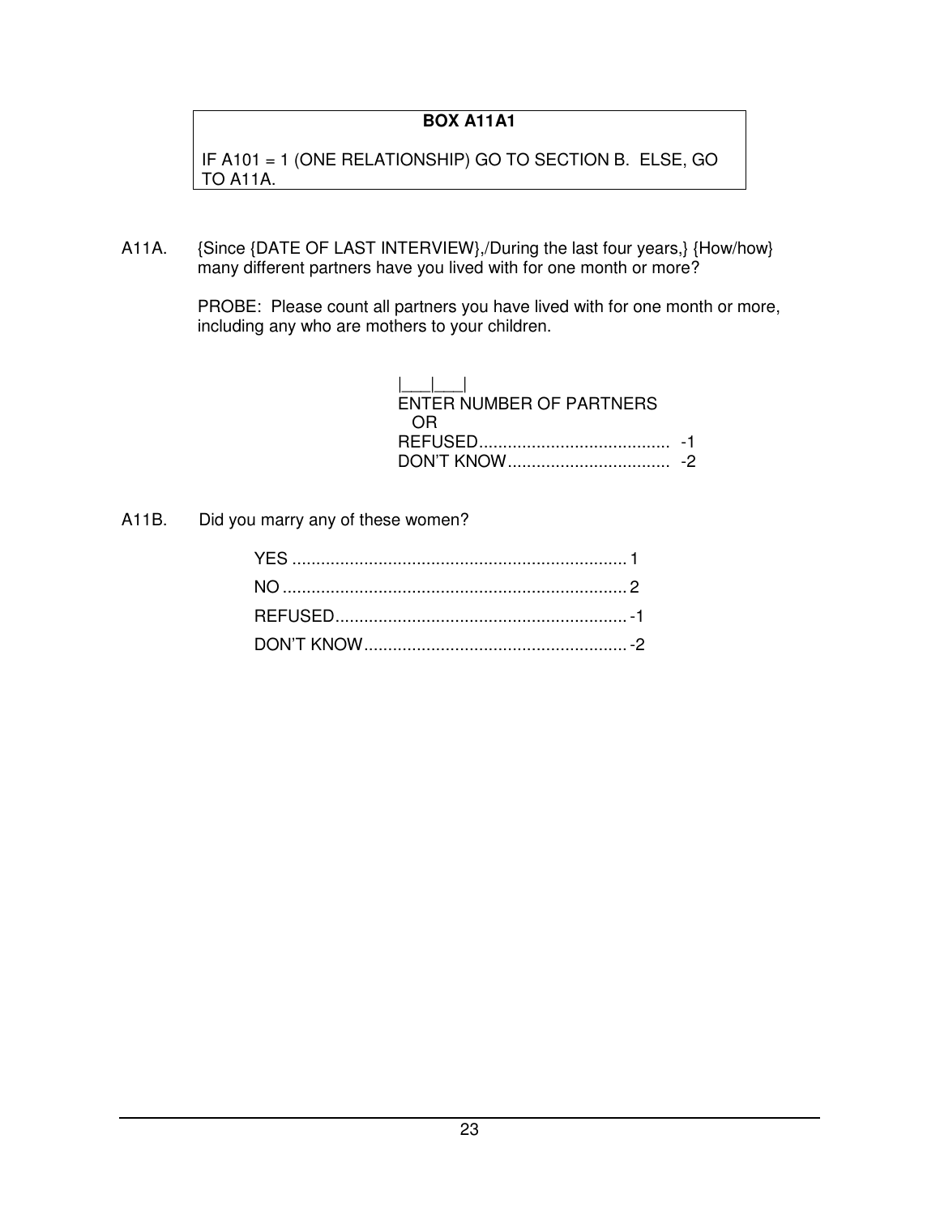**BOX A11A1**

IF A101 = 1 (ONE RELATIONSHIP) GO TO SECTION B. ELSE, GO TO A11A.

A11A. {Since {DATE OF LAST INTERVIEW},/During the last four years,} {How/how} many different partners have you lived with for one month or more?

PROBE: Please count all partners you have lived with for one month or more, including any who are mothers to your children.

|___|___|
ENTER NUMBER OF PARTNERS
OR
REFUSED........................................ -1
DON'T KNOW.................................. -2

A11B. Did you marry any of these women?

YES ...................................................................... 1
NO ........................................................................ 2
REFUSED............................................................. -1
DON'T KNOW....................................................... -2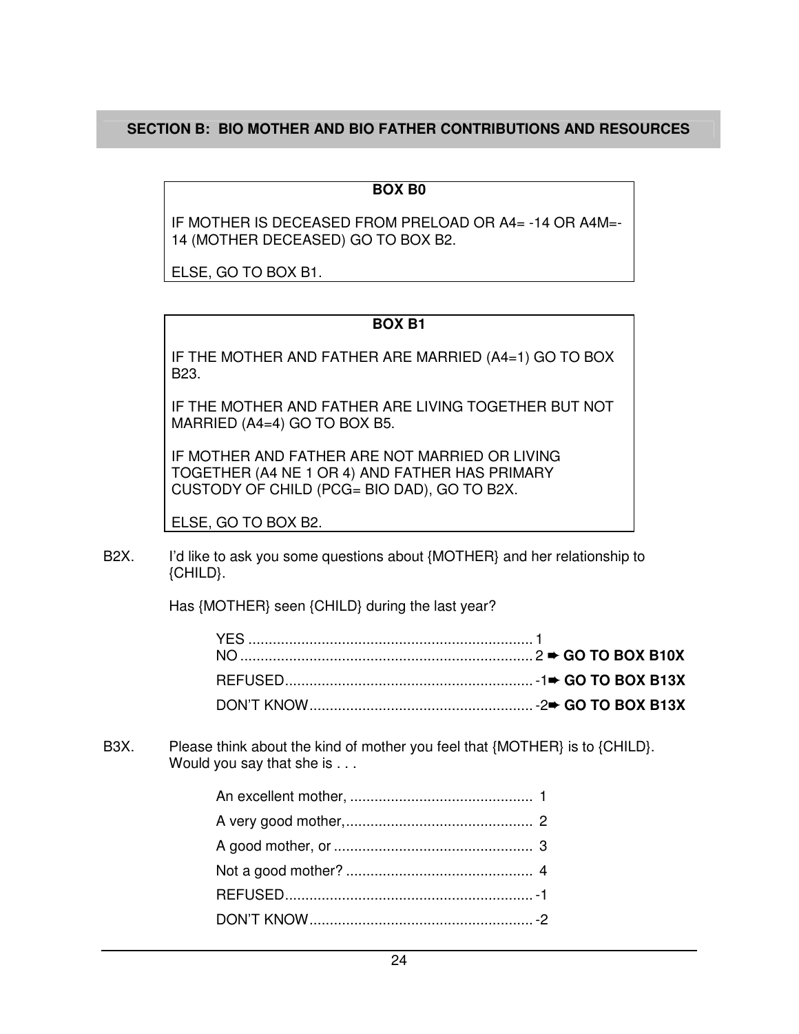## SECTION B: BIO MOTHER AND BIO FATHER CONTRIBUTIONS AND RESOURCES

**BOX B0**

IF MOTHER IS DECEASED FROM PRELOAD OR A4= -14 OR A4M=-14 (MOTHER DECEASED) GO TO BOX B2.

ELSE, GO TO BOX B1.

**BOX B1**

IF THE MOTHER AND FATHER ARE MARRIED (A4=1) GO TO BOX B23.

IF THE MOTHER AND FATHER ARE LIVING TOGETHER BUT NOT MARRIED (A4=4) GO TO BOX B5.

IF MOTHER AND FATHER ARE NOT MARRIED OR LIVING TOGETHER (A4 NE 1 OR 4) AND FATHER HAS PRIMARY CUSTODY OF CHILD (PCG= BIO DAD), GO TO B2X.

ELSE, GO TO BOX B2.

B2X. I'd like to ask you some questions about {MOTHER} and her relationship to {CHILD}.

Has {MOTHER} seen {CHILD} during the last year?

- YES ........................................................ 1
- NO .......................................................... 2 ➨ **GO TO BOX B10X**
- REFUSED.................................................. -1 ➨ **GO TO BOX B13X**
- DON'T KNOW ............................................ -2 ➨ **GO TO BOX B13X**

B3X. Please think about the kind of mother you feel that {MOTHER} is to {CHILD}. Would you say that she is . . .

- An excellent mother, ............................................ 1
- A very good mother,.............................................. 2
- A good mother, or ................................................ 3
- Not a good mother? .............................................. 4
- REFUSED............................................................ -1
- DON'T KNOW ...................................................... -2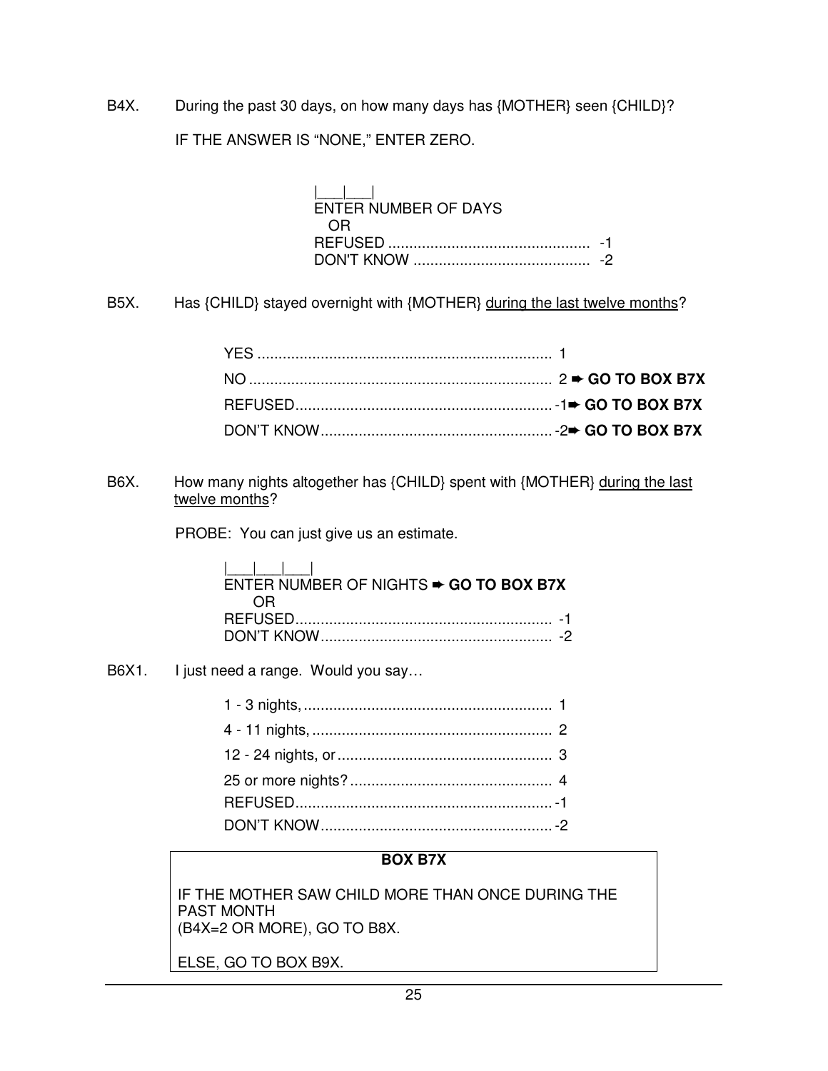B4X. During the past 30 days, on how many days has {MOTHER} seen {CHILD}?

IF THE ANSWER IS "NONE," ENTER ZERO.

|___|___|
ENTER NUMBER OF DAYS
OR
REFUSED ................................................ -1
DON'T KNOW .......................................... -2

B5X. Has {CHILD} stayed overnight with {MOTHER} during the last twelve months?

YES ...................................................................... 1
NO ........................................................................ 2 ➨ **GO TO BOX B7X**
REFUSED............................................................. -1➨ **GO TO BOX B7X**
DON'T KNOW....................................................... -2➨ **GO TO BOX B7X**

B6X. How many nights altogether has {CHILD} spent with {MOTHER} during the last twelve months?

PROBE: You can just give us an estimate.

|___|___|___|
ENTER NUMBER OF NIGHTS ➨ **GO TO BOX B7X**
OR
REFUSED............................................................. -1
DON'T KNOW....................................................... -2

B6X1. I just need a range. Would you say…

1 - 3 nights,........................................................... 1
4 - 11 nights,......................................................... 2
12 - 24 nights, or................................................... 3
25 or more nights?................................................ 4
REFUSED............................................................. -1
DON'T KNOW....................................................... -2

**BOX B7X**

IF THE MOTHER SAW CHILD MORE THAN ONCE DURING THE PAST MONTH
(B4X=2 OR MORE), GO TO B8X.

ELSE, GO TO BOX B9X.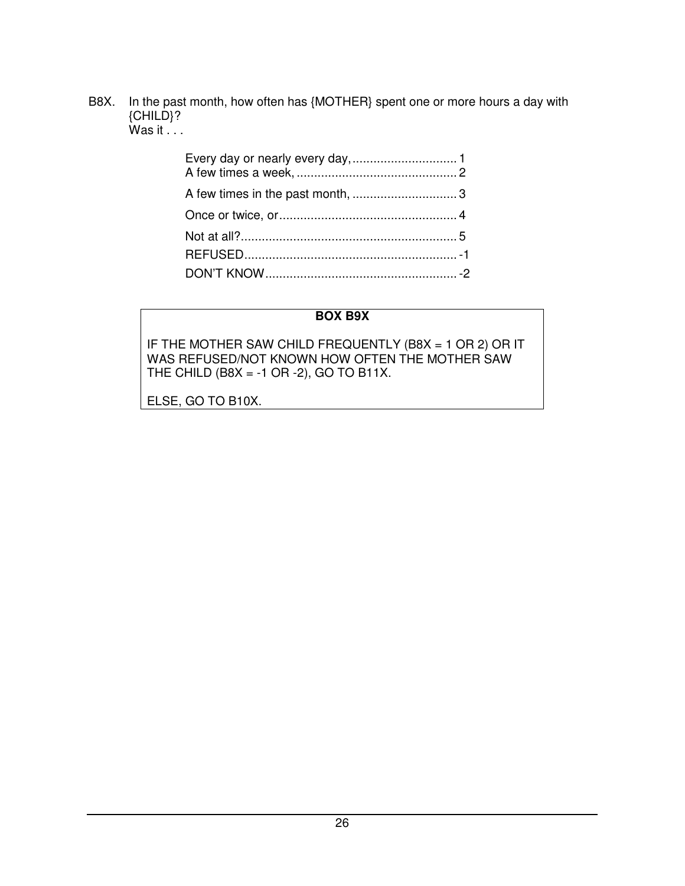B8X. In the past month, how often has {MOTHER} spent one or more hours a day with {CHILD}?
Was it . . .

Every day or nearly every day, .............................. 1
A few times a week, .............................................. 2
A few times in the past month, .............................. 3
Once or twice, or.................................................... 4
Not at all?.............................................................. 5
REFUSED.............................................................. -1
DON'T KNOW....................................................... -2

**BOX B9X**

IF THE MOTHER SAW CHILD FREQUENTLY (B8X = 1 OR 2) OR IT WAS REFUSED/NOT KNOWN HOW OFTEN THE MOTHER SAW THE CHILD (B8X = -1 OR -2), GO TO B11X.

ELSE, GO TO B10X.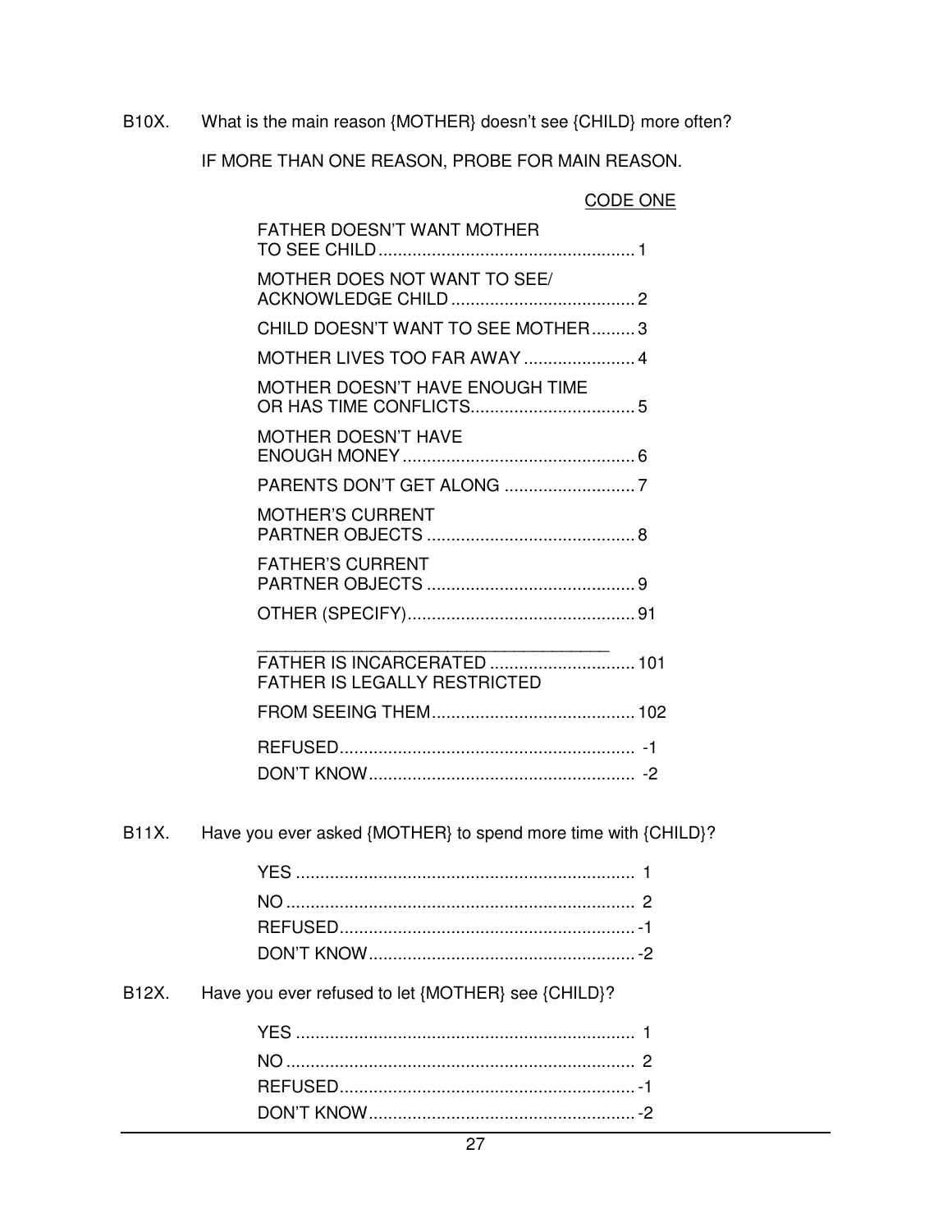B10X. What is the main reason {MOTHER} doesn't see {CHILD} more often?

IF MORE THAN ONE REASON, PROBE FOR MAIN REASON.

CODE ONE

| | |
|---|---|
| FATHER DOESN'T WANT MOTHER TO SEE CHILD | 1 |
| MOTHER DOES NOT WANT TO SEE/ ACKNOWLEDGE CHILD | 2 |
| CHILD DOESN'T WANT TO SEE MOTHER | 3 |
| MOTHER LIVES TOO FAR AWAY | 4 |
| MOTHER DOESN'T HAVE ENOUGH TIME OR HAS TIME CONFLICTS | 5 |
| MOTHER DOESN'T HAVE ENOUGH MONEY | 6 |
| PARENTS DON'T GET ALONG | 7 |
| MOTHER'S CURRENT PARTNER OBJECTS | 8 |
| FATHER'S CURRENT PARTNER OBJECTS | 9 |
| OTHER (SPECIFY) ______________________ | 91 |
| FATHER IS INCARCERATED | 101 |
| FATHER IS LEGALLY RESTRICTED FROM SEEING THEM | 102 |
| REFUSED | -1 |
| DON'T KNOW | -2 |

B11X. Have you ever asked {MOTHER} to spend more time with {CHILD}?

| | |
|---|---|
| YES | 1 |
| NO | 2 |
| REFUSED | -1 |
| DON'T KNOW | -2 |

B12X. Have you ever refused to let {MOTHER} see {CHILD}?

| | |
|---|---|
| YES | 1 |
| NO | 2 |
| REFUSED | -1 |
| DON'T KNOW | -2 |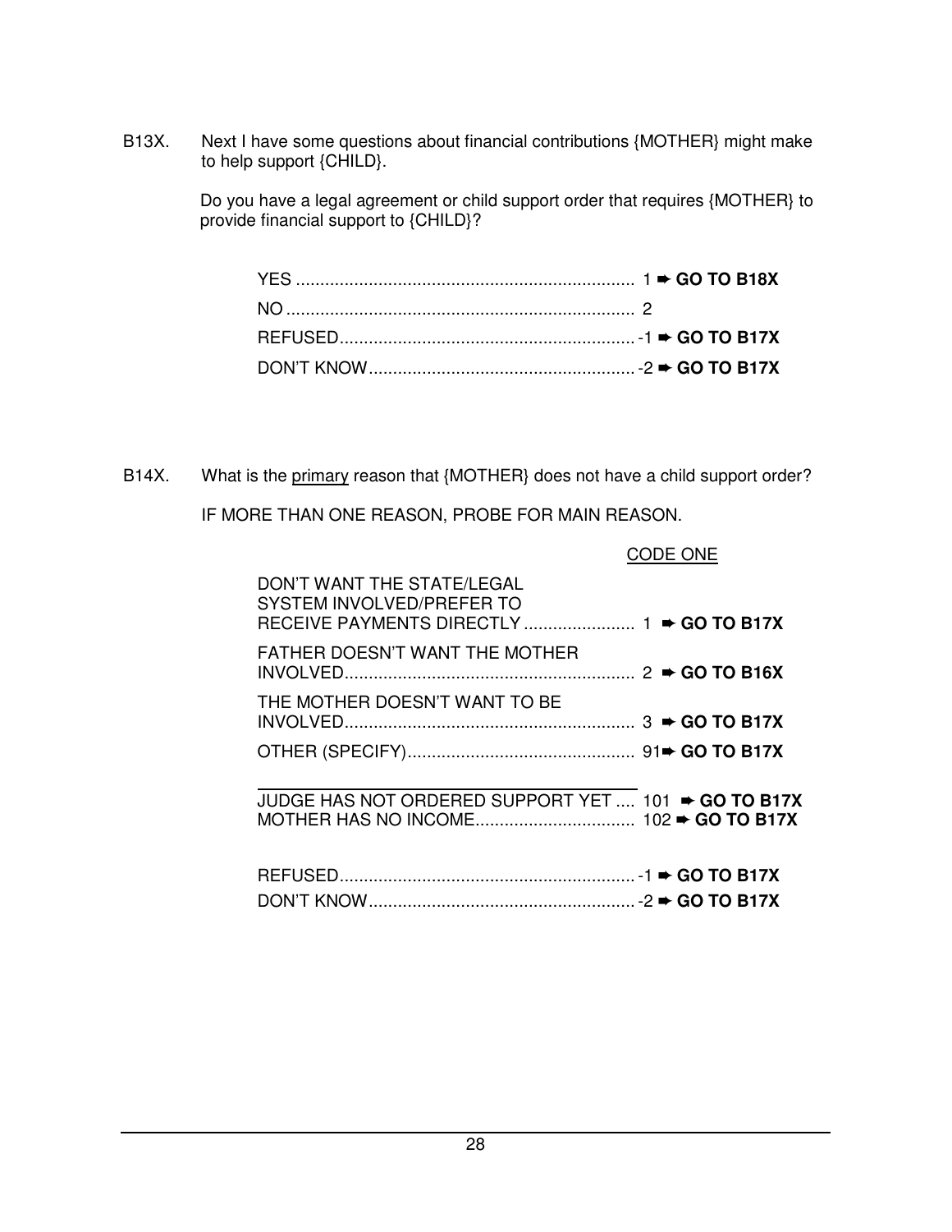B13X. Next I have some questions about financial contributions {MOTHER} might make to help support {CHILD}.

Do you have a legal agreement or child support order that requires {MOTHER} to provide financial support to {CHILD}?

| | | |
|---|---|---|
| YES | 1 | ➨ **GO TO B18X** |
| NO | 2 | |
| REFUSED | -1 | ➨ **GO TO B17X** |
| DON'T KNOW | -2 | ➨ **GO TO B17X** |

B14X. What is the <u>primary</u> reason that {MOTHER} does not have a child support order?

IF MORE THAN ONE REASON, PROBE FOR MAIN REASON.

<u>CODE ONE</u>

| | | |
|---|---|---|
| DON'T WANT THE STATE/LEGAL SYSTEM INVOLVED/PREFER TO RECEIVE PAYMENTS DIRECTLY | 1 | ➨ **GO TO B17X** |
| FATHER DOESN'T WANT THE MOTHER INVOLVED | 2 | ➨ **GO TO B16X** |
| THE MOTHER DOESN'T WANT TO BE INVOLVED | 3 | ➨ **GO TO B17X** |
| OTHER (SPECIFY) ______________________ | 91 | ➨ **GO TO B17X** |
| JUDGE HAS NOT ORDERED SUPPORT YET | 101 | ➨ **GO TO B17X** |
| MOTHER HAS NO INCOME | 102 | ➨ **GO TO B17X** |
| REFUSED | -1 | ➨ **GO TO B17X** |
| DON'T KNOW | -2 | ➨ **GO TO B17X** |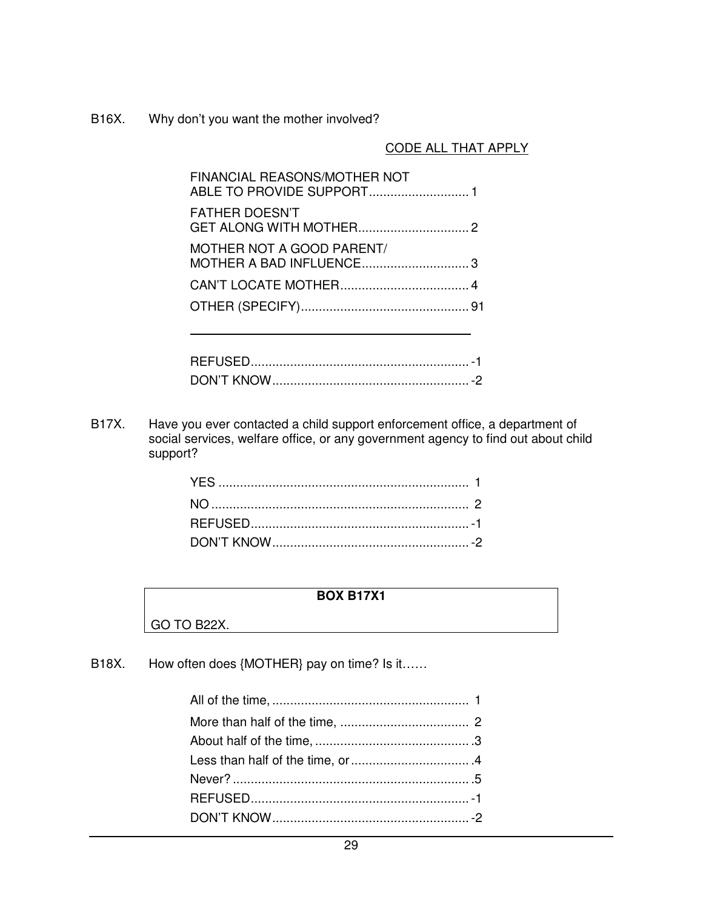B16X. Why don't you want the mother involved?

CODE ALL THAT APPLY

FINANCIAL REASONS/MOTHER NOT ABLE TO PROVIDE SUPPORT............................ 1
FATHER DOESN'T GET ALONG WITH MOTHER............................... 2
MOTHER NOT A GOOD PARENT/ MOTHER A BAD INFLUENCE.............................. 3
CAN'T LOCATE MOTHER.................................... 4
OTHER (SPECIFY)............................................... 91

_______________________________________

REFUSED............................................................. -1
DON'T KNOW....................................................... -2

B17X. Have you ever contacted a child support enforcement office, a department of social services, welfare office, or any government agency to find out about child support?

YES ..................................................................... 1
NO ....................................................................... 2
REFUSED............................................................. -1
DON'T KNOW....................................................... -2

**BOX B17X1**

GO TO B22X.

B18X. How often does {MOTHER} pay on time? Is it……

All of the time, ....................................................... 1
More than half of the time, .................................... 2
About half of the time, ............................................ .3
Less than half of the time, or .................................. .4
Never? .................................................................. .5
REFUSED............................................................. -1
DON'T KNOW....................................................... -2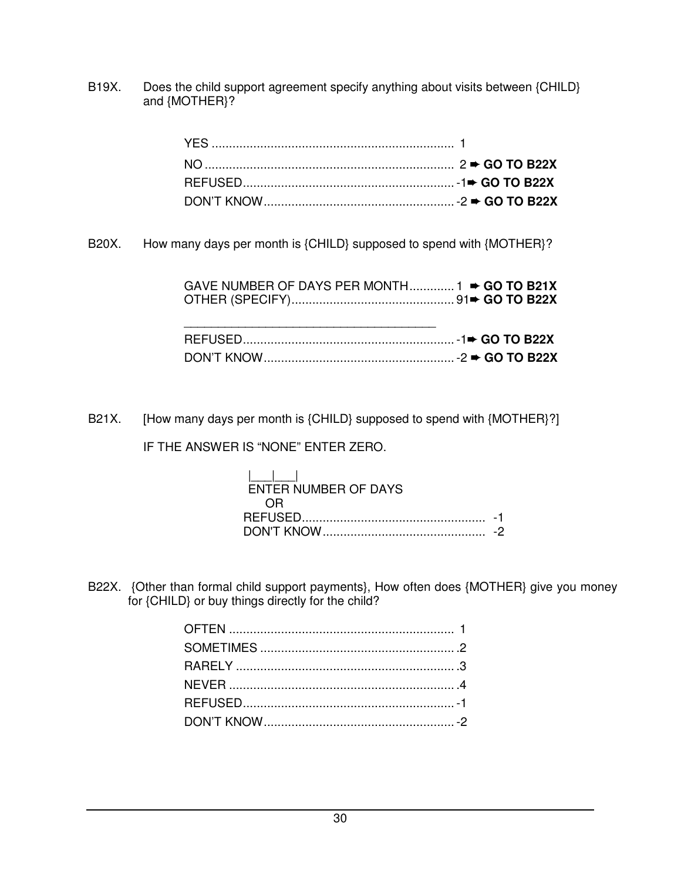B19X. Does the child support agreement specify anything about visits between {CHILD} and {MOTHER}?

YES ...................................................................... 1
NO ....................................................................... 2 ➨ **GO TO B22X**
REFUSED............................................................. -1➨ **GO TO B22X**
DON'T KNOW....................................................... -2 ➨ **GO TO B22X**

B20X. How many days per month is {CHILD} supposed to spend with {MOTHER}?

GAVE NUMBER OF DAYS PER MONTH............. 1 ➨ **GO TO B21X**
OTHER (SPECIFY)............................................... 91➨ **GO TO B22X**

______________________________________

REFUSED............................................................. -1➨ **GO TO B22X**
DON'T KNOW....................................................... -2 ➨ **GO TO B22X**

B21X. [How many days per month is {CHILD} supposed to spend with {MOTHER}?]

IF THE ANSWER IS "NONE" ENTER ZERO.

|___|___|
ENTER NUMBER OF DAYS
OR
REFUSED..................................................... -1
DON'T KNOW............................................... -2

B22X. {Other than formal child support payments}, How often does {MOTHER} give you money for {CHILD} or buy things directly for the child?

OFTEN ................................................................. 1
SOMETIMES ........................................................ 2
RARELY .............................................................. 3
NEVER ................................................................. 4
REFUSED............................................................. -1
DON'T KNOW....................................................... -2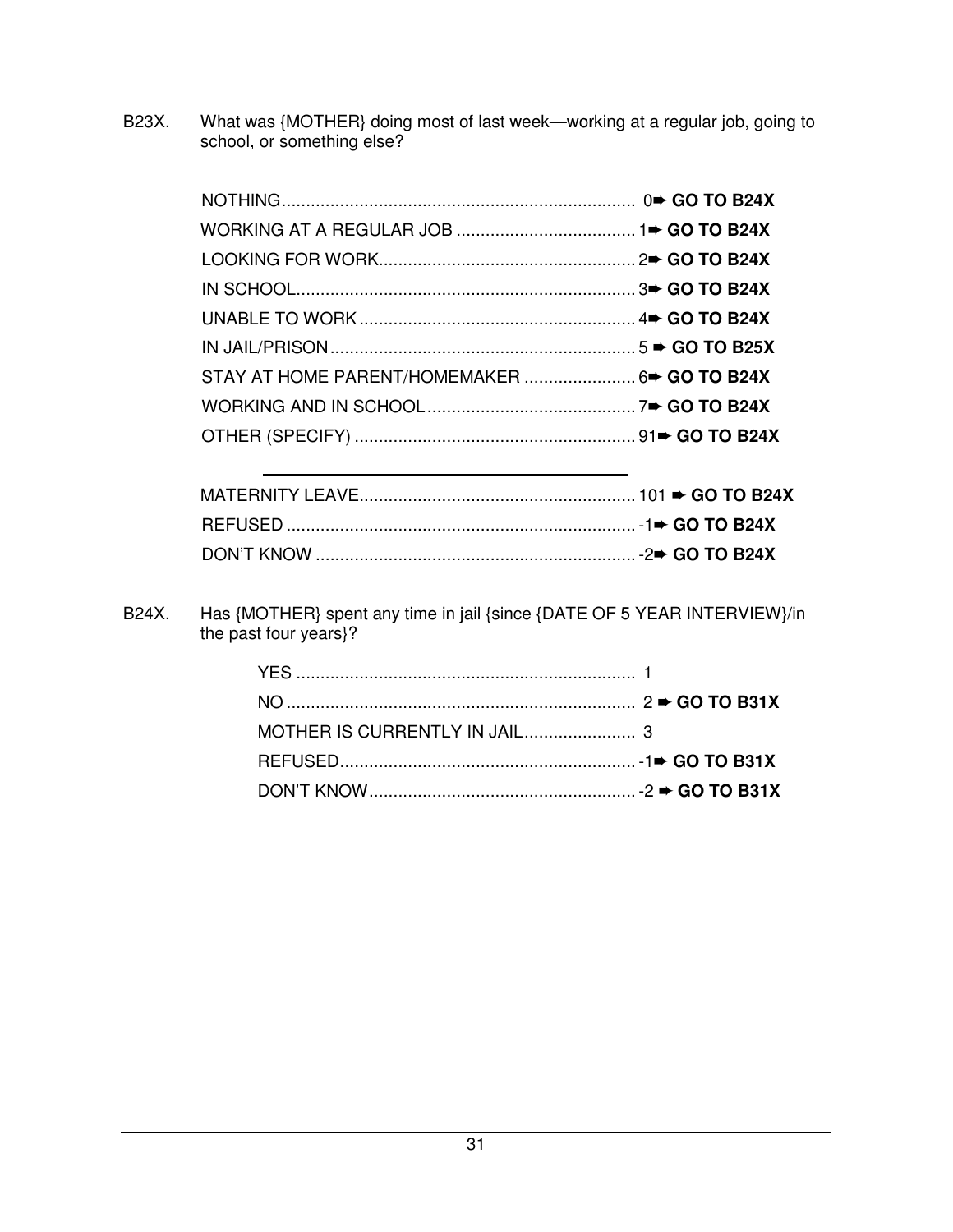B23X. What was {MOTHER} doing most of last week—working at a regular job, going to school, or something else?

NOTHING........................................................................ 0➨ **GO TO B24X**
WORKING AT A REGULAR JOB .................................... 1➨ **GO TO B24X**
LOOKING FOR WORK.................................................... 2➨ **GO TO B24X**
IN SCHOOL..................................................................... 3➨ **GO TO B24X**
UNABLE TO WORK ........................................................ 4➨ **GO TO B24X**
IN JAIL/PRISON .............................................................. 5 ➨ **GO TO B25X**
STAY AT HOME PARENT/HOMEMAKER ...................... 6➨ **GO TO B24X**
WORKING AND IN SCHOOL.......................................... 7➨ **GO TO B24X**
OTHER (SPECIFY) ......................................................... 91➨ **GO TO B24X**

\_\_\_\_\_\_\_\_\_\_\_\_\_\_\_\_\_\_\_\_\_\_\_\_\_\_\_\_\_\_\_\_\_\_\_\_\_\_\_\_

MATERNITY LEAVE........................................................ 101 ➨ **GO TO B24X**
REFUSED ....................................................................... -1➨ **GO TO B24X**
DON'T KNOW ................................................................. -2➨ **GO TO B24X**

B24X. Has {MOTHER} spent any time in jail {since {DATE OF 5 YEAR INTERVIEW}/in the past four years}?

YES ...................................................................... 1
NO ........................................................................ 2 ➨ **GO TO B31X**
MOTHER IS CURRENTLY IN JAIL....................... 3
REFUSED............................................................. -1➨ **GO TO B31X**
DON'T KNOW...................................................... -2 ➨ **GO TO B31X**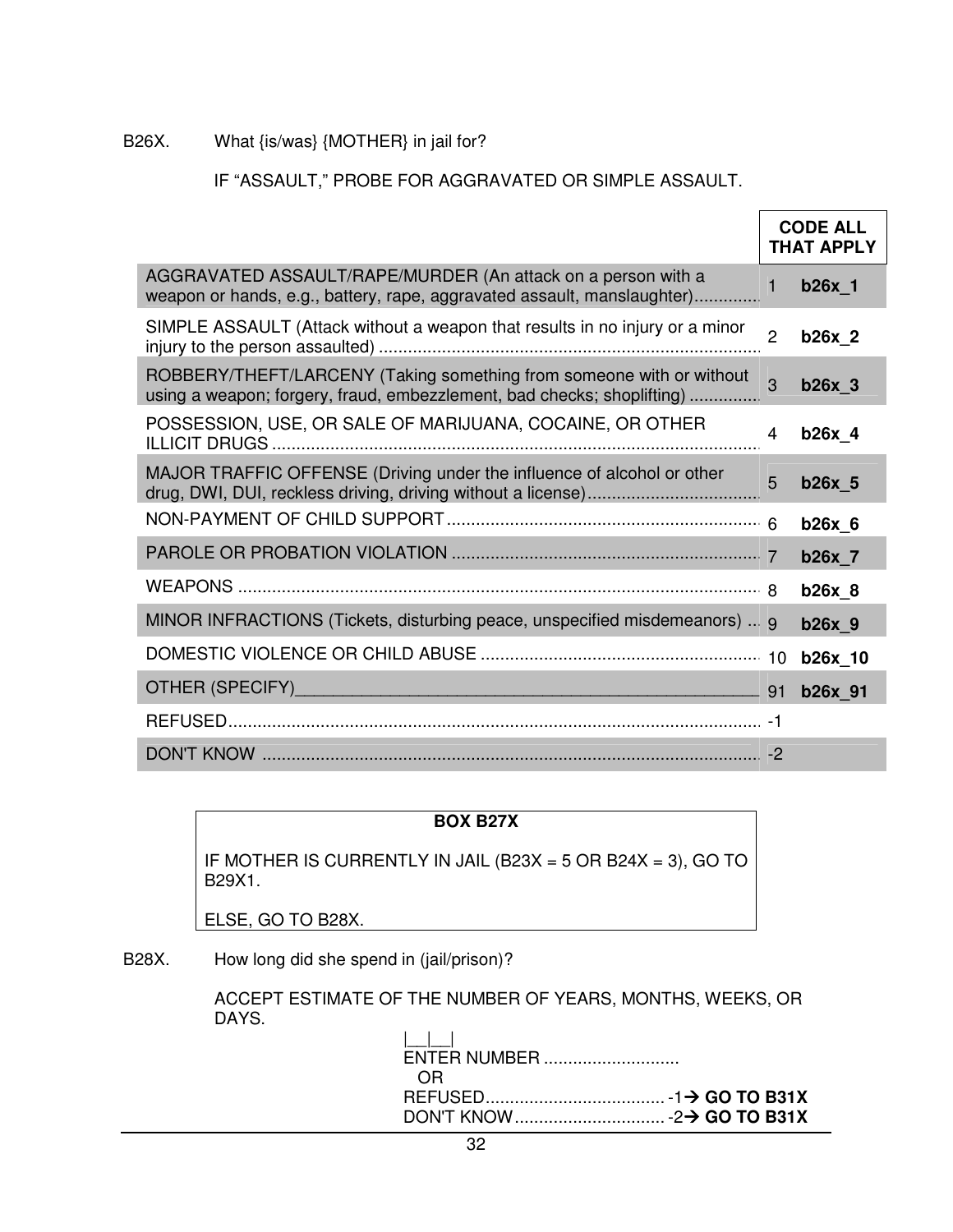B26X. What {is/was} {MOTHER} in jail for?

IF "ASSAULT," PROBE FOR AGGRAVATED OR SIMPLE ASSAULT.

| | | **CODE ALL THAT APPLY** |
|---|---|---|
| AGGRAVATED ASSAULT/RAPE/MURDER (An attack on a person with a weapon or hands, e.g., battery, rape, aggravated assault, manslaughter)............. | 1 | **b26x_1** |
| SIMPLE ASSAULT (Attack without a weapon that results in no injury or a minor injury to the person assaulted) ............................................................................... | 2 | **b26x_2** |
| ROBBERY/THEFT/LARCENY (Taking something from someone with or without using a weapon; forgery, fraud, embezzlement, bad checks; shoplifting) .............. | 3 | **b26x_3** |
| POSSESSION, USE, OR SALE OF MARIJUANA, COCAINE, OR OTHER ILLICIT DRUGS ..................................................................................................... | 4 | **b26x_4** |
| MAJOR TRAFFIC OFFENSE (Driving under the influence of alcohol or other drug, DWI, DUI, reckless driving, driving without a license)................................... | 5 | **b26x_5** |
| NON-PAYMENT OF CHILD SUPPORT ................................................................. | 6 | **b26x_6** |
| PAROLE OR PROBATION VIOLATION ................................................................ | 7 | **b26x_7** |
| WEAPONS ............................................................................................................ | 8 | **b26x_8** |
| MINOR INFRACTIONS (Tickets, disturbing peace, unspecified misdemeanors) ... | 9 | **b26x_9** |
| DOMESTIC VIOLENCE OR CHILD ABUSE .......................................................... | 10 | **b26x_10** |
| OTHER (SPECIFY)______________________________________________________ | 91 | **b26x_91** |
| REFUSED.............................................................................................................. | -1 | |
| DON'T KNOW ....................................................................................................... | -2 | |

**BOX B27X**

IF MOTHER IS CURRENTLY IN JAIL (B23X = 5 OR B24X = 3), GO TO B29X1.

ELSE, GO TO B28X.

B28X. How long did she spend in (jail/prison)?

ACCEPT ESTIMATE OF THE NUMBER OF YEARS, MONTHS, WEEKS, OR DAYS.

|__|__|
ENTER NUMBER ............................
OR
REFUSED..................................... -1→ **GO TO B31X**
DON'T KNOW............................... -2→ **GO TO B31X**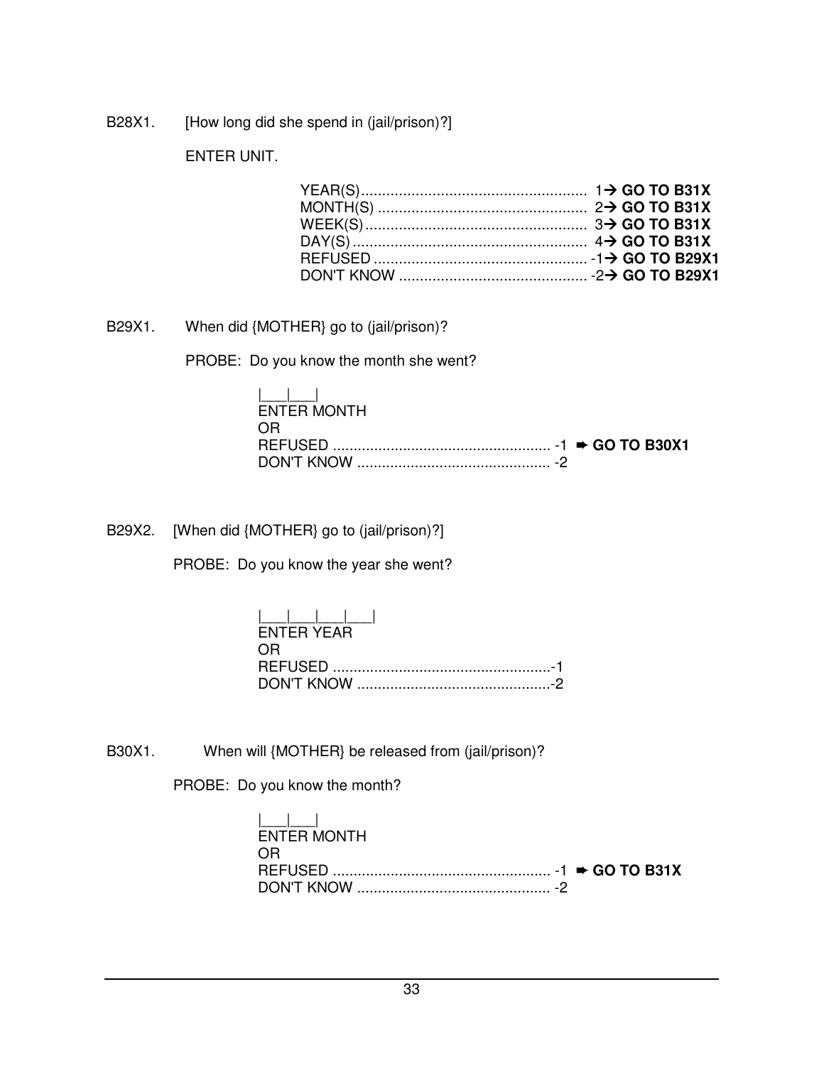B28X1. [How long did she spend in (jail/prison)?]

ENTER UNIT.

YEAR(S) .................................................... 1→ **GO TO B31X**
MONTH(S) ................................................ 2→ **GO TO B31X**
WEEK(S) .................................................. 3→ **GO TO B31X**
DAY(S) ..................................................... 4→ **GO TO B31X**
REFUSED ................................................ -1→ **GO TO B29X1**
DON'T KNOW .......................................... -2→ **GO TO B29X1**

B29X1. When did {MOTHER} go to (jail/prison)?

PROBE: Do you know the month she went?

|___|___|
ENTER MONTH
OR
REFUSED .................................................... -1 ➨ **GO TO B30X1**
DON'T KNOW .............................................. -2

B29X2. [When did {MOTHER} go to (jail/prison)?]

PROBE: Do you know the year she went?

|___|___|___|___|
ENTER YEAR
OR
REFUSED ....................................................-1
DON'T KNOW ..............................................-2

B30X1. When will {MOTHER} be released from (jail/prison)?

PROBE: Do you know the month?

|___|___|
ENTER MONTH
OR
REFUSED .................................................... -1 ➨ **GO TO B31X**
DON'T KNOW .............................................. -2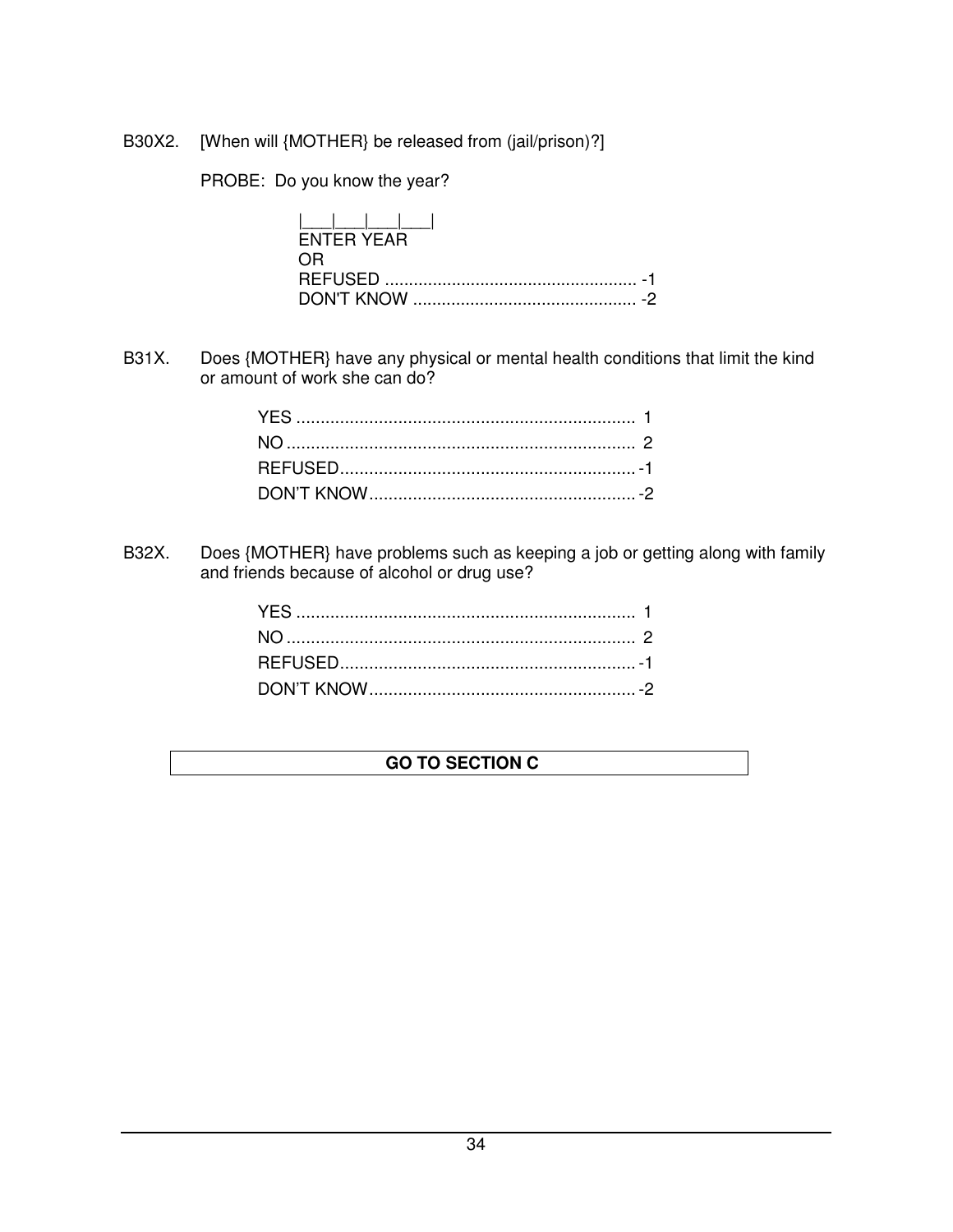B30X2. [When will {MOTHER} be released from (jail/prison)?]

PROBE: Do you know the year?

|___|___|___|___|
ENTER YEAR
OR
REFUSED .................................................... -1
DON'T KNOW .............................................. -2

B31X. Does {MOTHER} have any physical or mental health conditions that limit the kind or amount of work she can do?

YES ..................................................................... 1
NO ....................................................................... 2
REFUSED............................................................ -1
DON'T KNOW...................................................... -2

B32X. Does {MOTHER} have problems such as keeping a job or getting along with family and friends because of alcohol or drug use?

YES ..................................................................... 1
NO ....................................................................... 2
REFUSED............................................................ -1
DON'T KNOW...................................................... -2

**GO TO SECTION C**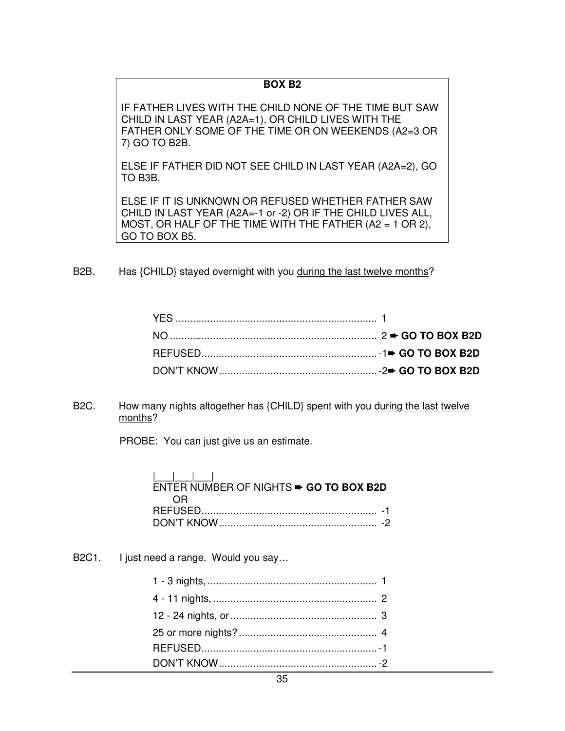**BOX B2**

IF FATHER LIVES WITH THE CHILD NONE OF THE TIME BUT SAW CHILD IN LAST YEAR (A2A=1), OR CHILD LIVES WITH THE FATHER ONLY SOME OF THE TIME OR ON WEEKENDS (A2=3 OR 7) GO TO B2B.

ELSE IF FATHER DID NOT SEE CHILD IN LAST YEAR (A2A=2), GO TO B3B.

ELSE IF IT IS UNKNOWN OR REFUSED WHETHER FATHER SAW CHILD IN LAST YEAR (A2A=-1 or -2) OR IF THE CHILD LIVES ALL, MOST, OR HALF OF THE TIME WITH THE FATHER (A2 = 1 OR 2), GO TO BOX B5.

B2B. Has {CHILD} stayed overnight with you <u>during the last twelve months</u>?

YES ...................................................................... 1
NO ........................................................................ 2 ➨ **GO TO BOX B2D**
REFUSED............................................................. -1➨ **GO TO BOX B2D**
DON'T KNOW....................................................... -2➨ **GO TO BOX B2D**

B2C. How many nights altogether has {CHILD} spent with you <u>during the last twelve months</u>?

PROBE: You can just give us an estimate.

|___|___|___|
ENTER NUMBER OF NIGHTS ➨ **GO TO BOX B2D**
OR
REFUSED............................................................. -1
DON'T KNOW....................................................... -2

B2C1. I just need a range. Would you say…

1 - 3 nights, ........................................................... 1
4 - 11 nights, ......................................................... 2
12 - 24 nights, or ................................................... 3
25 or more nights? ................................................ 4
REFUSED............................................................. -1
DON'T KNOW....................................................... -2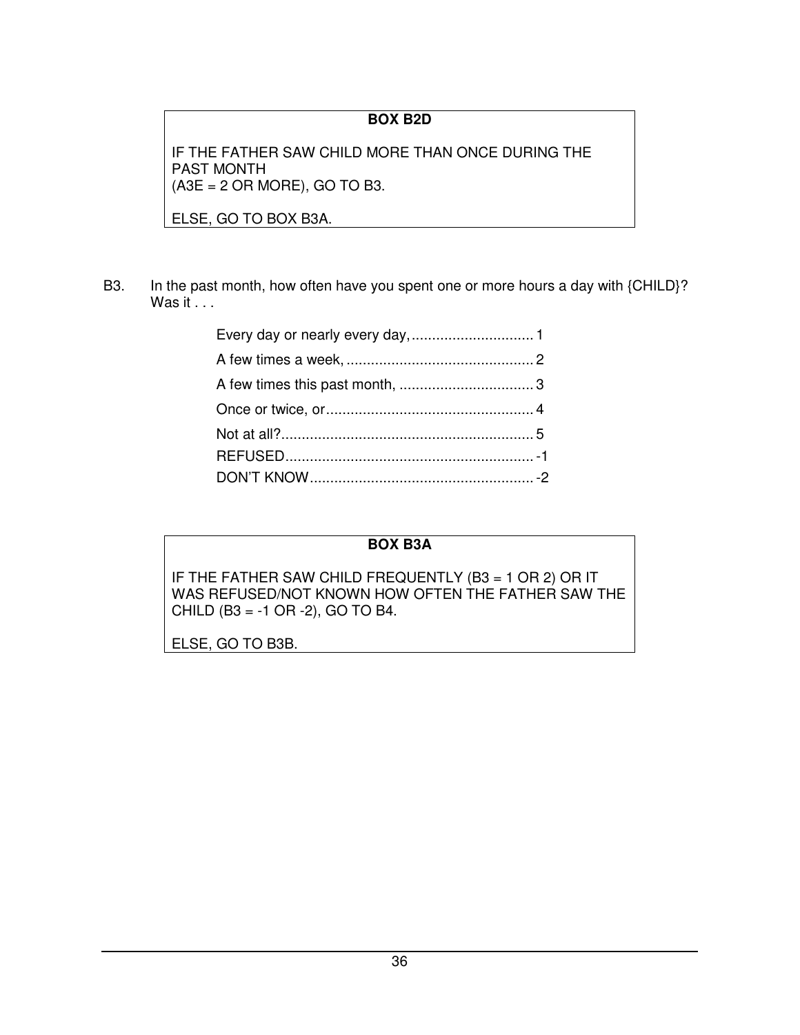**BOX B2D**

IF THE FATHER SAW CHILD MORE THAN ONCE DURING THE PAST MONTH
(A3E = 2 OR MORE), GO TO B3.

ELSE, GO TO BOX B3A.

B3. In the past month, how often have you spent one or more hours a day with {CHILD}? Was it . . .

| | |
|---|---|
| Every day or nearly every day, | 1 |
| A few times a week, | 2 |
| A few times this past month, | 3 |
| Once or twice, or | 4 |
| Not at all? | 5 |
| REFUSED | -1 |
| DON'T KNOW | -2 |

**BOX B3A**

IF THE FATHER SAW CHILD FREQUENTLY (B3 = 1 OR 2) OR IT WAS REFUSED/NOT KNOWN HOW OFTEN THE FATHER SAW THE CHILD (B3 = -1 OR -2), GO TO B4.

ELSE, GO TO B3B.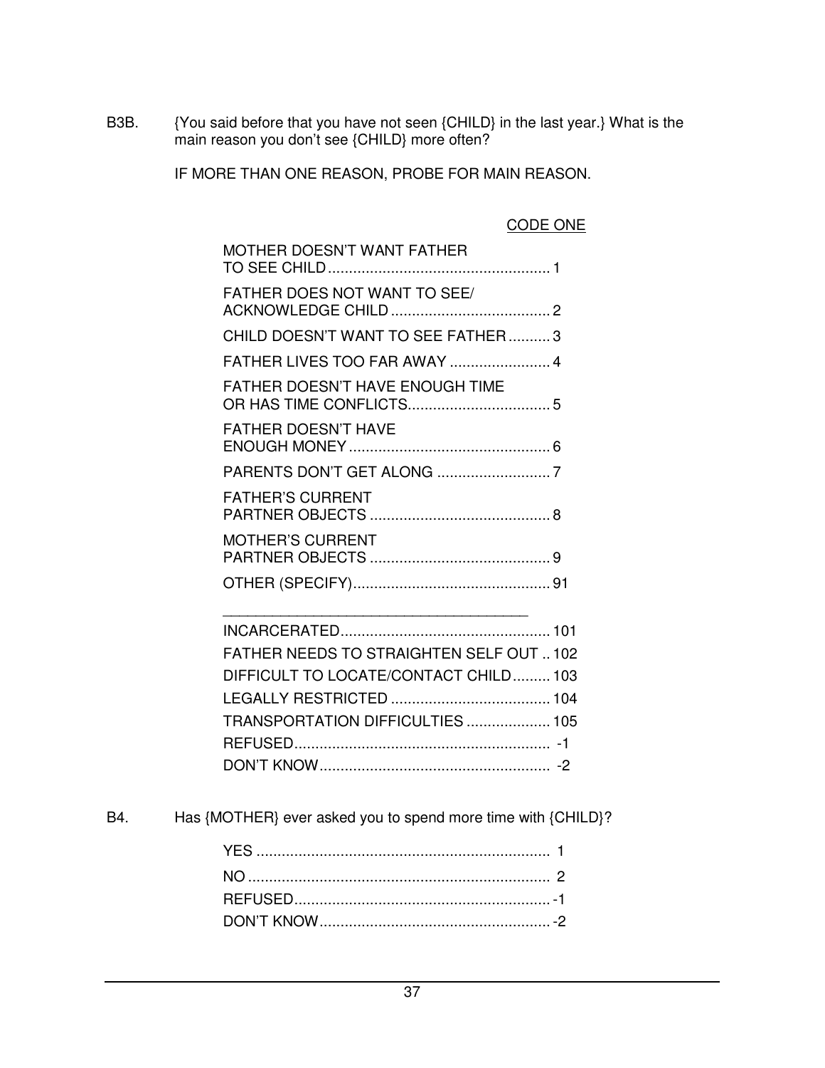B3B. {You said before that you have not seen {CHILD} in the last year.} What is the main reason you don't see {CHILD} more often?

IF MORE THAN ONE REASON, PROBE FOR MAIN REASON.

CODE ONE

| | |
|---|---|
| MOTHER DOESN'T WANT FATHER TO SEE CHILD | 1 |
| FATHER DOES NOT WANT TO SEE/ ACKNOWLEDGE CHILD | 2 |
| CHILD DOESN'T WANT TO SEE FATHER | 3 |
| FATHER LIVES TOO FAR AWAY | 4 |
| FATHER DOESN'T HAVE ENOUGH TIME OR HAS TIME CONFLICTS | 5 |
| FATHER DOESN'T HAVE ENOUGH MONEY | 6 |
| PARENTS DON'T GET ALONG | 7 |
| FATHER'S CURRENT PARTNER OBJECTS | 8 |
| MOTHER'S CURRENT PARTNER OBJECTS | 9 |
| OTHER (SPECIFY) ___________________________________ | 91 |
| INCARCERATED | 101 |
| FATHER NEEDS TO STRAIGHTEN SELF OUT | 102 |
| DIFFICULT TO LOCATE/CONTACT CHILD | 103 |
| LEGALLY RESTRICTED | 104 |
| TRANSPORTATION DIFFICULTIES | 105 |
| REFUSED | -1 |
| DON'T KNOW | -2 |

B4. Has {MOTHER} ever asked you to spend more time with {CHILD}?

| | |
|---|---|
| YES | 1 |
| NO | 2 |
| REFUSED | -1 |
| DON'T KNOW | -2 |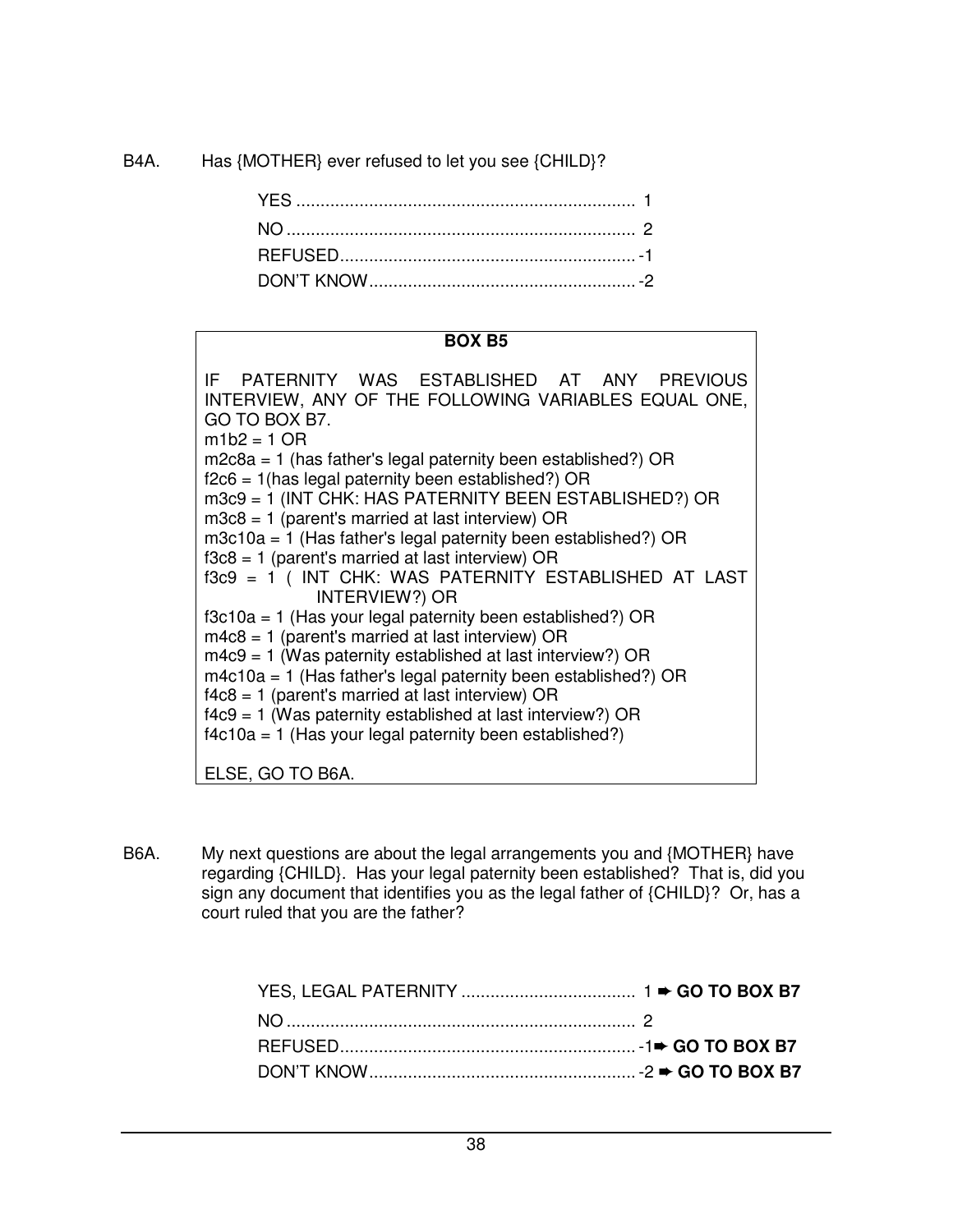B4A. Has {MOTHER} ever refused to let you see {CHILD}?

YES ...................................................................... 1
NO ........................................................................ 2
REFUSED............................................................. -1
DON'T KNOW....................................................... -2

**BOX B5**

IF PATERNITY WAS ESTABLISHED AT ANY PREVIOUS INTERVIEW, ANY OF THE FOLLOWING VARIABLES EQUAL ONE, GO TO BOX B7.
m1b2 = 1 OR
m2c8a = 1 (has father's legal paternity been established?) OR
f2c6 = 1(has legal paternity been established?) OR
m3c9 = 1 (INT CHK: HAS PATERNITY BEEN ESTABLISHED?) OR
m3c8 = 1 (parent's married at last interview) OR
m3c10a = 1 (Has father's legal paternity been established?) OR
f3c8 = 1 (parent's married at last interview) OR
f3c9 = 1 ( INT CHK: WAS PATERNITY ESTABLISHED AT LAST INTERVIEW?) OR
f3c10a = 1 (Has your legal paternity been established?) OR
m4c8 = 1 (parent's married at last interview) OR
m4c9 = 1 (Was paternity established at last interview?) OR
m4c10a = 1 (Has father's legal paternity been established?) OR
f4c8 = 1 (parent's married at last interview) OR
f4c9 = 1 (Was paternity established at last interview?) OR
f4c10a = 1 (Has your legal paternity been established?)

ELSE, GO TO B6A.

B6A. My next questions are about the legal arrangements you and {MOTHER} have regarding {CHILD}. Has your legal paternity been established? That is, did you sign any document that identifies you as the legal father of {CHILD}? Or, has a court ruled that you are the father?

YES, LEGAL PATERNITY .................................... 1 ➨ **GO TO BOX B7**
NO ........................................................................ 2
REFUSED............................................................. -1➨ **GO TO BOX B7**
DON'T KNOW....................................................... -2 ➨ **GO TO BOX B7**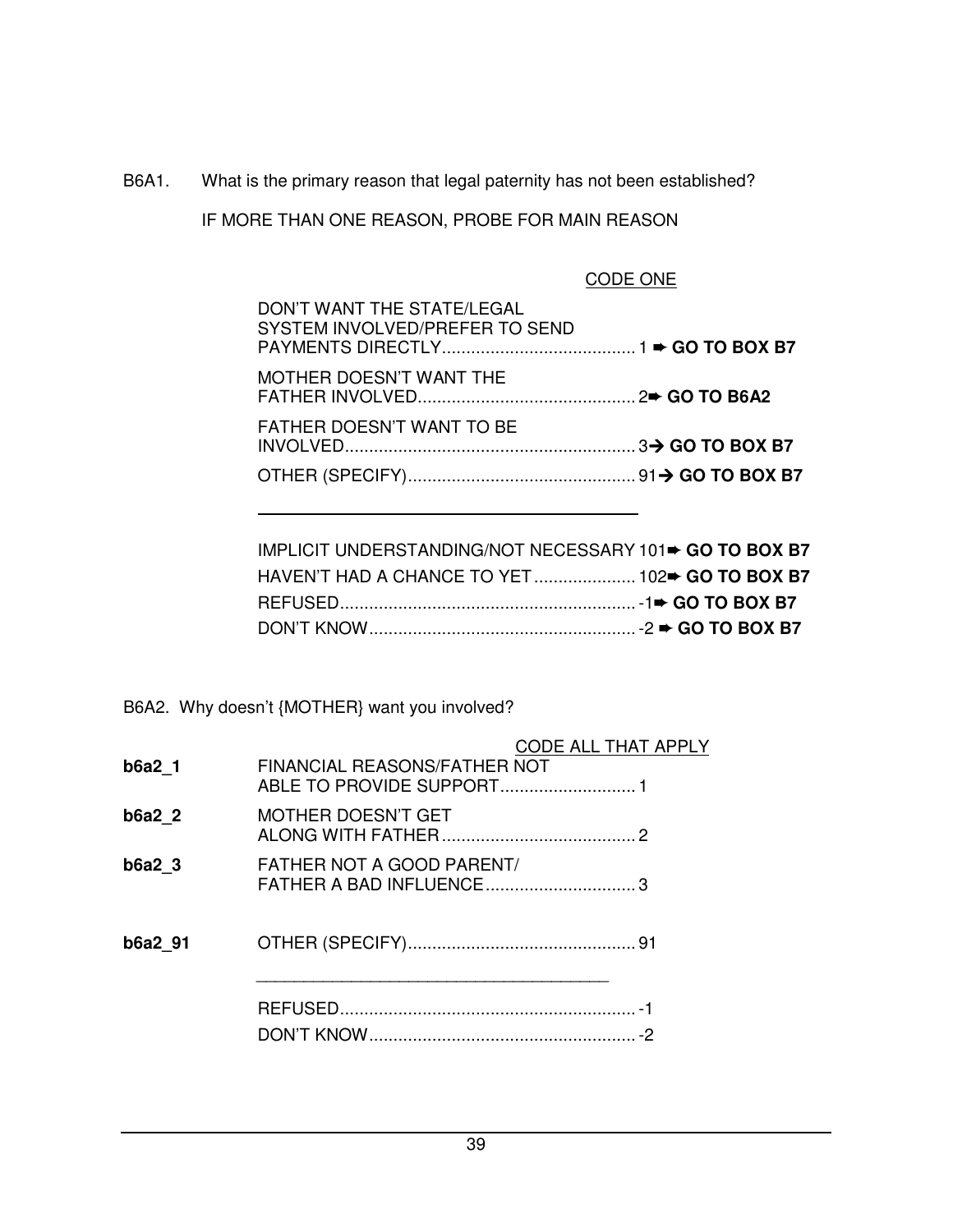B6A1. What is the primary reason that legal paternity has not been established?

IF MORE THAN ONE REASON, PROBE FOR MAIN REASON

CODE ONE

| | |
|---|---|
| DON'T WANT THE STATE/LEGAL SYSTEM INVOLVED/PREFER TO SEND PAYMENTS DIRECTLY | 1 ➨ **GO TO BOX B7** |
| MOTHER DOESN'T WANT THE FATHER INVOLVED | 2➨ **GO TO B6A2** |
| FATHER DOESN'T WANT TO BE INVOLVED | 3➔ **GO TO BOX B7** |
| OTHER (SPECIFY) ________________________ | 91➔ **GO TO BOX B7** |
| IMPLICIT UNDERSTANDING/NOT NECESSARY | 101➨ **GO TO BOX B7** |
| HAVEN'T HAD A CHANCE TO YET | 102➨ **GO TO BOX B7** |
| REFUSED | -1➨ **GO TO BOX B7** |
| DON'T KNOW | -2 ➨ **GO TO BOX B7** |

B6A2. Why doesn't {MOTHER} want you involved?

CODE ALL THAT APPLY

| | | |
|---|---|---|
| **b6a2_1** | FINANCIAL REASONS/FATHER NOT ABLE TO PROVIDE SUPPORT | 1 |
| **b6a2_2** | MOTHER DOESN'T GET ALONG WITH FATHER | 2 |
| **b6a2_3** | FATHER NOT A GOOD PARENT/ FATHER A BAD INFLUENCE | 3 |
| **b6a2_91** | OTHER (SPECIFY) ________________________ | 91 |
| | REFUSED | -1 |
| | DON'T KNOW | -2 |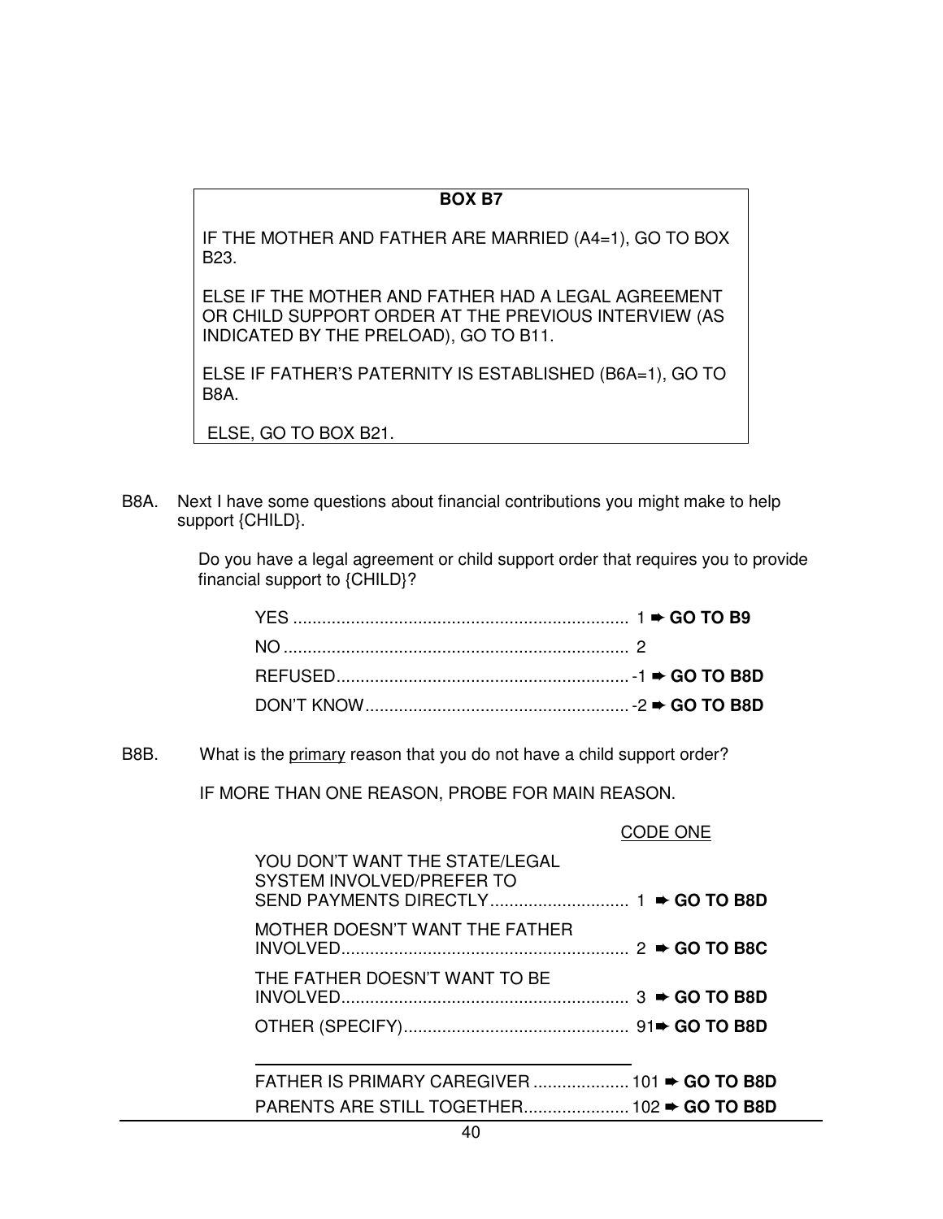**BOX B7**

IF THE MOTHER AND FATHER ARE MARRIED (A4=1), GO TO BOX B23.

ELSE IF THE MOTHER AND FATHER HAD A LEGAL AGREEMENT OR CHILD SUPPORT ORDER AT THE PREVIOUS INTERVIEW (AS INDICATED BY THE PRELOAD), GO TO B11.

ELSE IF FATHER'S PATERNITY IS ESTABLISHED (B6A=1), GO TO B8A.

ELSE, GO TO BOX B21.

B8A. Next I have some questions about financial contributions you might make to help support {CHILD}.

Do you have a legal agreement or child support order that requires you to provide financial support to {CHILD}?

| | | |
|---|---|---|
| YES | 1 | ➨ **GO TO B9** |
| NO | 2 | |
| REFUSED | -1 | ➨ **GO TO B8D** |
| DON'T KNOW | -2 | ➨ **GO TO B8D** |

B8B. What is the primary reason that you do not have a child support order?

IF MORE THAN ONE REASON, PROBE FOR MAIN REASON.

CODE ONE

| | | |
|---|---|---|
| YOU DON'T WANT THE STATE/LEGAL SYSTEM INVOLVED/PREFER TO SEND PAYMENTS DIRECTLY | 1 | ➨ **GO TO B8D** |
| MOTHER DOESN'T WANT THE FATHER INVOLVED | 2 | ➨ **GO TO B8C** |
| THE FATHER DOESN'T WANT TO BE INVOLVED | 3 | ➨ **GO TO B8D** |
| OTHER (SPECIFY) | 91 | ➨ **GO TO B8D** |
| FATHER IS PRIMARY CAREGIVER | 101 | ➨ **GO TO B8D** |
| PARENTS ARE STILL TOGETHER | 102 | ➨ **GO TO B8D** |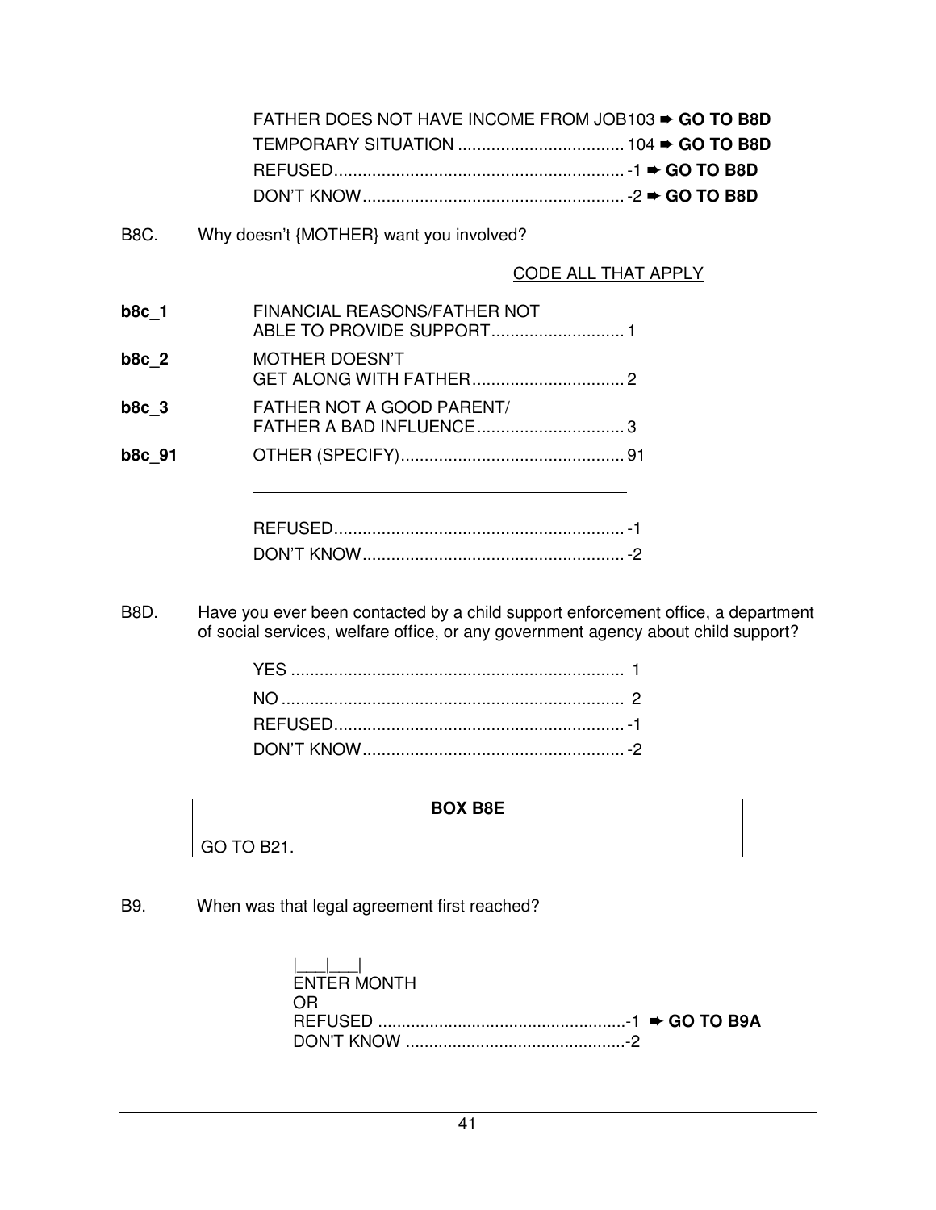FATHER DOES NOT HAVE INCOME FROM JOB103 ➨ **GO TO B8D**
TEMPORARY SITUATION .................................. 104 ➨ **GO TO B8D**
REFUSED............................................................ -1 ➨ **GO TO B8D**
DON'T KNOW...................................................... -2 ➨ **GO TO B8D**

B8C. Why doesn't {MOTHER} want you involved?

CODE ALL THAT APPLY

| | | |
|---|---|---|
| **b8c_1** | FINANCIAL REASONS/FATHER NOT ABLE TO PROVIDE SUPPORT............................ | 1 |
| **b8c_2** | MOTHER DOESN'T GET ALONG WITH FATHER................................ | 2 |
| **b8c_3** | FATHER NOT A GOOD PARENT/ FATHER A BAD INFLUENCE............................... | 3 |
| **b8c_91** | OTHER (SPECIFY)............................................... | 91 |

\_\_\_\_\_\_\_\_\_\_\_\_\_\_\_\_\_\_\_\_\_\_\_\_\_\_\_\_\_\_\_\_\_\_\_\_\_\_

REFUSED............................................................ -1
DON'T KNOW...................................................... -2

B8D. Have you ever been contacted by a child support enforcement office, a department of social services, welfare office, or any government agency about child support?

YES ...................................................................... 1
NO ........................................................................ 2
REFUSED............................................................ -1
DON'T KNOW...................................................... -2

**BOX B8E**

GO TO B21.

B9. When was that legal agreement first reached?

|\_\_\_|\_\_\_|
ENTER MONTH
OR
REFUSED .....................................................-1 ➨ **GO TO B9A**
DON'T KNOW ...............................................-2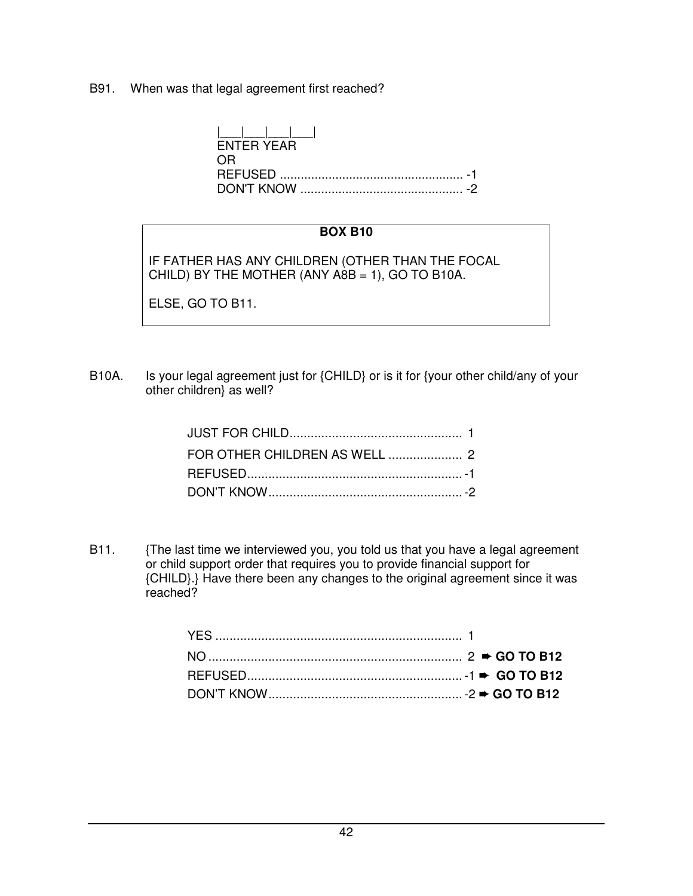B91. When was that legal agreement first reached?

|___|___|___|___|
ENTER YEAR
OR
REFUSED .................................................... -1
DON'T KNOW .............................................. -2

**BOX B10**

IF FATHER HAS ANY CHILDREN (OTHER THAN THE FOCAL CHILD) BY THE MOTHER (ANY A8B = 1), GO TO B10A.

ELSE, GO TO B11.

B10A. Is your legal agreement just for {CHILD} or is it for {your other child/any of your other children} as well?

JUST FOR CHILD................................................ 1
FOR OTHER CHILDREN AS WELL ..................... 2
REFUSED............................................................ -1
DON'T KNOW...................................................... -2

B11. {The last time we interviewed you, you told us that you have a legal agreement or child support order that requires you to provide financial support for {CHILD}.} Have there been any changes to the original agreement since it was reached?

YES ..................................................................... 1
NO ....................................................................... 2 ➨ **GO TO B12**
REFUSED............................................................ -1 ➨ **GO TO B12**
DON'T KNOW...................................................... -2 ➨ **GO TO B12**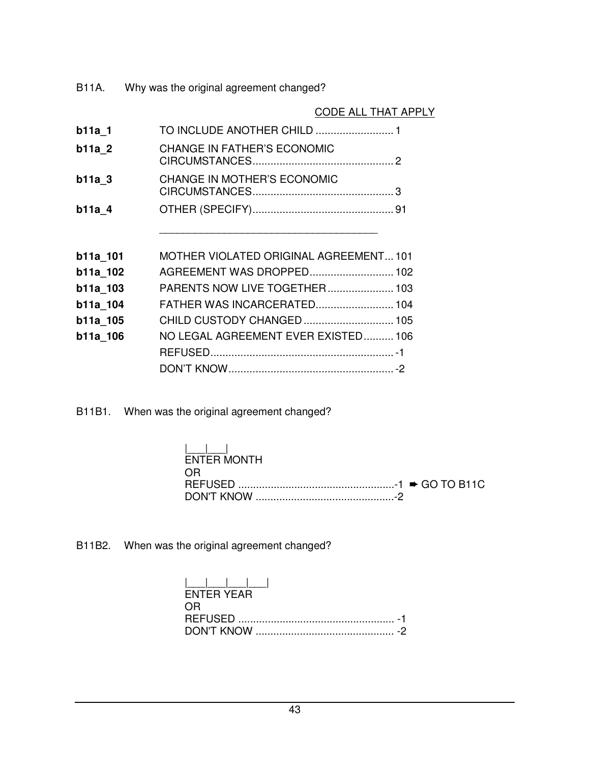B11A. Why was the original agreement changed?

CODE ALL THAT APPLY

| | | |
|---|---|---|
| **b11a_1** | TO INCLUDE ANOTHER CHILD | 1 |
| **b11a_2** | CHANGE IN FATHER'S ECONOMIC CIRCUMSTANCES | 2 |
| **b11a_3** | CHANGE IN MOTHER'S ECONOMIC CIRCUMSTANCES | 3 |
| **b11a_4** | OTHER (SPECIFY) | 91 |
| | ______________________________________ | |
| **b11a_101** | MOTHER VIOLATED ORIGINAL AGREEMENT | 101 |
| **b11a_102** | AGREEMENT WAS DROPPED | 102 |
| **b11a_103** | PARENTS NOW LIVE TOGETHER | 103 |
| **b11a_104** | FATHER WAS INCARCERATED | 104 |
| **b11a_105** | CHILD CUSTODY CHANGED | 105 |
| **b11a_106** | NO LEGAL AGREEMENT EVER EXISTED | 106 |
| | REFUSED | -1 |
| | DON'T KNOW | -2 |

B11B1. When was the original agreement changed?

|___|___|
ENTER MONTH
OR
REFUSED ....................................................-1 ➨ GO TO B11C
DON'T KNOW ..............................................-2

B11B2. When was the original agreement changed?

|___|___|___|___|
ENTER YEAR
OR
REFUSED .................................................... -1
DON'T KNOW .............................................. -2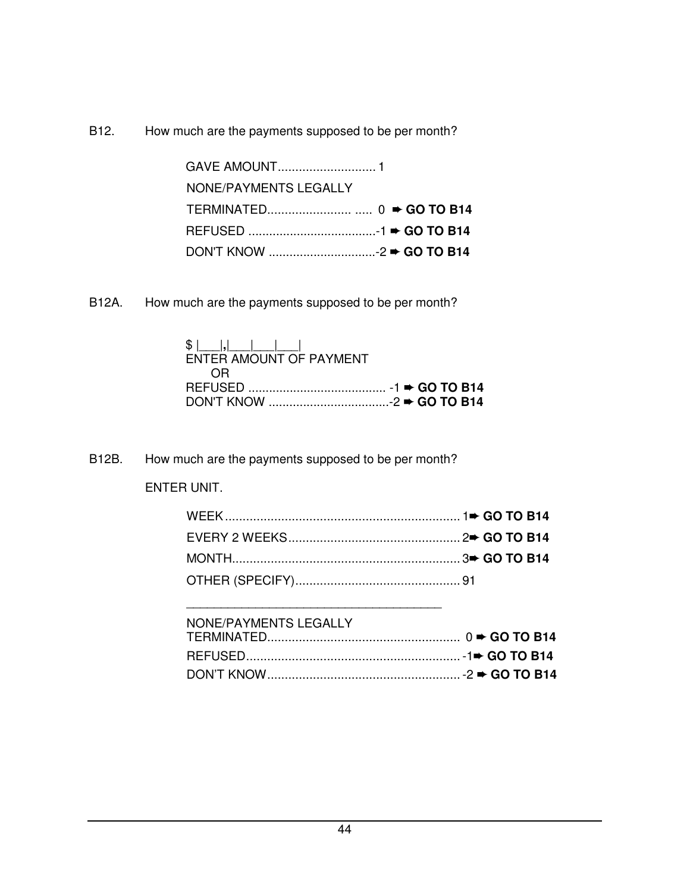B12. How much are the payments supposed to be per month?

GAVE AMOUNT............................ 1
NONE/PAYMENTS LEGALLY
TERMINATED........................ ..... 0 ➨ **GO TO B14**
REFUSED .....................................-1 ➨ **GO TO B14**
DON'T KNOW ...............................-2 ➨ **GO TO B14**

B12A. How much are the payments supposed to be per month?

$ |___|,|___|___|___|
ENTER AMOUNT OF PAYMENT
OR
REFUSED ........................................ -1 ➨ **GO TO B14**
DON'T KNOW ...................................-2 ➨ **GO TO B14**

B12B. How much are the payments supposed to be per month?

ENTER UNIT.

WEEK................................................................... 1➨ **GO TO B14**
EVERY 2 WEEKS................................................. 2➨ **GO TO B14**
MONTH................................................................. 3➨ **GO TO B14**
OTHER (SPECIFY)............................................... 91

_______________________________________

NONE/PAYMENTS LEGALLY
TERMINATED....................................................... 0 ➨ **GO TO B14**
REFUSED............................................................. -1➨ **GO TO B14**
DON'T KNOW....................................................... -2 ➨ **GO TO B14**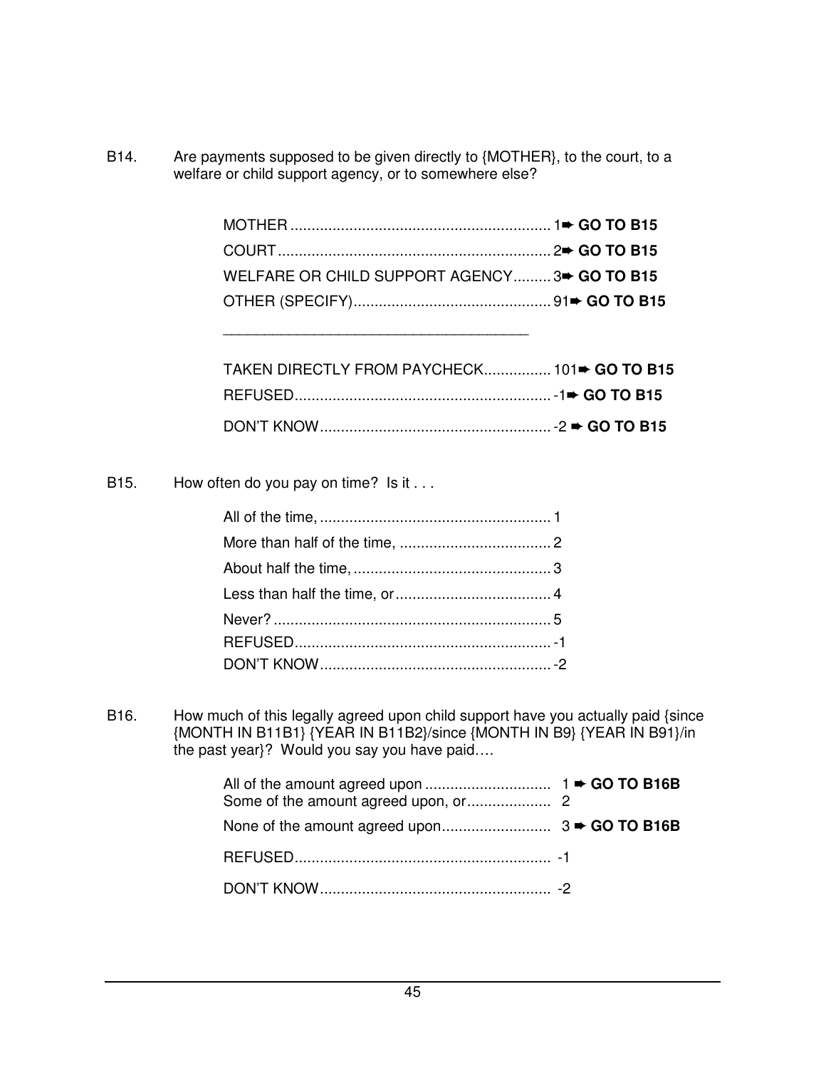B14. Are payments supposed to be given directly to {MOTHER}, to the court, to a welfare or child support agency, or to somewhere else?

MOTHER .............................................................. 1➨ **GO TO B15**
COURT ................................................................. 2➨ **GO TO B15**
WELFARE OR CHILD SUPPORT AGENCY......... 3➨ **GO TO B15**
OTHER (SPECIFY)............................................... 91➨ **GO TO B15**

______________________________________

TAKEN DIRECTLY FROM PAYCHECK................ 101➨ **GO TO B15**
REFUSED............................................................. -1➨ **GO TO B15**
DON'T KNOW....................................................... -2 ➨ **GO TO B15**

B15. How often do you pay on time? Is it . . .

All of the time, ....................................................... 1
More than half of the time, .................................... 2
About half the time, ............................................... 3
Less than half the time, or ..................................... 4
Never? ................................................................... 5
REFUSED............................................................. -1
DON'T KNOW....................................................... -2

B16. How much of this legally agreed upon child support have you actually paid {since {MONTH IN B11B1} {YEAR IN B11B2}/since {MONTH IN B9} {YEAR IN B91}/in the past year}? Would you say you have paid….

All of the amount agreed upon .............................. 1 ➨ **GO TO B16B**
Some of the amount agreed upon, or.................... 2
None of the amount agreed upon.......................... 3 ➨ **GO TO B16B**
REFUSED............................................................. -1
DON'T KNOW....................................................... -2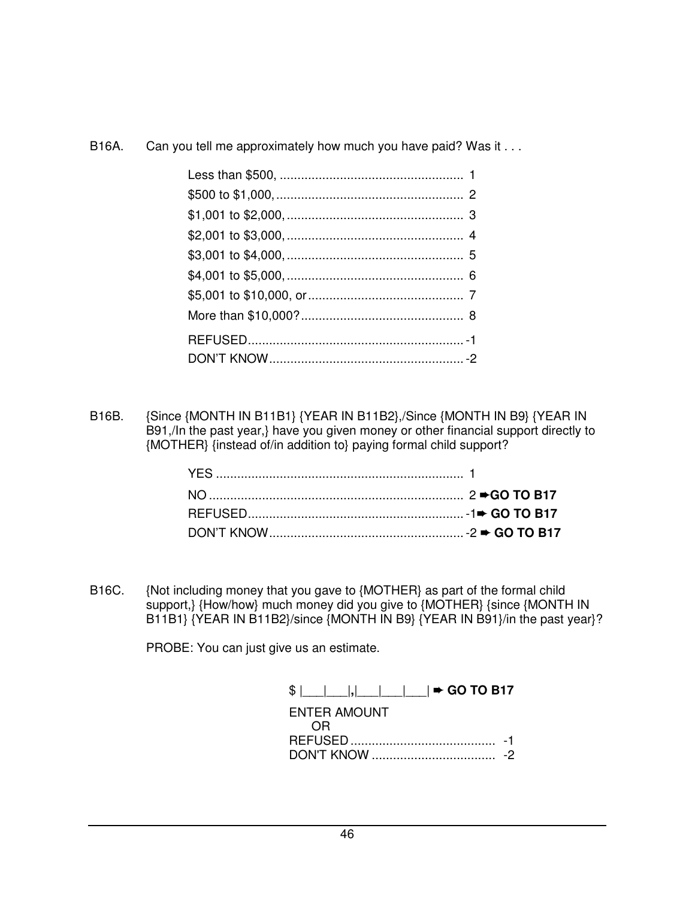B16A. Can you tell me approximately how much you have paid? Was it . . .

| | |
|---|---|
| Less than $500, | 1 |
| $500 to $1,000, | 2 |
| $1,001 to $2,000, | 3 |
| $2,001 to $3,000, | 4 |
| $3,001 to $4,000, | 5 |
| $4,001 to $5,000, | 6 |
| $5,001 to $10,000, or | 7 |
| More than $10,000? | 8 |
| REFUSED | -1 |
| DON'T KNOW | -2 |

B16B. {Since {MONTH IN B11B1} {YEAR IN B11B2},/Since {MONTH IN B9} {YEAR IN B91,/In the past year,} have you given money or other financial support directly to {MOTHER} {instead of/in addition to} paying formal child support?

| | |
|---|---|
| YES | 1 |
| NO | 2 ➨ **GO TO B17** |
| REFUSED | -1 ➨ **GO TO B17** |
| DON'T KNOW | -2 ➨ **GO TO B17** |

B16C. {Not including money that you gave to {MOTHER} as part of the formal child support,} {How/how} much money did you give to {MOTHER} {since {MONTH IN B11B1} {YEAR IN B11B2}/since {MONTH IN B9} {YEAR IN B91}/in the past year}?

PROBE: You can just give us an estimate.

$ |___|___|,|___|___|___| ➨ **GO TO B17**

ENTER AMOUNT
OR

| | |
|---|---|
| REFUSED | -1 |
| DON'T KNOW | -2 |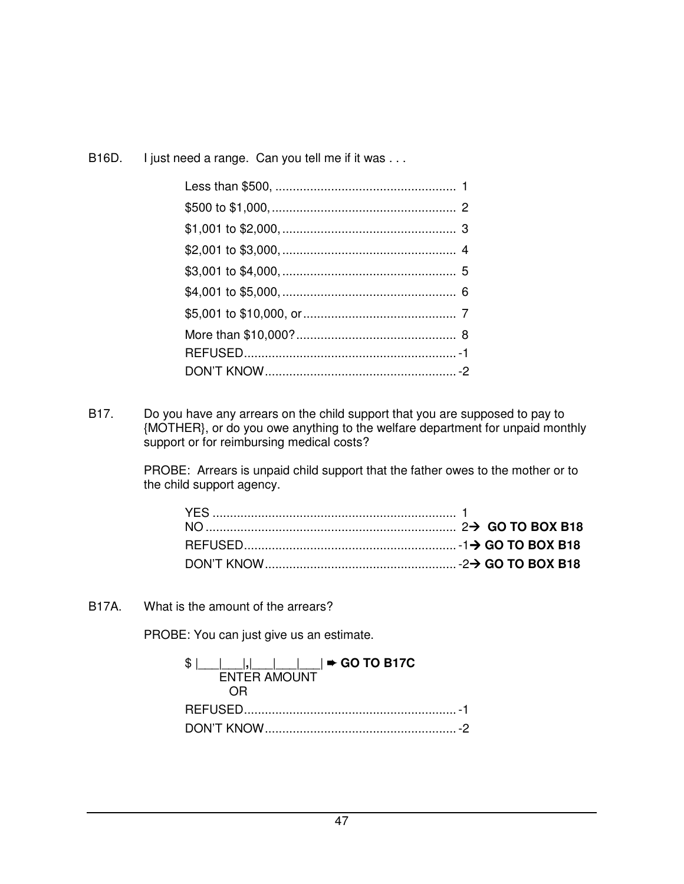B16D. I just need a range. Can you tell me if it was . . .

| | |
|---|---|
| Less than $500, | 1 |
| $500 to $1,000, | 2 |
| $1,001 to $2,000, | 3 |
| $2,001 to $3,000, | 4 |
| $3,001 to $4,000, | 5 |
| $4,001 to $5,000, | 6 |
| $5,001 to $10,000, or | 7 |
| More than $10,000? | 8 |
| REFUSED | -1 |
| DON'T KNOW | -2 |

B17. Do you have any arrears on the child support that you are supposed to pay to {MOTHER}, or do you owe anything to the welfare department for unpaid monthly support or for reimbursing medical costs?

PROBE: Arrears is unpaid child support that the father owes to the mother or to the child support agency.

| | |
|---|---|
| YES | 1 |
| NO | 2→ **GO TO BOX B18** |
| REFUSED | -1→ **GO TO BOX B18** |
| DON'T KNOW | -2→ **GO TO BOX B18** |

B17A. What is the amount of the arrears?

PROBE: You can just give us an estimate.

$ |___|___|,|___|___|___| ➨ **GO TO B17C**
ENTER AMOUNT
OR

| | |
|---|---|
| REFUSED | -1 |
| DON'T KNOW | -2 |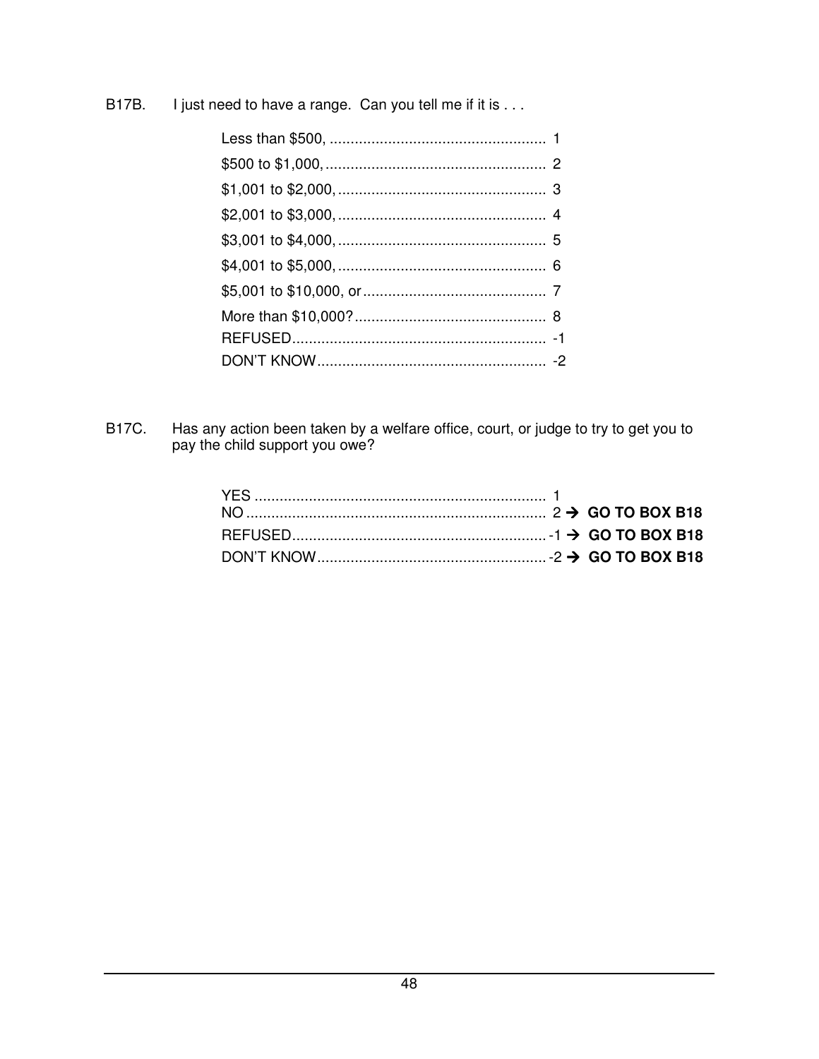B17B. I just need to have a range. Can you tell me if it is . . .

| | |
|---|---|
| Less than $500, | 1 |
| $500 to $1,000, | 2 |
| $1,001 to $2,000, | 3 |
| $2,001 to $3,000, | 4 |
| $3,001 to $4,000, | 5 |
| $4,001 to $5,000, | 6 |
| $5,001 to $10,000, or | 7 |
| More than $10,000? | 8 |
| REFUSED | -1 |
| DON'T KNOW | -2 |

B17C. Has any action been taken by a welfare office, court, or judge to try to get you to pay the child support you owe?

| | | |
|---|---|---|
| YES | 1 | |
| NO | 2 | → **GO TO BOX B18** |
| REFUSED | -1 | → **GO TO BOX B18** |
| DON'T KNOW | -2 | → **GO TO BOX B18** |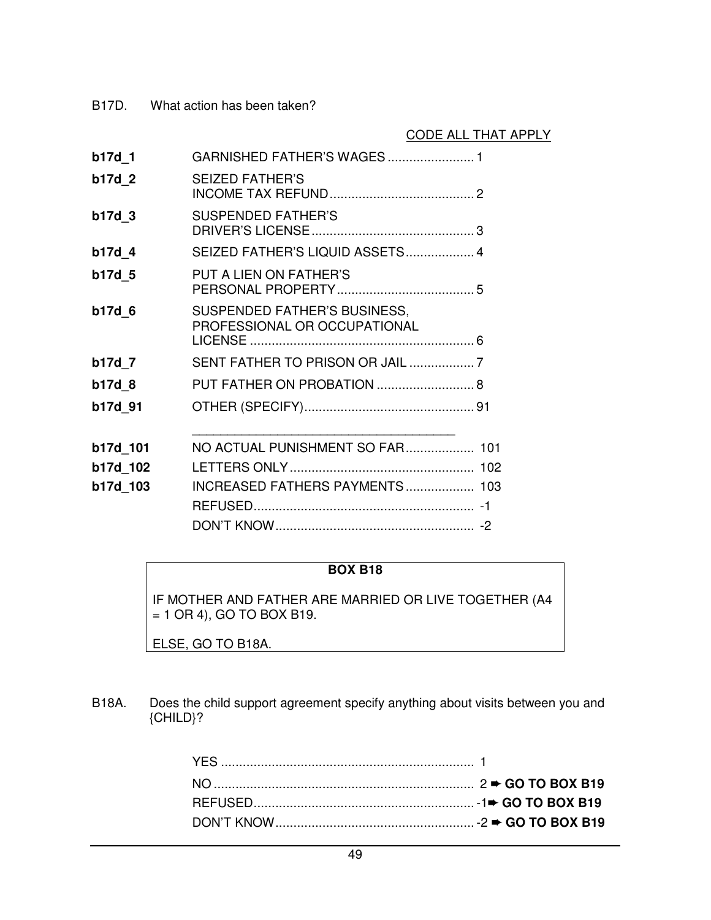B17D. What action has been taken?

CODE ALL THAT APPLY

| | | |
|---|---|---|
| **b17d_1** | GARNISHED FATHER'S WAGES | 1 |
| **b17d_2** | SEIZED FATHER'S INCOME TAX REFUND | 2 |
| **b17d_3** | SUSPENDED FATHER'S DRIVER'S LICENSE | 3 |
| **b17d_4** | SEIZED FATHER'S LIQUID ASSETS | 4 |
| **b17d_5** | PUT A LIEN ON FATHER'S PERSONAL PROPERTY | 5 |
| **b17d_6** | SUSPENDED FATHER'S BUSINESS, PROFESSIONAL OR OCCUPATIONAL LICENSE | 6 |
| **b17d_7** | SENT FATHER TO PRISON OR JAIL | 7 |
| **b17d_8** | PUT FATHER ON PROBATION | 8 |
| **b17d_91** | OTHER (SPECIFY) ______________________________ | 91 |
| **b17d_101** | NO ACTUAL PUNISHMENT SO FAR | 101 |
| **b17d_102** | LETTERS ONLY | 102 |
| **b17d_103** | INCREASED FATHERS PAYMENTS | 103 |
| | REFUSED | -1 |
| | DON'T KNOW | -2 |

**BOX B18**

IF MOTHER AND FATHER ARE MARRIED OR LIVE TOGETHER (A4 = 1 OR 4), GO TO BOX B19.

ELSE, GO TO B18A.

B18A. Does the child support agreement specify anything about visits between you and {CHILD}?

| | | |
|---|---|---|
| YES | 1 | |
| NO | 2 | ➨ **GO TO BOX B19** |
| REFUSED | -1 | ➨ **GO TO BOX B19** |
| DON'T KNOW | -2 | ➨ **GO TO BOX B19** |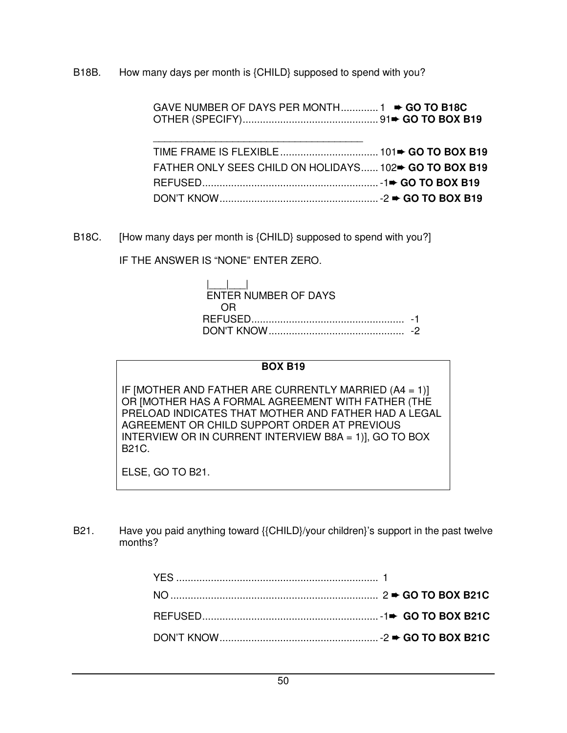B18B. How many days per month is {CHILD} supposed to spend with you?

GAVE NUMBER OF DAYS PER MONTH............. 1 ➨ **GO TO B18C**
OTHER (SPECIFY)............................................... 91➨ **GO TO BOX B19**

_______________________________________

TIME FRAME IS FLEXIBLE.................................. 101➨ **GO TO BOX B19**
FATHER ONLY SEES CHILD ON HOLIDAYS...... 102➨ **GO TO BOX B19**
REFUSED............................................................. -1➨ **GO TO BOX B19**
DON'T KNOW....................................................... -2 ➨ **GO TO BOX B19**

B18C. [How many days per month is {CHILD} supposed to spend with you?]

IF THE ANSWER IS "NONE" ENTER ZERO.

|___|___|
ENTER NUMBER OF DAYS
OR
REFUSED..................................................... -1
DON'T KNOW............................................... -2

**BOX B19**

IF [MOTHER AND FATHER ARE CURRENTLY MARRIED (A4 = 1)] OR [MOTHER HAS A FORMAL AGREEMENT WITH FATHER (THE PRELOAD INDICATES THAT MOTHER AND FATHER HAD A LEGAL AGREEMENT OR CHILD SUPPORT ORDER AT PREVIOUS INTERVIEW OR IN CURRENT INTERVIEW B8A = 1)], GO TO BOX B21C.

ELSE, GO TO B21.

B21. Have you paid anything toward {{CHILD}/your children}'s support in the past twelve months?

YES ...................................................................... 1
NO ........................................................................ 2 ➨ **GO TO BOX B21C**
REFUSED............................................................. -1➨ **GO TO BOX B21C**
DON'T KNOW....................................................... -2 ➨ **GO TO BOX B21C**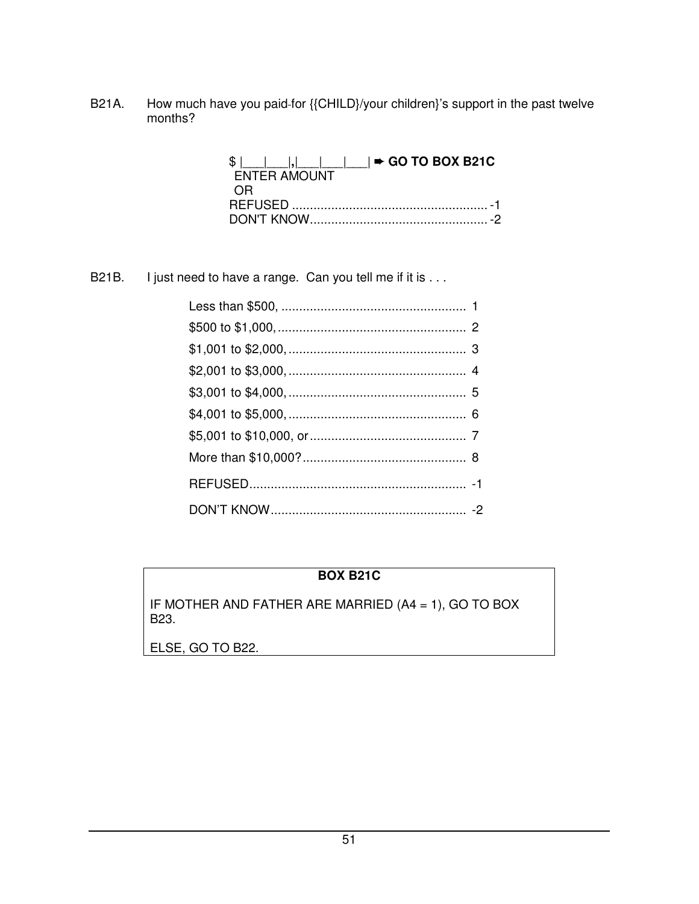B21A. How much have you paid-for {{CHILD}/your children}'s support in the past twelve months?

$ |___|___|,|___|___|___| ➨ **GO TO BOX B21C**
ENTER AMOUNT
OR
REFUSED ....................................................... -1
DON'T KNOW.................................................. -2

B21B. I just need to have a range. Can you tell me if it is . . .

Less than $500, .................................................... 1
$500 to $1,000, ..................................................... 2
$1,001 to $2,000, .................................................. 3
$2,001 to $3,000, .................................................. 4
$3,001 to $4,000, .................................................. 5
$4,001 to $5,000, .................................................. 6
$5,001 to $10,000, or ............................................ 7
More than $10,000? .............................................. 8
REFUSED............................................................. -1
DON'T KNOW....................................................... -2

| **BOX B21C** |
|---|
| IF MOTHER AND FATHER ARE MARRIED (A4 = 1), GO TO BOX B23.<br><br>ELSE, GO TO B22. |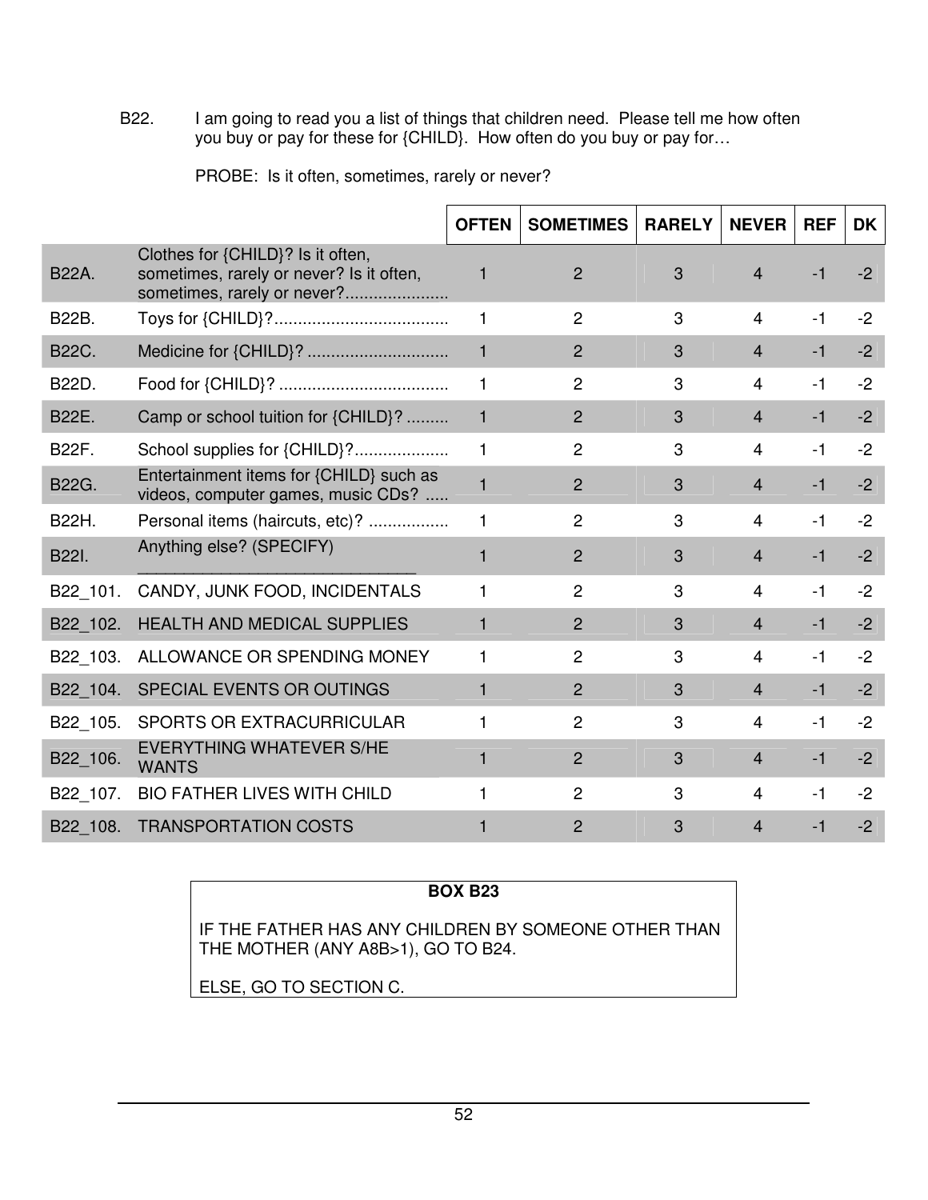B22. I am going to read you a list of things that children need. Please tell me how often you buy or pay for these for {CHILD}. How often do you buy or pay for…

PROBE: Is it often, sometimes, rarely or never?

| | | OFTEN | SOMETIMES | RARELY | NEVER | REF | DK |
|---|---|---|---|---|---|---|---|
| B22A. | Clothes for {CHILD}? Is it often, sometimes, rarely or never? Is it often, sometimes, rarely or never?...................... | 1 | 2 | 3 | 4 | -1 | -2 |
| B22B. | Toys for {CHILD}?..................................... | 1 | 2 | 3 | 4 | -1 | -2 |
| B22C. | Medicine for {CHILD}? ............................. | 1 | 2 | 3 | 4 | -1 | -2 |
| B22D. | Food for {CHILD}? ................................... | 1 | 2 | 3 | 4 | -1 | -2 |
| B22E. | Camp or school tuition for {CHILD}? ......... | 1 | 2 | 3 | 4 | -1 | -2 |
| B22F. | School supplies for {CHILD}?.................... | 1 | 2 | 3 | 4 | -1 | -2 |
| B22G. | Entertainment items for {CHILD} such as videos, computer games, music CDs? ..... | 1 | 2 | 3 | 4 | -1 | -2 |
| B22H. | Personal items (haircuts, etc)? ................. | 1 | 2 | 3 | 4 | -1 | -2 |
| B22I. | Anything else? (SPECIFY) ______________________________ | 1 | 2 | 3 | 4 | -1 | -2 |
| B22_101. | CANDY, JUNK FOOD, INCIDENTALS | 1 | 2 | 3 | 4 | -1 | -2 |
| B22_102. | HEALTH AND MEDICAL SUPPLIES | 1 | 2 | 3 | 4 | -1 | -2 |
| B22_103. | ALLOWANCE OR SPENDING MONEY | 1 | 2 | 3 | 4 | -1 | -2 |
| B22_104. | SPECIAL EVENTS OR OUTINGS | 1 | 2 | 3 | 4 | -1 | -2 |
| B22_105. | SPORTS OR EXTRACURRICULAR | 1 | 2 | 3 | 4 | -1 | -2 |
| B22_106. | EVERYTHING WHATEVER S/HE WANTS | 1 | 2 | 3 | 4 | -1 | -2 |
| B22_107. | BIO FATHER LIVES WITH CHILD | 1 | 2 | 3 | 4 | -1 | -2 |
| B22_108. | TRANSPORTATION COSTS | 1 | 2 | 3 | 4 | -1 | -2 |

**BOX B23**

IF THE FATHER HAS ANY CHILDREN BY SOMEONE OTHER THAN THE MOTHER (ANY A8B>1), GO TO B24.

ELSE, GO TO SECTION C.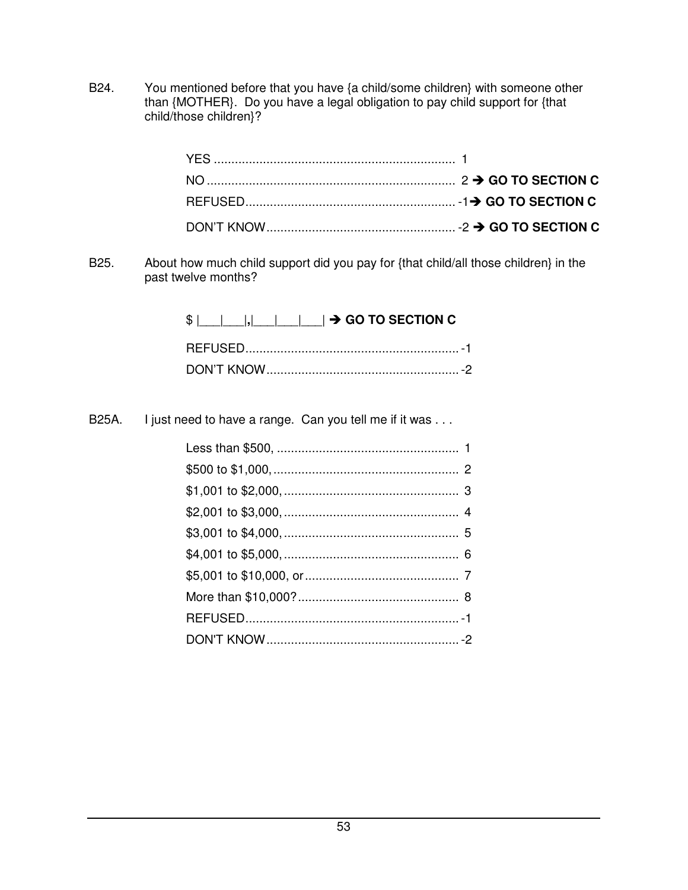B24. You mentioned before that you have {a child/some children} with someone other than {MOTHER}. Do you have a legal obligation to pay child support for {that child/those children}?

| | |
|---|---|
| YES | 1 |
| NO | 2 ➔ **GO TO SECTION C** |
| REFUSED | -1➔ **GO TO SECTION C** |
| DON'T KNOW | -2 ➔ **GO TO SECTION C** |

B25. About how much child support did you pay for {that child/all those children} in the past twelve months?

$ |___|___|**,**|___|___|___| ➔ **GO TO SECTION C**

| | |
|---|---|
| REFUSED | -1 |
| DON'T KNOW | -2 |

B25A. I just need to have a range. Can you tell me if it was . . .

| | |
|---|---|
| Less than $500, | 1 |
| $500 to $1,000, | 2 |
| $1,001 to $2,000, | 3 |
| $2,001 to $3,000, | 4 |
| $3,001 to $4,000, | 5 |
| $4,001 to $5,000, | 6 |
| $5,001 to $10,000, or | 7 |
| More than $10,000? | 8 |
| REFUSED | -1 |
| DON'T KNOW | -2 |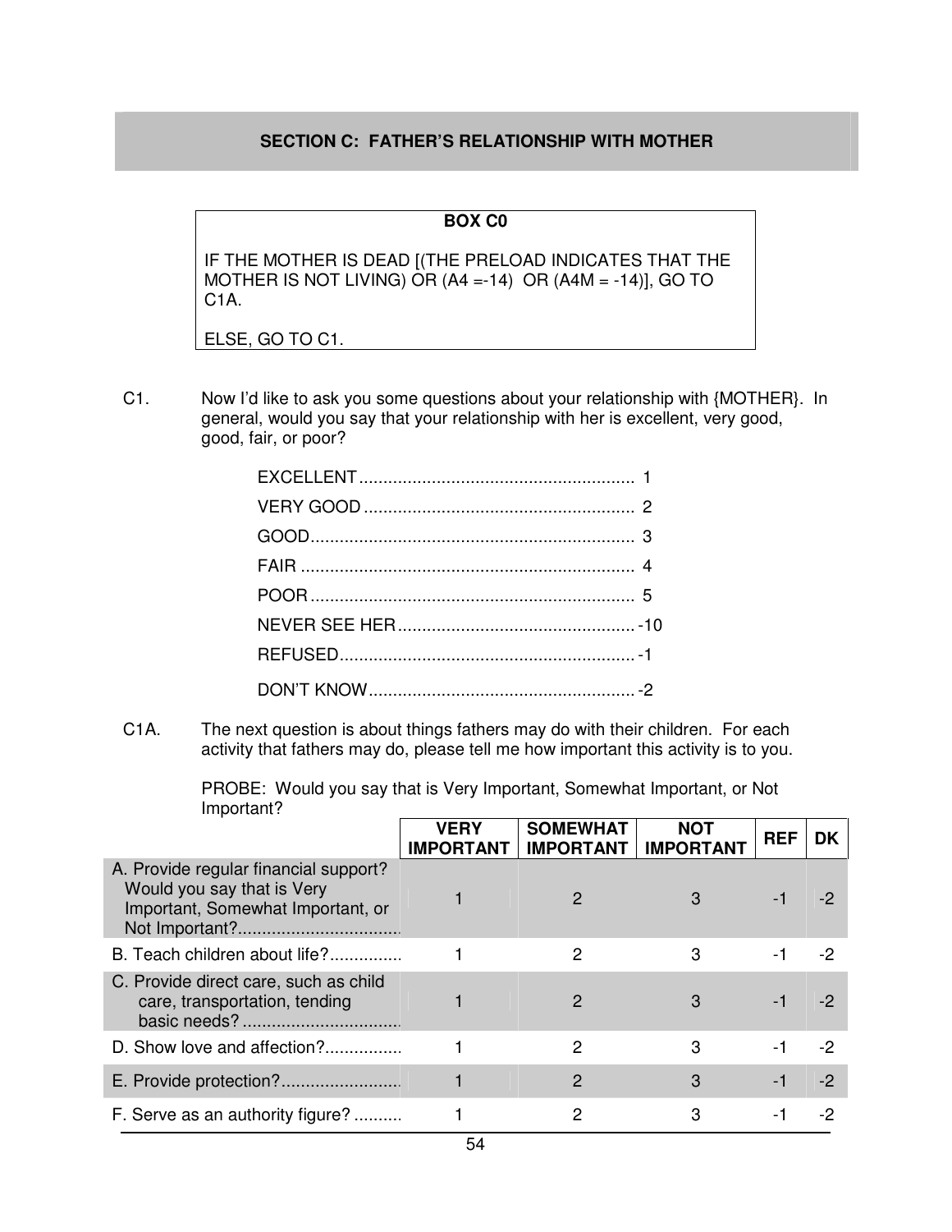## SECTION C: FATHER'S RELATIONSHIP WITH MOTHER

**BOX C0**

IF THE MOTHER IS DEAD [(THE PRELOAD INDICATES THAT THE MOTHER IS NOT LIVING) OR (A4 =-14) OR (A4M = -14)], GO TO C1A.

ELSE, GO TO C1.

C1. Now I'd like to ask you some questions about your relationship with {MOTHER}. In general, would you say that your relationship with her is excellent, very good, good, fair, or poor?

EXCELLENT ........................................................ 1
VERY GOOD ....................................................... 2
GOOD.................................................................. 3
FAIR .................................................................... 4
POOR .................................................................. 5
NEVER SEE HER ................................................ -10
REFUSED ............................................................ -1
DON'T KNOW ...................................................... -2

C1A. The next question is about things fathers may do with their children. For each activity that fathers may do, please tell me how important this activity is to you.

PROBE: Would you say that is Very Important, Somewhat Important, or Not Important?

| | VERY IMPORTANT | SOMEWHAT IMPORTANT | NOT IMPORTANT | REF | DK |
|---|---|---|---|---|---|
| A. Provide regular financial support? Would you say that is Very Important, Somewhat Important, or Not Important?................................. | 1 | 2 | 3 | -1 | -2 |
| B. Teach children about life?............... | 1 | 2 | 3 | -1 | -2 |
| C. Provide direct care, such as child care, transportation, tending basic needs? ................................ | 1 | 2 | 3 | -1 | -2 |
| D. Show love and affection?................ | 1 | 2 | 3 | -1 | -2 |
| E. Provide protection?......................... | 1 | 2 | 3 | -1 | -2 |
| F. Serve as an authority figure? .......... | 1 | 2 | 3 | -1 | -2 |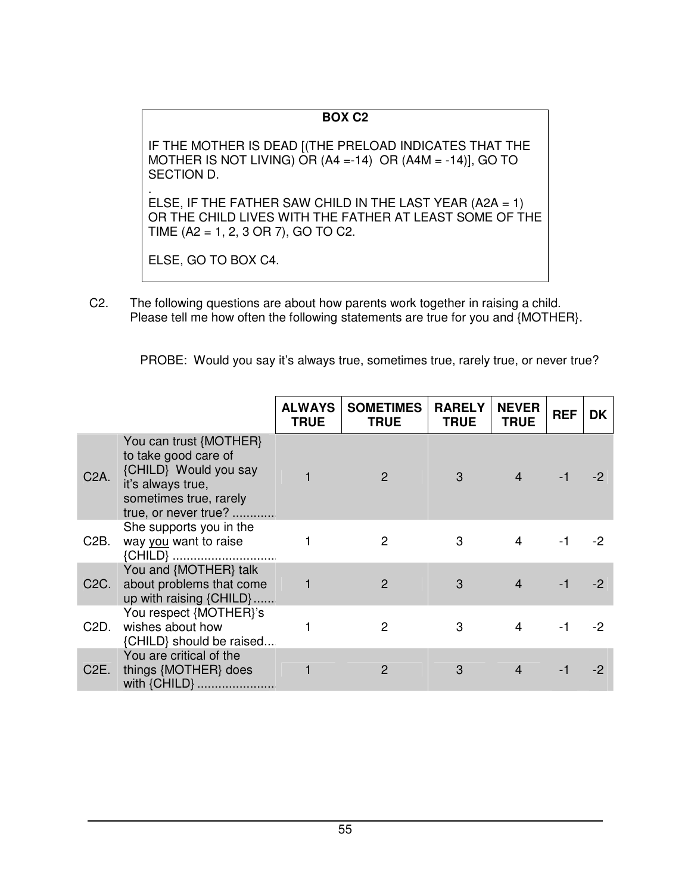**BOX C2**

IF THE MOTHER IS DEAD [(THE PRELOAD INDICATES THAT THE MOTHER IS NOT LIVING) OR (A4 =-14) OR (A4M = -14)], GO TO SECTION D.

.

ELSE, IF THE FATHER SAW CHILD IN THE LAST YEAR (A2A = 1) OR THE CHILD LIVES WITH THE FATHER AT LEAST SOME OF THE TIME (A2 = 1, 2, 3 OR 7), GO TO C2.

ELSE, GO TO BOX C4.

C2. The following questions are about how parents work together in raising a child. Please tell me how often the following statements are true for you and {MOTHER}.

PROBE: Would you say it's always true, sometimes true, rarely true, or never true?

| | | ALWAYS TRUE | SOMETIMES TRUE | RARELY TRUE | NEVER TRUE | REF | DK |
|---|---|---|---|---|---|---|---|
| C2A. | You can trust {MOTHER} to take good care of {CHILD} Would you say it's always true, sometimes true, rarely true, or never true? ............ | 1 | 2 | 3 | 4 | -1 | -2 |
| C2B. | She supports you in the way you want to raise {CHILD} ............................. | 1 | 2 | 3 | 4 | -1 | -2 |
| C2C. | You and {MOTHER} talk about problems that come up with raising {CHILD}...... | 1 | 2 | 3 | 4 | -1 | -2 |
| C2D. | You respect {MOTHER}'s wishes about how {CHILD} should be raised... | 1 | 2 | 3 | 4 | -1 | -2 |
| C2E. | You are critical of the things {MOTHER} does with {CHILD} ..................... | 1 | 2 | 3 | 4 | -1 | -2 |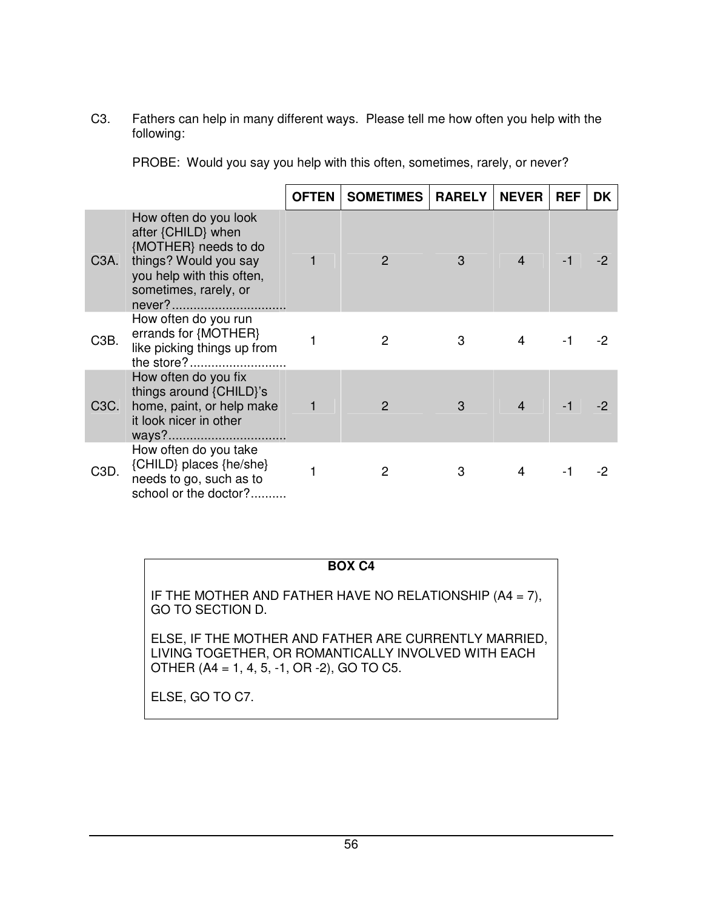C3. Fathers can help in many different ways. Please tell me how often you help with the following:

PROBE: Would you say you help with this often, sometimes, rarely, or never?

| | | OFTEN | SOMETIMES | RARELY | NEVER | REF | DK |
|---|---|---|---|---|---|---|---|
| C3A. | How often do you look after {CHILD} when {MOTHER} needs to do things? Would you say you help with this often, sometimes, rarely, or never?................................ | 1 | 2 | 3 | 4 | -1 | -2 |
| C3B. | How often do you run errands for {MOTHER} like picking things up from the store?........................... | 1 | 2 | 3 | 4 | -1 | -2 |
| C3C. | How often do you fix things around {CHILD}'s home, paint, or help make it look nicer in other ways?................................. | 1 | 2 | 3 | 4 | -1 | -2 |
| C3D. | How often do you take {CHILD} places {he/she} needs to go, such as to school or the doctor?.......... | 1 | 2 | 3 | 4 | -1 | -2 |

**BOX C4**

IF THE MOTHER AND FATHER HAVE NO RELATIONSHIP (A4 = 7), GO TO SECTION D.

ELSE, IF THE MOTHER AND FATHER ARE CURRENTLY MARRIED, LIVING TOGETHER, OR ROMANTICALLY INVOLVED WITH EACH OTHER (A4 = 1, 4, 5, -1, OR -2), GO TO C5.

ELSE, GO TO C7.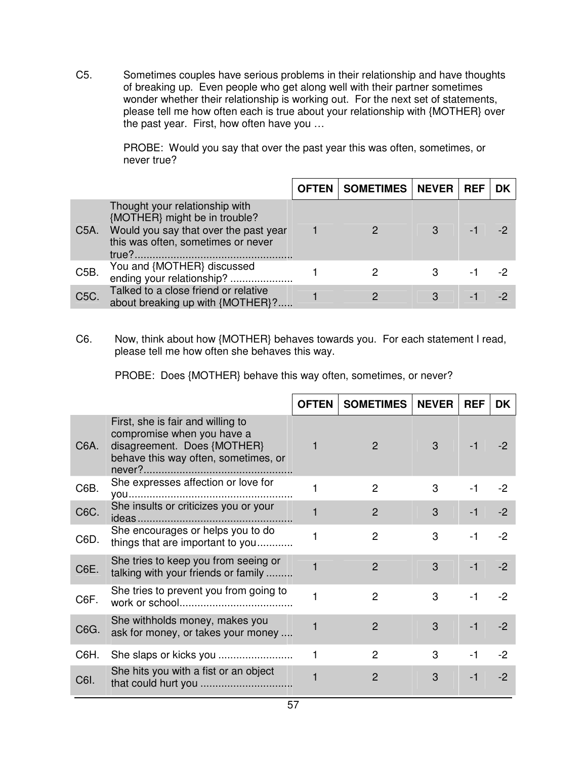C5. Sometimes couples have serious problems in their relationship and have thoughts of breaking up. Even people who get along well with their partner sometimes wonder whether their relationship is working out. For the next set of statements, please tell me how often each is true about your relationship with {MOTHER} over the past year. First, how often have you …

PROBE: Would you say that over the past year this was often, sometimes, or never true?

| | | OFTEN | SOMETIMES | NEVER | REF | DK |
|---|---|---|---|---|---|---|
| C5A. | Thought your relationship with {MOTHER} might be in trouble? Would you say that over the past year this was often, sometimes or never true?.................................................... | 1 | 2 | 3 | -1 | -2 |
| C5B. | You and {MOTHER} discussed ending your relationship? ..................... | 1 | 2 | 3 | -1 | -2 |
| C5C. | Talked to a close friend or relative about breaking up with {MOTHER}?..... | 1 | 2 | 3 | -1 | -2 |

C6. Now, think about how {MOTHER} behaves towards you. For each statement I read, please tell me how often she behaves this way.

PROBE: Does {MOTHER} behave this way often, sometimes, or never?

| | | OFTEN | SOMETIMES | NEVER | REF | DK |
|---|---|---|---|---|---|---|
| C6A. | First, she is fair and willing to compromise when you have a disagreement. Does {MOTHER} behave this way often, sometimes, or never?................................................. | 1 | 2 | 3 | -1 | -2 |
| C6B. | She expresses affection or love for you...................................................... | 1 | 2 | 3 | -1 | -2 |
| C6C. | She insults or criticizes you or your ideas................................................... | 1 | 2 | 3 | -1 | -2 |
| C6D. | She encourages or helps you to do things that are important to you............ | 1 | 2 | 3 | -1 | -2 |
| C6E. | She tries to keep you from seeing or talking with your friends or family ......... | 1 | 2 | 3 | -1 | -2 |
| C6F. | She tries to prevent you from going to work or school..................................... | 1 | 2 | 3 | -1 | -2 |
| C6G. | She withholds money, makes you ask for money, or takes your money .... | 1 | 2 | 3 | -1 | -2 |
| C6H. | She slaps or kicks you ......................... | 1 | 2 | 3 | -1 | -2 |
| C6I. | She hits you with a fist or an object that could hurt you .............................. | 1 | 2 | 3 | -1 | -2 |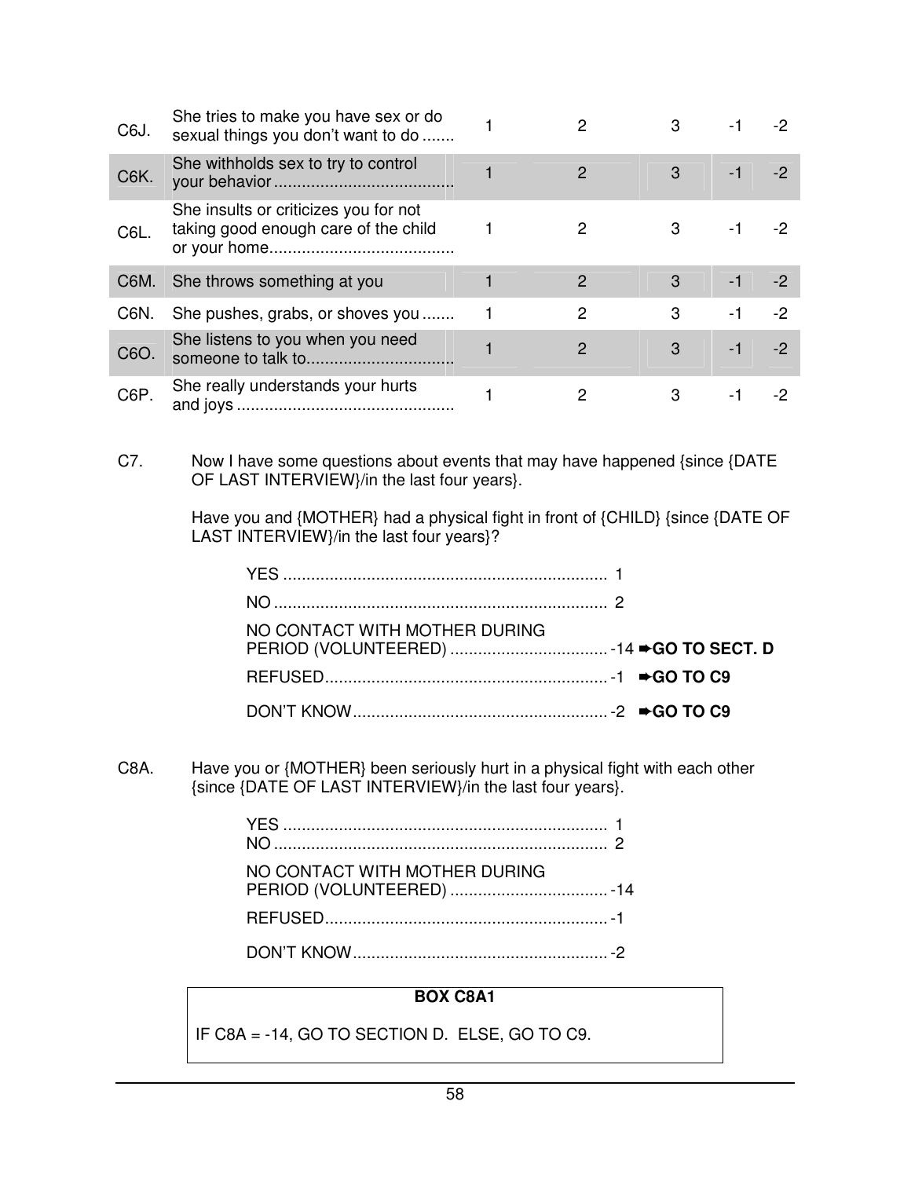| | | | | | | |
|---|---|---|---|---|---|---|
| C6J. | She tries to make you have sex or do sexual things you don't want to do ....... | 1 | 2 | 3 | -1 | -2 |
| C6K. | She withholds sex to try to control your behavior ....................................... | 1 | 2 | 3 | -1 | -2 |
| C6L. | She insults or criticizes you for not taking good enough care of the child or your home........................................ | 1 | 2 | 3 | -1 | -2 |
| C6M. | She throws something at you | 1 | 2 | 3 | -1 | -2 |
| C6N. | She pushes, grabs, or shoves you ....... | 1 | 2 | 3 | -1 | -2 |
| C6O. | She listens to you when you need someone to talk to................................ | 1 | 2 | 3 | -1 | -2 |
| C6P. | She really understands your hurts and joys .............................................. | 1 | 2 | 3 | -1 | -2 |

C7. Now I have some questions about events that may have happened {since {DATE OF LAST INTERVIEW}/in the last four years}.

Have you and {MOTHER} had a physical fight in front of {CHILD} {since {DATE OF LAST INTERVIEW}/in the last four years}?

YES ...................................................................... 1

NO ........................................................................ 2

NO CONTACT WITH MOTHER DURING PERIOD (VOLUNTEERED) .................................. -14 ➨**GO TO SECT. D**

REFUSED............................................................. -1 ➨**GO TO C9**

DON'T KNOW....................................................... -2 ➨**GO TO C9**

C8A. Have you or {MOTHER} been seriously hurt in a physical fight with each other {since {DATE OF LAST INTERVIEW}/in the last four years}.

YES ...................................................................... 1

NO ........................................................................ 2

NO CONTACT WITH MOTHER DURING PERIOD (VOLUNTEERED) .................................. -14

REFUSED............................................................. -1

DON'T KNOW....................................................... -2

**BOX C8A1**

IF C8A = -14, GO TO SECTION D. ELSE, GO TO C9.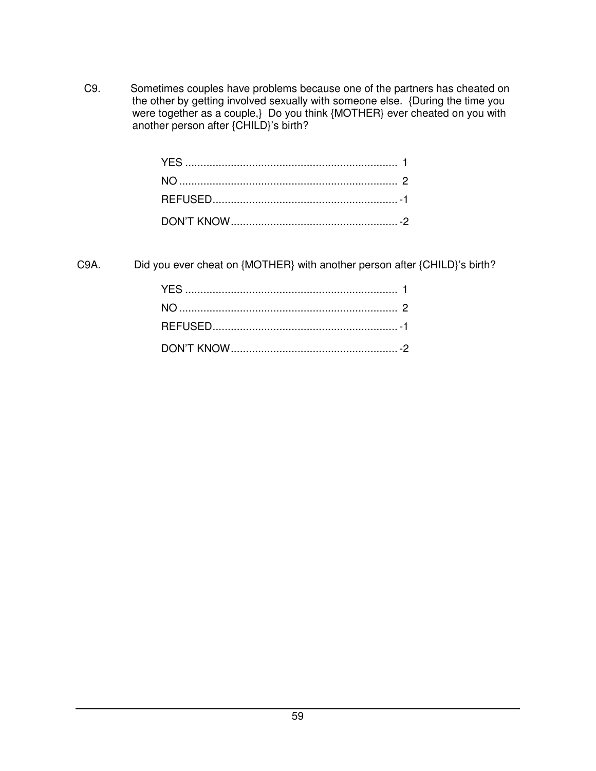C9. Sometimes couples have problems because one of the partners has cheated on the other by getting involved sexually with someone else. {During the time you were together as a couple,} Do you think {MOTHER} ever cheated on you with another person after {CHILD}'s birth?

| | |
|---|---|
| YES | 1 |
| NO | 2 |
| REFUSED | -1 |
| DON'T KNOW | -2 |

C9A. Did you ever cheat on {MOTHER} with another person after {CHILD}'s birth?

| | |
|---|---|
| YES | 1 |
| NO | 2 |
| REFUSED | -1 |
| DON'T KNOW | -2 |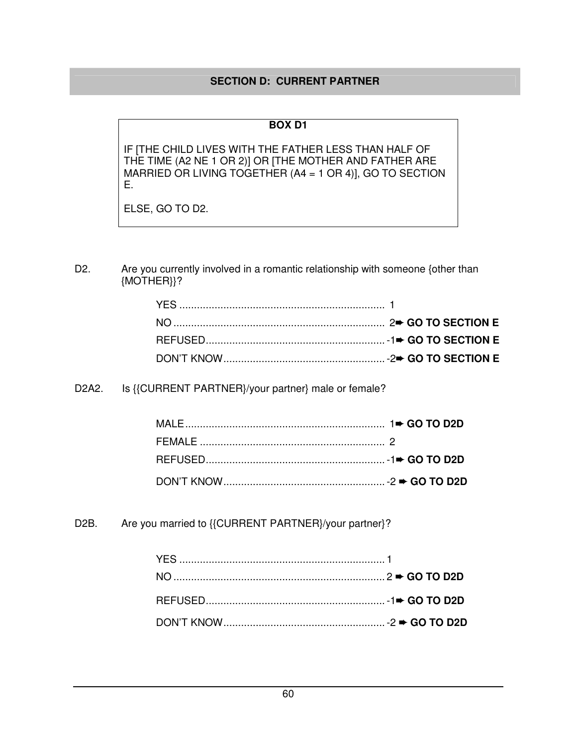## SECTION D: CURRENT PARTNER

**BOX D1**

IF [THE CHILD LIVES WITH THE FATHER LESS THAN HALF OF THE TIME (A2 NE 1 OR 2)] OR [THE MOTHER AND FATHER ARE MARRIED OR LIVING TOGETHER (A4 = 1 OR 4)], GO TO SECTION E.

ELSE, GO TO D2.

D2. Are you currently involved in a romantic relationship with someone {other than {MOTHER}}?

- YES ...................................................................... 1
- NO ........................................................................ 2➨ **GO TO SECTION E**
- REFUSED............................................................. -1➨ **GO TO SECTION E**
- DON'T KNOW....................................................... -2➨ **GO TO SECTION E**

D2A2. Is {{CURRENT PARTNER}/your partner} male or female?

- MALE .................................................................... 1➨ **GO TO D2D**
- FEMALE ............................................................... 2
- REFUSED............................................................. -1➨ **GO TO D2D**
- DON'T KNOW....................................................... -2 ➨ **GO TO D2D**

D2B. Are you married to {{CURRENT PARTNER}/your partner}?

- YES ...................................................................... 1
- NO ........................................................................ 2 ➨ **GO TO D2D**
- REFUSED............................................................. -1➨ **GO TO D2D**
- DON'T KNOW....................................................... -2 ➨ **GO TO D2D**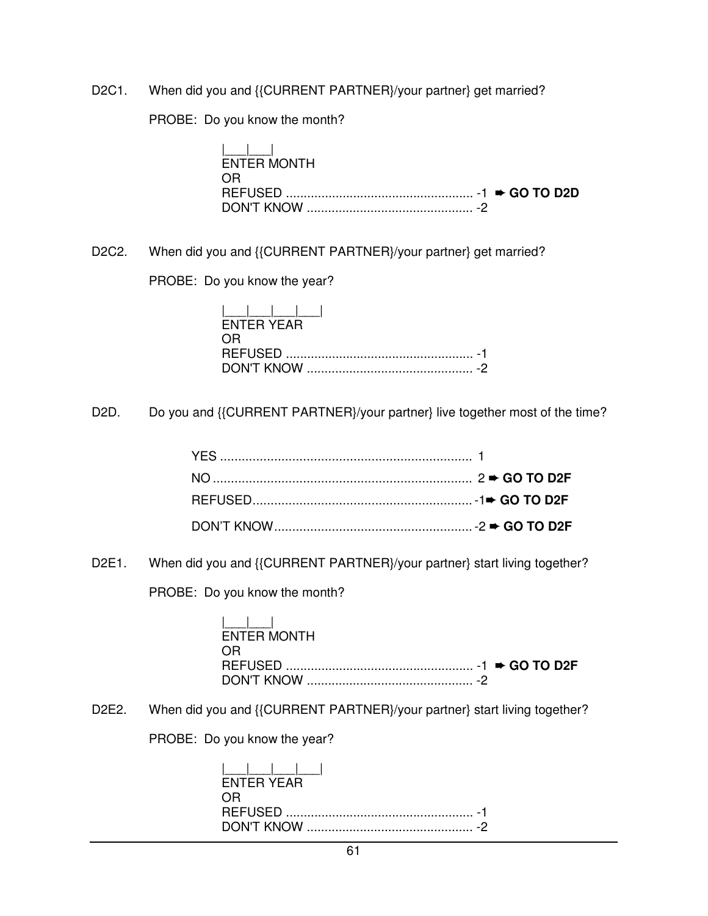D2C1. When did you and {{CURRENT PARTNER}/your partner} get married?

PROBE: Do you know the month?

|___|___|
ENTER MONTH
OR
REFUSED ..................................................... -1 ➨ **GO TO D2D**
DON'T KNOW ............................................... -2

D2C2. When did you and {{CURRENT PARTNER}/your partner} get married?

PROBE: Do you know the year?

|___|___|___|___|
ENTER YEAR
OR
REFUSED ..................................................... -1
DON'T KNOW ............................................... -2

D2D. Do you and {{CURRENT PARTNER}/your partner} live together most of the time?

YES ...................................................................... 1
NO ........................................................................ 2 ➨ **GO TO D2F**
REFUSED............................................................. -1 ➨ **GO TO D2F**
DON'T KNOW....................................................... -2 ➨ **GO TO D2F**

D2E1. When did you and {{CURRENT PARTNER}/your partner} start living together?

PROBE: Do you know the month?

|___|___|
ENTER MONTH
OR
REFUSED ..................................................... -1 ➨ **GO TO D2F**
DON'T KNOW ............................................... -2

D2E2. When did you and {{CURRENT PARTNER}/your partner} start living together?

PROBE: Do you know the year?

|___|___|___|___|
ENTER YEAR
OR
REFUSED ..................................................... -1
DON'T KNOW ............................................... -2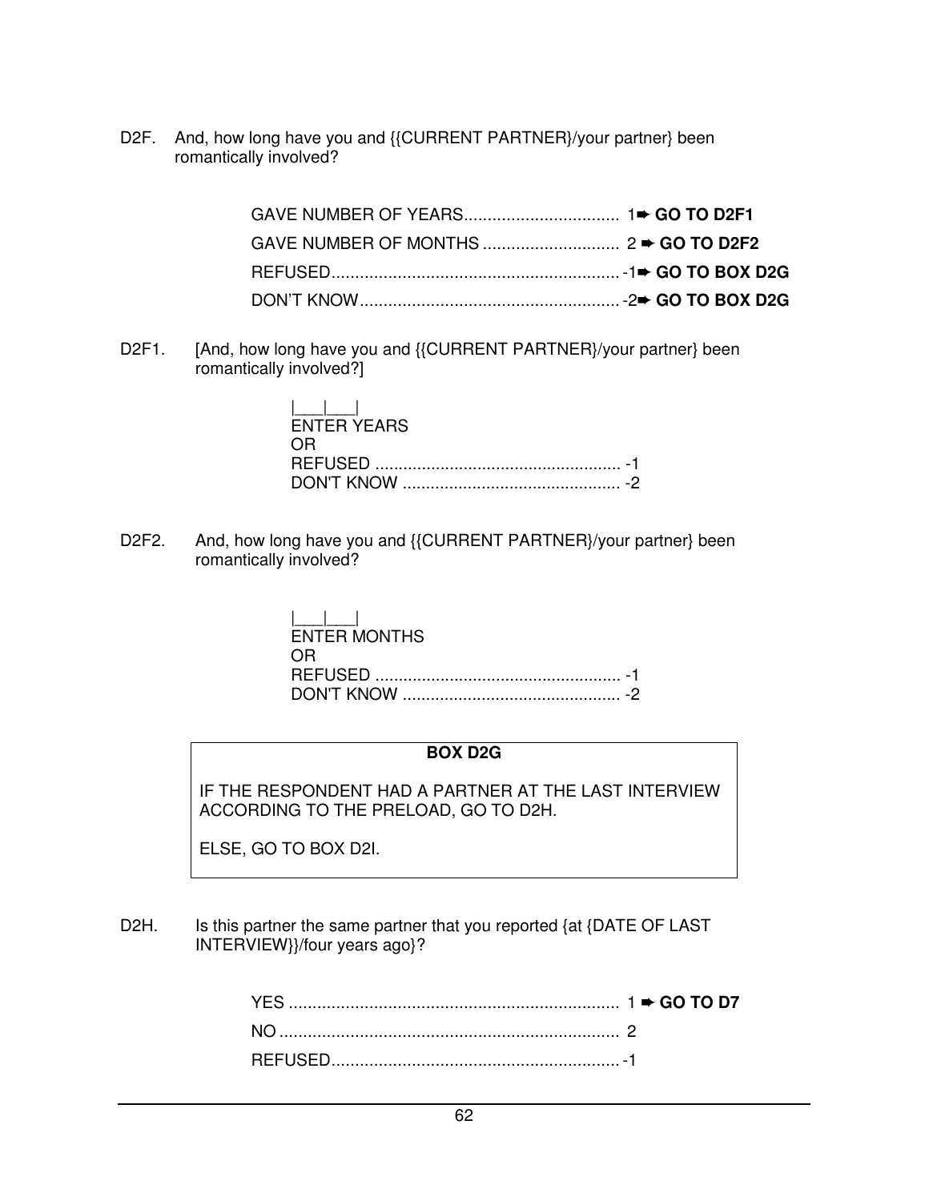D2F. And, how long have you and {{CURRENT PARTNER}/your partner} been romantically involved?

GAVE NUMBER OF YEARS................................ 1➨ **GO TO D2F1**

GAVE NUMBER OF MONTHS ............................ 2 ➨ **GO TO D2F2**

REFUSED............................................................ -1➨ **GO TO BOX D2G**

DON'T KNOW...................................................... -2➨ **GO TO BOX D2G**

D2F1. [And, how long have you and {{CURRENT PARTNER}/your partner} been romantically involved?]

|___|___|
ENTER YEARS
OR
REFUSED .................................................... -1
DON'T KNOW .............................................. -2

D2F2. And, how long have you and {{CURRENT PARTNER}/your partner} been romantically involved?

|___|___|
ENTER MONTHS
OR
REFUSED .................................................... -1
DON'T KNOW .............................................. -2

**BOX D2G**

IF THE RESPONDENT HAD A PARTNER AT THE LAST INTERVIEW ACCORDING TO THE PRELOAD, GO TO D2H.

ELSE, GO TO BOX D2I.

D2H. Is this partner the same partner that you reported {at {DATE OF LAST INTERVIEW}}/four years ago}?

YES ...................................................................... 1 ➨ **GO TO D7**

NO ........................................................................ 2

REFUSED............................................................ -1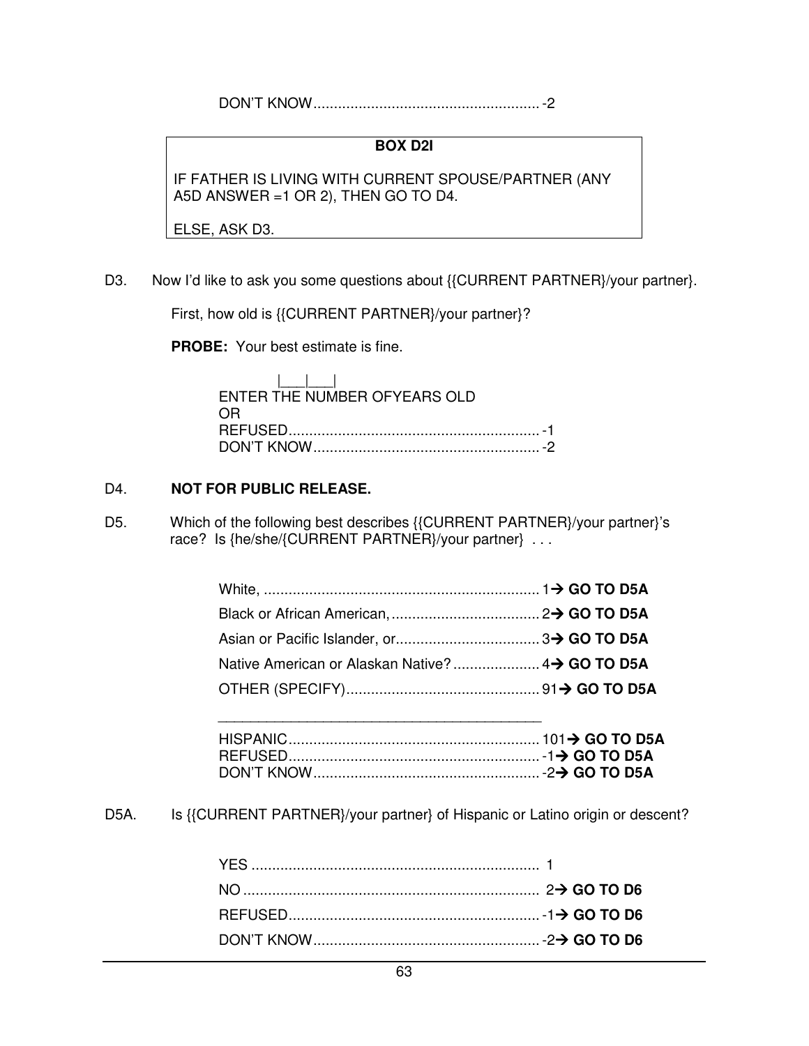DON'T KNOW....................................................... -2

**BOX D2I**

IF FATHER IS LIVING WITH CURRENT SPOUSE/PARTNER (ANY A5D ANSWER =1 OR 2), THEN GO TO D4.

ELSE, ASK D3.

D3. Now I'd like to ask you some questions about {{CURRENT PARTNER}/your partner}.

First, how old is {{CURRENT PARTNER}/your partner}?

**PROBE:** Your best estimate is fine.

|___|___|
ENTER THE NUMBER OFYEARS OLD
OR
REFUSED............................................................. -1
DON'T KNOW....................................................... -2

D4. **NOT FOR PUBLIC RELEASE.**

D5. Which of the following best describes {{CURRENT PARTNER}/your partner}'s race? Is {he/she/{CURRENT PARTNER}/your partner} . . .

White, ................................................................... 1→ **GO TO D5A**
Black or African American,.................................... 2→ **GO TO D5A**
Asian or Pacific Islander, or................................... 3→ **GO TO D5A**
Native American or Alaskan Native?..................... 4→ **GO TO D5A**
OTHER (SPECIFY)............................................... 91→ **GO TO D5A**

_________________________________________

HISPANIC............................................................. 101→ **GO TO D5A**
REFUSED............................................................. -1→ **GO TO D5A**
DON'T KNOW....................................................... -2→ **GO TO D5A**

D5A. Is {{CURRENT PARTNER}/your partner} of Hispanic or Latino origin or descent?

YES ...................................................................... 1
NO ........................................................................ 2→ **GO TO D6**
REFUSED............................................................. -1→ **GO TO D6**
DON'T KNOW....................................................... -2→ **GO TO D6**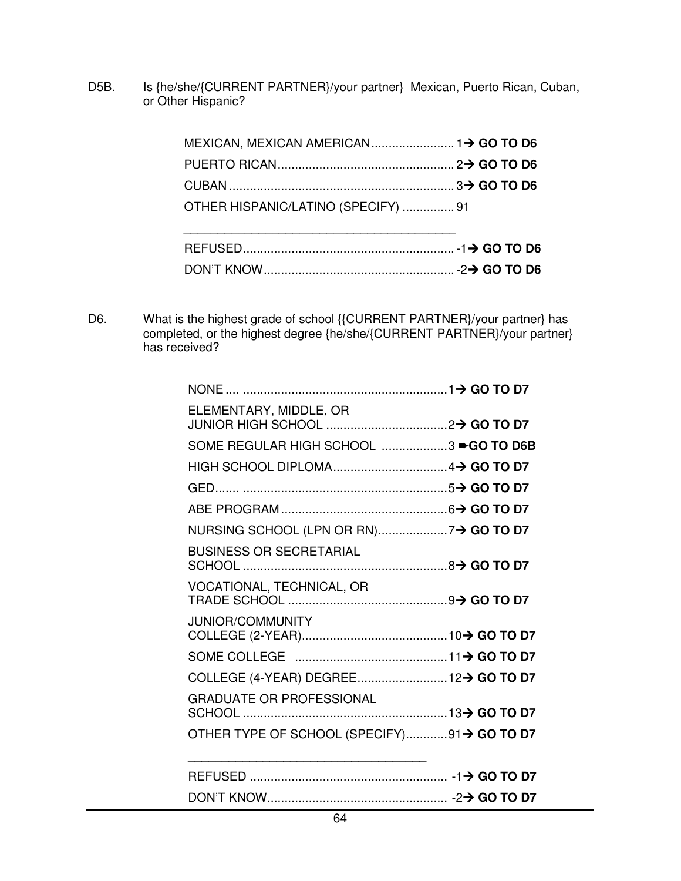D5B. Is {he/she/{CURRENT PARTNER}/your partner} Mexican, Puerto Rican, Cuban, or Other Hispanic?

| | |
|---|---|
| MEXICAN, MEXICAN AMERICAN | 1→ **GO TO D6** |
| PUERTO RICAN | 2→ **GO TO D6** |
| CUBAN | 3→ **GO TO D6** |
| OTHER HISPANIC/LATINO (SPECIFY) | 91 |
| ________________________________________ | |
| REFUSED | -1→ **GO TO D6** |
| DON'T KNOW | -2→ **GO TO D6** |

D6. What is the highest grade of school {{CURRENT PARTNER}/your partner} has completed, or the highest degree {he/she/{CURRENT PARTNER}/your partner} has received?

| | |
|---|---|
| NONE | 1→ **GO TO D7** |
| ELEMENTARY, MIDDLE, OR JUNIOR HIGH SCHOOL | 2→ **GO TO D7** |
| SOME REGULAR HIGH SCHOOL | 3 ➨**GO TO D6B** |
| HIGH SCHOOL DIPLOMA | 4→ **GO TO D7** |
| GED | 5→ **GO TO D7** |
| ABE PROGRAM | 6→ **GO TO D7** |
| NURSING SCHOOL (LPN OR RN) | 7→ **GO TO D7** |
| BUSINESS OR SECRETARIAL SCHOOL | 8→ **GO TO D7** |
| VOCATIONAL, TECHNICAL, OR TRADE SCHOOL | 9→ **GO TO D7** |
| JUNIOR/COMMUNITY COLLEGE (2-YEAR) | 10→ **GO TO D7** |
| SOME COLLEGE | 11→ **GO TO D7** |
| COLLEGE (4-YEAR) DEGREE | 12→ **GO TO D7** |
| GRADUATE OR PROFESSIONAL SCHOOL | 13→ **GO TO D7** |
| OTHER TYPE OF SCHOOL (SPECIFY) | 91→ **GO TO D7** |
| ___________________________________ | |
| REFUSED | -1→ **GO TO D7** |
| DON'T KNOW | -2→ **GO TO D7** |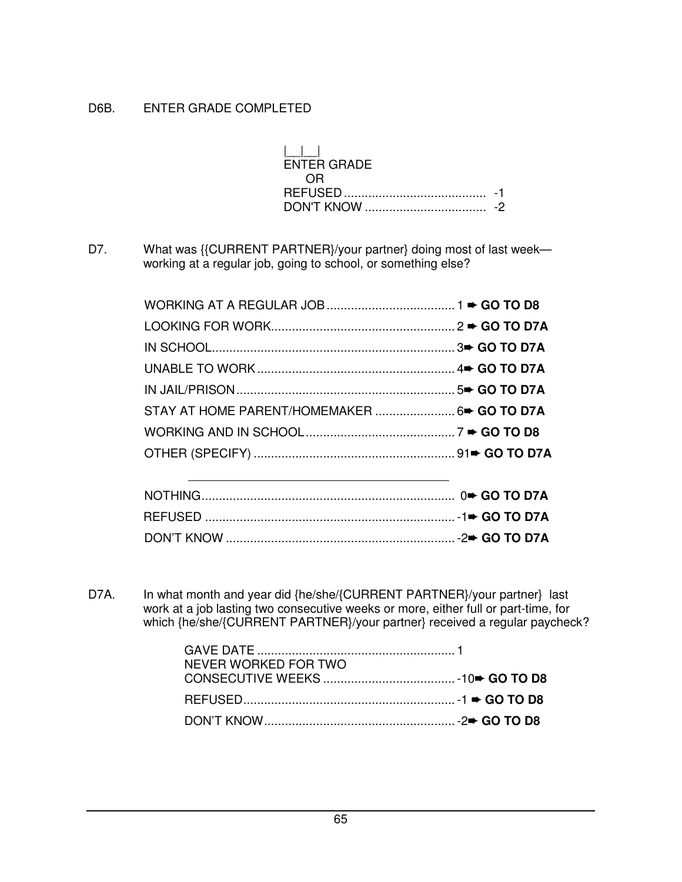D6B. ENTER GRADE COMPLETED

|__|__|
ENTER GRADE
OR
REFUSED ......................................... -1
DON'T KNOW ................................... -2

D7. What was {{CURRENT PARTNER}/your partner} doing most of last week—working at a regular job, going to school, or something else?

WORKING AT A REGULAR JOB..................................... 1 ➨ **GO TO D8**
LOOKING FOR WORK..................................................... 2 ➨ **GO TO D7A**
IN SCHOOL...................................................................... 3➨ **GO TO D7A**
UNABLE TO WORK......................................................... 4➨ **GO TO D7A**
IN JAIL/PRISON............................................................... 5➨ **GO TO D7A**
STAY AT HOME PARENT/HOMEMAKER ....................... 6➨ **GO TO D7A**
WORKING AND IN SCHOOL........................................... 7 ➨ **GO TO D8**
OTHER (SPECIFY) .......................................................... 91➨ **GO TO D7A**

\_\_\_\_\_\_\_\_\_\_\_\_\_\_\_\_\_\_\_\_\_\_\_\_\_\_\_\_\_\_\_\_\_\_\_\_\_\_\_\_

NOTHING......................................................................... 0➨ **GO TO D7A**
REFUSED ........................................................................ -1➨ **GO TO D7A**
DON'T KNOW .................................................................. -2➨ **GO TO D7A**

D7A. In what month and year did {he/she/{CURRENT PARTNER}/your partner} last work at a job lasting two consecutive weeks or more, either full or part-time, for which {he/she/{CURRENT PARTNER}/your partner} received a regular paycheck?

GAVE DATE ......................................................... 1
NEVER WORKED FOR TWO CONSECUTIVE WEEKS ...................................... -10➨ **GO TO D8**
REFUSED............................................................. -1 ➨ **GO TO D8**
DON'T KNOW....................................................... -2➨ **GO TO D8**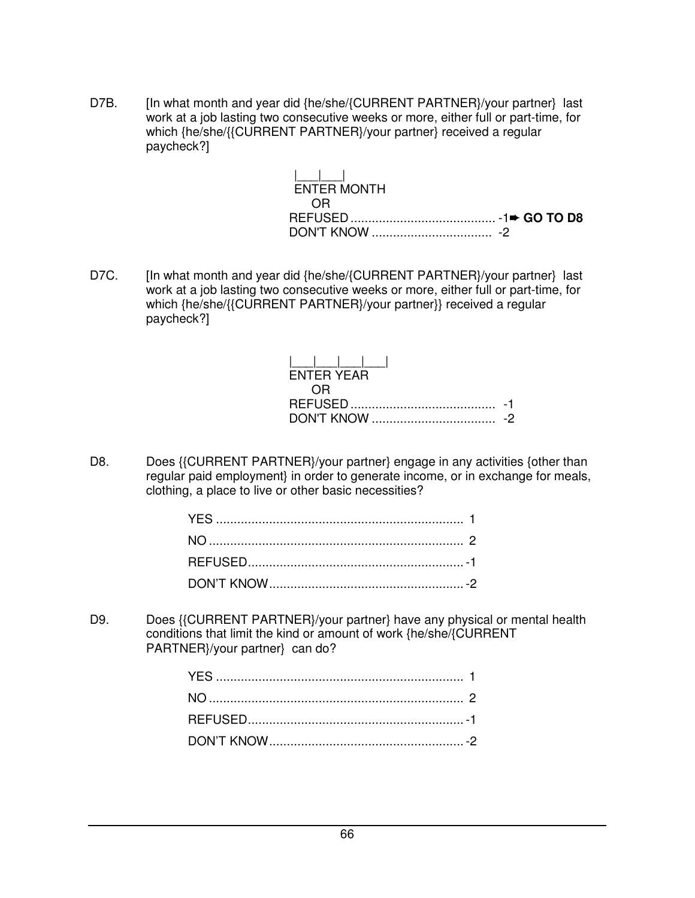D7B. [In what month and year did {he/she/{CURRENT PARTNER}/your partner} last work at a job lasting two consecutive weeks or more, either full or part-time, for which {he/she/{{CURRENT PARTNER}/your partner} received a regular paycheck?]

|___|___|
ENTER MONTH
OR
REFUSED ......................................... -1➨ **GO TO D8**
DON'T KNOW .................................. -2

D7C. [In what month and year did {he/she/{CURRENT PARTNER}/your partner} last work at a job lasting two consecutive weeks or more, either full or part-time, for which {he/she/{{CURRENT PARTNER}/your partner}} received a regular paycheck?]

|___|___|___|___|
ENTER YEAR
OR
REFUSED ......................................... -1
DON'T KNOW .................................. -2

D8. Does {{CURRENT PARTNER}/your partner} engage in any activities {other than regular paid employment} in order to generate income, or in exchange for meals, clothing, a place to live or other basic necessities?

YES ...................................................................... 1
NO ........................................................................ 2
REFUSED............................................................. -1
DON'T KNOW....................................................... -2

D9. Does {{CURRENT PARTNER}/your partner} have any physical or mental health conditions that limit the kind or amount of work {he/she/{CURRENT PARTNER}/your partner} can do?

YES ...................................................................... 1
NO ........................................................................ 2
REFUSED............................................................. -1
DON'T KNOW....................................................... -2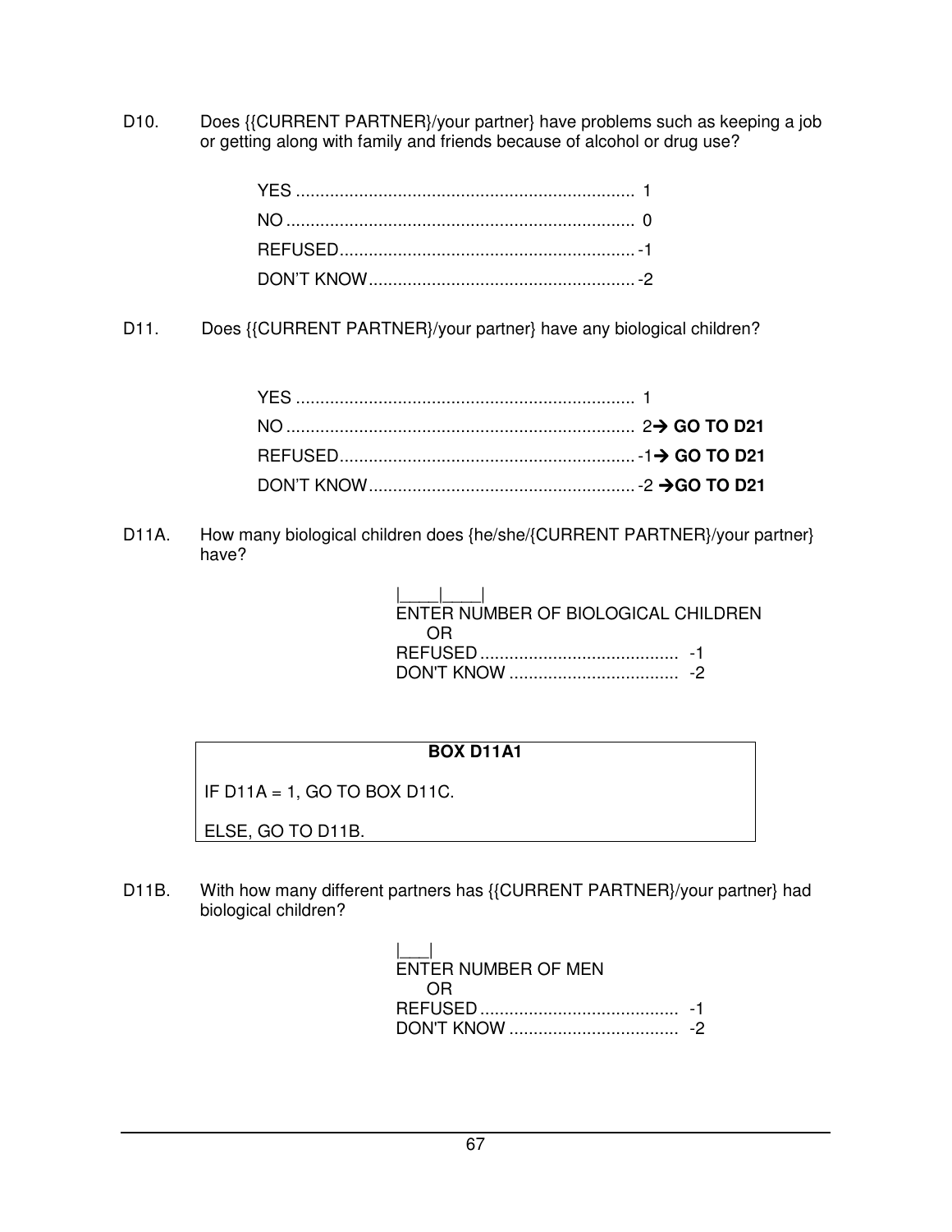D10. Does {{CURRENT PARTNER}/your partner} have problems such as keeping a job or getting along with family and friends because of alcohol or drug use?

YES ...................................................................... 1
NO ........................................................................ 0
REFUSED............................................................. -1
DON'T KNOW....................................................... -2

D11. Does {{CURRENT PARTNER}/your partner} have any biological children?

YES ...................................................................... 1
NO ........................................................................ 2→ **GO TO D21**
REFUSED............................................................. -1→ **GO TO D21**
DON'T KNOW....................................................... -2 →**GO TO D21**

D11A. How many biological children does {he/she/{CURRENT PARTNER}/your partner} have?

|____|____|
ENTER NUMBER OF BIOLOGICAL CHILDREN
OR
REFUSED ......................................... -1
DON'T KNOW ................................... -2

**BOX D11A1**

IF D11A = 1, GO TO BOX D11C.

ELSE, GO TO D11B.

D11B. With how many different partners has {{CURRENT PARTNER}/your partner} had biological children?

|___|
ENTER NUMBER OF MEN
OR
REFUSED ......................................... -1
DON'T KNOW ................................... -2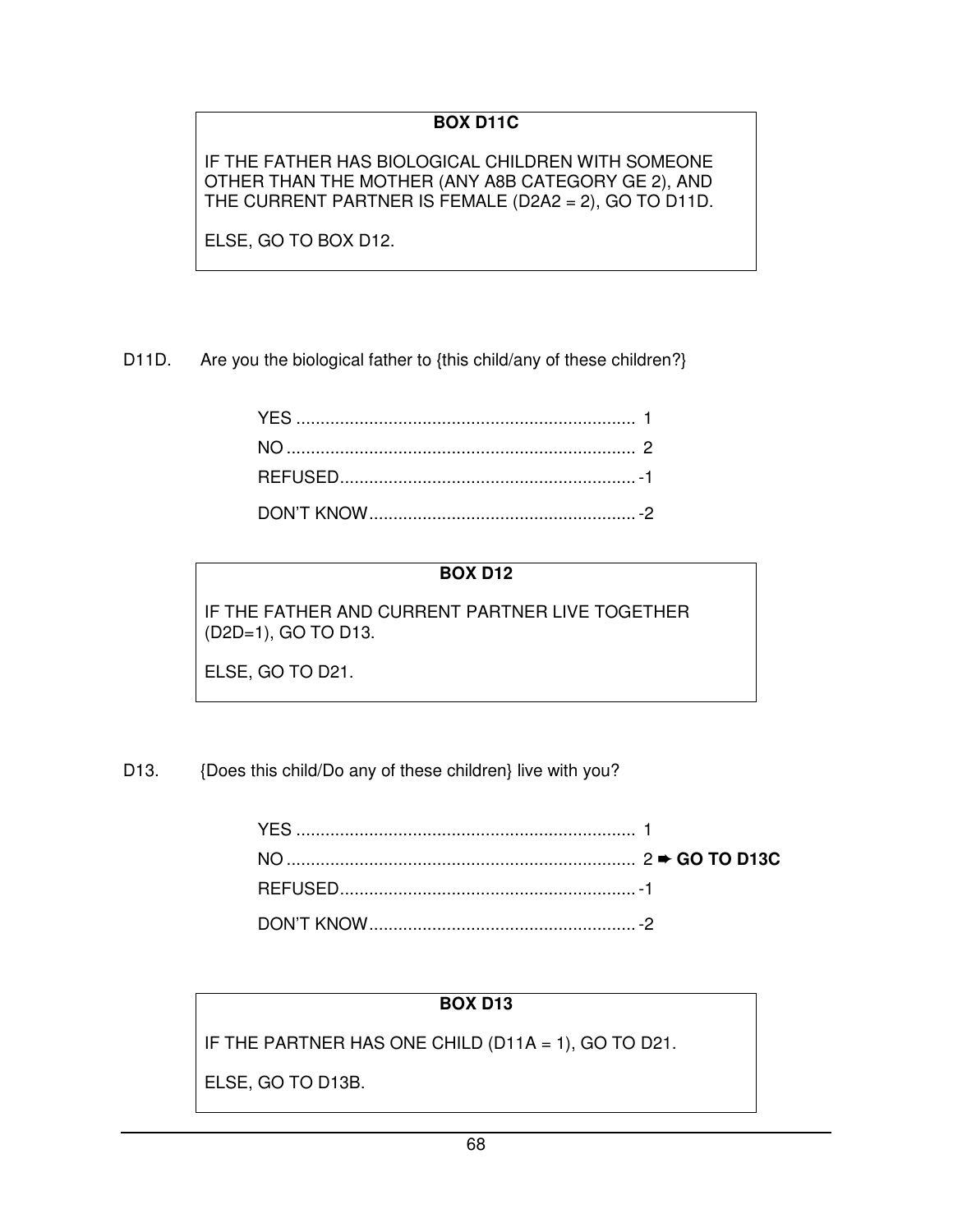**BOX D11C**

IF THE FATHER HAS BIOLOGICAL CHILDREN WITH SOMEONE OTHER THAN THE MOTHER (ANY A8B CATEGORY GE 2), AND THE CURRENT PARTNER IS FEMALE (D2A2 = 2), GO TO D11D.

ELSE, GO TO BOX D12.

D11D. Are you the biological father to {this child/any of these children?}

YES ...................................................................... 1
NO ........................................................................ 2
REFUSED............................................................. -1
DON'T KNOW....................................................... -2

**BOX D12**

IF THE FATHER AND CURRENT PARTNER LIVE TOGETHER (D2D=1), GO TO D13.

ELSE, GO TO D21.

D13. {Does this child/Do any of these children} live with you?

YES ...................................................................... 1
NO ........................................................................ 2 ➨ **GO TO D13C**
REFUSED............................................................. -1
DON'T KNOW....................................................... -2

**BOX D13**

IF THE PARTNER HAS ONE CHILD (D11A = 1), GO TO D21.

ELSE, GO TO D13B.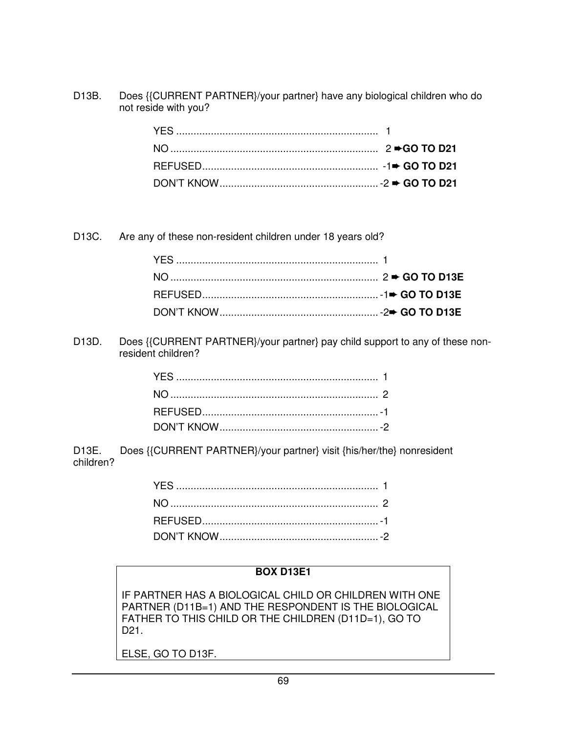D13B. Does {{CURRENT PARTNER}/your partner} have any biological children who do not reside with you?

YES ...................................................................... 1
NO ........................................................................ 2 ➨**GO TO D21**
REFUSED.............................................................. -1➨ **GO TO D21**
DON'T KNOW....................................................... -2 ➨ **GO TO D21**

D13C. Are any of these non-resident children under 18 years old?

YES ...................................................................... 1
NO ........................................................................ 2 ➨ **GO TO D13E**
REFUSED.............................................................. -1➨ **GO TO D13E**
DON'T KNOW....................................................... -2➨ **GO TO D13E**

D13D. Does {{CURRENT PARTNER}/your partner} pay child support to any of these non-resident children?

YES ...................................................................... 1
NO ........................................................................ 2
REFUSED.............................................................. -1
DON'T KNOW....................................................... -2

D13E. Does {{CURRENT PARTNER}/your partner} visit {his/her/the} nonresident children?

YES ...................................................................... 1
NO ........................................................................ 2
REFUSED.............................................................. -1
DON'T KNOW....................................................... -2

**BOX D13E1**

IF PARTNER HAS A BIOLOGICAL CHILD OR CHILDREN WITH ONE PARTNER (D11B=1) AND THE RESPONDENT IS THE BIOLOGICAL FATHER TO THIS CHILD OR THE CHILDREN (D11D=1), GO TO D21.

ELSE, GO TO D13F.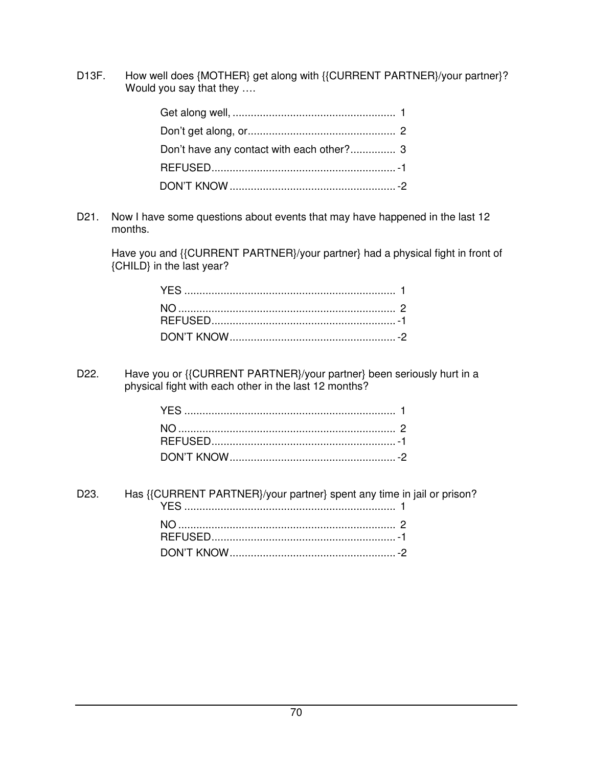D13F. How well does {MOTHER} get along with {{CURRENT PARTNER}/your partner}? Would you say that they ….

Get along well, ...................................................... 1
Don't get along, or................................................. 2
Don't have any contact with each other?............... 3
REFUSED............................................................. -1
DON'T KNOW....................................................... -2

D21. Now I have some questions about events that may have happened in the last 12 months.

Have you and {{CURRENT PARTNER}/your partner} had a physical fight in front of {CHILD} in the last year?

YES ...................................................................... 1
NO ........................................................................ 2
REFUSED............................................................. -1
DON'T KNOW....................................................... -2

D22. Have you or {{CURRENT PARTNER}/your partner} been seriously hurt in a physical fight with each other in the last 12 months?

YES ...................................................................... 1
NO ........................................................................ 2
REFUSED............................................................. -1
DON'T KNOW....................................................... -2

D23. Has {{CURRENT PARTNER}/your partner} spent any time in jail or prison?

YES ...................................................................... 1
NO ........................................................................ 2
REFUSED............................................................. -1
DON'T KNOW....................................................... -2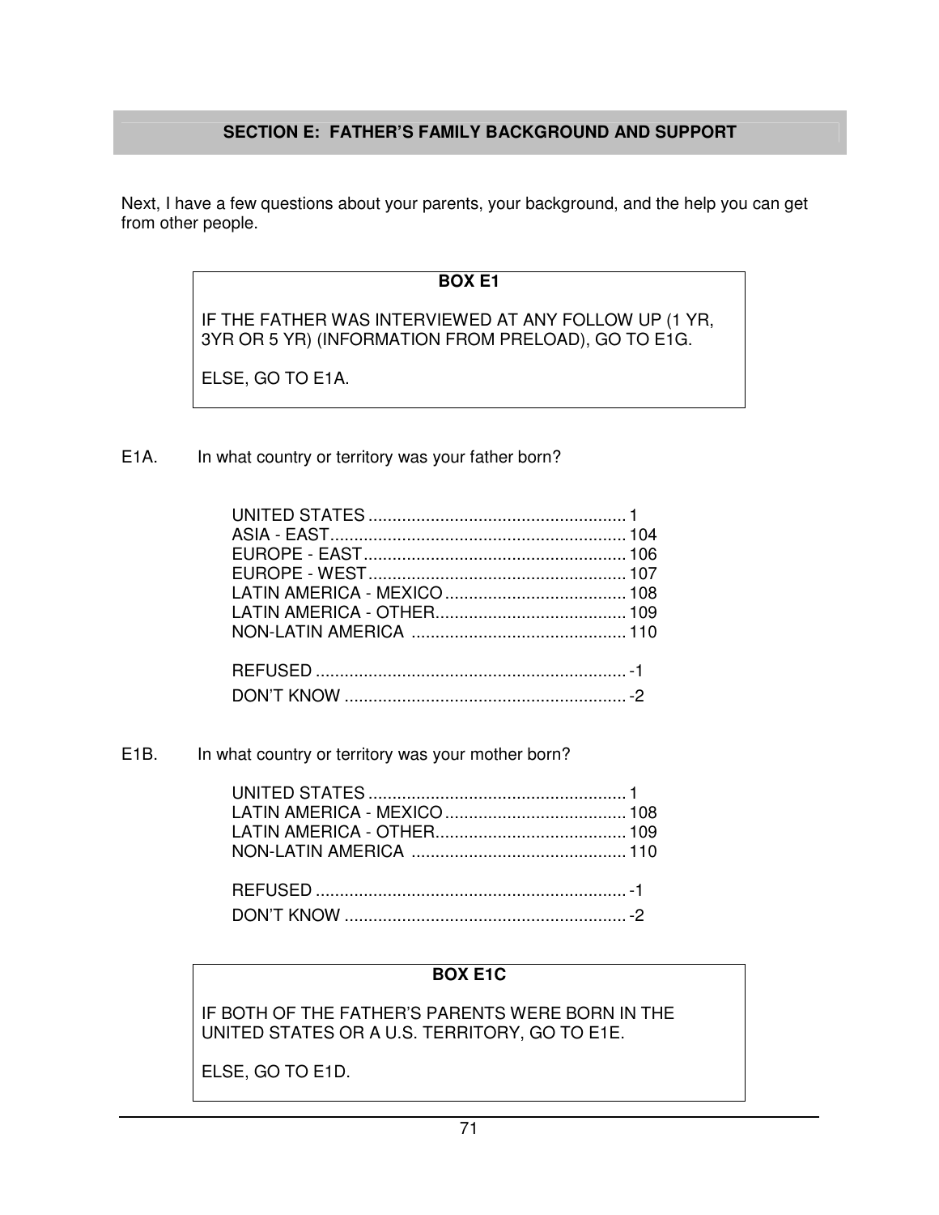## SECTION E: FATHER'S FAMILY BACKGROUND AND SUPPORT

Next, I have a few questions about your parents, your background, and the help you can get from other people.

**BOX E1**

IF THE FATHER WAS INTERVIEWED AT ANY FOLLOW UP (1 YR, 3YR OR 5 YR) (INFORMATION FROM PRELOAD), GO TO E1G.

ELSE, GO TO E1A.

E1A. In what country or territory was your father born?

| | |
|---|---|
| UNITED STATES | 1 |
| ASIA - EAST | 104 |
| EUROPE - EAST | 106 |
| EUROPE - WEST | 107 |
| LATIN AMERICA - MEXICO | 108 |
| LATIN AMERICA - OTHER | 109 |
| NON-LATIN AMERICA | 110 |
| REFUSED | -1 |
| DON'T KNOW | -2 |

E1B. In what country or territory was your mother born?

| | |
|---|---|
| UNITED STATES | 1 |
| LATIN AMERICA - MEXICO | 108 |
| LATIN AMERICA - OTHER | 109 |
| NON-LATIN AMERICA | 110 |
| REFUSED | -1 |
| DON'T KNOW | -2 |

**BOX E1C**

IF BOTH OF THE FATHER'S PARENTS WERE BORN IN THE UNITED STATES OR A U.S. TERRITORY, GO TO E1E.

ELSE, GO TO E1D.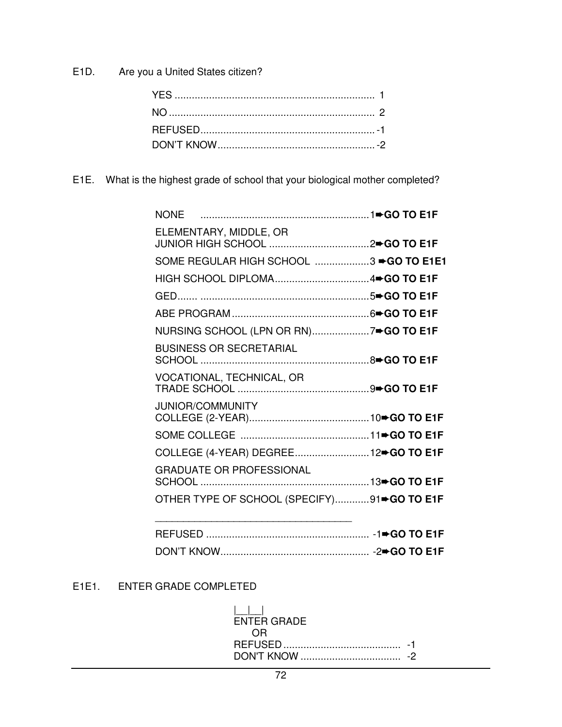E1D. Are you a United States citizen?

| | |
|---|---|
| YES | 1 |
| NO | 2 |
| REFUSED | -1 |
| DON'T KNOW | -2 |

E1E. What is the highest grade of school that your biological mother completed?

| | | |
|---|---|---|
| NONE | 1 | ➨**GO TO E1F** |
| ELEMENTARY, MIDDLE, OR JUNIOR HIGH SCHOOL | 2 | ➨**GO TO E1F** |
| SOME REGULAR HIGH SCHOOL | 3 | ➨**GO TO E1E1** |
| HIGH SCHOOL DIPLOMA | 4 | ➨**GO TO E1F** |
| GED | 5 | ➨**GO TO E1F** |
| ABE PROGRAM | 6 | ➨**GO TO E1F** |
| NURSING SCHOOL (LPN OR RN) | 7 | ➨**GO TO E1F** |
| BUSINESS OR SECRETARIAL SCHOOL | 8 | ➨**GO TO E1F** |
| VOCATIONAL, TECHNICAL, OR TRADE SCHOOL | 9 | ➨**GO TO E1F** |
| JUNIOR/COMMUNITY COLLEGE (2-YEAR) | 10 | ➨**GO TO E1F** |
| SOME COLLEGE | 11 | ➨**GO TO E1F** |
| COLLEGE (4-YEAR) DEGREE | 12 | ➨**GO TO E1F** |
| GRADUATE OR PROFESSIONAL SCHOOL | 13 | ➨**GO TO E1F** |
| OTHER TYPE OF SCHOOL (SPECIFY) ________________________________ | 91 | ➨**GO TO E1F** |
| REFUSED | -1 | ➨**GO TO E1F** |
| DON'T KNOW | -2 | ➨**GO TO E1F** |

E1E1. ENTER GRADE COMPLETED

|__|__|
ENTER GRADE
OR

| | |
|---|---|
| REFUSED | -1 |
| DON'T KNOW | -2 |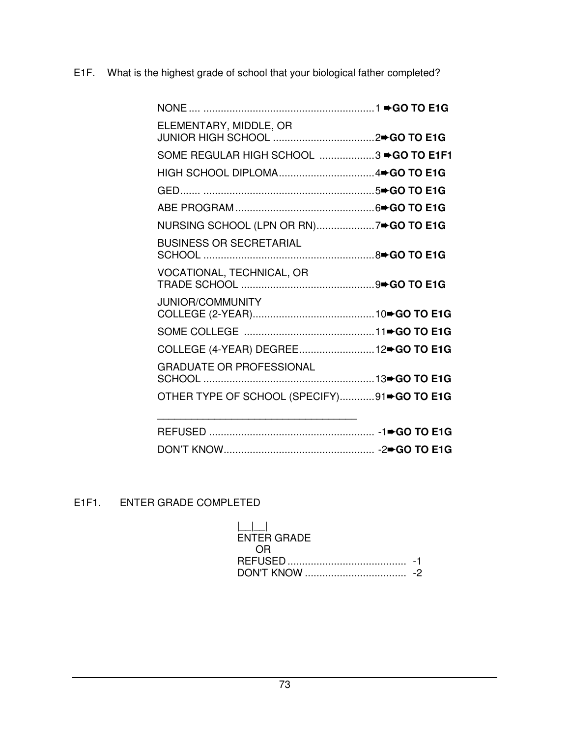E1F. What is the highest grade of school that your biological father completed?

| | | |
|---|---|---|
| NONE | 1 | **GO TO E1G** |
| ELEMENTARY, MIDDLE, OR JUNIOR HIGH SCHOOL | 2 | **GO TO E1G** |
| SOME REGULAR HIGH SCHOOL | 3 | **GO TO E1F1** |
| HIGH SCHOOL DIPLOMA | 4 | **GO TO E1G** |
| GED | 5 | **GO TO E1G** |
| ABE PROGRAM | 6 | **GO TO E1G** |
| NURSING SCHOOL (LPN OR RN) | 7 | **GO TO E1G** |
| BUSINESS OR SECRETARIAL SCHOOL | 8 | **GO TO E1G** |
| VOCATIONAL, TECHNICAL, OR TRADE SCHOOL | 9 | **GO TO E1G** |
| JUNIOR/COMMUNITY COLLEGE (2-YEAR) | 10 | **GO TO E1G** |
| SOME COLLEGE | 11 | **GO TO E1G** |
| COLLEGE (4-YEAR) DEGREE | 12 | **GO TO E1G** |
| GRADUATE OR PROFESSIONAL SCHOOL | 13 | **GO TO E1G** |
| OTHER TYPE OF SCHOOL (SPECIFY) ______________________ | 91 | **GO TO E1G** |
| REFUSED | -1 | **GO TO E1G** |
| DON'T KNOW | -2 | **GO TO E1G** |

E1F1. ENTER GRADE COMPLETED

|__|__|
ENTER GRADE
OR

| | |
|---|---|
| REFUSED | -1 |
| DON'T KNOW | -2 |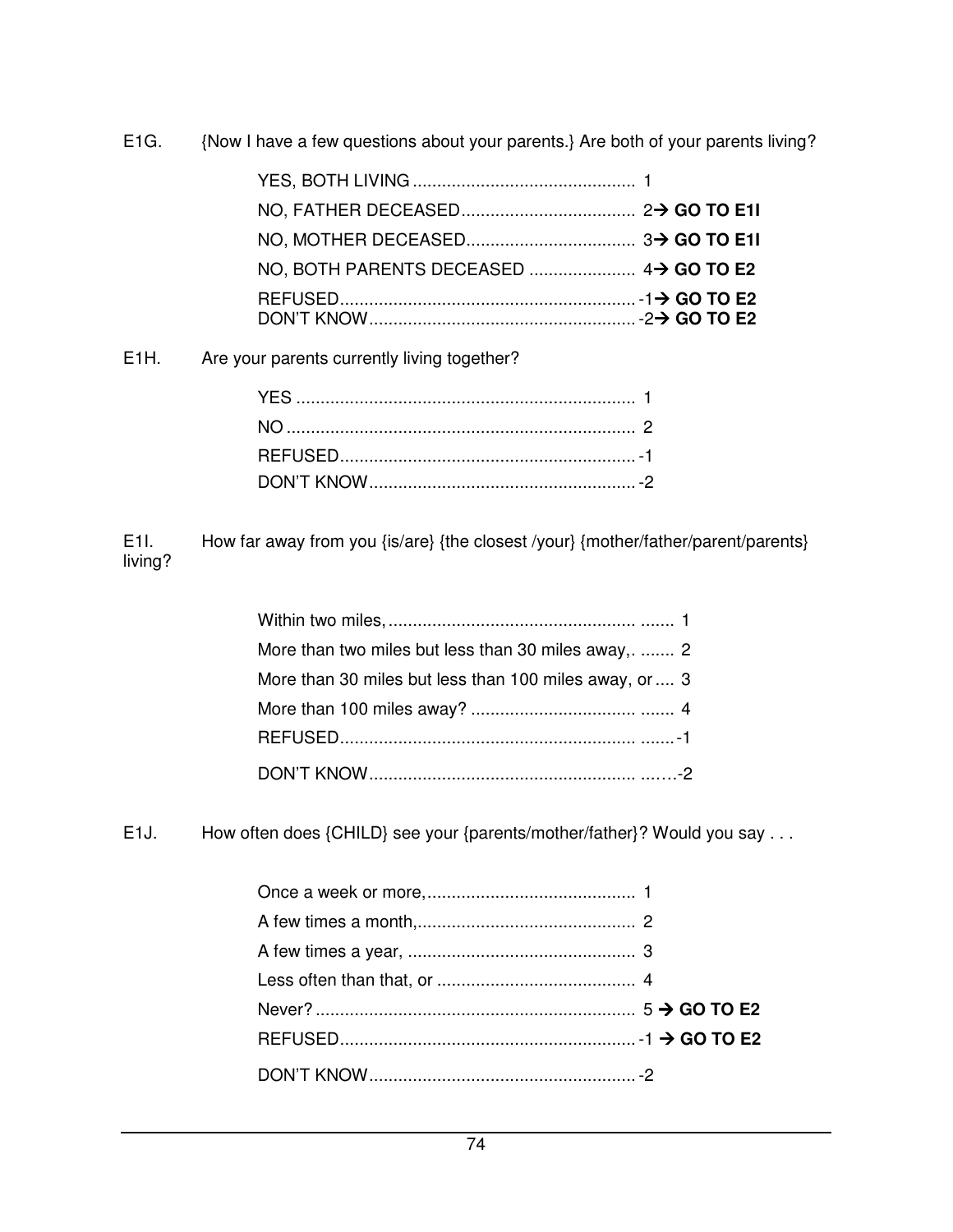E1G. {Now I have a few questions about your parents.} Are both of your parents living?

| | | |
|---|---|---|
| YES, BOTH LIVING | 1 | |
| NO, FATHER DECEASED | 2 | → **GO TO E1I** |
| NO, MOTHER DECEASED | 3 | → **GO TO E1I** |
| NO, BOTH PARENTS DECEASED | 4 | → **GO TO E2** |
| REFUSED | -1 | → **GO TO E2** |
| DON'T KNOW | -2 | → **GO TO E2** |

E1H. Are your parents currently living together?

| | |
|---|---|
| YES | 1 |
| NO | 2 |
| REFUSED | -1 |
| DON'T KNOW | -2 |

E1I. How far away from you {is/are} {the closest /your} {mother/father/parent/parents} living?

| | |
|---|---|
| Within two miles, | 1 |
| More than two miles but less than 30 miles away,. | 2 |
| More than 30 miles but less than 100 miles away, or | 3 |
| More than 100 miles away? | 4 |
| REFUSED | -1 |
| DON'T KNOW | -2 |

E1J. How often does {CHILD} see your {parents/mother/father}? Would you say . . .

| | | |
|---|---|---|
| Once a week or more, | 1 | |
| A few times a month, | 2 | |
| A few times a year, | 3 | |
| Less often than that, or | 4 | |
| Never? | 5 | → **GO TO E2** |
| REFUSED | -1 | → **GO TO E2** |
| DON'T KNOW | -2 | |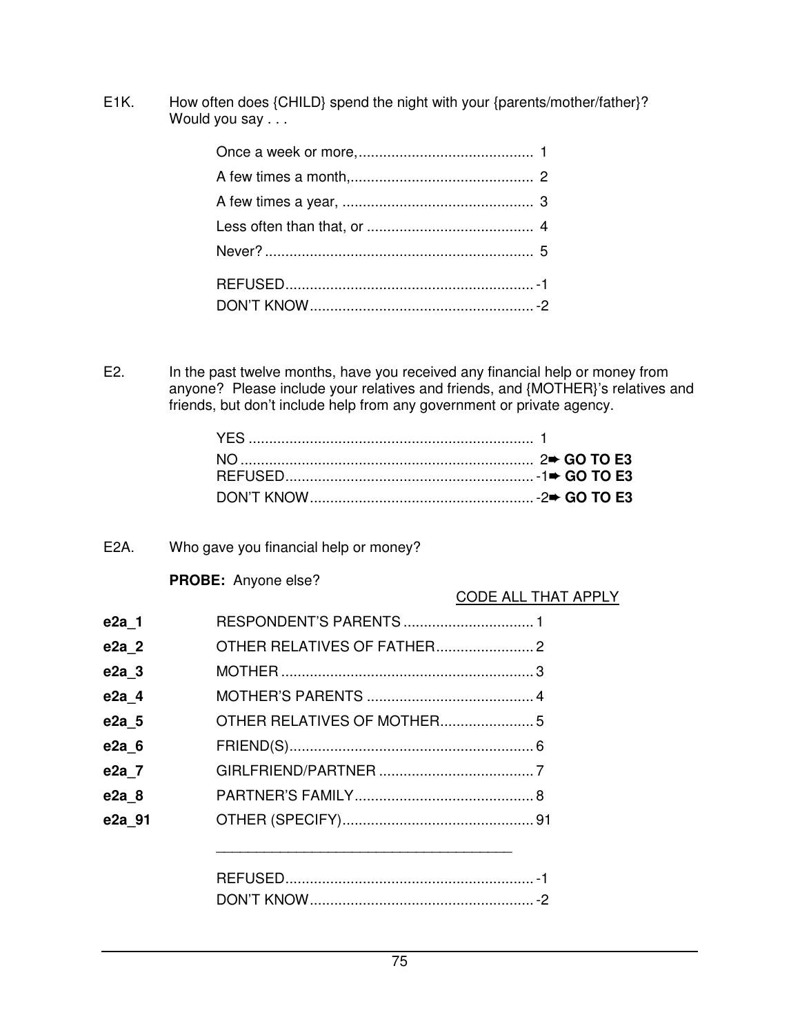E1K. How often does {CHILD} spend the night with your {parents/mother/father}? Would you say . . .

| | |
|---|---|
| Once a week or more, | 1 |
| A few times a month, | 2 |
| A few times a year, | 3 |
| Less often than that, or | 4 |
| Never? | 5 |
| REFUSED | -1 |
| DON'T KNOW | -2 |

E2. In the past twelve months, have you received any financial help or money from anyone? Please include your relatives and friends, and {MOTHER}'s relatives and friends, but don't include help from any government or private agency.

| | |
|---|---|
| YES | 1 |
| NO | 2➨ **GO TO E3** |
| REFUSED | -1➨ **GO TO E3** |
| DON'T KNOW | -2➨ **GO TO E3** |

E2A. Who gave you financial help or money?

**PROBE:** Anyone else?

CODE ALL THAT APPLY

| | | |
|---|---|---|
| **e2a_1** | RESPONDENT'S PARENTS | 1 |
| **e2a_2** | OTHER RELATIVES OF FATHER | 2 |
| **e2a_3** | MOTHER | 3 |
| **e2a_4** | MOTHER'S PARENTS | 4 |
| **e2a_5** | OTHER RELATIVES OF MOTHER | 5 |
| **e2a_6** | FRIEND(S) | 6 |
| **e2a_7** | GIRLFRIEND/PARTNER | 7 |
| **e2a_8** | PARTNER'S FAMILY | 8 |
| **e2a_91** | OTHER (SPECIFY) | 91 |

_____________________________________

| | |
|---|---|
| REFUSED | -1 |
| DON'T KNOW | -2 |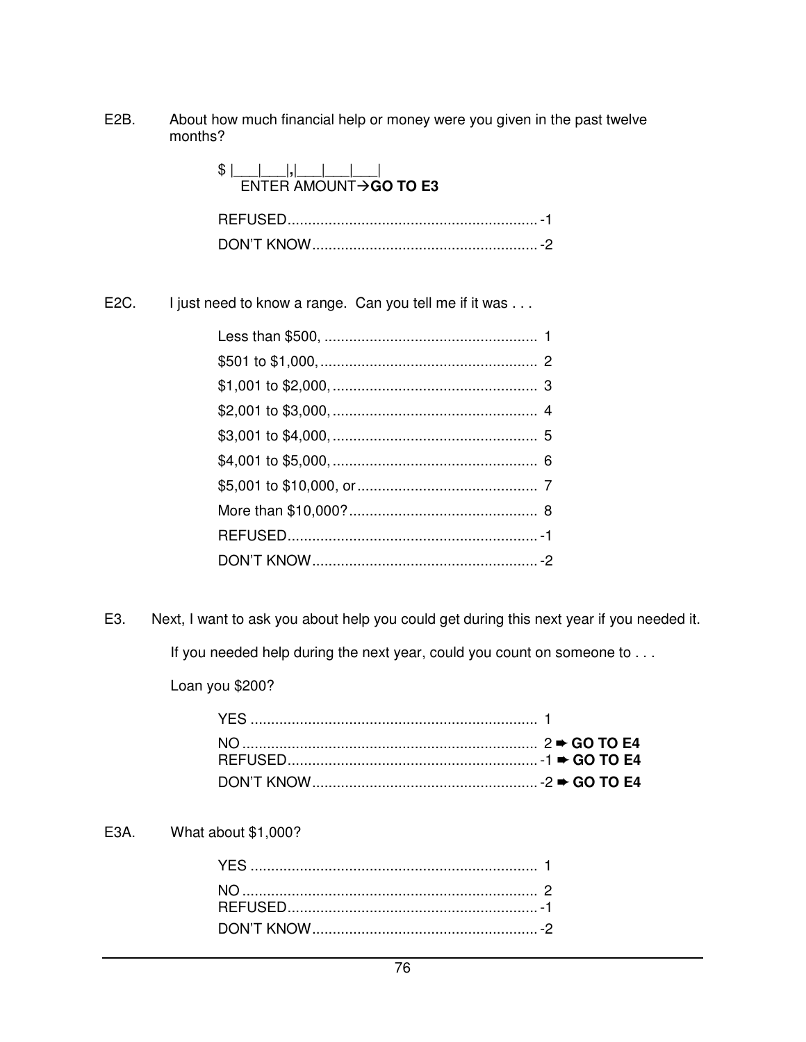E2B. About how much financial help or money were you given in the past twelve months?

$ |___|___|,|___|___|___|
ENTER AMOUNT→**GO TO E3**

| | |
|---|---|
| REFUSED | -1 |
| DON'T KNOW | -2 |

E2C. I just need to know a range. Can you tell me if it was . . .

| | |
|---|---|
| Less than $500, | 1 |
| $501 to $1,000, | 2 |
| $1,001 to $2,000, | 3 |
| $2,001 to $3,000, | 4 |
| $3,001 to $4,000, | 5 |
| $4,001 to $5,000, | 6 |
| $5,001 to $10,000, or | 7 |
| More than $10,000? | 8 |
| REFUSED | -1 |
| DON'T KNOW | -2 |

E3. Next, I want to ask you about help you could get during this next year if you needed it.

If you needed help during the next year, could you count on someone to . . .

Loan you $200?

| | |
|---|---|
| YES | 1 |
| NO | 2 ➨ **GO TO E4** |
| REFUSED | -1 ➨ **GO TO E4** |
| DON'T KNOW | -2 ➨ **GO TO E4** |

E3A. What about $1,000?

| | |
|---|---|
| YES | 1 |
| NO | 2 |
| REFUSED | -1 |
| DON'T KNOW | -2 |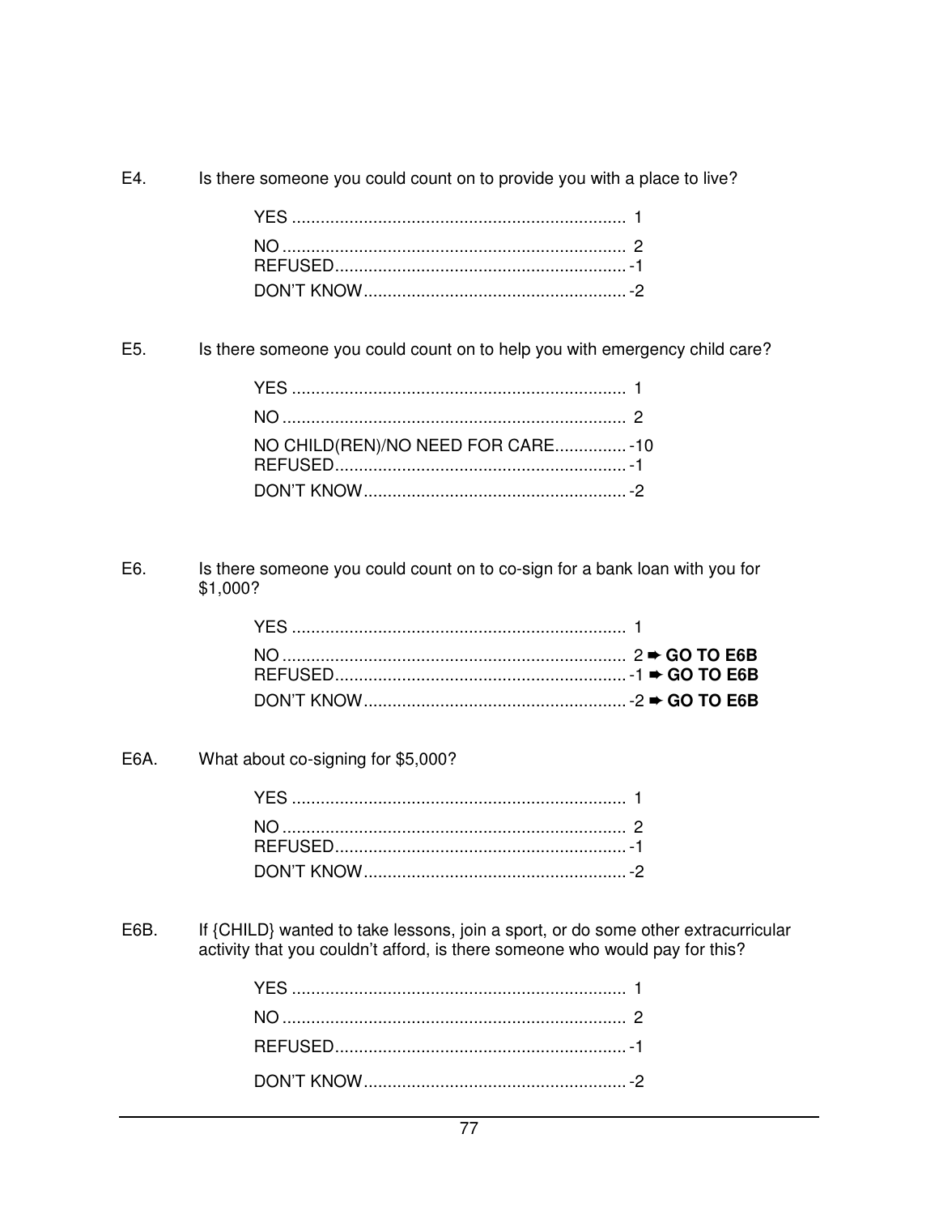E4. Is there someone you could count on to provide you with a place to live?

YES ...................................................................... 1
NO ........................................................................ 2
REFUSED ............................................................. -1
DON'T KNOW ....................................................... -2

E5. Is there someone you could count on to help you with emergency child care?

YES ...................................................................... 1
NO ........................................................................ 2
NO CHILD(REN)/NO NEED FOR CARE ............... -10
REFUSED ............................................................. -1
DON'T KNOW ....................................................... -2

E6. Is there someone you could count on to co-sign for a bank loan with you for $1,000?

YES ...................................................................... 1
NO ........................................................................ 2 ➨ **GO TO E6B**
REFUSED ............................................................. -1 ➨ **GO TO E6B**
DON'T KNOW ....................................................... -2 ➨ **GO TO E6B**

E6A. What about co-signing for $5,000?

YES ...................................................................... 1
NO ........................................................................ 2
REFUSED ............................................................. -1
DON'T KNOW ....................................................... -2

E6B. If {CHILD} wanted to take lessons, join a sport, or do some other extracurricular activity that you couldn't afford, is there someone who would pay for this?

YES ...................................................................... 1
NO ........................................................................ 2
REFUSED ............................................................. -1
DON'T KNOW ....................................................... -2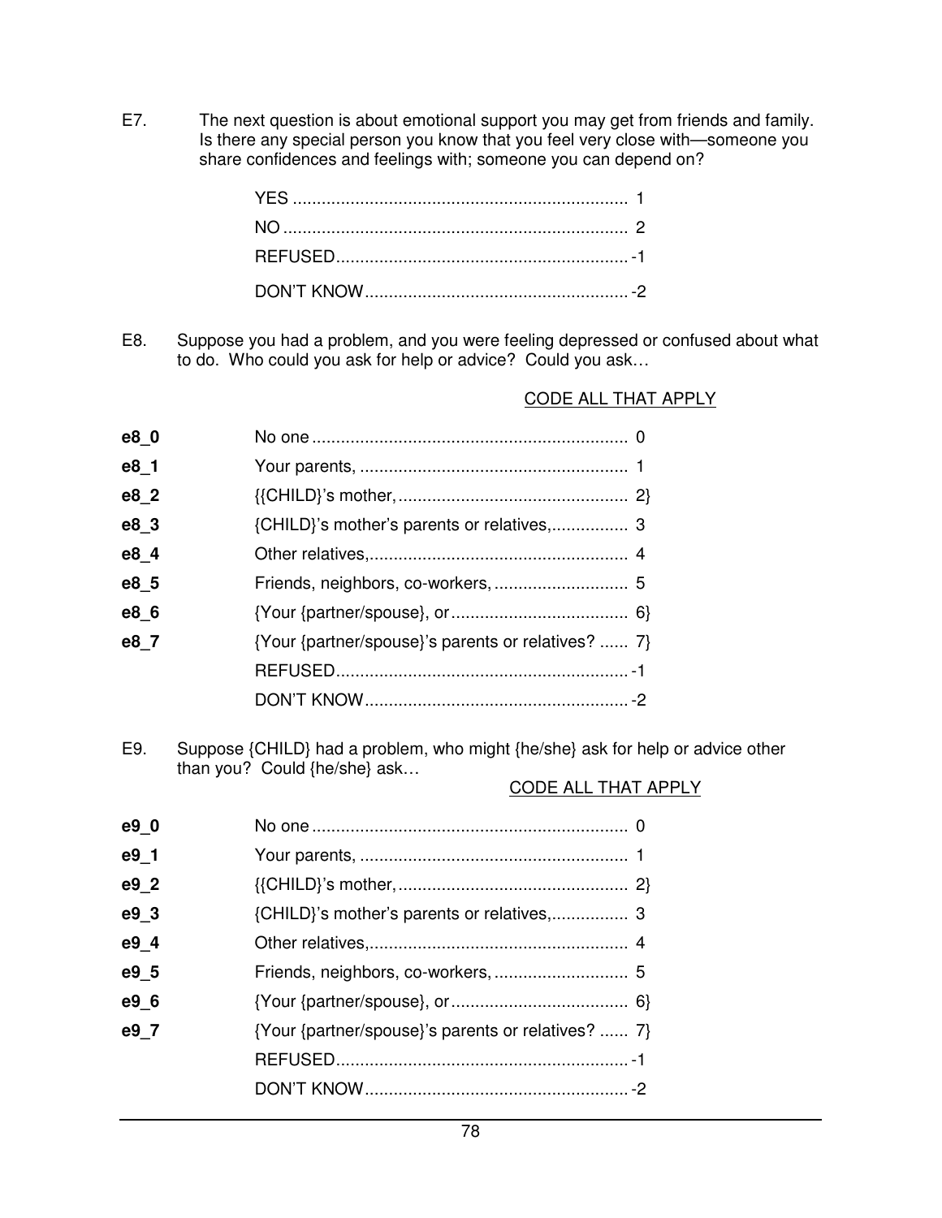E7. The next question is about emotional support you may get from friends and family. Is there any special person you know that you feel very close with—someone you share confidences and feelings with; someone you can depend on?

| | |
|---|---|
| YES | 1 |
| NO | 2 |
| REFUSED | -1 |
| DON'T KNOW | -2 |

E8. Suppose you had a problem, and you were feeling depressed or confused about what to do. Who could you ask for help or advice? Could you ask…

CODE ALL THAT APPLY

| | | |
|---|---|---|
| **e8_0** | No one | 0 |
| **e8_1** | Your parents, | 1 |
| **e8_2** | {{CHILD}'s mother, | 2} |
| **e8_3** | {CHILD}'s mother's parents or relatives, | 3 |
| **e8_4** | Other relatives, | 4 |
| **e8_5** | Friends, neighbors, co-workers, | 5 |
| **e8_6** | {Your {partner/spouse}, or | 6} |
| **e8_7** | {Your {partner/spouse}'s parents or relatives? | 7} |
| | REFUSED | -1 |
| | DON'T KNOW | -2 |

E9. Suppose {CHILD} had a problem, who might {he/she} ask for help or advice other than you? Could {he/she} ask…

CODE ALL THAT APPLY

| | | |
|---|---|---|
| **e9_0** | No one | 0 |
| **e9_1** | Your parents, | 1 |
| **e9_2** | {{CHILD}'s mother, | 2} |
| **e9_3** | {CHILD}'s mother's parents or relatives, | 3 |
| **e9_4** | Other relatives, | 4 |
| **e9_5** | Friends, neighbors, co-workers, | 5 |
| **e9_6** | {Your {partner/spouse}, or | 6} |
| **e9_7** | {Your {partner/spouse}'s parents or relatives? | 7} |
| | REFUSED | -1 |
| | DON'T KNOW | -2 |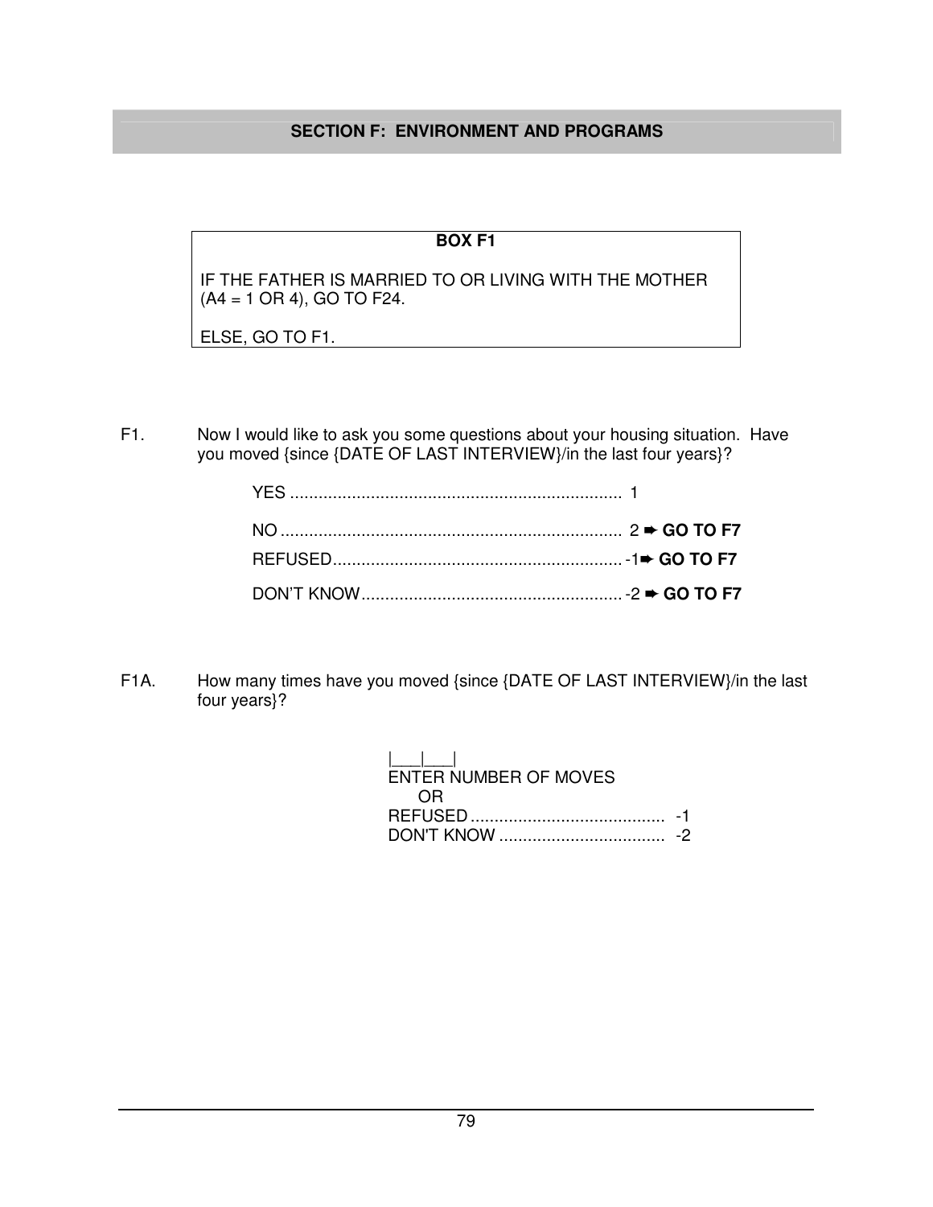## SECTION F: ENVIRONMENT AND PROGRAMS

**BOX F1**

IF THE FATHER IS MARRIED TO OR LIVING WITH THE MOTHER (A4 = 1 OR 4), GO TO F24.

ELSE, GO TO F1.

F1. Now I would like to ask you some questions about your housing situation. Have you moved {since {DATE OF LAST INTERVIEW}/in the last four years}?

YES ...................................................................... 1

NO ........................................................................ 2 ➨ **GO TO F7**

REFUSED............................................................. -1➨ **GO TO F7**

DON'T KNOW....................................................... -2 ➨ **GO TO F7**

F1A. How many times have you moved {since {DATE OF LAST INTERVIEW}/in the last four years}?

|___|___|
ENTER NUMBER OF MOVES
OR
REFUSED ......................................... -1
DON'T KNOW .................................. -2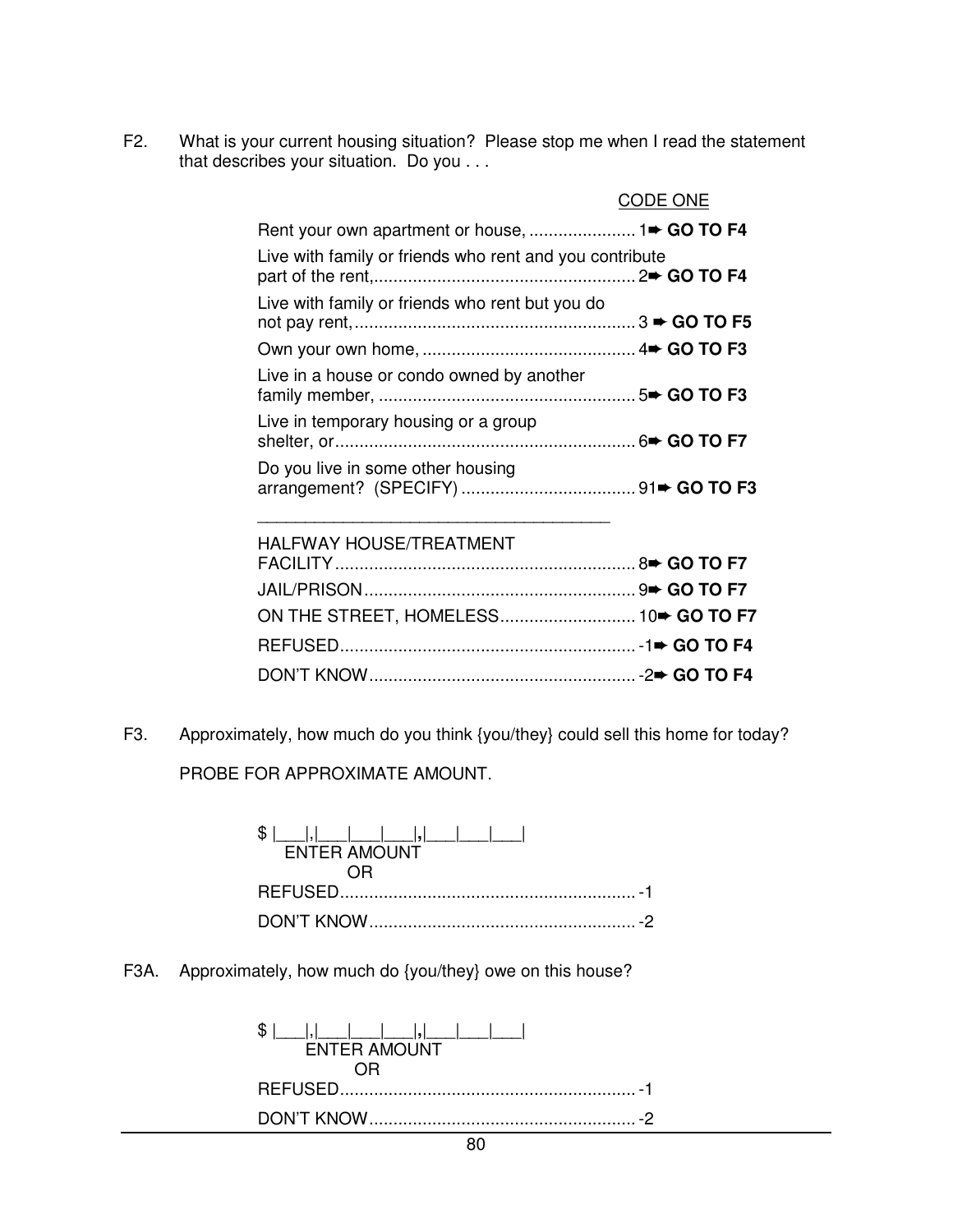F2. What is your current housing situation? Please stop me when I read the statement that describes your situation. Do you . . .

CODE ONE

Rent your own apartment or house, ...................... 1➨ **GO TO F4**

Live with family or friends who rent and you contribute part of the rent,...................................................... 2➨ **GO TO F4**

Live with family or friends who rent but you do not pay rent,.......................................................... 3 ➨ **GO TO F5**

Own your own home, ............................................ 4➨ **GO TO F3**

Live in a house or condo owned by another family member, ..................................................... 5➨ **GO TO F3**

Live in temporary housing or a group shelter, or.............................................................. 6➨ **GO TO F7**

Do you live in some other housing arrangement? (SPECIFY) .................................... 91➨ **GO TO F3**

_______________________________________

HALFWAY HOUSE/TREATMENT FACILITY............................................................. 8➨ **GO TO F7**

JAIL/PRISON........................................................ 9➨ **GO TO F7**

ON THE STREET, HOMELESS............................ 10➨ **GO TO F7**

REFUSED............................................................. -1➨ **GO TO F4**

DON'T KNOW....................................................... -2➨ **GO TO F4**

F3. Approximately, how much do you think {you/they} could sell this home for today?

PROBE FOR APPROXIMATE AMOUNT.

$ |___|,|___|___|___|,|___|___|___|
ENTER AMOUNT
OR

REFUSED............................................................. -1

DON'T KNOW....................................................... -2

F3A. Approximately, how much do {you/they} owe on this house?

$ |___|,|___|___|___|,|___|___|___|
ENTER AMOUNT
OR

REFUSED............................................................. -1

DON'T KNOW....................................................... -2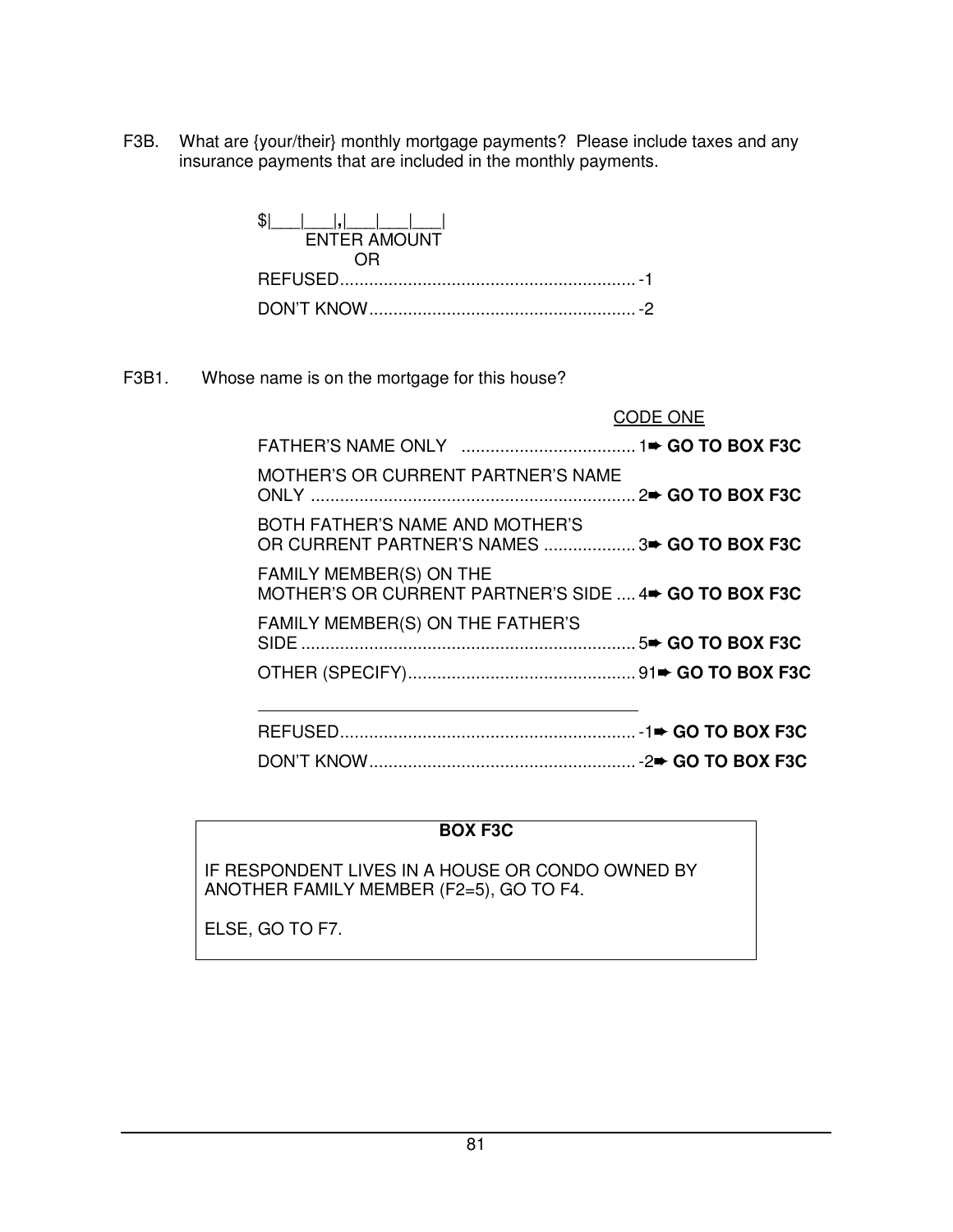F3B. What are {your/their} monthly mortgage payments? Please include taxes and any insurance payments that are included in the monthly payments.

$|___|___|,|___|___|___|
ENTER AMOUNT
OR
REFUSED............................................................. -1
DON'T KNOW....................................................... -2

F3B1. Whose name is on the mortgage for this house?

CODE ONE

FATHER'S NAME ONLY .................................... 1➨ **GO TO BOX F3C**

MOTHER'S OR CURRENT PARTNER'S NAME ONLY ................................................................... 2➨ **GO TO BOX F3C**

BOTH FATHER'S NAME AND MOTHER'S OR CURRENT PARTNER'S NAMES ................... 3➨ **GO TO BOX F3C**

FAMILY MEMBER(S) ON THE MOTHER'S OR CURRENT PARTNER'S SIDE .... 4➨ **GO TO BOX F3C**

FAMILY MEMBER(S) ON THE FATHER'S SIDE ..................................................................... 5➨ **GO TO BOX F3C**

OTHER (SPECIFY)............................................... 91➨ **GO TO BOX F3C**

______________________________________

REFUSED............................................................. -1➨ **GO TO BOX F3C**

DON'T KNOW....................................................... -2➨ **GO TO BOX F3C**

**BOX F3C**

IF RESPONDENT LIVES IN A HOUSE OR CONDO OWNED BY ANOTHER FAMILY MEMBER (F2=5), GO TO F4.

ELSE, GO TO F7.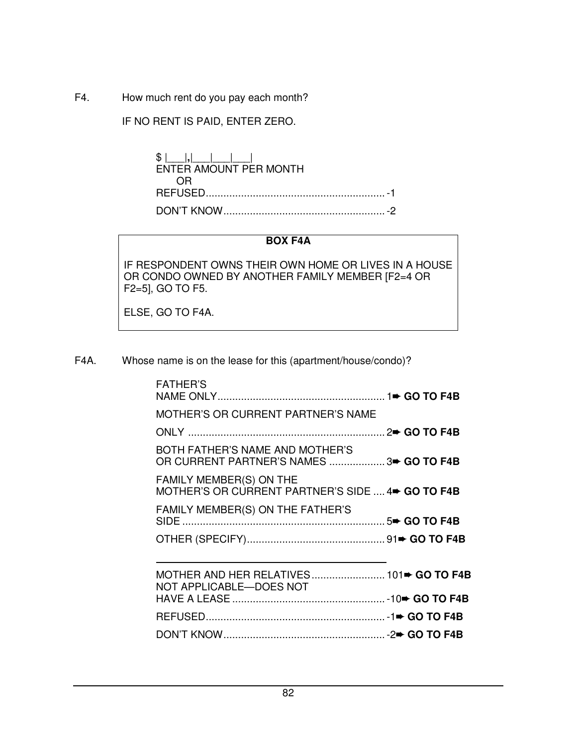F4. How much rent do you pay each month?

IF NO RENT IS PAID, ENTER ZERO.

$ |___|,|___|___|___|
ENTER AMOUNT PER MONTH
OR
REFUSED............................................................. -1
DON'T KNOW....................................................... -2

**BOX F4A**

IF RESPONDENT OWNS THEIR OWN HOME OR LIVES IN A HOUSE OR CONDO OWNED BY ANOTHER FAMILY MEMBER [F2=4 OR F2=5], GO TO F5.

ELSE, GO TO F4A.

F4A. Whose name is on the lease for this (apartment/house/condo)?

FATHER'S NAME ONLY......................................................... 1➨ **GO TO F4B**
MOTHER'S OR CURRENT PARTNER'S NAME ONLY ................................................................... 2➨ **GO TO F4B**
BOTH FATHER'S NAME AND MOTHER'S OR CURRENT PARTNER'S NAMES ................... 3➨ **GO TO F4B**
FAMILY MEMBER(S) ON THE MOTHER'S OR CURRENT PARTNER'S SIDE .... 4➨ **GO TO F4B**
FAMILY MEMBER(S) ON THE FATHER'S SIDE ..................................................................... 5➨ **GO TO F4B**
OTHER (SPECIFY)............................................... 91➨ **GO TO F4B**

______________________________________________

MOTHER AND HER RELATIVES......................... 101➨ **GO TO F4B**
NOT APPLICABLE—DOES NOT HAVE A LEASE .................................................... -10➨ **GO TO F4B**
REFUSED............................................................. -1➨ **GO TO F4B**
DON'T KNOW....................................................... -2➨ **GO TO F4B**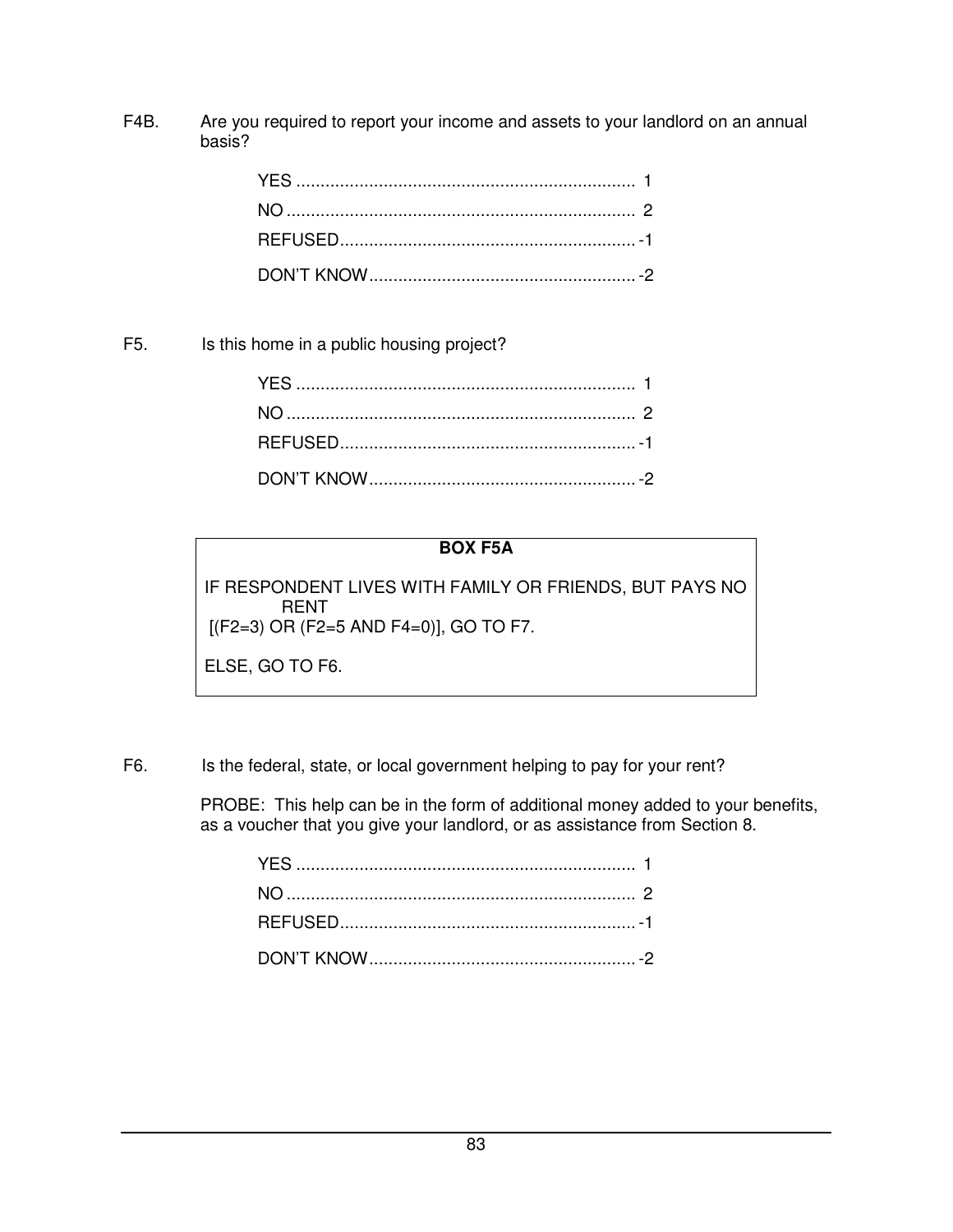F4B. Are you required to report your income and assets to your landlord on an annual basis?

YES ...................................................................... 1
NO ........................................................................ 2
REFUSED ............................................................. -1
DON'T KNOW ....................................................... -2

F5. Is this home in a public housing project?

YES ...................................................................... 1
NO ........................................................................ 2
REFUSED ............................................................. -1
DON'T KNOW ....................................................... -2

**BOX F5A**

IF RESPONDENT LIVES WITH FAMILY OR FRIENDS, BUT PAYS NO RENT
[(F2=3) OR (F2=5 AND F4=0)], GO TO F7.

ELSE, GO TO F6.

F6. Is the federal, state, or local government helping to pay for your rent?

PROBE: This help can be in the form of additional money added to your benefits, as a voucher that you give your landlord, or as assistance from Section 8.

YES ...................................................................... 1
NO ........................................................................ 2
REFUSED ............................................................. -1
DON'T KNOW ....................................................... -2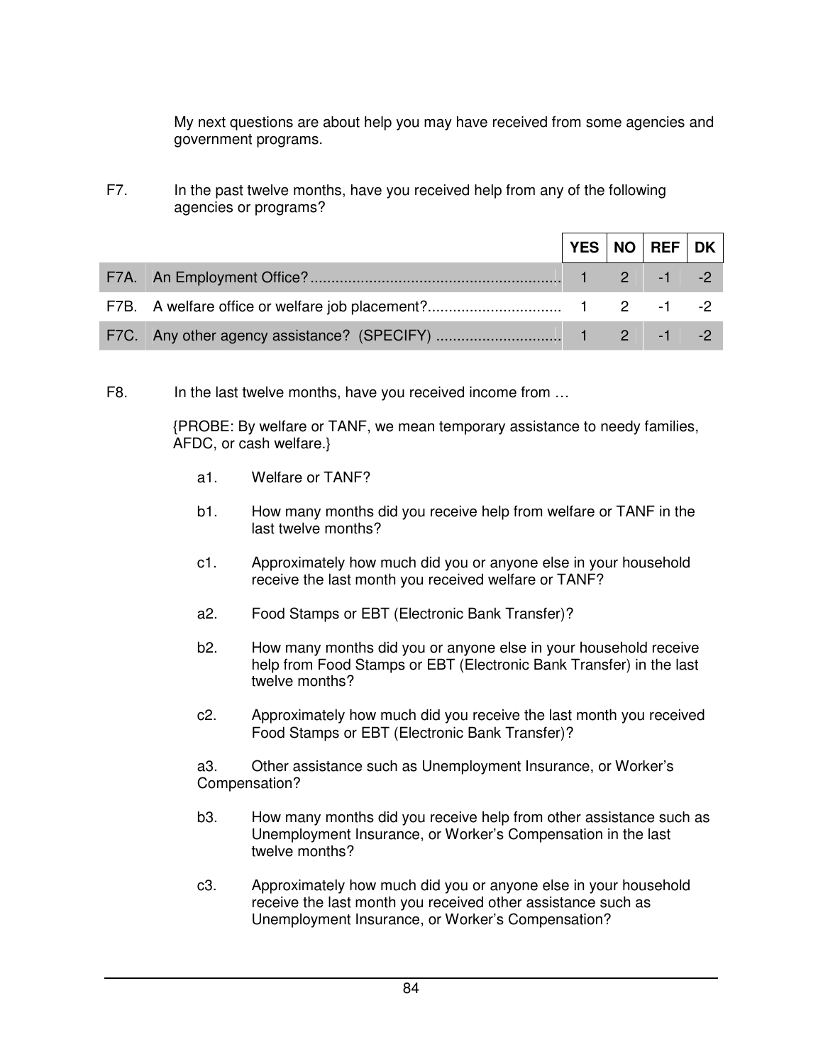My next questions are about help you may have received from some agencies and government programs.

F7. In the past twelve months, have you received help from any of the following agencies or programs?

| | | YES | NO | REF | DK |
|---|---|---|---|---|---|
| F7A. | An Employment Office? | 1 | 2 | -1 | -2 |
| F7B. | A welfare office or welfare job placement? | 1 | 2 | -1 | -2 |
| F7C. | Any other agency assistance? (SPECIFY) | 1 | 2 | -1 | -2 |

F8. In the last twelve months, have you received income from …

{PROBE: By welfare or TANF, we mean temporary assistance to needy families, AFDC, or cash welfare.}

a1. Welfare or TANF?

b1. How many months did you receive help from welfare or TANF in the last twelve months?

c1. Approximately how much did you or anyone else in your household receive the last month you received welfare or TANF?

a2. Food Stamps or EBT (Electronic Bank Transfer)?

b2. How many months did you or anyone else in your household receive help from Food Stamps or EBT (Electronic Bank Transfer) in the last twelve months?

c2. Approximately how much did you receive the last month you received Food Stamps or EBT (Electronic Bank Transfer)?

a3. Other assistance such as Unemployment Insurance, or Worker's Compensation?

b3. How many months did you receive help from other assistance such as Unemployment Insurance, or Worker's Compensation in the last twelve months?

c3. Approximately how much did you or anyone else in your household receive the last month you received other assistance such as Unemployment Insurance, or Worker's Compensation?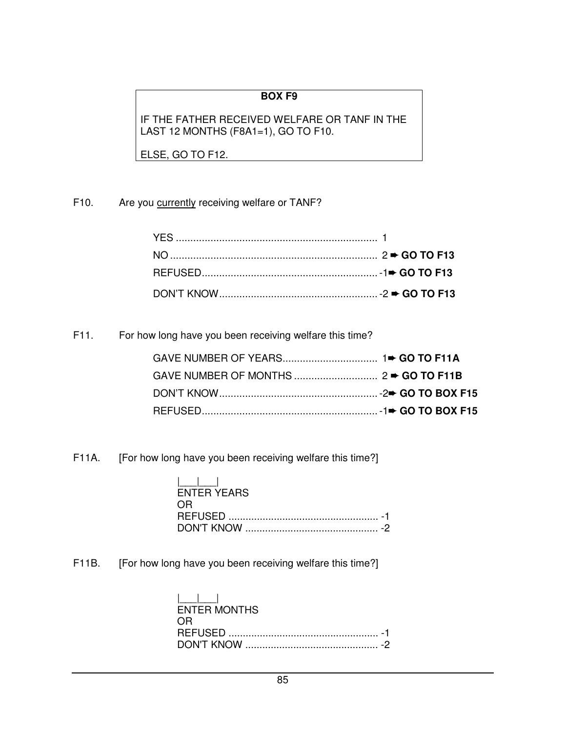**BOX F9**

IF THE FATHER RECEIVED WELFARE OR TANF IN THE LAST 12 MONTHS (F8A1=1), GO TO F10.

ELSE, GO TO F12.

F10. Are you currently receiving welfare or TANF?

YES ...................................................................... 1
NO ........................................................................ 2 ➨ **GO TO F13**
REFUSED............................................................. -1➨ **GO TO F13**
DON'T KNOW....................................................... -2 ➨ **GO TO F13**

F11. For how long have you been receiving welfare this time?

GAVE NUMBER OF YEARS................................. 1➨ **GO TO F11A**
GAVE NUMBER OF MONTHS ............................. 2 ➨ **GO TO F11B**
DON'T KNOW....................................................... -2➨ **GO TO BOX F15**
REFUSED............................................................. -1➨ **GO TO BOX F15**

F11A. [For how long have you been receiving welfare this time?]

|___|___|
ENTER YEARS
OR
REFUSED ..................................................... -1
DON'T KNOW ............................................... -2

F11B. [For how long have you been receiving welfare this time?]

|___|___|
ENTER MONTHS
OR
REFUSED ..................................................... -1
DON'T KNOW ............................................... -2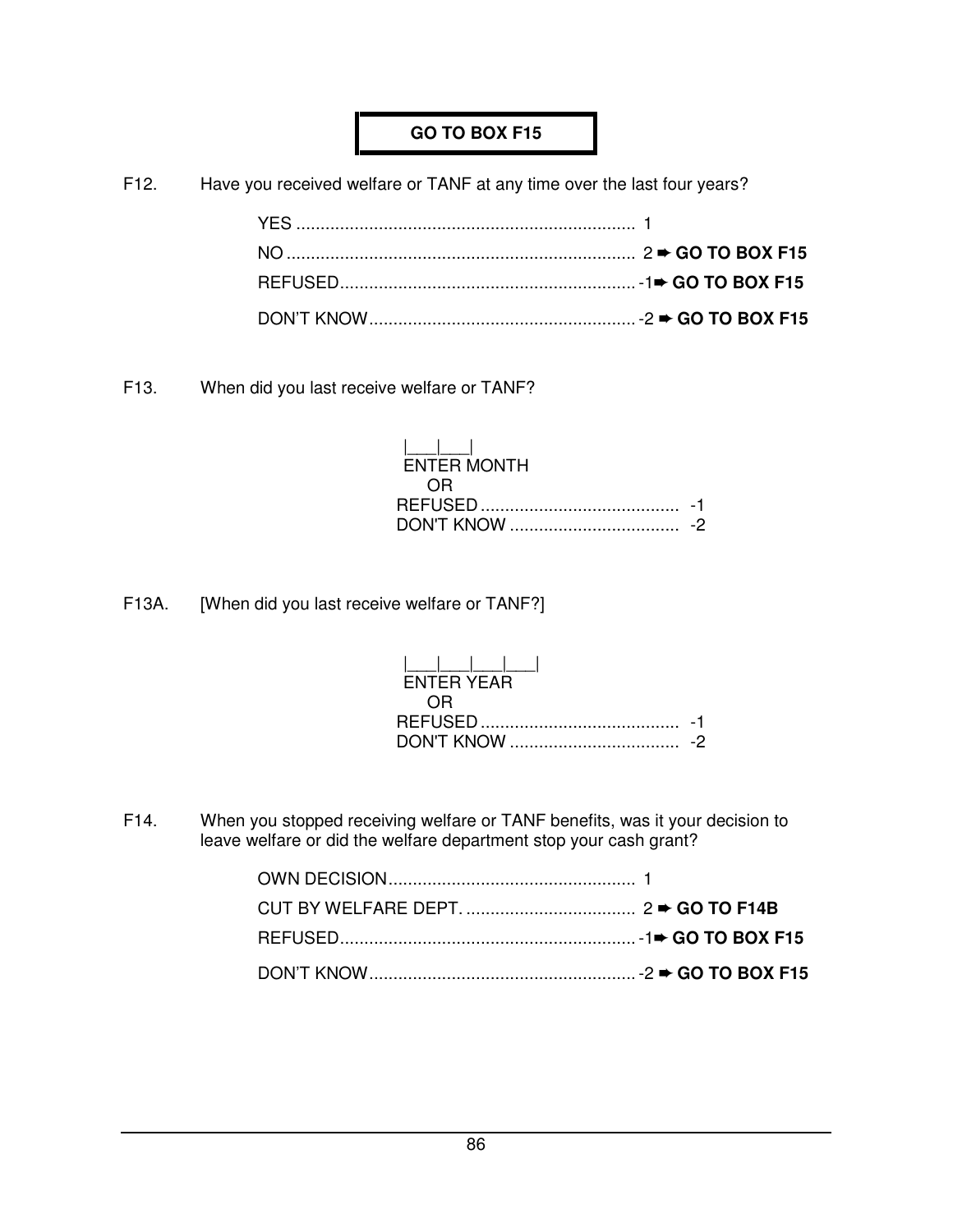**GO TO BOX F15**

F12. Have you received welfare or TANF at any time over the last four years?

YES ...................................................................... 1
NO ........................................................................ 2 ➨ **GO TO BOX F15**
REFUSED............................................................. -1➨ **GO TO BOX F15**
DON'T KNOW....................................................... -2 ➨ **GO TO BOX F15**

F13. When did you last receive welfare or TANF?

|___|___|
ENTER MONTH
OR
REFUSED ......................................... -1
DON'T KNOW ................................... -2

F13A. [When did you last receive welfare or TANF?]

|___|___|___|___|
ENTER YEAR
OR
REFUSED ......................................... -1
DON'T KNOW ................................... -2

F14. When you stopped receiving welfare or TANF benefits, was it your decision to leave welfare or did the welfare department stop your cash grant?

OWN DECISION................................................... 1
CUT BY WELFARE DEPT. ................................... 2 ➨ **GO TO F14B**
REFUSED............................................................. -1➨ **GO TO BOX F15**
DON'T KNOW....................................................... -2 ➨ **GO TO BOX F15**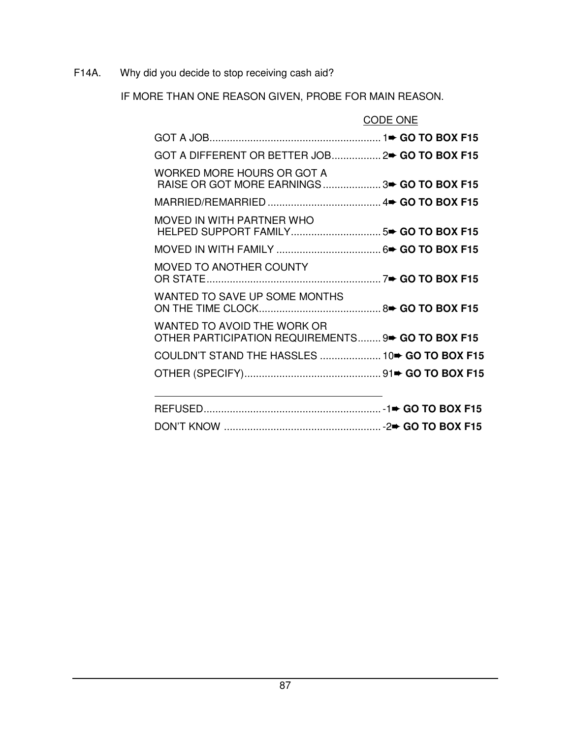F14A. Why did you decide to stop receiving cash aid?

IF MORE THAN ONE REASON GIVEN, PROBE FOR MAIN REASON.

CODE ONE

GOT A JOB.......................................................... 1➨ **GO TO BOX F15**

GOT A DIFFERENT OR BETTER JOB................. 2➨ **GO TO BOX F15**

WORKED MORE HOURS OR GOT A RAISE OR GOT MORE EARNINGS.................... 3➨ **GO TO BOX F15**

MARRIED/REMARRIED ....................................... 4➨ **GO TO BOX F15**

MOVED IN WITH PARTNER WHO HELPED SUPPORT FAMILY............................... 5➨ **GO TO BOX F15**

MOVED IN WITH FAMILY .................................... 6➨ **GO TO BOX F15**

MOVED TO ANOTHER COUNTY OR STATE............................................................ 7➨ **GO TO BOX F15**

WANTED TO SAVE UP SOME MONTHS ON THE TIME CLOCK.......................................... 8➨ **GO TO BOX F15**

WANTED TO AVOID THE WORK OR OTHER PARTICIPATION REQUIREMENTS........ 9➨ **GO TO BOX F15**

COULDN'T STAND THE HASSLES ..................... 10➨ **GO TO BOX F15**

OTHER (SPECIFY)................................................ 91➨ **GO TO BOX F15**

______________________________________________

REFUSED............................................................. -1➨ **GO TO BOX F15**

DON'T KNOW ...................................................... -2➨ **GO TO BOX F15**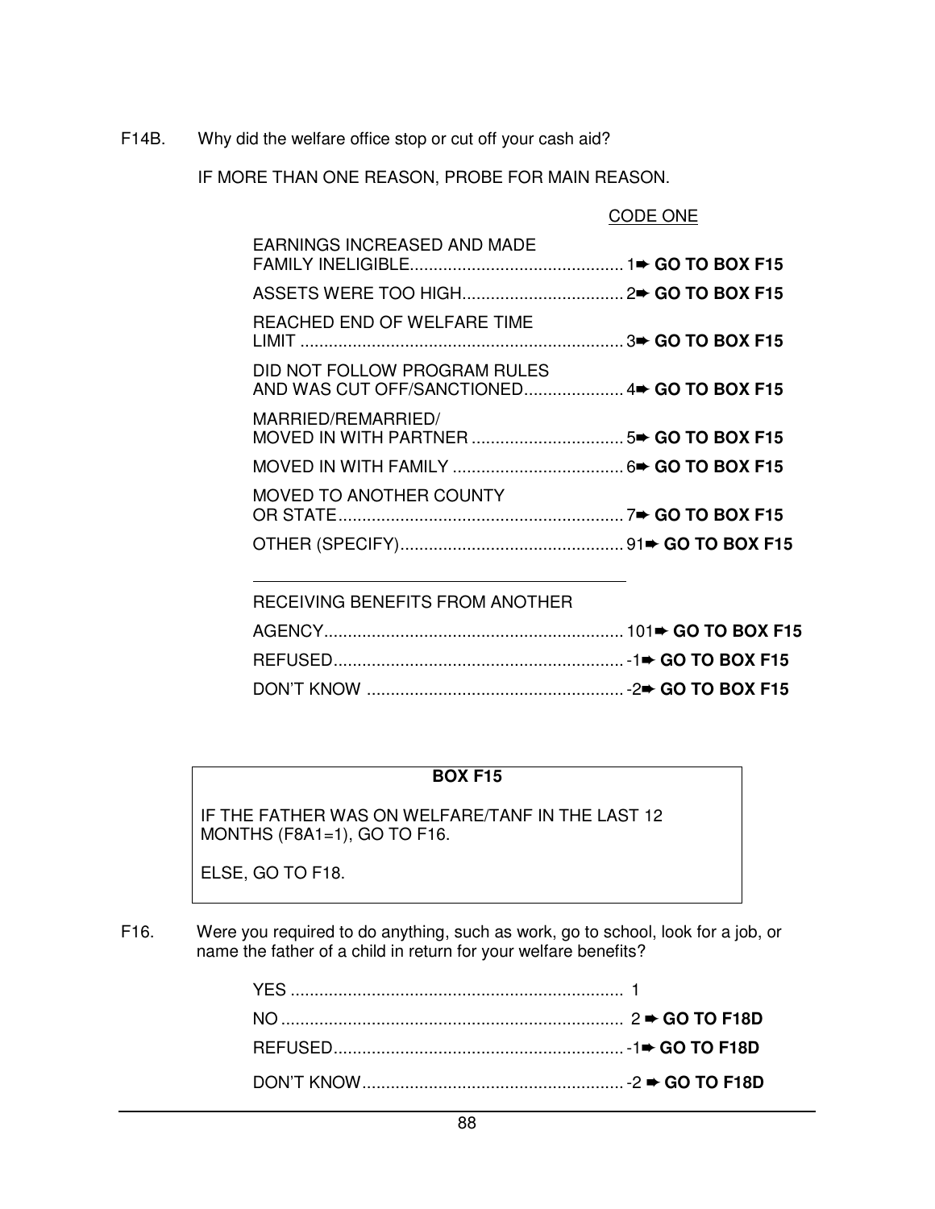F14B. Why did the welfare office stop or cut off your cash aid?

IF MORE THAN ONE REASON, PROBE FOR MAIN REASON.

CODE ONE

EARNINGS INCREASED AND MADE FAMILY INELIGIBLE............................................ 1➨ **GO TO BOX F15**

ASSETS WERE TOO HIGH.................................. 2➨ **GO TO BOX F15**

REACHED END OF WELFARE TIME LIMIT .................................................................... 3➨ **GO TO BOX F15**

DID NOT FOLLOW PROGRAM RULES AND WAS CUT OFF/SANCTIONED.................... 4➨ **GO TO BOX F15**

MARRIED/REMARRIED/ MOVED IN WITH PARTNER ................................ 5➨ **GO TO BOX F15**

MOVED IN WITH FAMILY .................................... 6➨ **GO TO BOX F15**

MOVED TO ANOTHER COUNTY OR STATE............................................................ 7➨ **GO TO BOX F15**

OTHER (SPECIFY)............................................... 91➨ **GO TO BOX F15**

______________________________________

RECEIVING BENEFITS FROM ANOTHER AGENCY............................................................... 101➨ **GO TO BOX F15**

REFUSED............................................................. -1➨ **GO TO BOX F15**

DON'T KNOW ...................................................... -2➨ **GO TO BOX F15**

**BOX F15**

IF THE FATHER WAS ON WELFARE/TANF IN THE LAST 12 MONTHS (F8A1=1), GO TO F16.

ELSE, GO TO F18.

F16. Were you required to do anything, such as work, go to school, look for a job, or name the father of a child in return for your welfare benefits?

YES ...................................................................... 1

NO ........................................................................ 2 ➨ **GO TO F18D**

REFUSED............................................................. -1➨ **GO TO F18D**

DON'T KNOW....................................................... -2 ➨ **GO TO F18D**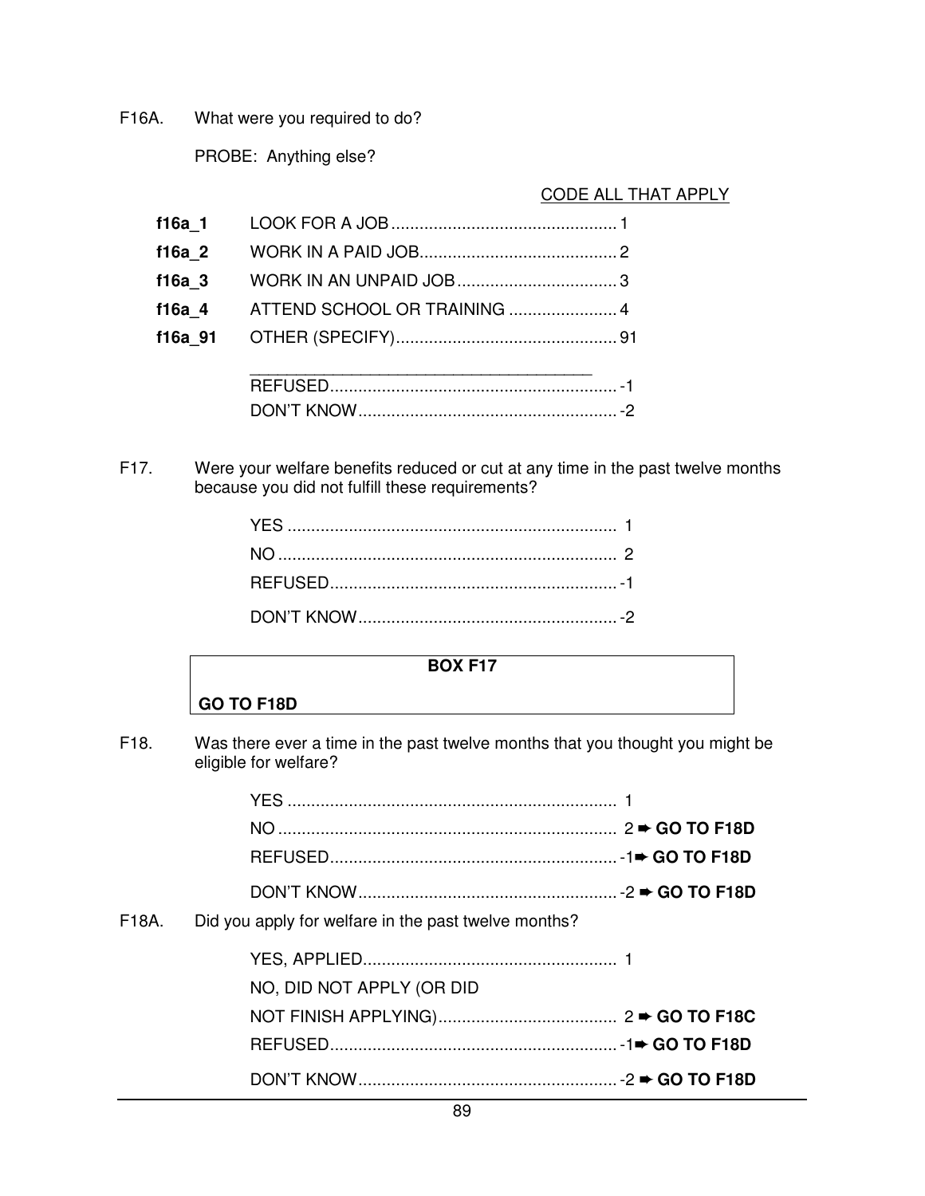F16A. What were you required to do?

PROBE: Anything else?

CODE ALL THAT APPLY

| | | |
|---|---|---|
| **f16a_1** | LOOK FOR A JOB | 1 |
| **f16a_2** | WORK IN A PAID JOB | 2 |
| **f16a_3** | WORK IN AN UNPAID JOB | 3 |
| **f16a_4** | ATTEND SCHOOL OR TRAINING | 4 |
| **f16a_91** | OTHER (SPECIFY) | 91 |
| | ______________________________________ | |
| | REFUSED | -1 |
| | DON'T KNOW | -2 |

F17. Were your welfare benefits reduced or cut at any time in the past twelve months because you did not fulfill these requirements?

| | |
|---|---|
| YES | 1 |
| NO | 2 |
| REFUSED | -1 |
| DON'T KNOW | -2 |

**BOX F17**

**GO TO F18D**

F18. Was there ever a time in the past twelve months that you thought you might be eligible for welfare?

| | |
|---|---|
| YES | 1 |
| NO | 2 ➨ **GO TO F18D** |
| REFUSED | -1 ➨ **GO TO F18D** |
| DON'T KNOW | -2 ➨ **GO TO F18D** |

F18A. Did you apply for welfare in the past twelve months?

| | |
|---|---|
| YES, APPLIED | 1 |
| NO, DID NOT APPLY (OR DID NOT FINISH APPLYING) | 2 ➨ **GO TO F18C** |
| REFUSED | -1 ➨ **GO TO F18D** |
| DON'T KNOW | -2 ➨ **GO TO F18D** |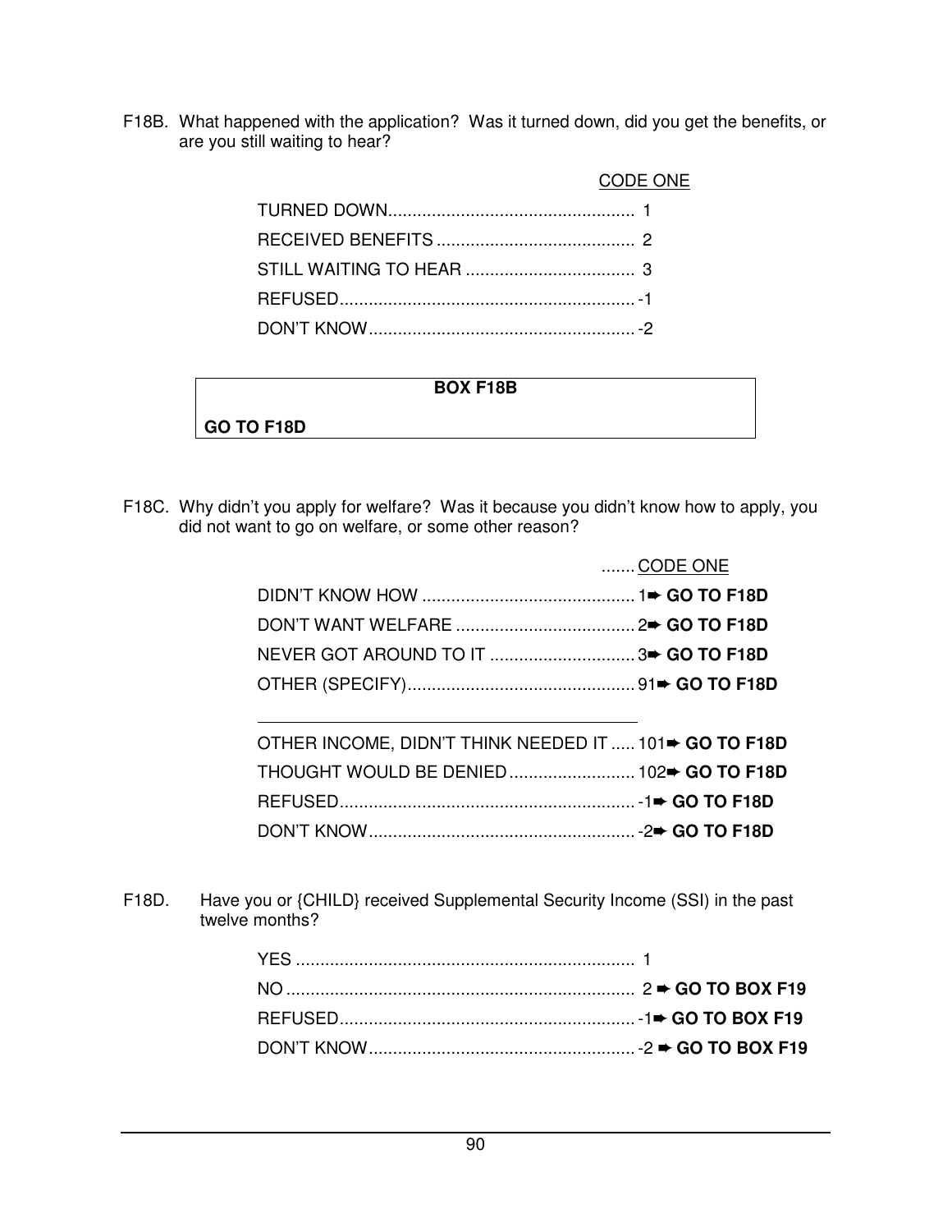F18B. What happened with the application? Was it turned down, did you get the benefits, or are you still waiting to hear?

CODE ONE

TURNED DOWN.................................................. 1
RECEIVED BENEFITS ......................................... 2
STILL WAITING TO HEAR ................................... 3
REFUSED............................................................. -1
DON'T KNOW....................................................... -2

| BOX F18B |
|---|
| **GO TO F18D** |

F18C. Why didn't you apply for welfare? Was it because you didn't know how to apply, you did not want to go on welfare, or some other reason?

CODE ONE

DIDN'T KNOW HOW ............................................ 1➨ **GO TO F18D**
DON'T WANT WELFARE ..................................... 2➨ **GO TO F18D**
NEVER GOT AROUND TO IT .............................. 3➨ **GO TO F18D**
OTHER (SPECIFY)............................................... 91➨ **GO TO F18D**

______________________________________________

OTHER INCOME, DIDN'T THINK NEEDED IT ..... 101➨ **GO TO F18D**
THOUGHT WOULD BE DENIED.......................... 102➨ **GO TO F18D**
REFUSED............................................................. -1➨ **GO TO F18D**
DON'T KNOW....................................................... -2➨ **GO TO F18D**

F18D. Have you or {CHILD} received Supplemental Security Income (SSI) in the past twelve months?

YES ...................................................................... 1
NO ........................................................................ 2 ➨ **GO TO BOX F19**
REFUSED............................................................. -1➨ **GO TO BOX F19**
DON'T KNOW....................................................... -2 ➨ **GO TO BOX F19**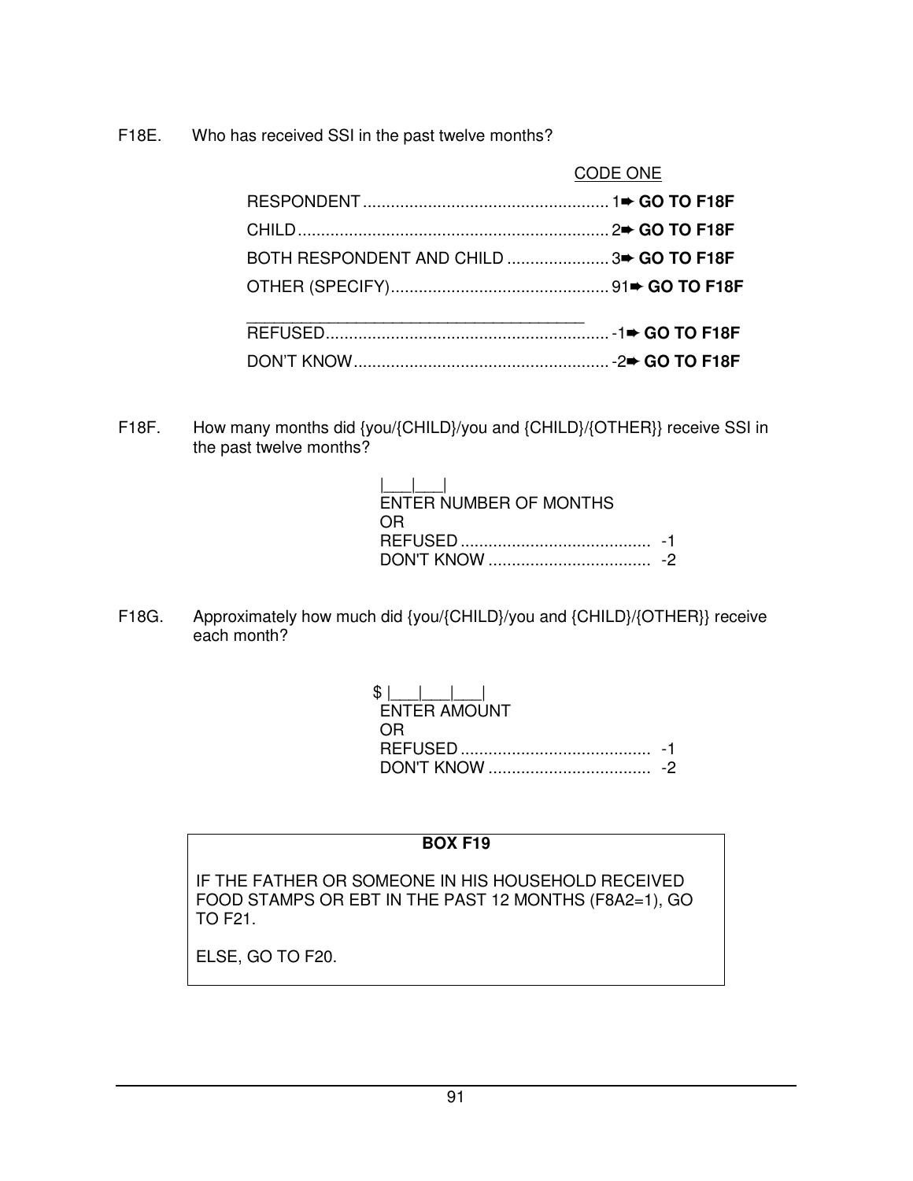F18E. Who has received SSI in the past twelve months?

CODE ONE

RESPONDENT .................................................... 1➨ **GO TO F18F**
CHILD .................................................................. 2➨ **GO TO F18F**
BOTH RESPONDENT AND CHILD ...................... 3➨ **GO TO F18F**
OTHER (SPECIFY)............................................... 91➨ **GO TO F18F**
_______________________________________
REFUSED............................................................ -1➨ **GO TO F18F**
DON'T KNOW...................................................... -2➨ **GO TO F18F**

F18F. How many months did {you/{CHILD}/you and {CHILD}/{OTHER}} receive SSI in the past twelve months?

|___|___|
ENTER NUMBER OF MONTHS
OR
REFUSED ......................................... -1
DON'T KNOW ................................... -2

F18G. Approximately how much did {you/{CHILD}/you and {CHILD}/{OTHER}} receive each month?

$ |___|___|___|
ENTER AMOUNT
OR
REFUSED ......................................... -1
DON'T KNOW ................................... -2

**BOX F19**

IF THE FATHER OR SOMEONE IN HIS HOUSEHOLD RECEIVED FOOD STAMPS OR EBT IN THE PAST 12 MONTHS (F8A2=1), GO TO F21.

ELSE, GO TO F20.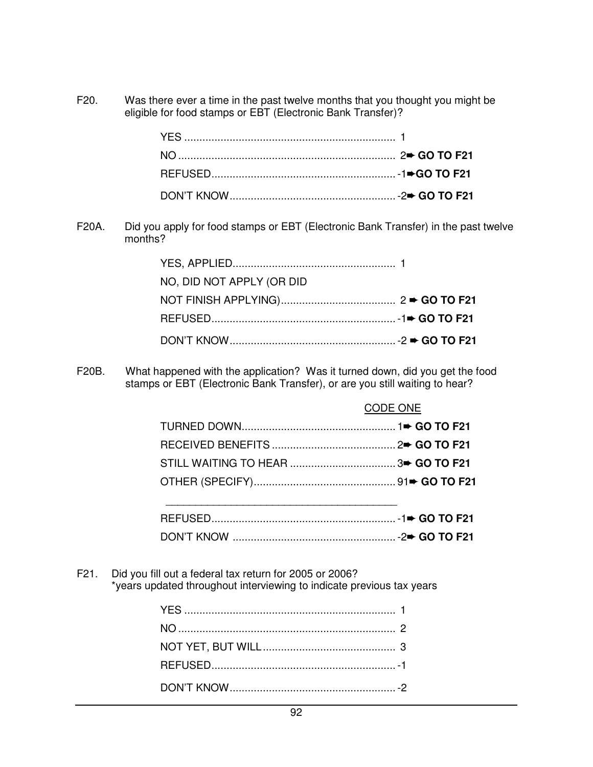F20. Was there ever a time in the past twelve months that you thought you might be eligible for food stamps or EBT (Electronic Bank Transfer)?

YES ...................................................................... 1
NO ........................................................................ 2➨ **GO TO F21**
REFUSED............................................................. -1➨**GO TO F21**
DON'T KNOW....................................................... -2➨ **GO TO F21**

F20A. Did you apply for food stamps or EBT (Electronic Bank Transfer) in the past twelve months?

YES, APPLIED...................................................... 1
NO, DID NOT APPLY (OR DID
NOT FINISH APPLYING)...................................... 2 ➨ **GO TO F21**
REFUSED............................................................. -1➨ **GO TO F21**
DON'T KNOW....................................................... -2 ➨ **GO TO F21**

F20B. What happened with the application? Was it turned down, did you get the food stamps or EBT (Electronic Bank Transfer), or are you still waiting to hear?

CODE ONE

TURNED DOWN................................................... 1➨ **GO TO F21**
RECEIVED BENEFITS ......................................... 2➨ **GO TO F21**
STILL WAITING TO HEAR ................................... 3➨ **GO TO F21**
OTHER (SPECIFY)............................................... 91➨ **GO TO F21**

_______________________________________

REFUSED............................................................. -1➨ **GO TO F21**
DON'T KNOW ...................................................... -2➨ **GO TO F21**

F21. Did you fill out a federal tax return for 2005 or 2006?
*years updated throughout interviewing to indicate previous tax years

YES ...................................................................... 1
NO ........................................................................ 2
NOT YET, BUT WILL............................................ 3
REFUSED............................................................. -1
DON'T KNOW....................................................... -2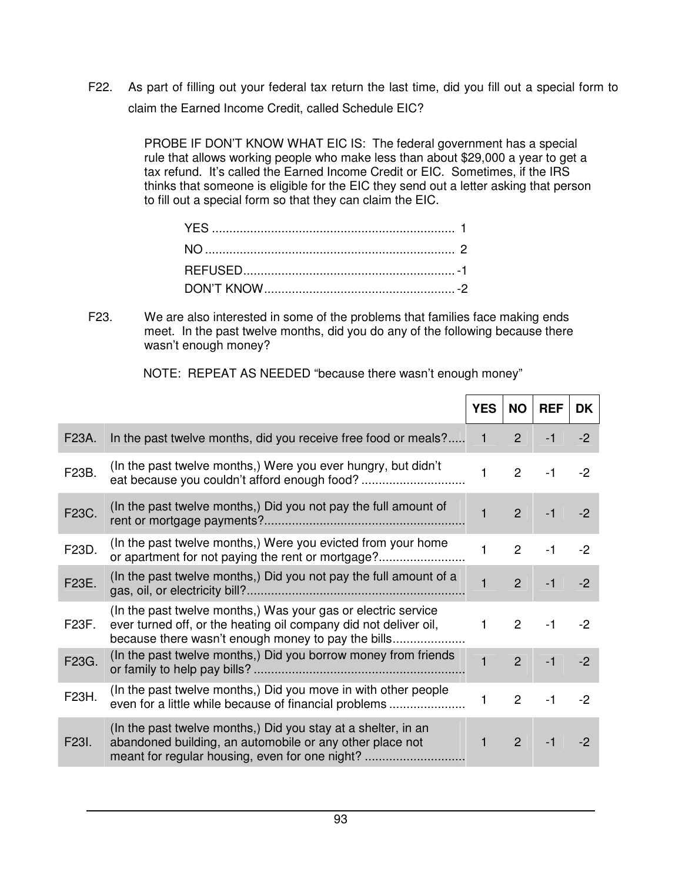F22. As part of filling out your federal tax return the last time, did you fill out a special form to claim the Earned Income Credit, called Schedule EIC?

PROBE IF DON'T KNOW WHAT EIC IS: The federal government has a special rule that allows working people who make less than about $29,000 a year to get a tax refund. It's called the Earned Income Credit or EIC. Sometimes, if the IRS thinks that someone is eligible for the EIC they send out a letter asking that person to fill out a special form so that they can claim the EIC.

YES ...................................................................... 1
NO ........................................................................ 2
REFUSED............................................................. -1
DON'T KNOW....................................................... -2

F23. We are also interested in some of the problems that families face making ends meet. In the past twelve months, did you do any of the following because there wasn't enough money?

NOTE: REPEAT AS NEEDED "because there wasn't enough money"

| | | YES | NO | REF | DK |
|---|---|---|---|---|---|
| F23A. | In the past twelve months, did you receive free food or meals?..... | 1 | 2 | -1 | -2 |
| F23B. | (In the past twelve months,) Were you ever hungry, but didn't eat because you couldn't afford enough food? .............................. | 1 | 2 | -1 | -2 |
| F23C. | (In the past twelve months,) Did you not pay the full amount of rent or mortgage payments?.......................................................... | 1 | 2 | -1 | -2 |
| F23D. | (In the past twelve months,) Were you evicted from your home or apartment for not paying the rent or mortgage?......................... | 1 | 2 | -1 | -2 |
| F23E. | (In the past twelve months,) Did you not pay the full amount of a gas, oil, or electricity bill?.............................................................. | 1 | 2 | -1 | -2 |
| F23F. | (In the past twelve months,) Was your gas or electric service ever turned off, or the heating oil company did not deliver oil, because there wasn't enough money to pay the bills..................... | 1 | 2 | -1 | -2 |
| F23G. | (In the past twelve months,) Did you borrow money from friends or family to help pay bills? ............................................................ | 1 | 2 | -1 | -2 |
| F23H. | (In the past twelve months,) Did you move in with other people even for a little while because of financial problems ...................... | 1 | 2 | -1 | -2 |
| F23I. | (In the past twelve months,) Did you stay at a shelter, in an abandoned building, an automobile or any other place not meant for regular housing, even for one night? ............................ | 1 | 2 | -1 | -2 |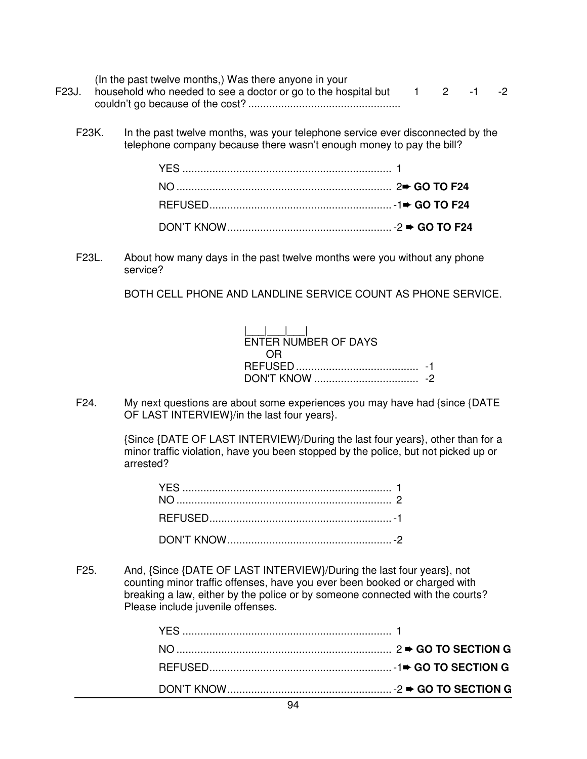F23J. (In the past twelve months,) Was there anyone in your household who needed to see a doctor or go to the hospital but couldn't go because of the cost? .................................................. 1 2 -1 -2

F23K. In the past twelve months, was your telephone service ever disconnected by the telephone company because there wasn't enough money to pay the bill?

YES ...................................................................... 1
NO ........................................................................ 2➨ **GO TO F24**
REFUSED............................................................ -1➨ **GO TO F24**
DON'T KNOW...................................................... -2 ➨ **GO TO F24**

F23L. About how many days in the past twelve months were you without any phone service?

BOTH CELL PHONE AND LANDLINE SERVICE COUNT AS PHONE SERVICE.

|___|___|___|
ENTER NUMBER OF DAYS
OR
REFUSED ......................................... -1
DON'T KNOW ................................... -2

F24. My next questions are about some experiences you may have had {since {DATE OF LAST INTERVIEW}/in the last four years}.

{Since {DATE OF LAST INTERVIEW}/During the last four years}, other than for a minor traffic violation, have you been stopped by the police, but not picked up or arrested?

YES ...................................................................... 1
NO ........................................................................ 2
REFUSED............................................................ -1
DON'T KNOW...................................................... -2

F25. And, {Since {DATE OF LAST INTERVIEW}/During the last four years}, not counting minor traffic offenses, have you ever been booked or charged with breaking a law, either by the police or by someone connected with the courts? Please include juvenile offenses.

YES ...................................................................... 1
NO ........................................................................ 2 ➨ **GO TO SECTION G**
REFUSED............................................................ -1➨ **GO TO SECTION G**
DON'T KNOW...................................................... -2 ➨ **GO TO SECTION G**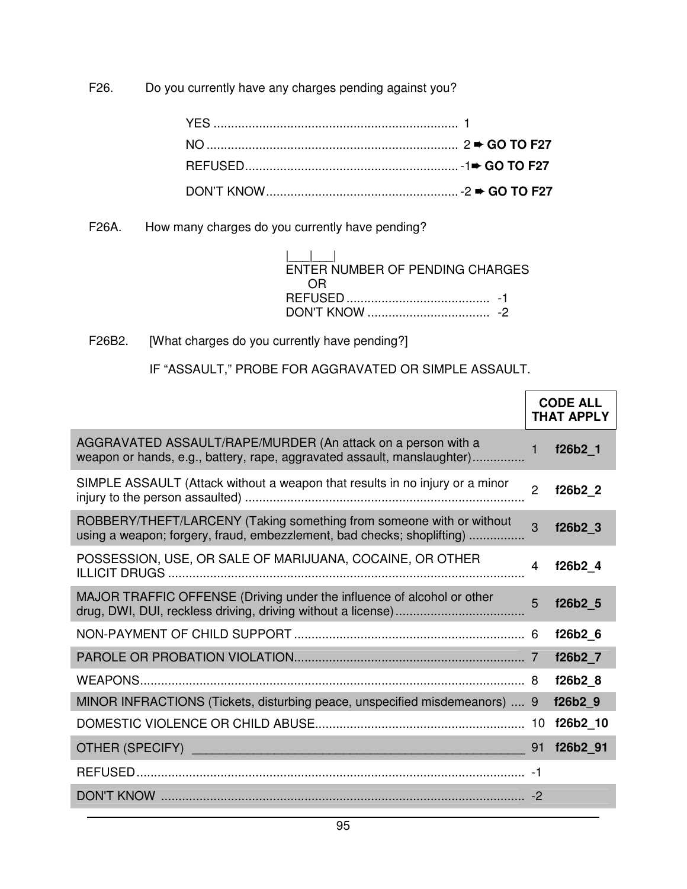F26. Do you currently have any charges pending against you?

YES ...................................................................... 1
NO ........................................................................ 2 ➨ **GO TO F27**
REFUSED............................................................. -1➨ **GO TO F27**
DON'T KNOW....................................................... -2 ➨ **GO TO F27**

F26A. How many charges do you currently have pending?

|___|___|
ENTER NUMBER OF PENDING CHARGES
OR
REFUSED ......................................... -1
DON'T KNOW ................................... -2

F26B2. [What charges do you currently have pending?]

IF "ASSAULT," PROBE FOR AGGRAVATED OR SIMPLE ASSAULT.

| | | **CODE ALL THAT APPLY** |
|---|---|---|
| AGGRAVATED ASSAULT/RAPE/MURDER (An attack on a person with a weapon or hands, e.g., battery, rape, aggravated assault, manslaughter)............... | 1 | **f26b2_1** |
| SIMPLE ASSAULT (Attack without a weapon that results in no injury or a minor injury to the person assaulted) ................................................................................ | 2 | **f26b2_2** |
| ROBBERY/THEFT/LARCENY (Taking something from someone with or without using a weapon; forgery, fraud, embezzlement, bad checks; shoplifting) ................ | 3 | **f26b2_3** |
| POSSESSION, USE, OR SALE OF MARIJUANA, COCAINE, OR OTHER ILLICIT DRUGS ..................................................................................................... | 4 | **f26b2_4** |
| MAJOR TRAFFIC OFFENSE (Driving under the influence of alcohol or other drug, DWI, DUI, reckless driving, driving without a license)..................................... | 5 | **f26b2_5** |
| NON-PAYMENT OF CHILD SUPPORT .................................................................. | 6 | **f26b2_6** |
| PAROLE OR PROBATION VIOLATION.................................................................. | 7 | **f26b2_7** |
| WEAPONS............................................................................................................. | 8 | **f26b2_8** |
| MINOR INFRACTIONS (Tickets, disturbing peace, unspecified misdemeanors) .... | 9 | **f26b2_9** |
| DOMESTIC VIOLENCE OR CHILD ABUSE............................................................ | 10 | **f26b2_10** |
| OTHER (SPECIFY) __________________________________________________ | 91 | **f26b2_91** |
| REFUSED............................................................................................................... | -1 | |
| DON'T KNOW ....................................................................................................... | -2 | |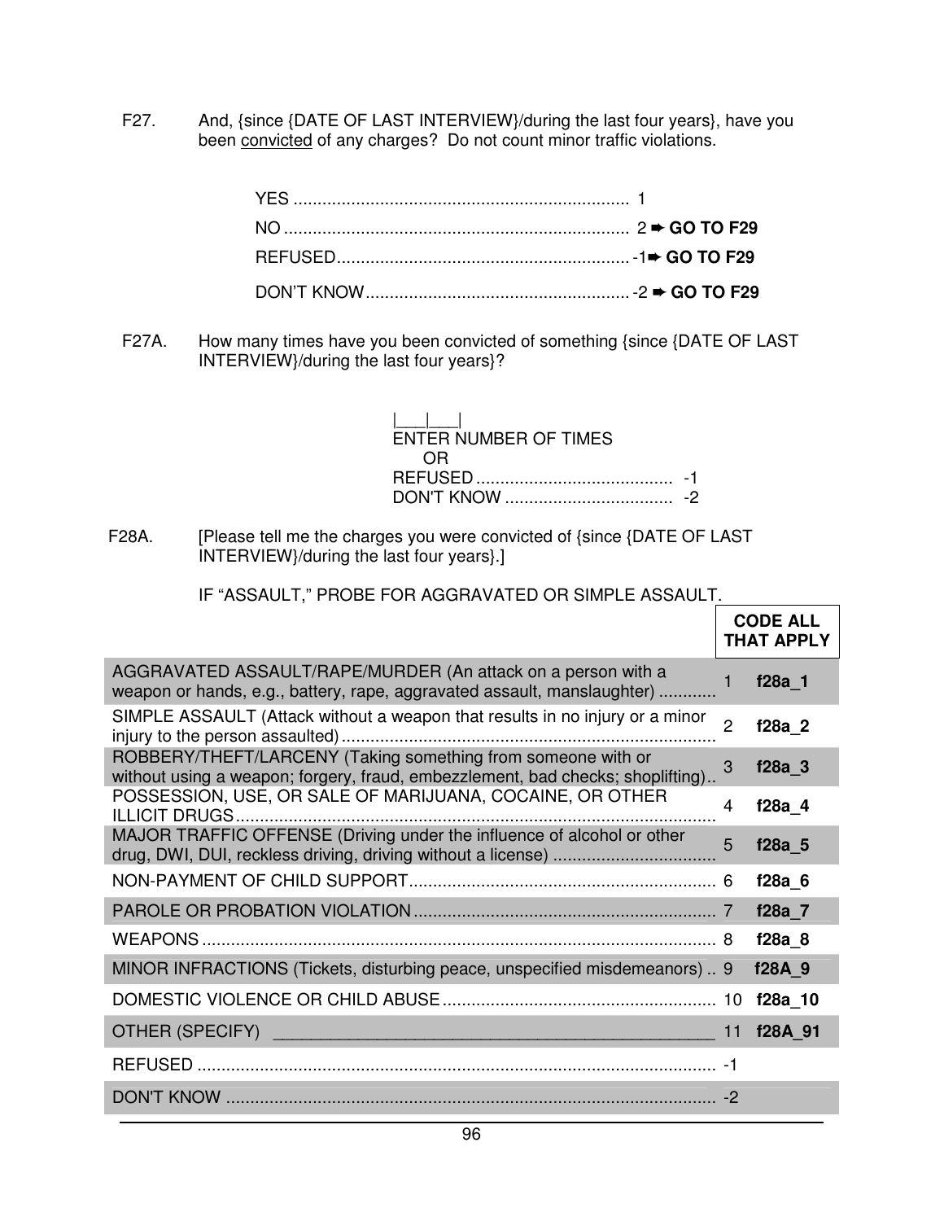F27. And, {since {DATE OF LAST INTERVIEW}/during the last four years}, have you been <u>convicted</u> of any charges? Do not count minor traffic violations.

YES ...................................................................... 1
NO ........................................................................ 2 ➨ **GO TO F29**
REFUSED............................................................. -1➨ **GO TO F29**
DON'T KNOW....................................................... -2 ➨ **GO TO F29**

F27A. How many times have you been convicted of something {since {DATE OF LAST INTERVIEW}/during the last four years}?

|___|___|
ENTER NUMBER OF TIMES
OR
REFUSED ......................................... -1
DON'T KNOW ................................... -2

F28A. [Please tell me the charges you were convicted of {since {DATE OF LAST INTERVIEW}/during the last four years}.]

IF "ASSAULT," PROBE FOR AGGRAVATED OR SIMPLE ASSAULT.

| | | **CODE ALL THAT APPLY** |
|---|---|---|
| AGGRAVATED ASSAULT/RAPE/MURDER (An attack on a person with a weapon or hands, e.g., battery, rape, aggravated assault, manslaughter) ........... | 1 | **f28a_1** |
| SIMPLE ASSAULT (Attack without a weapon that results in no injury or a minor injury to the person assaulted)............................................................................. | 2 | **f28a_2** |
| ROBBERY/THEFT/LARCENY (Taking something from someone with or without using a weapon; forgery, fraud, embezzlement, bad checks; shoplifting).. | 3 | **f28a_3** |
| POSSESSION, USE, OR SALE OF MARIJUANA, COCAINE, OR OTHER ILLICIT DRUGS................................................................................................ | 4 | **f28a_4** |
| MAJOR TRAFFIC OFFENSE (Driving under the influence of alcohol or other drug, DWI, DUI, reckless driving, driving without a license) ................................. | 5 | **f28a_5** |
| NON-PAYMENT OF CHILD SUPPORT................................................................ | 6 | **f28a_6** |
| PAROLE OR PROBATION VIOLATION.............................................................. | 7 | **f28a_7** |
| WEAPONS ........................................................................................................... | 8 | **f28a_8** |
| MINOR INFRACTIONS (Tickets, disturbing peace, unspecified misdemeanors) .. | 9 | **f28A_9** |
| DOMESTIC VIOLENCE OR CHILD ABUSE ......................................................... | 10 | **f28a_10** |
| OTHER (SPECIFY) _______________________________________________ | 11 | **f28A_91** |
| REFUSED ............................................................................................................ | -1 | |
| DON'T KNOW ...................................................................................................... | -2 | |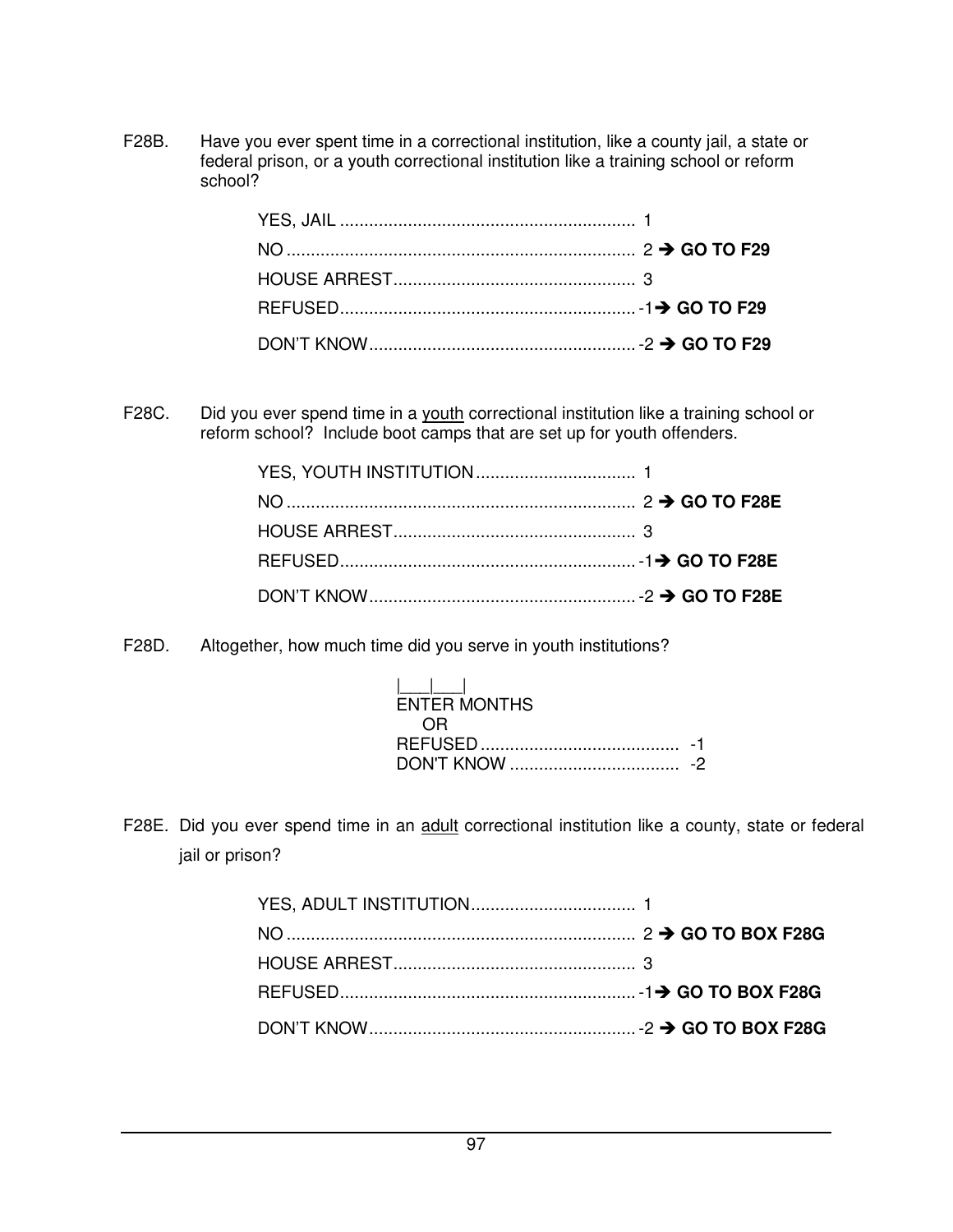F28B. Have you ever spent time in a correctional institution, like a county jail, a state or federal prison, or a youth correctional institution like a training school or reform school?

| | | |
|---|---|---|
| YES, JAIL | 1 | |
| NO | 2 | ➔ **GO TO F29** |
| HOUSE ARREST | 3 | |
| REFUSED | -1 | ➔ **GO TO F29** |
| DON'T KNOW | -2 | ➔ **GO TO F29** |

F28C. Did you ever spend time in a <u>youth</u> correctional institution like a training school or reform school? Include boot camps that are set up for youth offenders.

| | | |
|---|---|---|
| YES, YOUTH INSTITUTION | 1 | |
| NO | 2 | ➔ **GO TO F28E** |
| HOUSE ARREST | 3 | |
| REFUSED | -1 | ➔ **GO TO F28E** |
| DON'T KNOW | -2 | ➔ **GO TO F28E** |

F28D. Altogether, how much time did you serve in youth institutions?

|___|___|
ENTER MONTHS
OR

| | |
|---|---|
| REFUSED | -1 |
| DON'T KNOW | -2 |

F28E. Did you ever spend time in an <u>adult</u> correctional institution like a county, state or federal jail or prison?

| | | |
|---|---|---|
| YES, ADULT INSTITUTION | 1 | |
| NO | 2 | ➔ **GO TO BOX F28G** |
| HOUSE ARREST | 3 | |
| REFUSED | -1 | ➔ **GO TO BOX F28G** |
| DON'T KNOW | -2 | ➔ **GO TO BOX F28G** |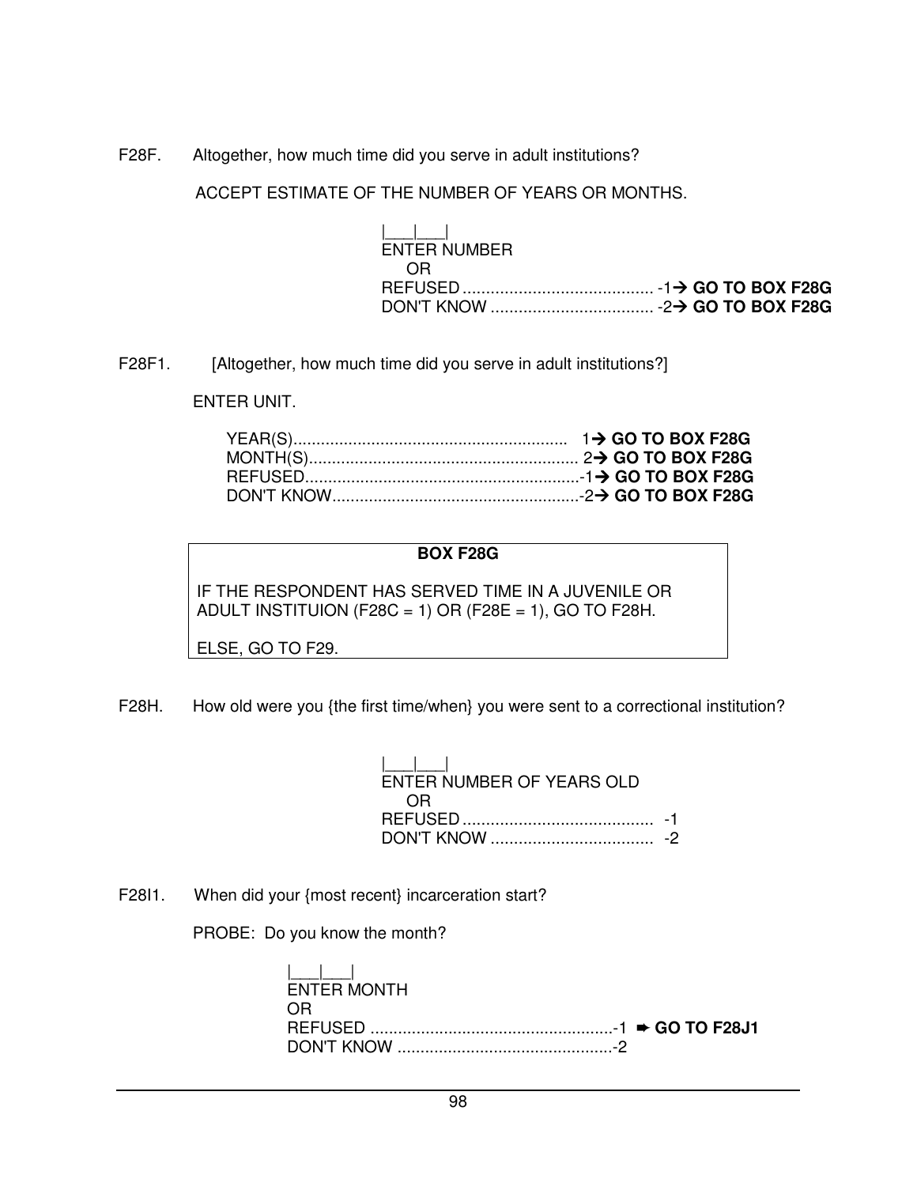F28F. Altogether, how much time did you serve in adult institutions?

ACCEPT ESTIMATE OF THE NUMBER OF YEARS OR MONTHS.

|___|___|
ENTER NUMBER
OR
REFUSED ......................................... -1→ **GO TO BOX F28G**
DON'T KNOW ................................... -2→ **GO TO BOX F28G**

F28F1. [Altogether, how much time did you serve in adult institutions?]

ENTER UNIT.

YEAR(S)............................................................ 1→ **GO TO BOX F28G**
MONTH(S)........................................................... 2→ **GO TO BOX F28G**
REFUSED............................................................-1→ **GO TO BOX F28G**
DON'T KNOW......................................................-2→ **GO TO BOX F28G**

**BOX F28G**

IF THE RESPONDENT HAS SERVED TIME IN A JUVENILE OR ADULT INSTITUION (F28C = 1) OR (F28E = 1), GO TO F28H.

ELSE, GO TO F29.

F28H. How old were you {the first time/when} you were sent to a correctional institution?

|___|___|
ENTER NUMBER OF YEARS OLD
OR
REFUSED ......................................... -1
DON'T KNOW ................................... -2

F28I1. When did your {most recent} incarceration start?

PROBE: Do you know the month?

|___|___|
ENTER MONTH
OR
REFUSED .....................................................-1 ➨ **GO TO F28J1**
DON'T KNOW ...............................................-2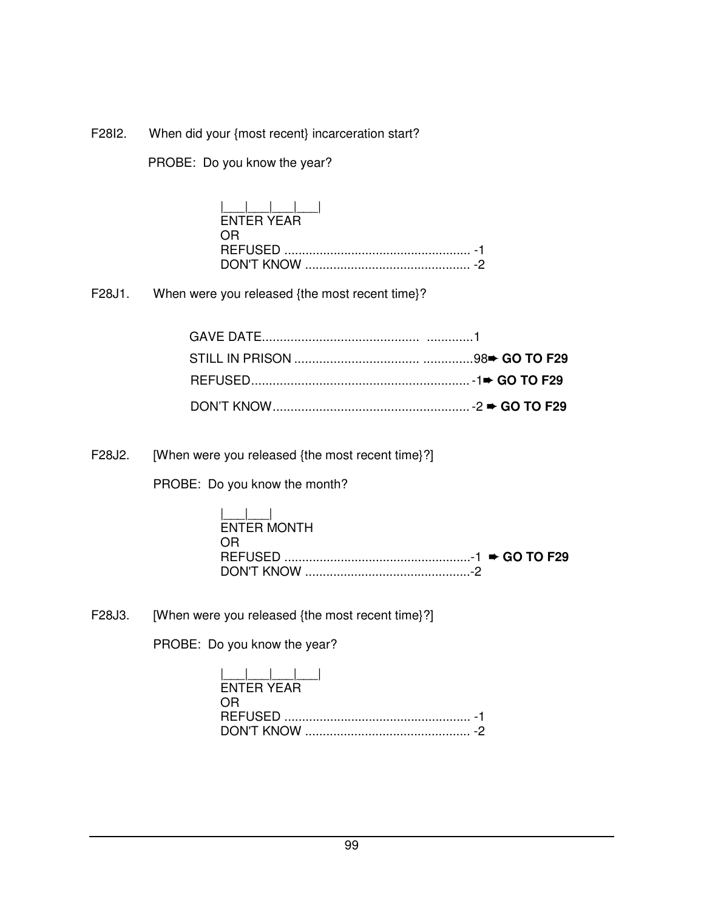F28I2. When did your {most recent} incarceration start?

PROBE: Do you know the year?

|___|___|___|___|
ENTER YEAR
OR
REFUSED ..................................................... -1
DON'T KNOW ............................................... -2

F28J1. When were you released {the most recent time}?

GAVE DATE............................................ .............1
STILL IN PRISON ................................... ..............98➨ **GO TO F29**
REFUSED............................................................. -1➨ **GO TO F29**
DON'T KNOW....................................................... -2 ➨ **GO TO F29**

F28J2. [When were you released {the most recent time}?]

PROBE: Do you know the month?

|___|___|
ENTER MONTH
OR
REFUSED .....................................................-1 ➨ **GO TO F29**
DON'T KNOW ...............................................-2

F28J3. [When were you released {the most recent time}?]

PROBE: Do you know the year?

|___|___|___|___|
ENTER YEAR
OR
REFUSED ..................................................... -1
DON'T KNOW ............................................... -2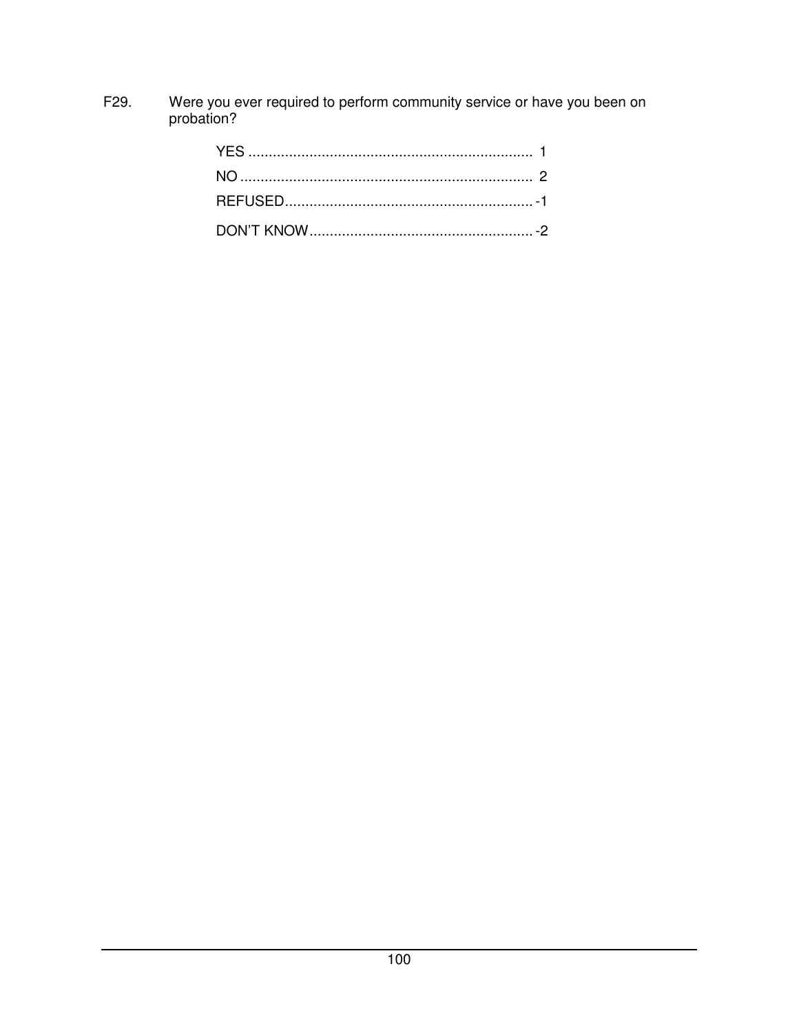F29. Were you ever required to perform community service or have you been on probation?

YES ...................................................................... 1
NO ........................................................................ 2
REFUSED............................................................. -1
DON'T KNOW....................................................... -2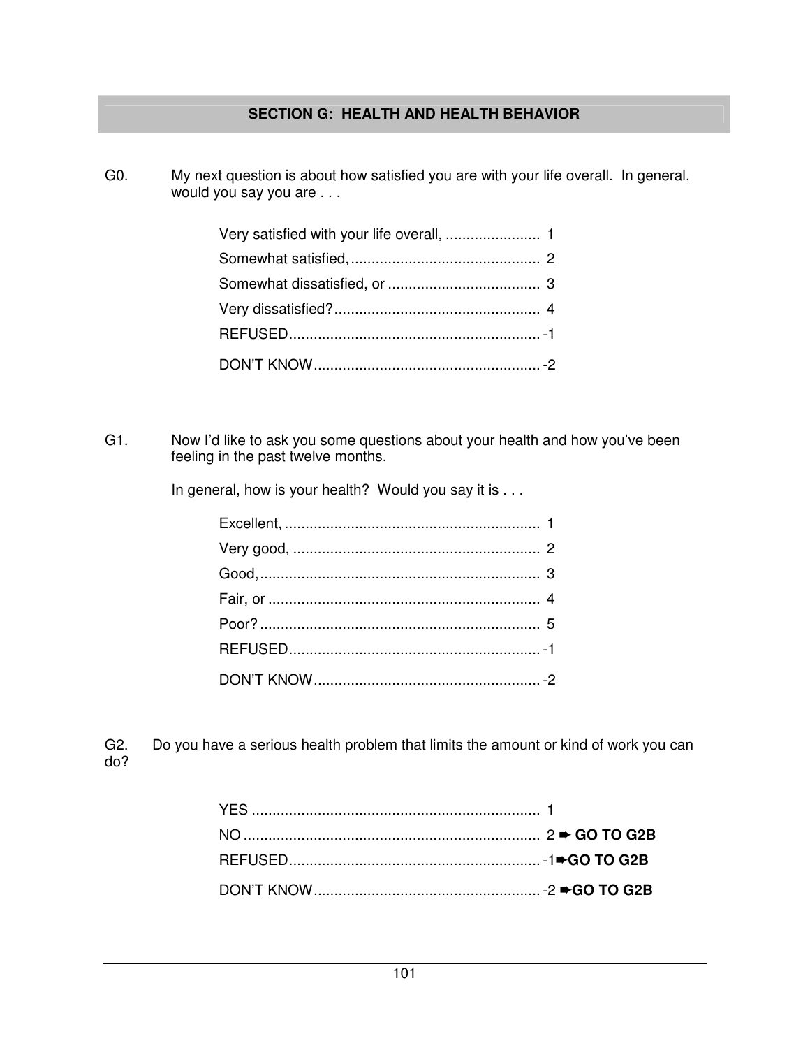## SECTION G: HEALTH AND HEALTH BEHAVIOR

G0. My next question is about how satisfied you are with your life overall. In general, would you say you are . . .

- Very satisfied with your life overall, ........................ 1
- Somewhat satisfied, ............................................... 2
- Somewhat dissatisfied, or ..................................... 3
- Very dissatisfied? .................................................. 4
- REFUSED ............................................................... -1
- DON'T KNOW ......................................................... -2

G1. Now I'd like to ask you some questions about your health and how you've been feeling in the past twelve months.

In general, how is your health? Would you say it is . . .

- Excellent, ............................................................... 1
- Very good, ............................................................. 2
- Good, ..................................................................... 3
- Fair, or ................................................................... 4
- Poor? ..................................................................... 5
- REFUSED ............................................................... -1
- DON'T KNOW ......................................................... -2

G2. Do you have a serious health problem that limits the amount or kind of work you can do?

- YES ....................................................................... 1
- NO ......................................................................... 2 ➨ **GO TO G2B**
- REFUSED ............................................................... -1 ➨ **GO TO G2B**
- DON'T KNOW ......................................................... -2 ➨ **GO TO G2B**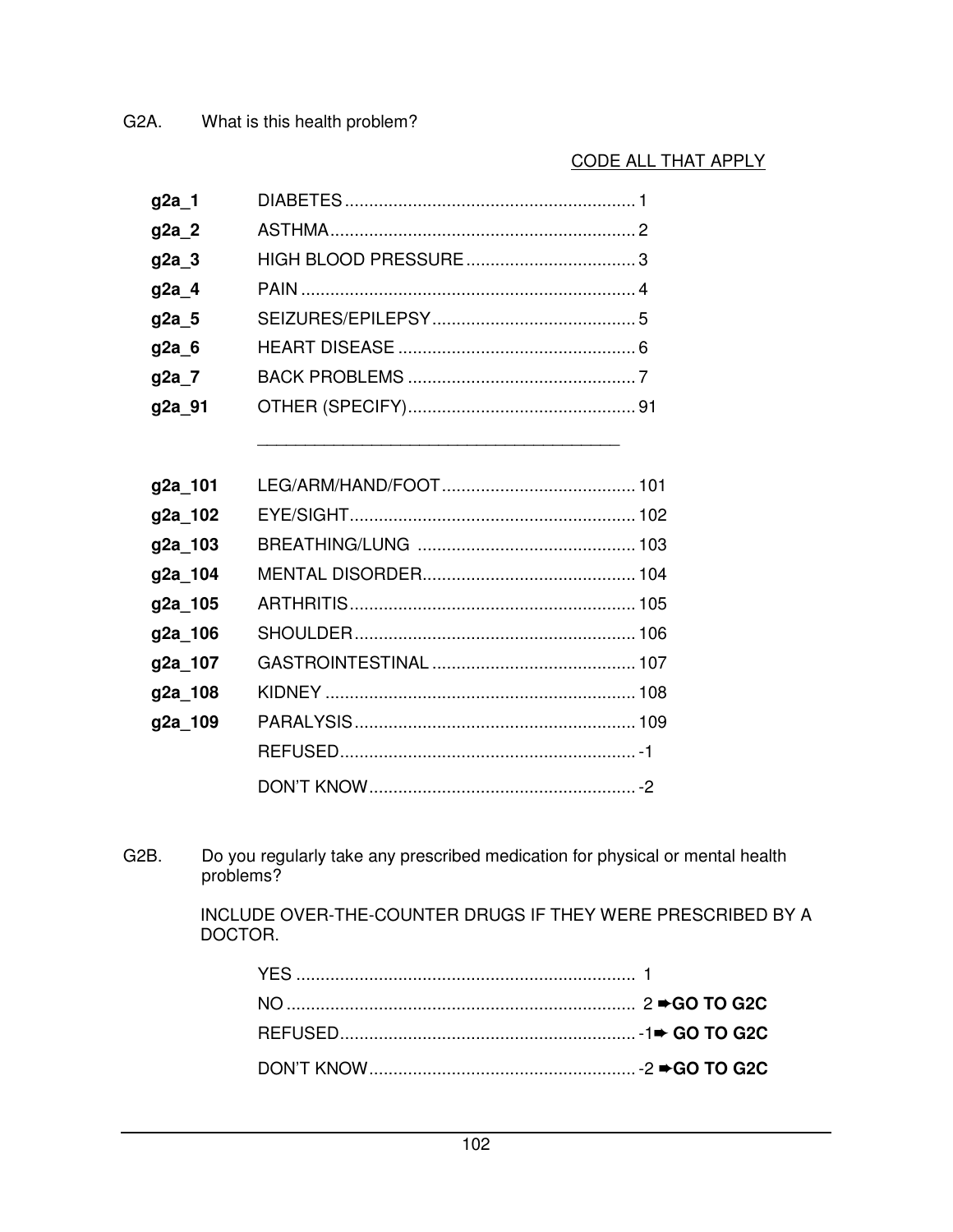G2A. What is this health problem?

CODE ALL THAT APPLY

| | | |
|---|---|---|
| g2a_1 | DIABETES | 1 |
| g2a_2 | ASTHMA | 2 |
| g2a_3 | HIGH BLOOD PRESSURE | 3 |
| g2a_4 | PAIN | 4 |
| g2a_5 | SEIZURES/EPILEPSY | 5 |
| g2a_6 | HEART DISEASE | 6 |
| g2a_7 | BACK PROBLEMS | 7 |
| g2a_91 | OTHER (SPECIFY) | 91 |
| | ______________________________________ | |
| g2a_101 | LEG/ARM/HAND/FOOT | 101 |
| g2a_102 | EYE/SIGHT | 102 |
| g2a_103 | BREATHING/LUNG | 103 |
| g2a_104 | MENTAL DISORDER | 104 |
| g2a_105 | ARTHRITIS | 105 |
| g2a_106 | SHOULDER | 106 |
| g2a_107 | GASTROINTESTINAL | 107 |
| g2a_108 | KIDNEY | 108 |
| g2a_109 | PARALYSIS | 109 |
| | REFUSED | -1 |
| | DON'T KNOW | -2 |

G2B. Do you regularly take any prescribed medication for physical or mental health problems?

INCLUDE OVER-THE-COUNTER DRUGS IF THEY WERE PRESCRIBED BY A DOCTOR.

| | | |
|---|---|---|
| YES | 1 | |
| NO | 2 | ➨**GO TO G2C** |
| REFUSED | -1 | ➨ **GO TO G2C** |
| DON'T KNOW | -2 | ➨**GO TO G2C** |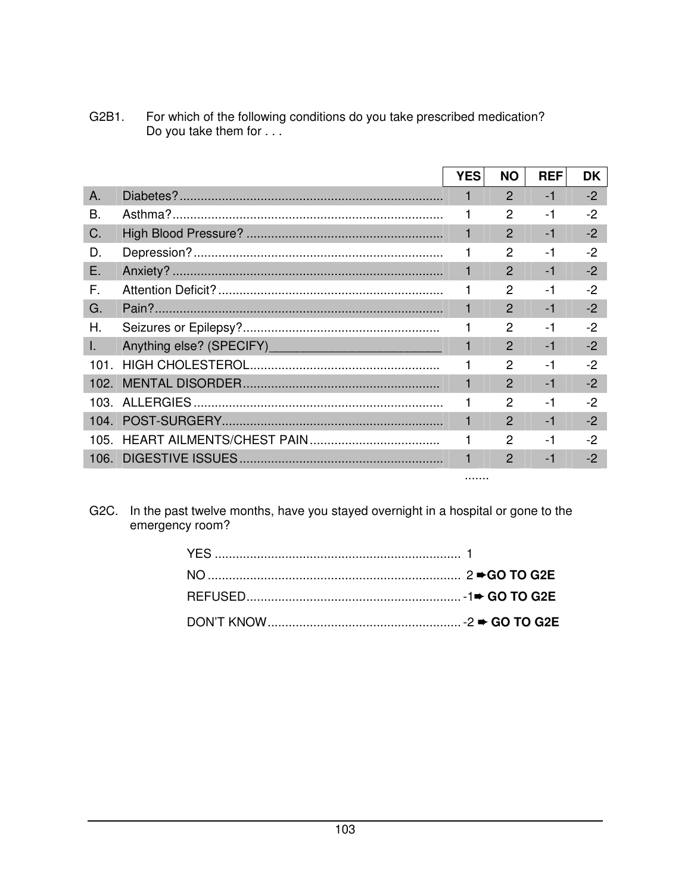G2B1. For which of the following conditions do you take prescribed medication?
Do you take them for . . .

| | | YES | NO | REF | DK |
|---|---|---|---|---|---|
| A. | Diabetes? | 1 | 2 | -1 | -2 |
| B. | Asthma? | 1 | 2 | -1 | -2 |
| C. | High Blood Pressure? | 1 | 2 | -1 | -2 |
| D. | Depression? | 1 | 2 | -1 | -2 |
| E. | Anxiety? | 1 | 2 | -1 | -2 |
| F. | Attention Deficit? | 1 | 2 | -1 | -2 |
| G. | Pain? | 1 | 2 | -1 | -2 |
| H. | Seizures or Epilepsy? | 1 | 2 | -1 | -2 |
| I. | Anything else? (SPECIFY)________________________ | 1 | 2 | -1 | -2 |
| 101. | HIGH CHOLESTEROL | 1 | 2 | -1 | -2 |
| 102. | MENTAL DISORDER | 1 | 2 | -1 | -2 |
| 103. | ALLERGIES | 1 | 2 | -1 | -2 |
| 104. | POST-SURGERY | 1 | 2 | -1 | -2 |
| 105. | HEART AILMENTS/CHEST PAIN | 1 | 2 | -1 | -2 |
| 106. | DIGESTIVE ISSUES | 1 | 2 | -1 | -2 |

.......

G2C. In the past twelve months, have you stayed overnight in a hospital or gone to the emergency room?

YES ..................................................................... 1
NO ....................................................................... 2 ➨ **GO TO G2E**
REFUSED............................................................ -1 ➨ **GO TO G2E**
DON'T KNOW...................................................... -2 ➨ **GO TO G2E**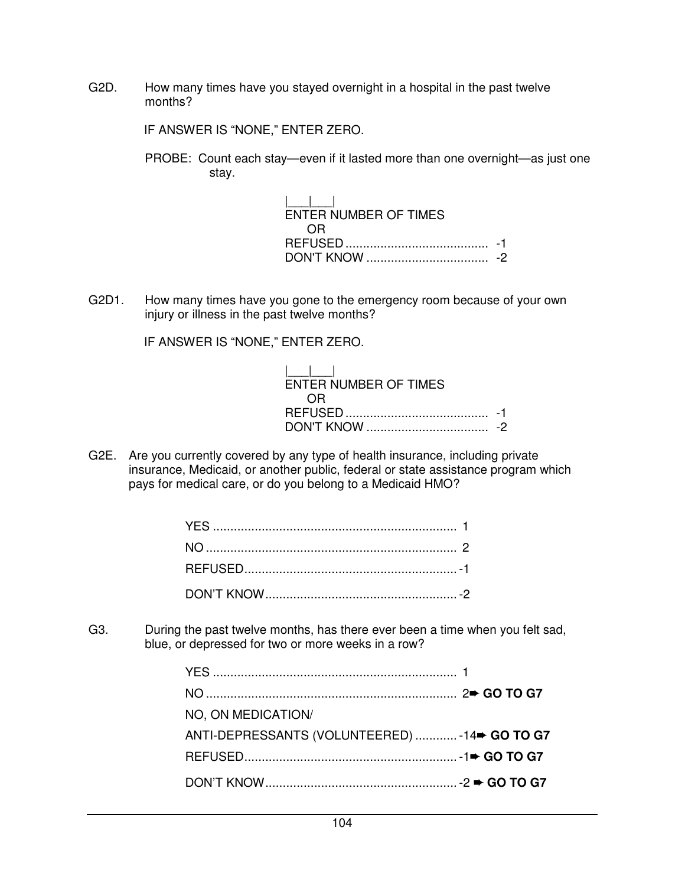G2D. How many times have you stayed overnight in a hospital in the past twelve months?

IF ANSWER IS "NONE," ENTER ZERO.

PROBE: Count each stay—even if it lasted more than one overnight—as just one stay.

|___|___|
ENTER NUMBER OF TIMES
OR
REFUSED ......................................... -1
DON'T KNOW ................................... -2

G2D1. How many times have you gone to the emergency room because of your own injury or illness in the past twelve months?

IF ANSWER IS "NONE," ENTER ZERO.

|___|___|
ENTER NUMBER OF TIMES
OR
REFUSED ......................................... -1
DON'T KNOW ................................... -2

G2E. Are you currently covered by any type of health insurance, including private insurance, Medicaid, or another public, federal or state assistance program which pays for medical care, or do you belong to a Medicaid HMO?

YES ...................................................................... 1
NO ........................................................................ 2
REFUSED............................................................. -1
DON'T KNOW....................................................... -2

G3. During the past twelve months, has there ever been a time when you felt sad, blue, or depressed for two or more weeks in a row?

YES ...................................................................... 1
NO ........................................................................ 2➨ **GO TO G7**
NO, ON MEDICATION/
ANTI-DEPRESSANTS (VOLUNTEERED) ............ -14➨ **GO TO G7**
REFUSED............................................................. -1➨ **GO TO G7**
DON'T KNOW....................................................... -2 ➨ **GO TO G7**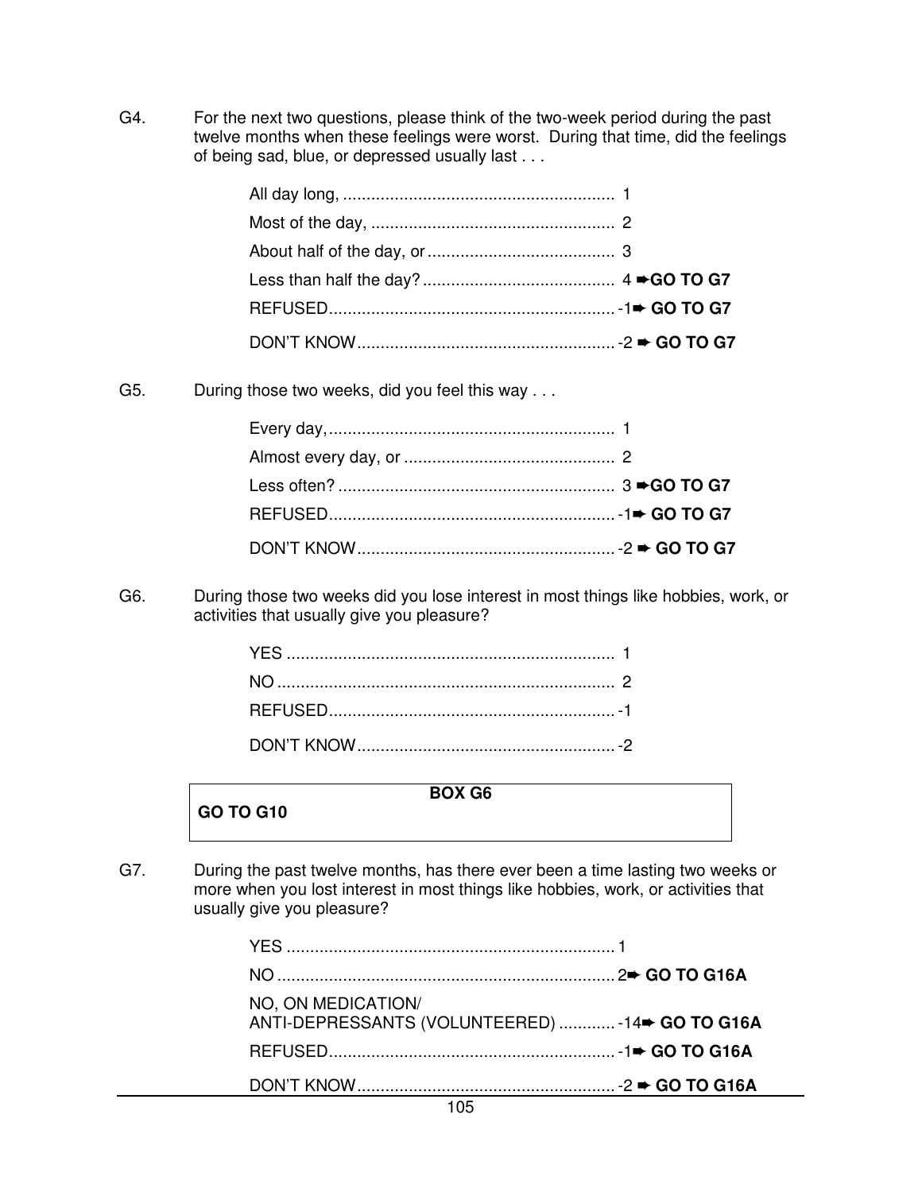G4. For the next two questions, please think of the two-week period during the past twelve months when these feelings were worst. During that time, did the feelings of being sad, blue, or depressed usually last . . .

| | | |
|---|---|---|
| All day long, | 1 | |
| Most of the day, | 2 | |
| About half of the day, or | 3 | |
| Less than half the day? | 4 | ➨**GO TO G7** |
| REFUSED | -1 | ➨ **GO TO G7** |
| DON'T KNOW | -2 | ➨ **GO TO G7** |

G5. During those two weeks, did you feel this way . . .

| | | |
|---|---|---|
| Every day, | 1 | |
| Almost every day, or | 2 | |
| Less often? | 3 | ➨**GO TO G7** |
| REFUSED | -1 | ➨ **GO TO G7** |
| DON'T KNOW | -2 | ➨ **GO TO G7** |

G6. During those two weeks did you lose interest in most things like hobbies, work, or activities that usually give you pleasure?

| | |
|---|---|
| YES | 1 |
| NO | 2 |
| REFUSED | -1 |
| DON'T KNOW | -2 |

**BOX G6**

**GO TO G10**

G7. During the past twelve months, has there ever been a time lasting two weeks or more when you lost interest in most things like hobbies, work, or activities that usually give you pleasure?

| | | |
|---|---|---|
| YES | 1 | |
| NO | 2 | ➨ **GO TO G16A** |
| NO, ON MEDICATION/ ANTI-DEPRESSANTS (VOLUNTEERED) | -14 | ➨ **GO TO G16A** |
| REFUSED | -1 | ➨ **GO TO G16A** |
| DON'T KNOW | -2 | ➨ **GO TO G16A** |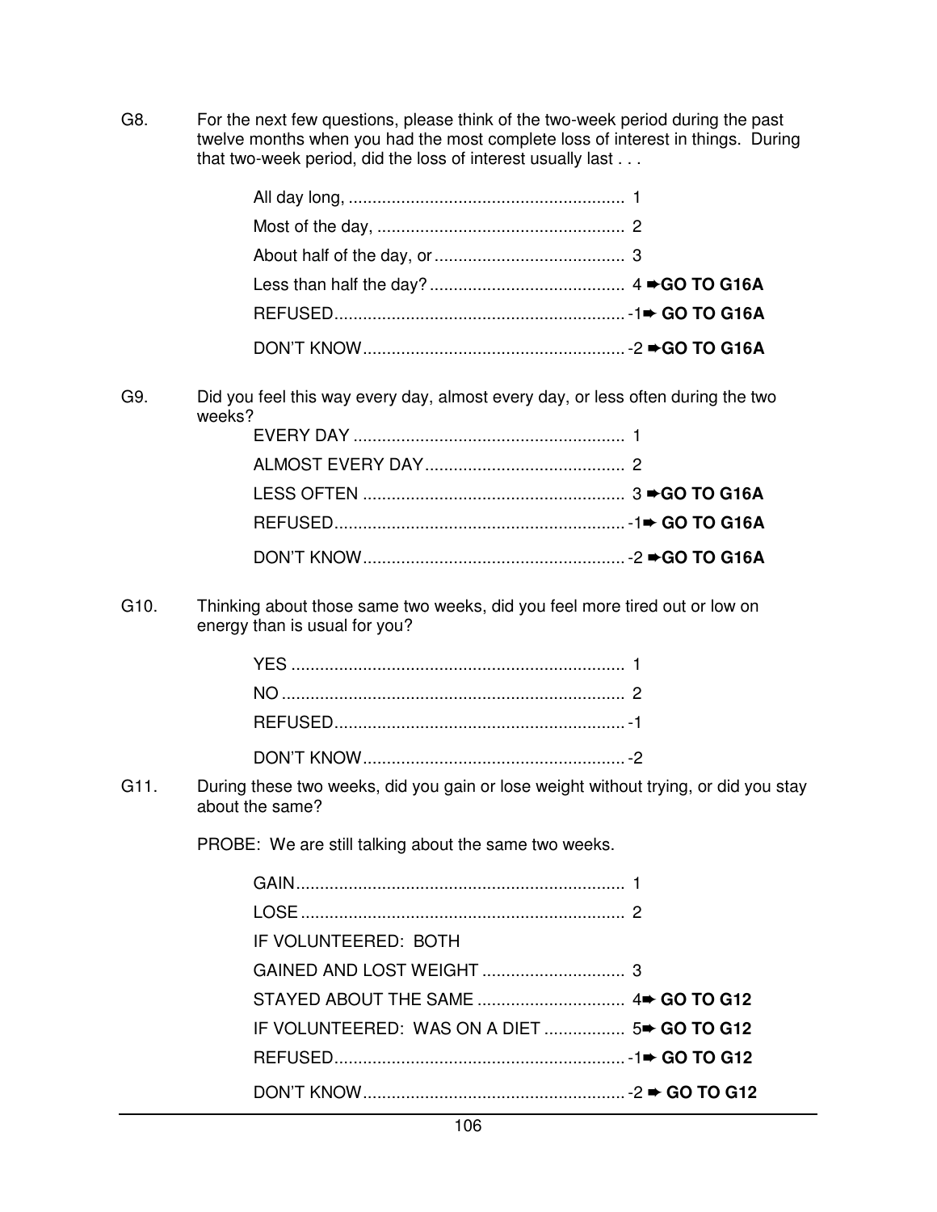G8. For the next few questions, please think of the two-week period during the past twelve months when you had the most complete loss of interest in things. During that two-week period, did the loss of interest usually last . . .

| | |
|---|---|
| All day long, | 1 |
| Most of the day, | 2 |
| About half of the day, or | 3 |
| Less than half the day? | 4 ➨ **GO TO G16A** |
| REFUSED | -1 ➨ **GO TO G16A** |
| DON'T KNOW | -2 ➨ **GO TO G16A** |

G9. Did you feel this way every day, almost every day, or less often during the two weeks?

| | |
|---|---|
| EVERY DAY | 1 |
| ALMOST EVERY DAY | 2 |
| LESS OFTEN | 3 ➨ **GO TO G16A** |
| REFUSED | -1 ➨ **GO TO G16A** |
| DON'T KNOW | -2 ➨ **GO TO G16A** |

G10. Thinking about those same two weeks, did you feel more tired out or low on energy than is usual for you?

| | |
|---|---|
| YES | 1 |
| NO | 2 |
| REFUSED | -1 |
| DON'T KNOW | -2 |

G11. During these two weeks, did you gain or lose weight without trying, or did you stay about the same?

PROBE: We are still talking about the same two weeks.

| | |
|---|---|
| GAIN | 1 |
| LOSE | 2 |
| IF VOLUNTEERED: BOTH | |
| GAINED AND LOST WEIGHT | 3 |
| STAYED ABOUT THE SAME | 4 ➨ **GO TO G12** |
| IF VOLUNTEERED: WAS ON A DIET | 5 ➨ **GO TO G12** |
| REFUSED | -1 ➨ **GO TO G12** |
| DON'T KNOW | -2 ➨ **GO TO G12** |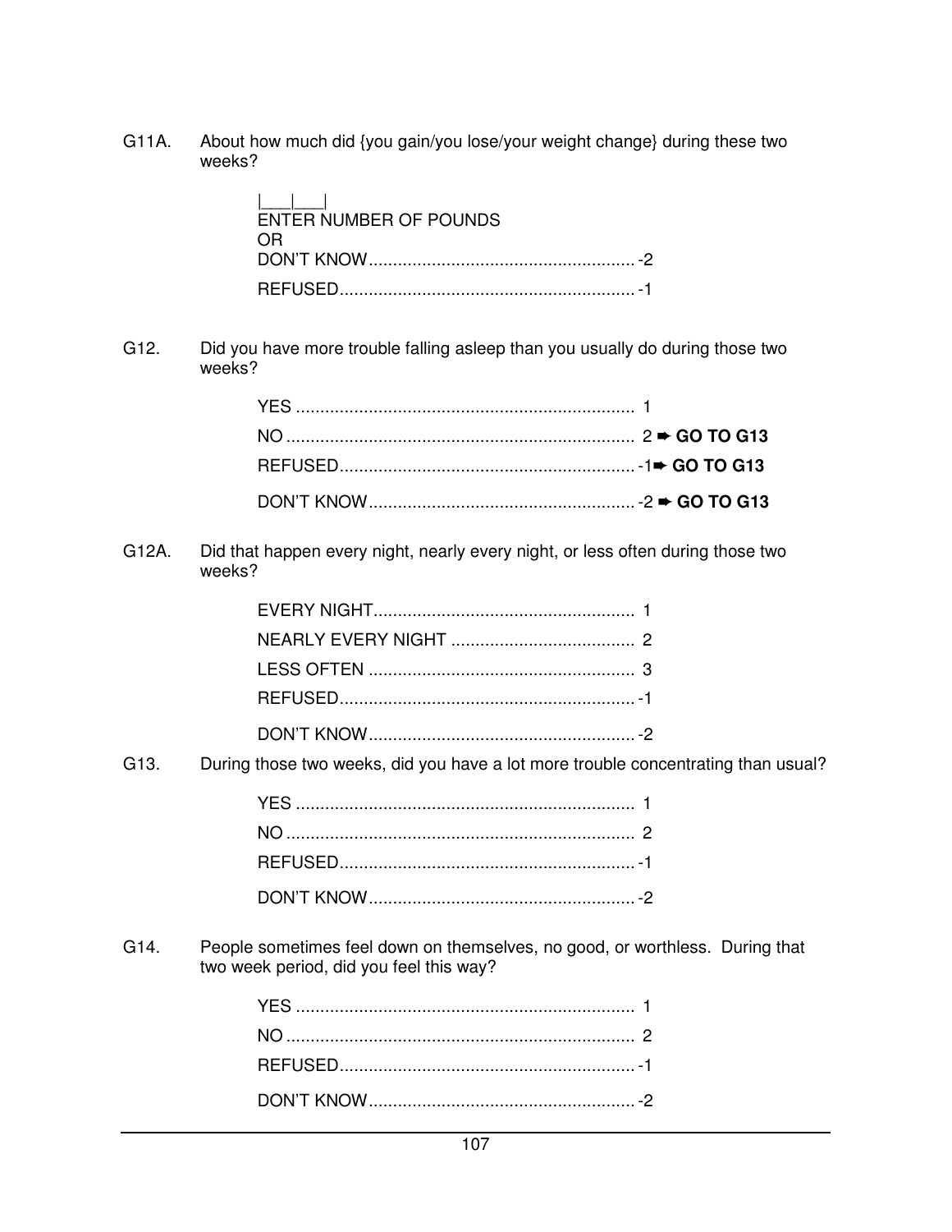G11A. About how much did {you gain/you lose/your weight change} during these two weeks?

|___|___|
ENTER NUMBER OF POUNDS
OR
DON'T KNOW....................................................... -2
REFUSED............................................................. -1

G12. Did you have more trouble falling asleep than you usually do during those two weeks?

YES ...................................................................... 1
NO ........................................................................ 2 ➨ **GO TO G13**
REFUSED............................................................. -1➨ **GO TO G13**
DON'T KNOW....................................................... -2 ➨ **GO TO G13**

G12A. Did that happen every night, nearly every night, or less often during those two weeks?

EVERY NIGHT...................................................... 1
NEARLY EVERY NIGHT ...................................... 2
LESS OFTEN ....................................................... 3
REFUSED............................................................. -1
DON'T KNOW....................................................... -2

G13. During those two weeks, did you have a lot more trouble concentrating than usual?

YES ...................................................................... 1
NO ........................................................................ 2
REFUSED............................................................. -1
DON'T KNOW....................................................... -2

G14. People sometimes feel down on themselves, no good, or worthless. During that two week period, did you feel this way?

YES ...................................................................... 1
NO ........................................................................ 2
REFUSED............................................................. -1
DON'T KNOW....................................................... -2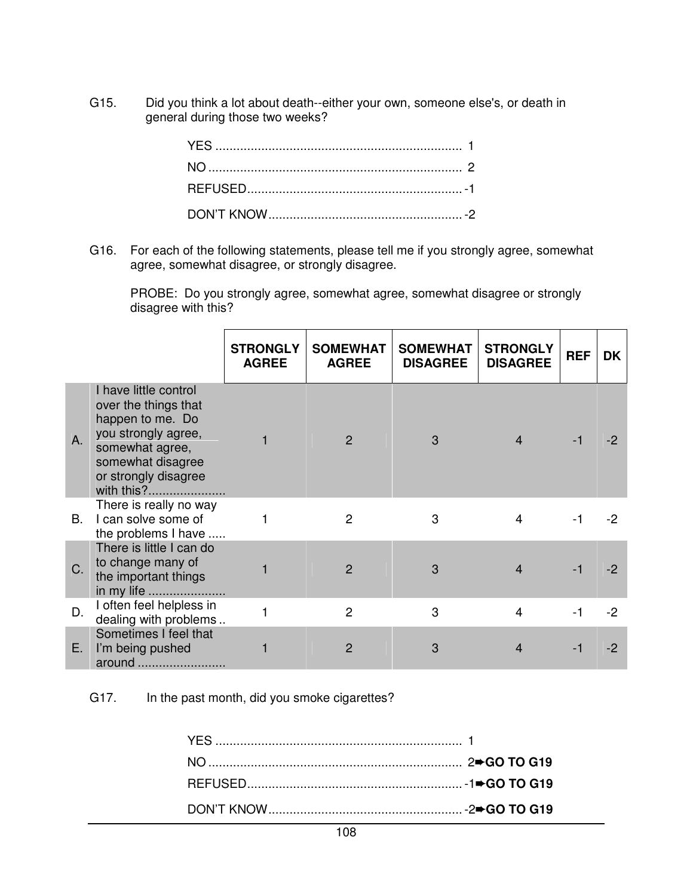G15. Did you think a lot about death--either your own, someone else's, or death in general during those two weeks?

YES ...................................................................... 1
NO ........................................................................ 2
REFUSED............................................................. -1
DON'T KNOW....................................................... -2

G16. For each of the following statements, please tell me if you strongly agree, somewhat agree, somewhat disagree, or strongly disagree.

PROBE: Do you strongly agree, somewhat agree, somewhat disagree or strongly disagree with this?

| | | STRONGLY AGREE | SOMEWHAT AGREE | SOMEWHAT DISAGREE | STRONGLY DISAGREE | REF | DK |
|---|---|---|---|---|---|---|---|
| A. | I have little control over the things that happen to me. Do you strongly agree, somewhat agree, somewhat disagree or strongly disagree with this?...................... | 1 | 2 | 3 | 4 | -1 | -2 |
| B. | There is really no way I can solve some of the problems I have ..... | 1 | 2 | 3 | 4 | -1 | -2 |
| C. | There is little I can do to change many of the important things in my life ...................... | 1 | 2 | 3 | 4 | -1 | -2 |
| D. | I often feel helpless in dealing with problems .. | 1 | 2 | 3 | 4 | -1 | -2 |
| E. | Sometimes I feel that I'm being pushed around ......................... | 1 | 2 | 3 | 4 | -1 | -2 |

G17. In the past month, did you smoke cigarettes?

YES ...................................................................... 1
NO ........................................................................ 2➨**GO TO G19**
REFUSED............................................................. -1➨**GO TO G19**
DON'T KNOW....................................................... -2➨**GO TO G19**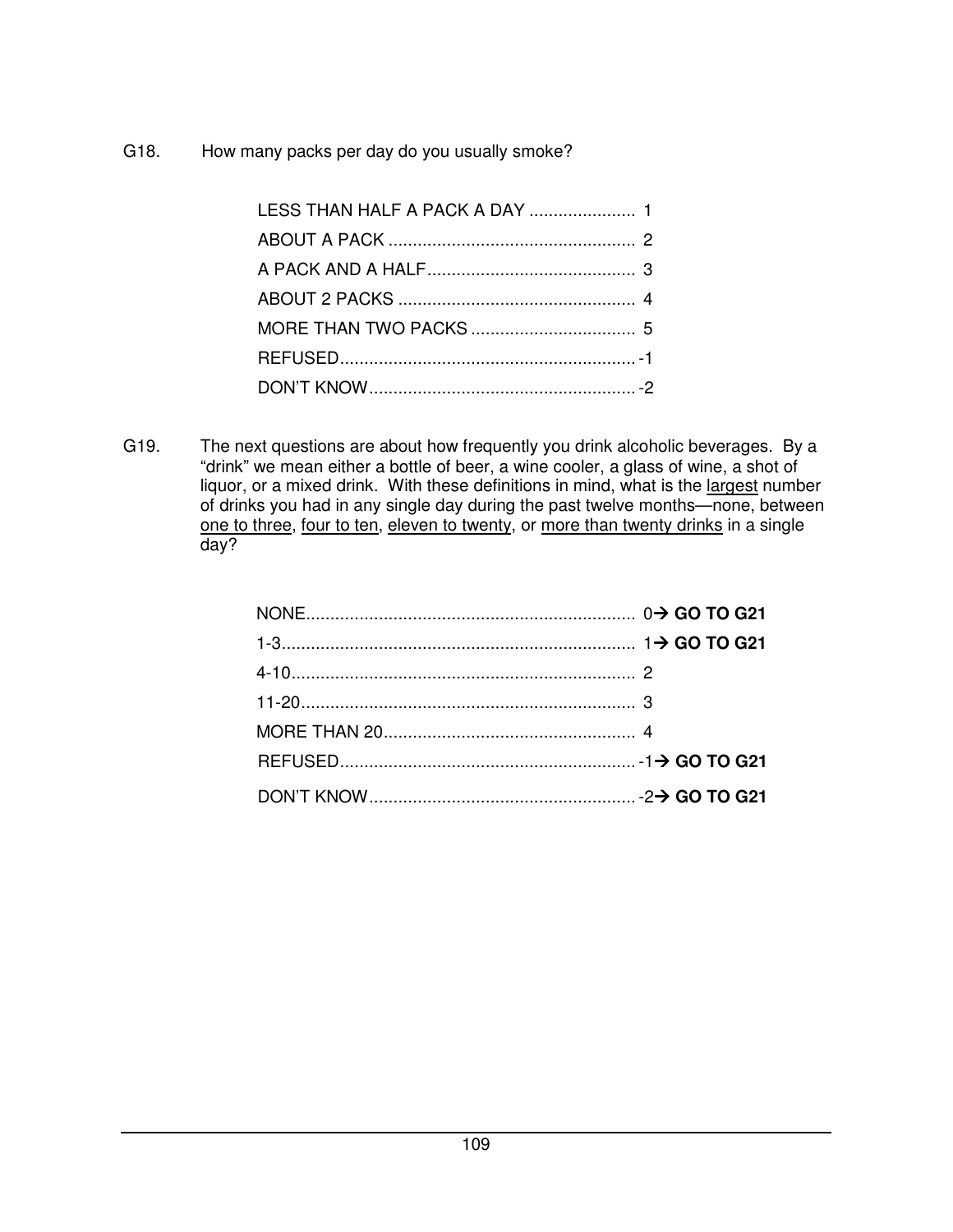G18. How many packs per day do you usually smoke?

| | |
|---|---|
| LESS THAN HALF A PACK A DAY | 1 |
| ABOUT A PACK | 2 |
| A PACK AND A HALF | 3 |
| ABOUT 2 PACKS | 4 |
| MORE THAN TWO PACKS | 5 |
| REFUSED | -1 |
| DON'T KNOW | -2 |

G19. The next questions are about how frequently you drink alcoholic beverages. By a "drink" we mean either a bottle of beer, a wine cooler, a glass of wine, a shot of liquor, or a mixed drink. With these definitions in mind, what is the largest number of drinks you had in any single day during the past twelve months—none, between one to three, four to ten, eleven to twenty, or more than twenty drinks in a single day?

| | | |
|---|---|---|
| NONE | 0 | → **GO TO G21** |
| 1-3 | 1 | → **GO TO G21** |
| 4-10 | 2 | |
| 11-20 | 3 | |
| MORE THAN 20 | 4 | |
| REFUSED | -1 | → **GO TO G21** |
| DON'T KNOW | -2 | → **GO TO G21** |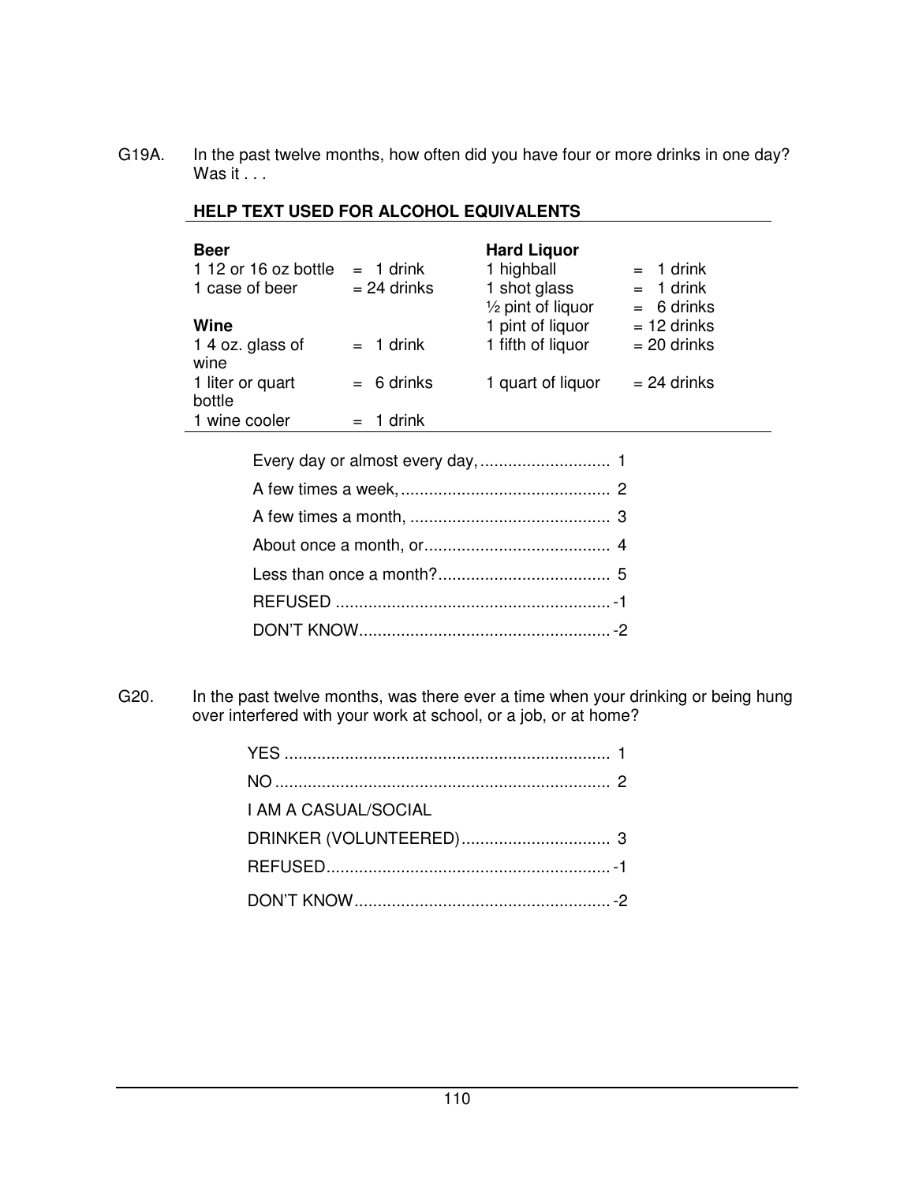G19A. In the past twelve months, how often did you have four or more drinks in one day? Was it . . .

**HELP TEXT USED FOR ALCOHOL EQUIVALENTS**

| **Beer** | | **Hard Liquor** | |
|---|---|---|---|
| 1 12 or 16 oz bottle | = 1 drink | 1 highball | = 1 drink |
| 1 case of beer | = 24 drinks | 1 shot glass | = 1 drink |
| | | ½ pint of liquor | = 6 drinks |
| **Wine** | | 1 pint of liquor | = 12 drinks |
| 1 4 oz. glass of wine | = 1 drink | 1 fifth of liquor | = 20 drinks |
| 1 liter or quart bottle | = 6 drinks | 1 quart of liquor | = 24 drinks |
| 1 wine cooler | = 1 drink | | |

Every day or almost every day, ............................ 1
A few times a week, ............................................ 2
A few times a month, .......................................... 3
About once a month, or........................................ 4
Less than once a month?..................................... 5
REFUSED ........................................................... -1
DON'T KNOW...................................................... -2

G20. In the past twelve months, was there ever a time when your drinking or being hung over interfered with your work at school, or a job, or at home?

YES ...................................................................... 1
NO ........................................................................ 2
I AM A CASUAL/SOCIAL DRINKER (VOLUNTEERED)................................ 3
REFUSED............................................................. -1
DON'T KNOW....................................................... -2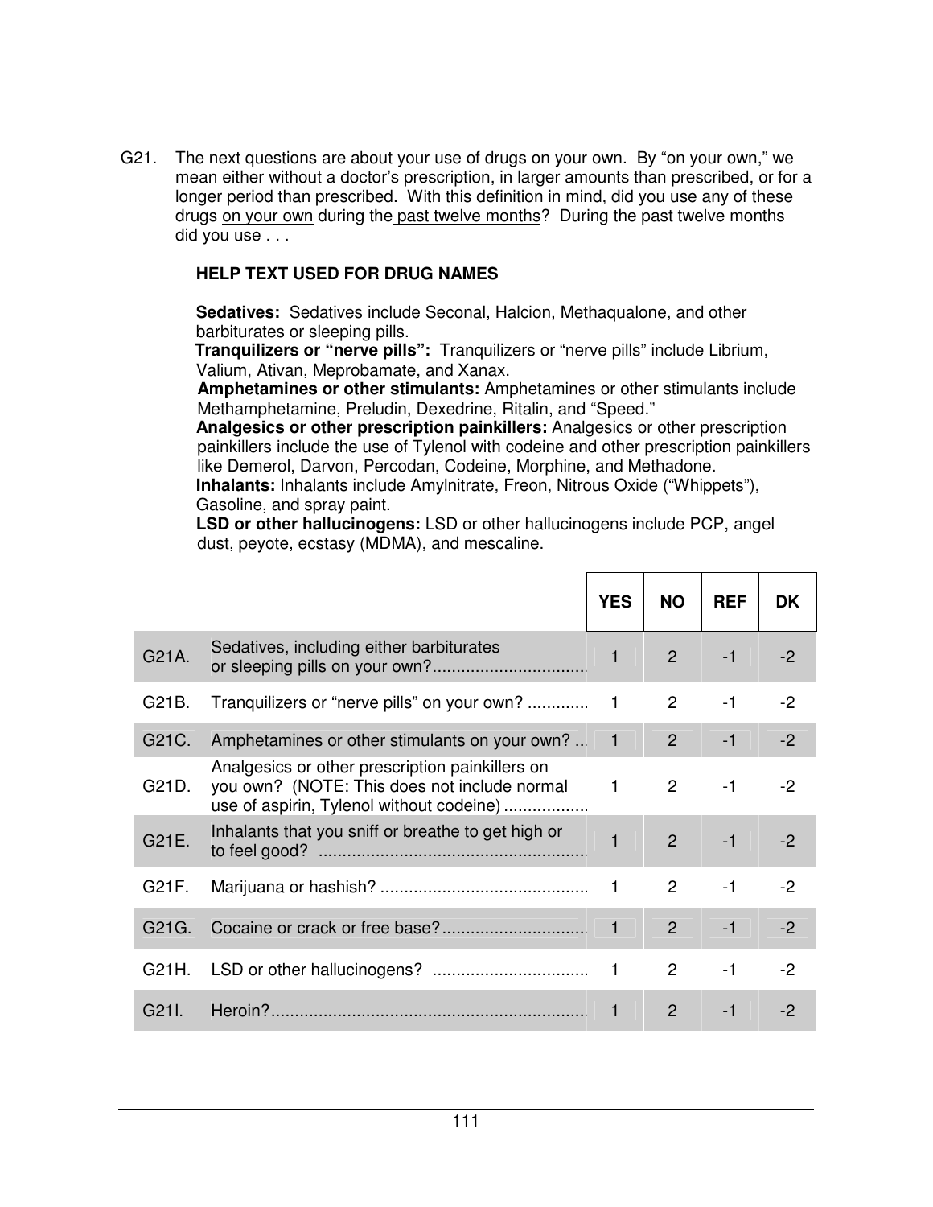G21. The next questions are about your use of drugs on your own. By "on your own," we mean either without a doctor's prescription, in larger amounts than prescribed, or for a longer period than prescribed. With this definition in mind, did you use any of these drugs on your own during the past twelve months? During the past twelve months did you use . . .

**HELP TEXT USED FOR DRUG NAMES**

**Sedatives:** Sedatives include Seconal, Halcion, Methaqualone, and other barbiturates or sleeping pills.
**Tranquilizers or "nerve pills":** Tranquilizers or "nerve pills" include Librium, Valium, Ativan, Meprobamate, and Xanax.
**Amphetamines or other stimulants:** Amphetamines or other stimulants include Methamphetamine, Preludin, Dexedrine, Ritalin, and "Speed."
**Analgesics or other prescription painkillers:** Analgesics or other prescription painkillers include the use of Tylenol with codeine and other prescription painkillers like Demerol, Darvon, Percodan, Codeine, Morphine, and Methadone.
**Inhalants:** Inhalants include Amylnitrate, Freon, Nitrous Oxide ("Whippets"), Gasoline, and spray paint.
**LSD or other hallucinogens:** LSD or other hallucinogens include PCP, angel dust, peyote, ecstasy (MDMA), and mescaline.

| | | YES | NO | REF | DK |
|---|---|---|---|---|---|
| G21A. | Sedatives, including either barbiturates or sleeping pills on your own?................................ | 1 | 2 | -1 | -2 |
| G21B. | Tranquilizers or "nerve pills" on your own? ............ | 1 | 2 | -1 | -2 |
| G21C. | Amphetamines or other stimulants on your own? ... | 1 | 2 | -1 | -2 |
| G21D. | Analgesics or other prescription painkillers on you own? (NOTE: This does not include normal use of aspirin, Tylenol without codeine) .................. | 1 | 2 | -1 | -2 |
| G21E. | Inhalants that you sniff or breathe to get high or to feel good? ........................................................ | 1 | 2 | -1 | -2 |
| G21F. | Marijuana or hashish? ............................................ | 1 | 2 | -1 | -2 |
| G21G. | Cocaine or crack or free base?.............................. | 1 | 2 | -1 | -2 |
| G21H. | LSD or other hallucinogens? ................................ | 1 | 2 | -1 | -2 |
| G21I. | Heroin?.................................................................. | 1 | 2 | -1 | -2 |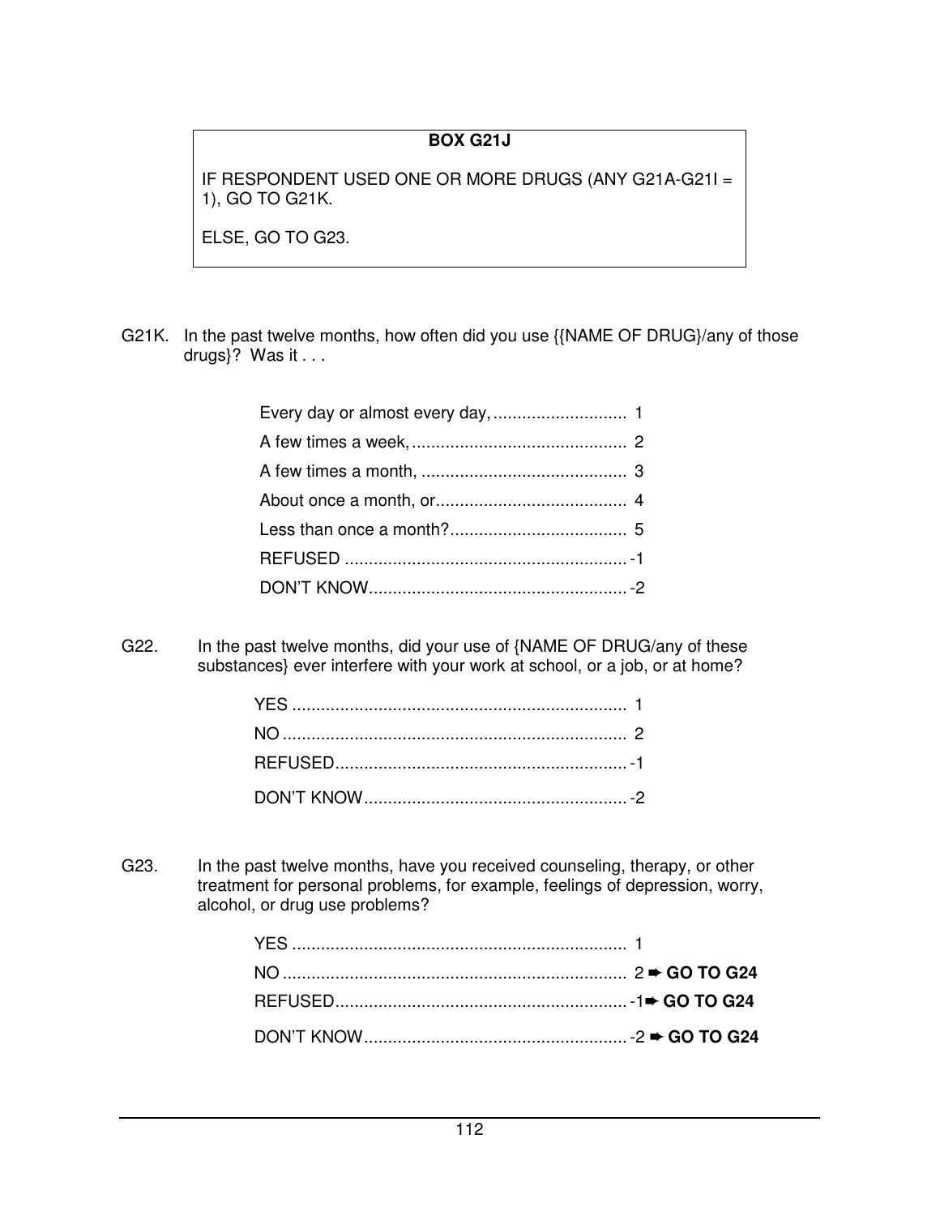**BOX G21J**

IF RESPONDENT USED ONE OR MORE DRUGS (ANY G21A-G21I = 1), GO TO G21K.

ELSE, GO TO G23.

G21K. In the past twelve months, how often did you use {{NAME OF DRUG}/any of those drugs}? Was it . . .

- Every day or almost every day, ............................ 1
- A few times a week, ............................................ 2
- A few times a month, ........................................... 3
- About once a month, or........................................ 4
- Less than once a month?..................................... 5
- REFUSED ........................................................... -1
- DON'T KNOW...................................................... -2

G22. In the past twelve months, did your use of {NAME OF DRUG/any of these substances} ever interfere with your work at school, or a job, or at home?

- YES ..................................................................... 1
- NO ....................................................................... 2
- REFUSED............................................................. -1
- DON'T KNOW....................................................... -2

G23. In the past twelve months, have you received counseling, therapy, or other treatment for personal problems, for example, feelings of depression, worry, alcohol, or drug use problems?

- YES ..................................................................... 1
- NO ....................................................................... 2 ➨ **GO TO G24**
- REFUSED............................................................. -1➨ **GO TO G24**
- DON'T KNOW....................................................... -2 ➨ **GO TO G24**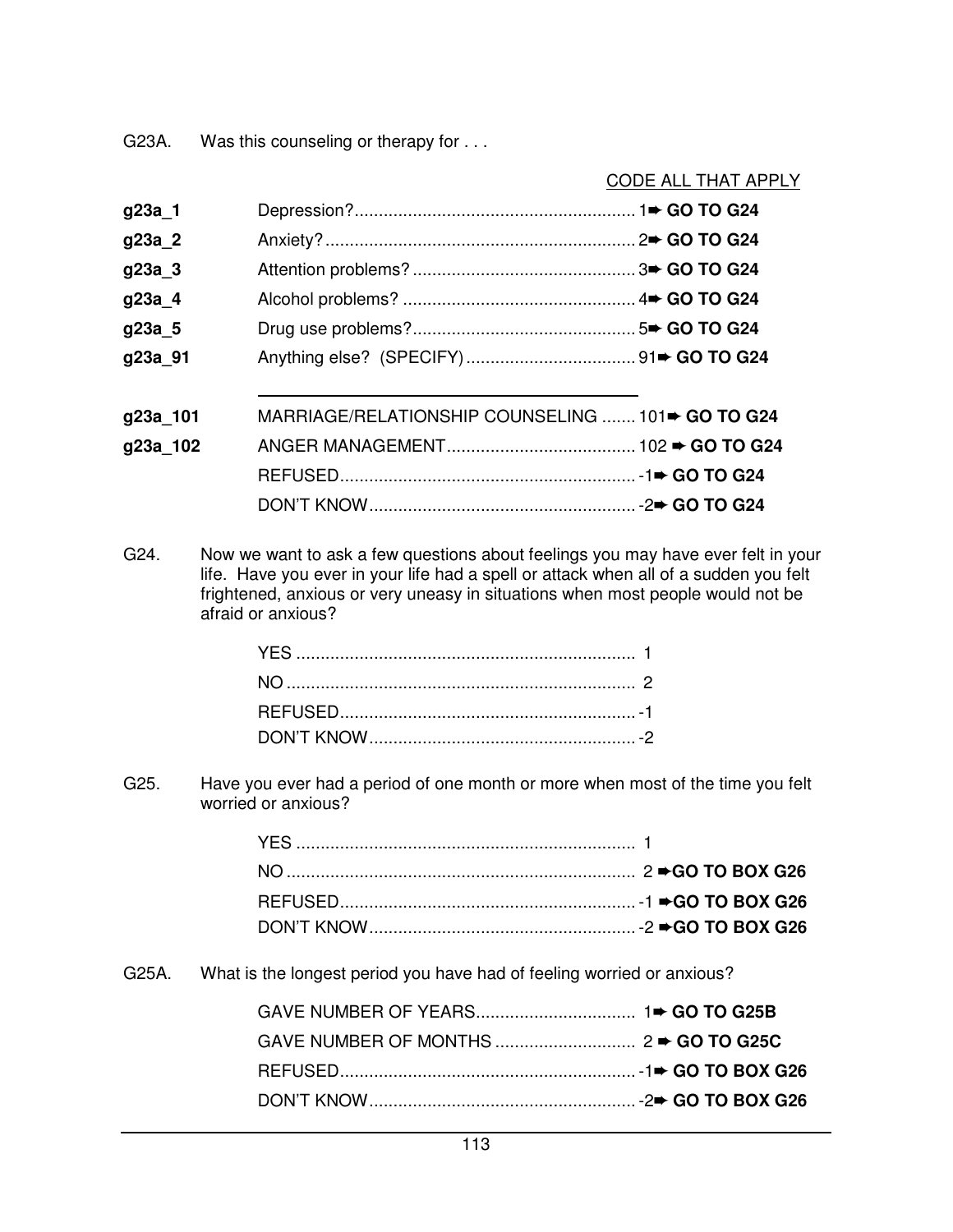G23A. Was this counseling or therapy for . . .

CODE ALL THAT APPLY

| | | |
|---|---|---|
| **g23a_1** | Depression? | 1 ➨ **GO TO G24** |
| **g23a_2** | Anxiety? | 2 ➨ **GO TO G24** |
| **g23a_3** | Attention problems? | 3 ➨ **GO TO G24** |
| **g23a_4** | Alcohol problems? | 4 ➨ **GO TO G24** |
| **g23a_5** | Drug use problems? | 5 ➨ **GO TO G24** |
| **g23a_91** | Anything else? (SPECIFY) ____________________ | 91 ➨ **GO TO G24** |
| **g23a_101** | MARRIAGE/RELATIONSHIP COUNSELING | 101 ➨ **GO TO G24** |
| **g23a_102** | ANGER MANAGEMENT | 102 ➨ **GO TO G24** |
| | REFUSED | -1 ➨ **GO TO G24** |
| | DON'T KNOW | -2 ➨ **GO TO G24** |

G24. Now we want to ask a few questions about feelings you may have ever felt in your life. Have you ever in your life had a spell or attack when all of a sudden you felt frightened, anxious or very uneasy in situations when most people would not be afraid or anxious?

| | |
|---|---|
| YES | 1 |
| NO | 2 |
| REFUSED | -1 |
| DON'T KNOW | -2 |

G25. Have you ever had a period of one month or more when most of the time you felt worried or anxious?

| | |
|---|---|
| YES | 1 |
| NO | 2 ➨ **GO TO BOX G26** |
| REFUSED | -1 ➨ **GO TO BOX G26** |
| DON'T KNOW | -2 ➨ **GO TO BOX G26** |

G25A. What is the longest period you have had of feeling worried or anxious?

| | |
|---|---|
| GAVE NUMBER OF YEARS | 1 ➨ **GO TO G25B** |
| GAVE NUMBER OF MONTHS | 2 ➨ **GO TO G25C** |
| REFUSED | -1 ➨ **GO TO BOX G26** |
| DON'T KNOW | -2 ➨ **GO TO BOX G26** |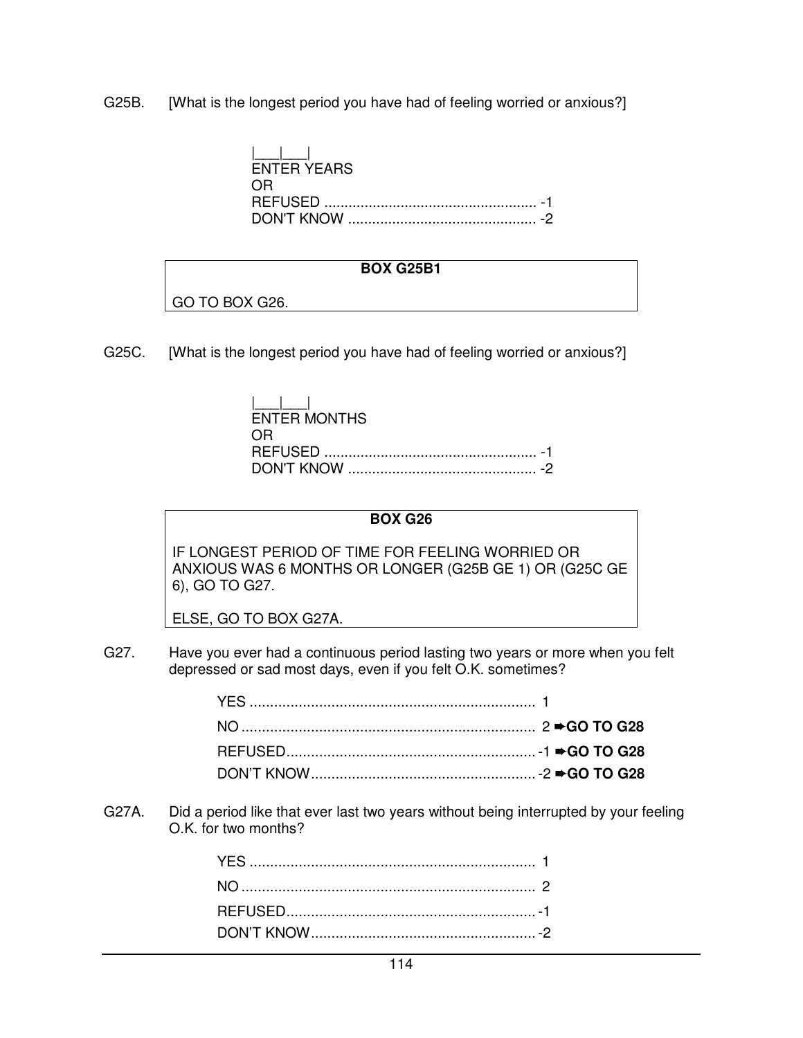G25B. [What is the longest period you have had of feeling worried or anxious?]

|___|___|
ENTER YEARS
OR
REFUSED ..................................................... -1
DON'T KNOW ............................................... -2

| BOX G25B1 |
|---|
| GO TO BOX G26. |

G25C. [What is the longest period you have had of feeling worried or anxious?]

|___|___|
ENTER MONTHS
OR
REFUSED ..................................................... -1
DON'T KNOW ............................................... -2

| BOX G26 |
|---|
| IF LONGEST PERIOD OF TIME FOR FEELING WORRIED OR ANXIOUS WAS 6 MONTHS OR LONGER (G25B GE 1) OR (G25C GE 6), GO TO G27.<br><br>ELSE, GO TO BOX G27A. |

G27. Have you ever had a continuous period lasting two years or more when you felt depressed or sad most days, even if you felt O.K. sometimes?

YES ...................................................................... 1
NO ........................................................................ 2 ➨**GO TO G28**
REFUSED............................................................. -1 ➨**GO TO G28**
DON'T KNOW....................................................... -2 ➨**GO TO G28**

G27A. Did a period like that ever last two years without being interrupted by your feeling O.K. for two months?

YES ...................................................................... 1
NO ........................................................................ 2
REFUSED............................................................. -1
DON'T KNOW....................................................... -2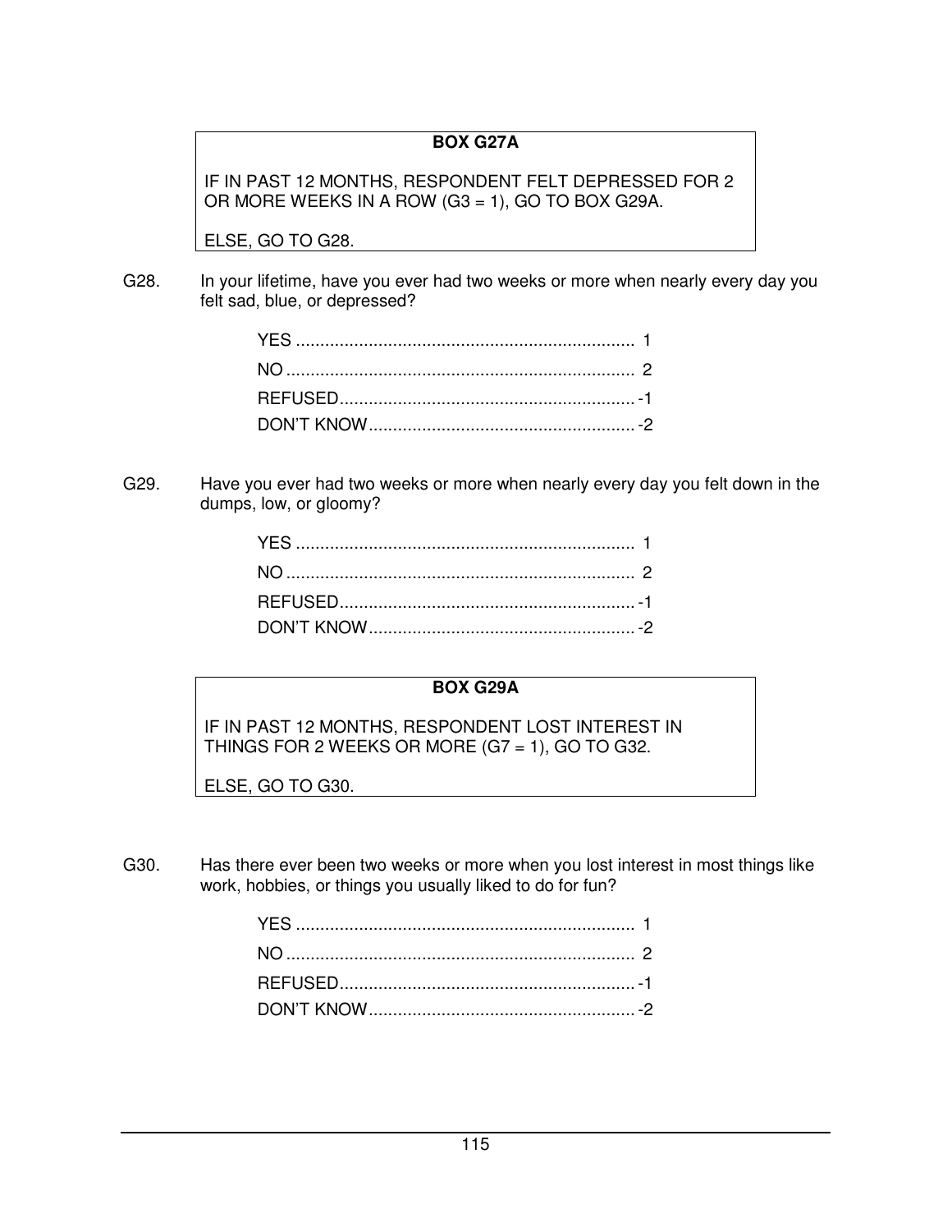**BOX G27A**

IF IN PAST 12 MONTHS, RESPONDENT FELT DEPRESSED FOR 2 OR MORE WEEKS IN A ROW (G3 = 1), GO TO BOX G29A.

ELSE, GO TO G28.

G28. In your lifetime, have you ever had two weeks or more when nearly every day you felt sad, blue, or depressed?

YES ...................................................................... 1
NO ........................................................................ 2
REFUSED............................................................. -1
DON'T KNOW....................................................... -2

G29. Have you ever had two weeks or more when nearly every day you felt down in the dumps, low, or gloomy?

YES ...................................................................... 1
NO ........................................................................ 2
REFUSED............................................................. -1
DON'T KNOW....................................................... -2

**BOX G29A**

IF IN PAST 12 MONTHS, RESPONDENT LOST INTEREST IN THINGS FOR 2 WEEKS OR MORE (G7 = 1), GO TO G32.

ELSE, GO TO G30.

G30. Has there ever been two weeks or more when you lost interest in most things like work, hobbies, or things you usually liked to do for fun?

YES ...................................................................... 1
NO ........................................................................ 2
REFUSED............................................................. -1
DON'T KNOW....................................................... -2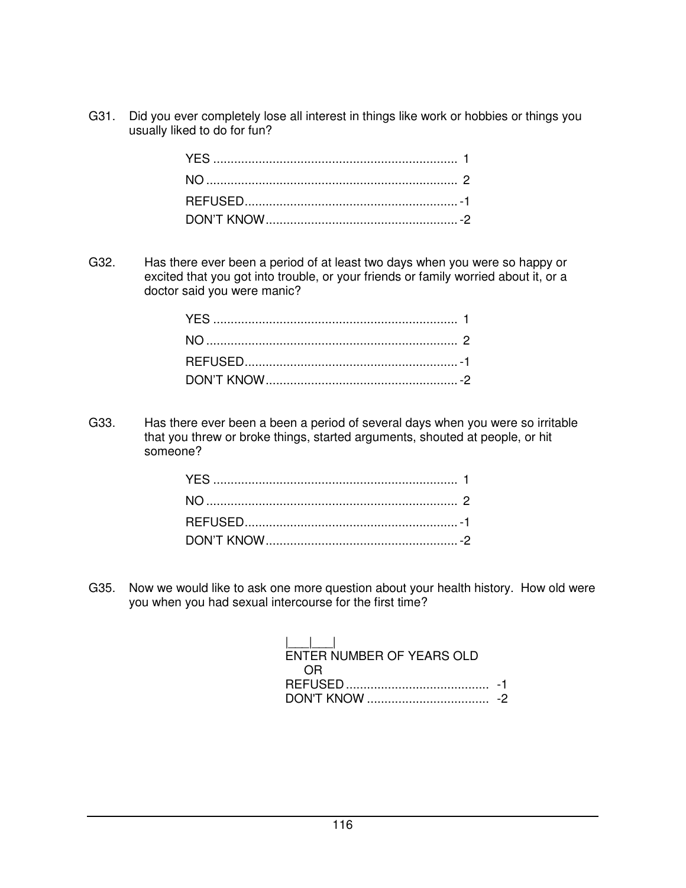G31. Did you ever completely lose all interest in things like work or hobbies or things you usually liked to do for fun?

YES ........................................................................ 1
NO .......................................................................... 2
REFUSED................................................................ -1
DON'T KNOW.......................................................... -2

G32. Has there ever been a period of at least two days when you were so happy or excited that you got into trouble, or your friends or family worried about it, or a doctor said you were manic?

YES ........................................................................ 1
NO .......................................................................... 2
REFUSED................................................................ -1
DON'T KNOW.......................................................... -2

G33. Has there ever been a been a period of several days when you were so irritable that you threw or broke things, started arguments, shouted at people, or hit someone?

YES ........................................................................ 1
NO .......................................................................... 2
REFUSED................................................................ -1
DON'T KNOW.......................................................... -2

G35. Now we would like to ask one more question about your health history. How old were you when you had sexual intercourse for the first time?

|___|___|
ENTER NUMBER OF YEARS OLD
OR
REFUSED ......................................... -1
DON'T KNOW ................................... -2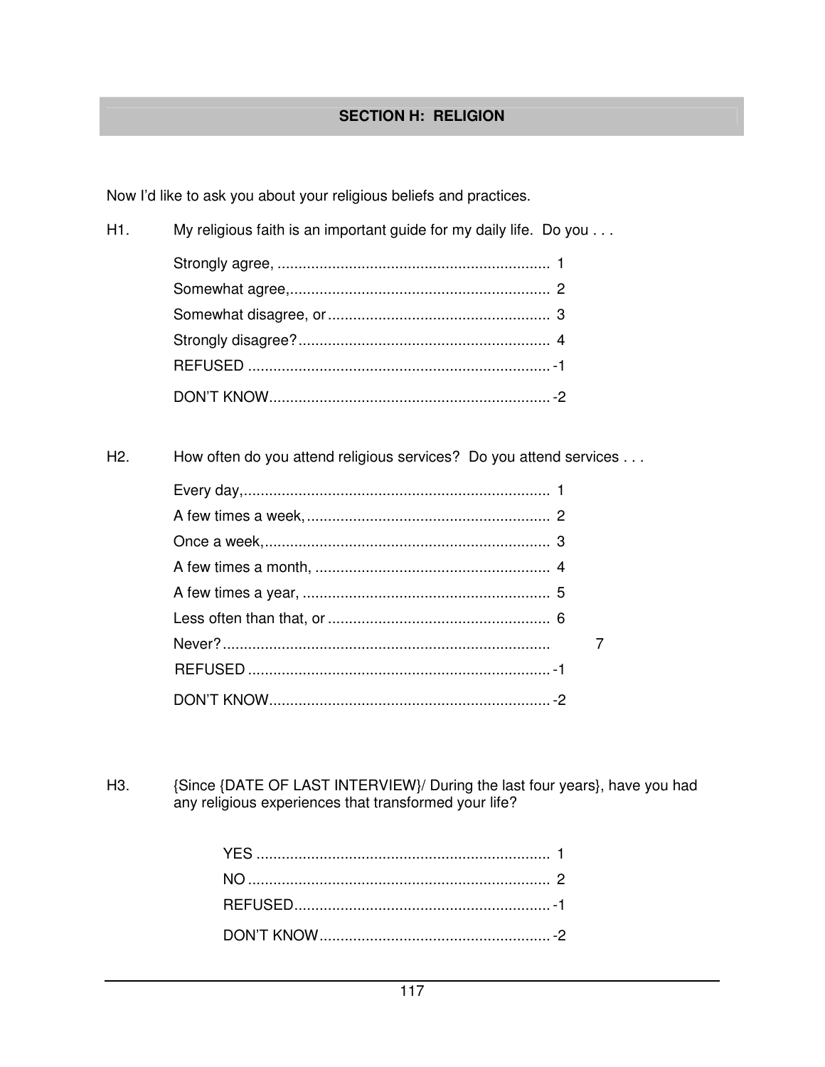## SECTION H: RELIGION

Now I'd like to ask you about your religious beliefs and practices.

H1. My religious faith is an important guide for my daily life. Do you . . .

Strongly agree, ................................................................ 1
Somewhat agree,............................................................. 2
Somewhat disagree, or .................................................... 3
Strongly disagree?........................................................... 4
REFUSED ....................................................................... -1
DON'T KNOW.................................................................. -2

H2. How often do you attend religious services? Do you attend services . . .

Every day,........................................................................ 1
A few times a week, ......................................................... 2
Once a week,................................................................... 3
A few times a month, ....................................................... 4
A few times a year, .......................................................... 5
Less often than that, or .................................................... 6
Never?............................................................................ 7
REFUSED ....................................................................... -1
DON'T KNOW.................................................................. -2

H3. {Since {DATE OF LAST INTERVIEW}/ During the last four years}, have you had any religious experiences that transformed your life?

YES ..................................................................... 1
NO ....................................................................... 2
REFUSED............................................................ -1
DON'T KNOW...................................................... -2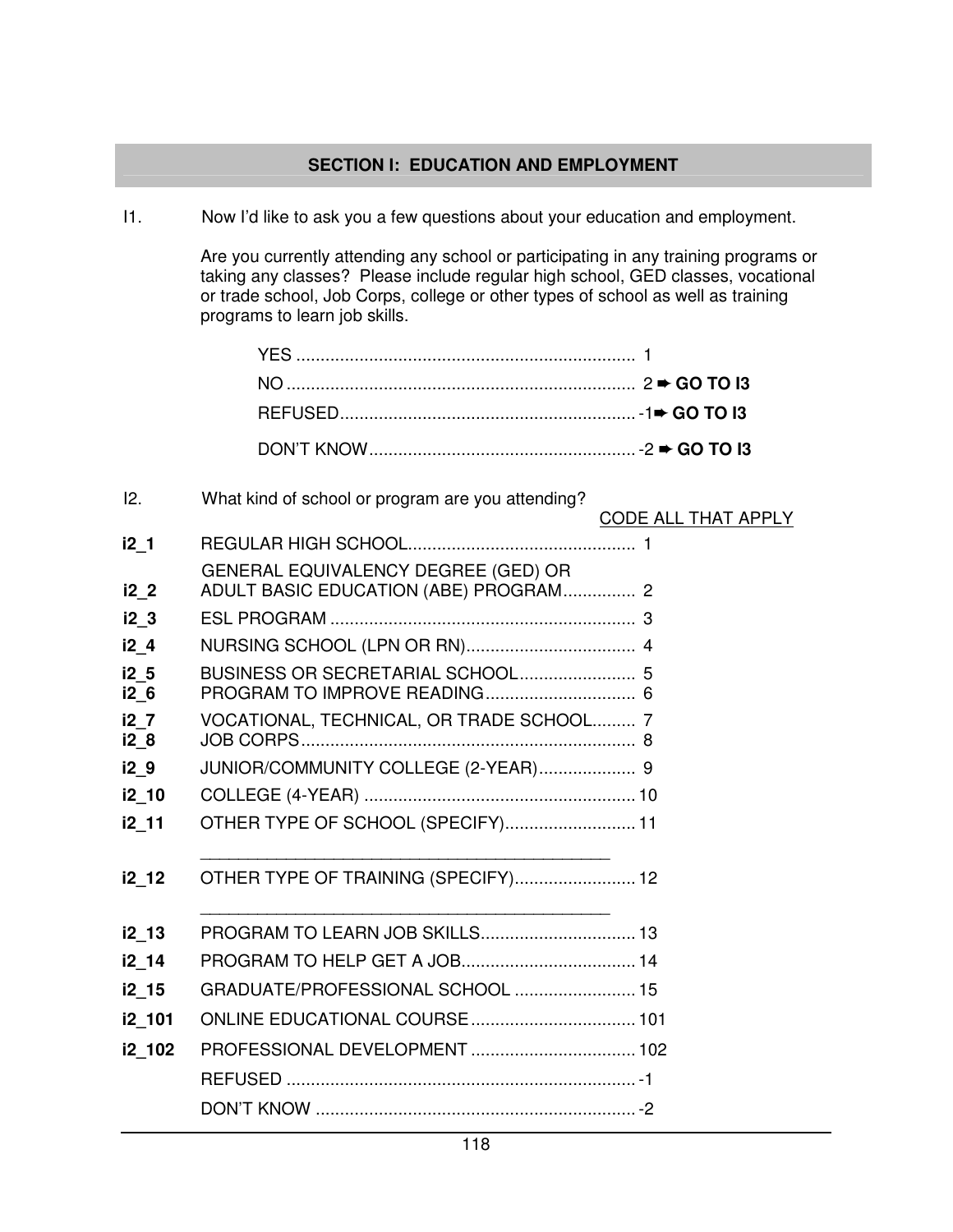## SECTION I: EDUCATION AND EMPLOYMENT

I1. Now I'd like to ask you a few questions about your education and employment.

Are you currently attending any school or participating in any training programs or taking any classes? Please include regular high school, GED classes, vocational or trade school, Job Corps, college or other types of school as well as training programs to learn job skills.

| | | |
|---|---|---|
| YES | 1 | |
| NO | 2 | **GO TO I3** |
| REFUSED | -1 | **GO TO I3** |
| DON'T KNOW | -2 | **GO TO I3** |

I2. What kind of school or program are you attending?

CODE ALL THAT APPLY

| | | |
|---|---|---|
| **i2_1** | REGULAR HIGH SCHOOL | 1 |
| **i2_2** | GENERAL EQUIVALENCY DEGREE (GED) OR ADULT BASIC EDUCATION (ABE) PROGRAM | 2 |
| **i2_3** | ESL PROGRAM | 3 |
| **i2_4** | NURSING SCHOOL (LPN OR RN) | 4 |
| **i2_5** | BUSINESS OR SECRETARIAL SCHOOL | 5 |
| **i2_6** | PROGRAM TO IMPROVE READING | 6 |
| **i2_7** | VOCATIONAL, TECHNICAL, OR TRADE SCHOOL | 7 |
| **i2_8** | JOB CORPS | 8 |
| **i2_9** | JUNIOR/COMMUNITY COLLEGE (2-YEAR) | 9 |
| **i2_10** | COLLEGE (4-YEAR) | 10 |
| **i2_11** | OTHER TYPE OF SCHOOL (SPECIFY) ______________________________ | 11 |
| **i2_12** | OTHER TYPE OF TRAINING (SPECIFY) ______________________________ | 12 |
| **i2_13** | PROGRAM TO LEARN JOB SKILLS | 13 |
| **i2_14** | PROGRAM TO HELP GET A JOB | 14 |
| **i2_15** | GRADUATE/PROFESSIONAL SCHOOL | 15 |
| **i2_101** | ONLINE EDUCATIONAL COURSE | 101 |
| **i2_102** | PROFESSIONAL DEVELOPMENT | 102 |
| | REFUSED | -1 |
| | DON'T KNOW | -2 |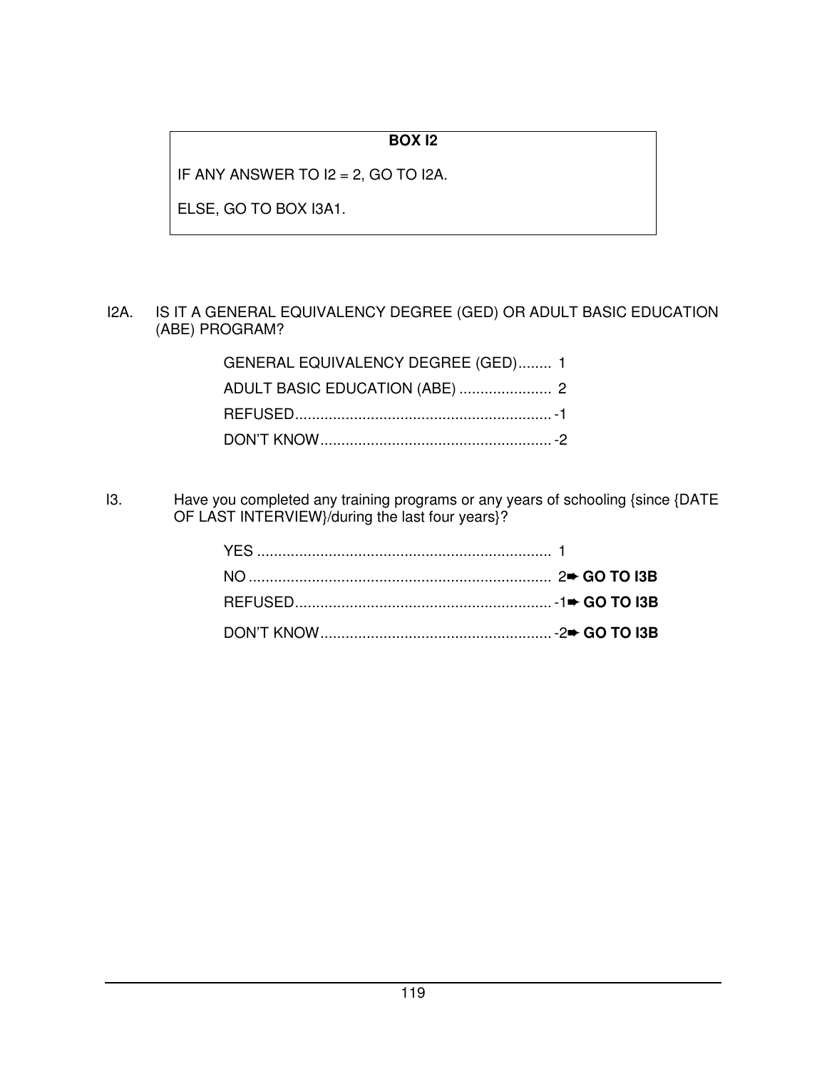**BOX I2**

IF ANY ANSWER TO I2 = 2, GO TO I2A.

ELSE, GO TO BOX I3A1.

I2A. IS IT A GENERAL EQUIVALENCY DEGREE (GED) OR ADULT BASIC EDUCATION (ABE) PROGRAM?

GENERAL EQUIVALENCY DEGREE (GED)........ 1
ADULT BASIC EDUCATION (ABE) ...................... 2
REFUSED............................................................. -1
DON'T KNOW....................................................... -2

I3. Have you completed any training programs or any years of schooling {since {DATE OF LAST INTERVIEW}/during the last four years}?

YES ...................................................................... 1
NO ........................................................................ 2➨ **GO TO I3B**
REFUSED............................................................. -1➨ **GO TO I3B**
DON'T KNOW....................................................... -2➨ **GO TO I3B**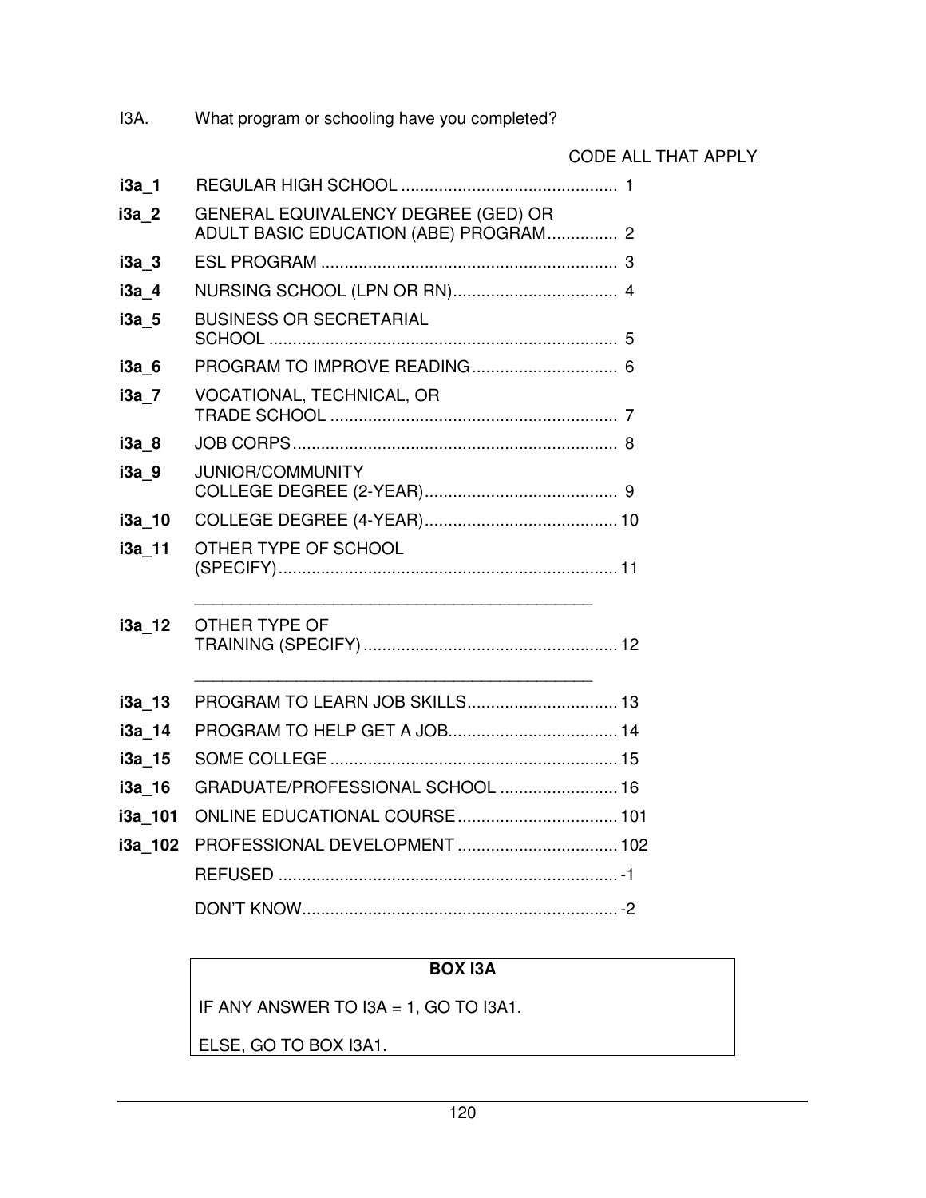I3A. What program or schooling have you completed?

CODE ALL THAT APPLY

| | | |
|---|---|---|
| **i3a_1** | REGULAR HIGH SCHOOL | 1 |
| **i3a_2** | GENERAL EQUIVALENCY DEGREE (GED) OR ADULT BASIC EDUCATION (ABE) PROGRAM | 2 |
| **i3a_3** | ESL PROGRAM | 3 |
| **i3a_4** | NURSING SCHOOL (LPN OR RN) | 4 |
| **i3a_5** | BUSINESS OR SECRETARIAL SCHOOL | 5 |
| **i3a_6** | PROGRAM TO IMPROVE READING | 6 |
| **i3a_7** | VOCATIONAL, TECHNICAL, OR TRADE SCHOOL | 7 |
| **i3a_8** | JOB CORPS | 8 |
| **i3a_9** | JUNIOR/COMMUNITY COLLEGE DEGREE (2-YEAR) | 9 |
| **i3a_10** | COLLEGE DEGREE (4-YEAR) | 10 |
| **i3a_11** | OTHER TYPE OF SCHOOL (SPECIFY) ______________________________ | 11 |
| **i3a_12** | OTHER TYPE OF TRAINING (SPECIFY) ______________________________ | 12 |
| **i3a_13** | PROGRAM TO LEARN JOB SKILLS | 13 |
| **i3a_14** | PROGRAM TO HELP GET A JOB | 14 |
| **i3a_15** | SOME COLLEGE | 15 |
| **i3a_16** | GRADUATE/PROFESSIONAL SCHOOL | 16 |
| **i3a_101** | ONLINE EDUCATIONAL COURSE | 101 |
| **i3a_102** | PROFESSIONAL DEVELOPMENT | 102 |
| | REFUSED | -1 |
| | DON'T KNOW | -2 |

**BOX I3A**

IF ANY ANSWER TO I3A = 1, GO TO I3A1.

ELSE, GO TO BOX I3A1.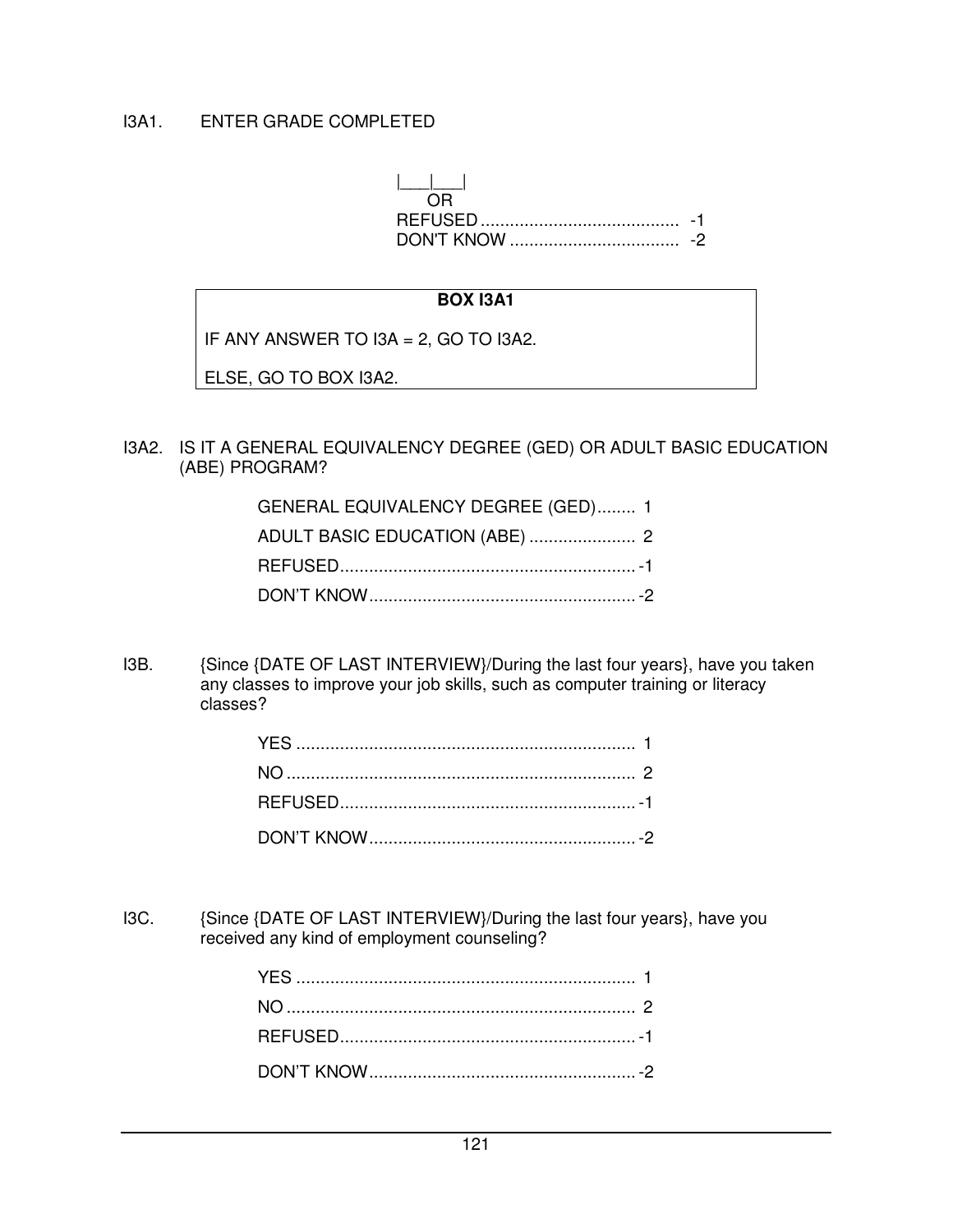I3A1. ENTER GRADE COMPLETED

|___|___|
OR
REFUSED ......................................... -1
DON'T KNOW ................................... -2

| BOX I3A1 |
| --- |
| IF ANY ANSWER TO I3A = 2, GO TO I3A2. |
| ELSE, GO TO BOX I3A2. |

I3A2. IS IT A GENERAL EQUIVALENCY DEGREE (GED) OR ADULT BASIC EDUCATION (ABE) PROGRAM?

GENERAL EQUIVALENCY DEGREE (GED)........ 1
ADULT BASIC EDUCATION (ABE) ...................... 2
REFUSED............................................................. -1
DON'T KNOW....................................................... -2

I3B. {Since {DATE OF LAST INTERVIEW}/During the last four years}, have you taken any classes to improve your job skills, such as computer training or literacy classes?

YES ...................................................................... 1
NO ........................................................................ 2
REFUSED............................................................. -1
DON'T KNOW....................................................... -2

I3C. {Since {DATE OF LAST INTERVIEW}/During the last four years}, have you received any kind of employment counseling?

YES ...................................................................... 1
NO ........................................................................ 2
REFUSED............................................................. -1
DON'T KNOW....................................................... -2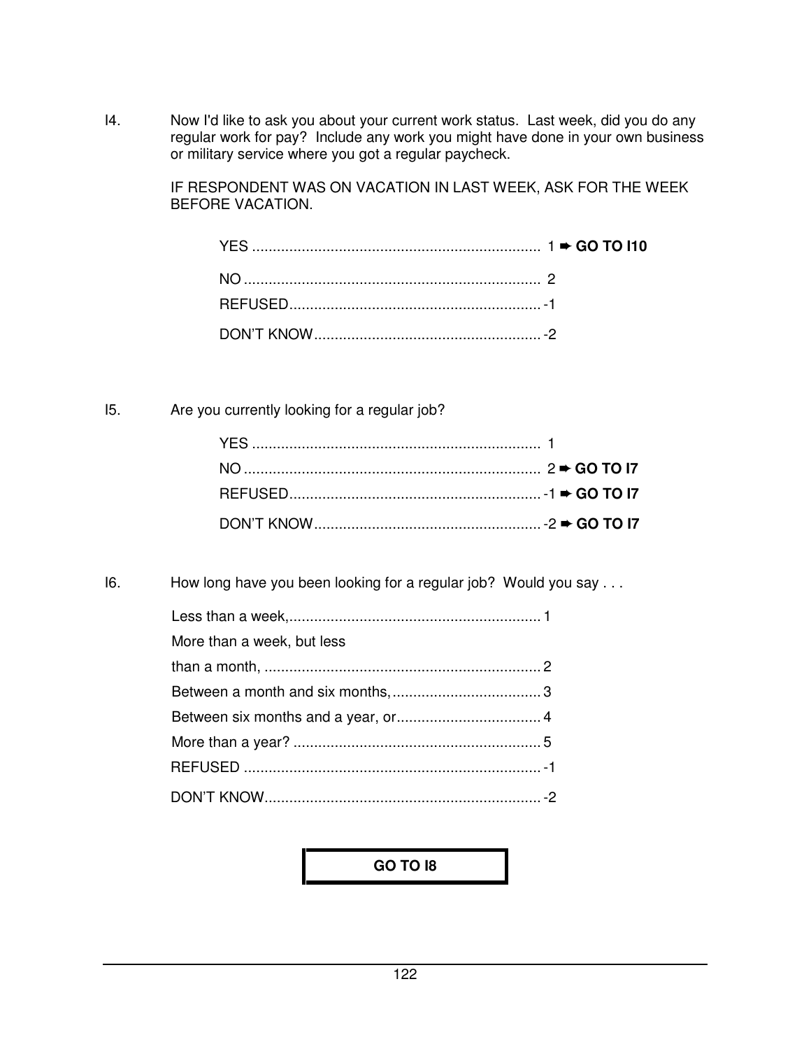I4. Now I'd like to ask you about your current work status. Last week, did you do any regular work for pay? Include any work you might have done in your own business or military service where you got a regular paycheck.

IF RESPONDENT WAS ON VACATION IN LAST WEEK, ASK FOR THE WEEK BEFORE VACATION.

| | | |
|---|---|---|
| YES | 1 | ➨ **GO TO I10** |
| NO | 2 | |
| REFUSED | -1 | |
| DON'T KNOW | -2 | |

I5. Are you currently looking for a regular job?

| | | |
|---|---|---|
| YES | 1 | |
| NO | 2 | ➨ **GO TO I7** |
| REFUSED | -1 | ➨ **GO TO I7** |
| DON'T KNOW | -2 | ➨ **GO TO I7** |

I6. How long have you been looking for a regular job? Would you say . . .

| | |
|---|---|
| Less than a week, | 1 |
| More than a week, but less than a month, | 2 |
| Between a month and six months, | 3 |
| Between six months and a year, or | 4 |
| More than a year? | 5 |
| REFUSED | -1 |
| DON'T KNOW | -2 |

**GO TO I8**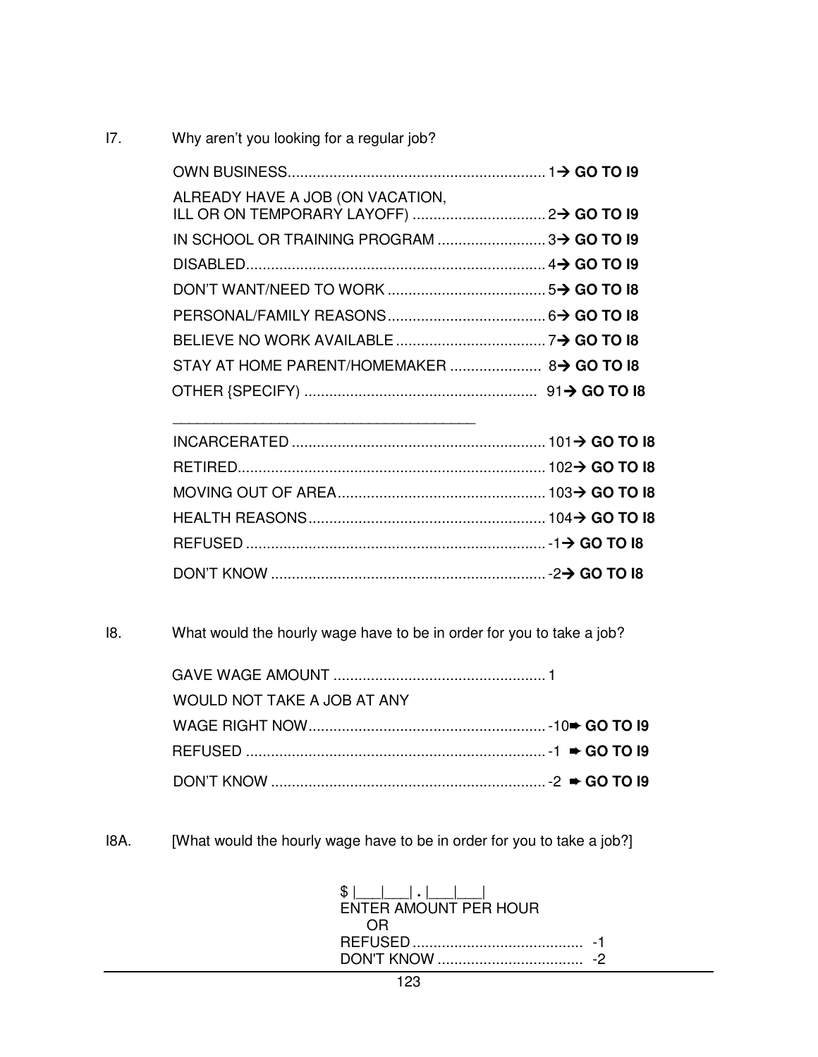I7. Why aren't you looking for a regular job?

OWN BUSINESS.............................................................. 1→ **GO TO I9**
ALREADY HAVE A JOB (ON VACATION,
ILL OR ON TEMPORARY LAYOFF) ................................ 2→ **GO TO I9**
IN SCHOOL OR TRAINING PROGRAM .......................... 3→ **GO TO I9**
DISABLED........................................................................ 4→ **GO TO I9**
DON'T WANT/NEED TO WORK ...................................... 5→ **GO TO I8**
PERSONAL/FAMILY REASONS...................................... 6→ **GO TO I8**
BELIEVE NO WORK AVAILABLE .................................... 7→ **GO TO I8**
STAY AT HOME PARENT/HOMEMAKER ...................... 8→ **GO TO I8**
OTHER {SPECIFY) ........................................................ 91→ **GO TO I8**

_______________________________________

INCARCERATED ............................................................. 101→ **GO TO I8**
RETIRED.......................................................................... 102→ **GO TO I8**
MOVING OUT OF AREA.................................................. 103→ **GO TO I8**
HEALTH REASONS......................................................... 104→ **GO TO I8**
REFUSED ........................................................................ -1→ **GO TO I8**
DON'T KNOW .................................................................. -2→ **GO TO I8**

I8. What would the hourly wage have to be in order for you to take a job?

GAVE WAGE AMOUNT .................................................... 1
WOULD NOT TAKE A JOB AT ANY
WAGE RIGHT NOW......................................................... -10➨ **GO TO I9**
REFUSED ........................................................................ -1 ➨ **GO TO I9**
DON'T KNOW .................................................................. -2 ➨ **GO TO I9**

I8A. [What would the hourly wage have to be in order for you to take a job?]

$ |___|___| **.** |___|___|
ENTER AMOUNT PER HOUR
OR
REFUSED ......................................... -1
DON'T KNOW ................................... -2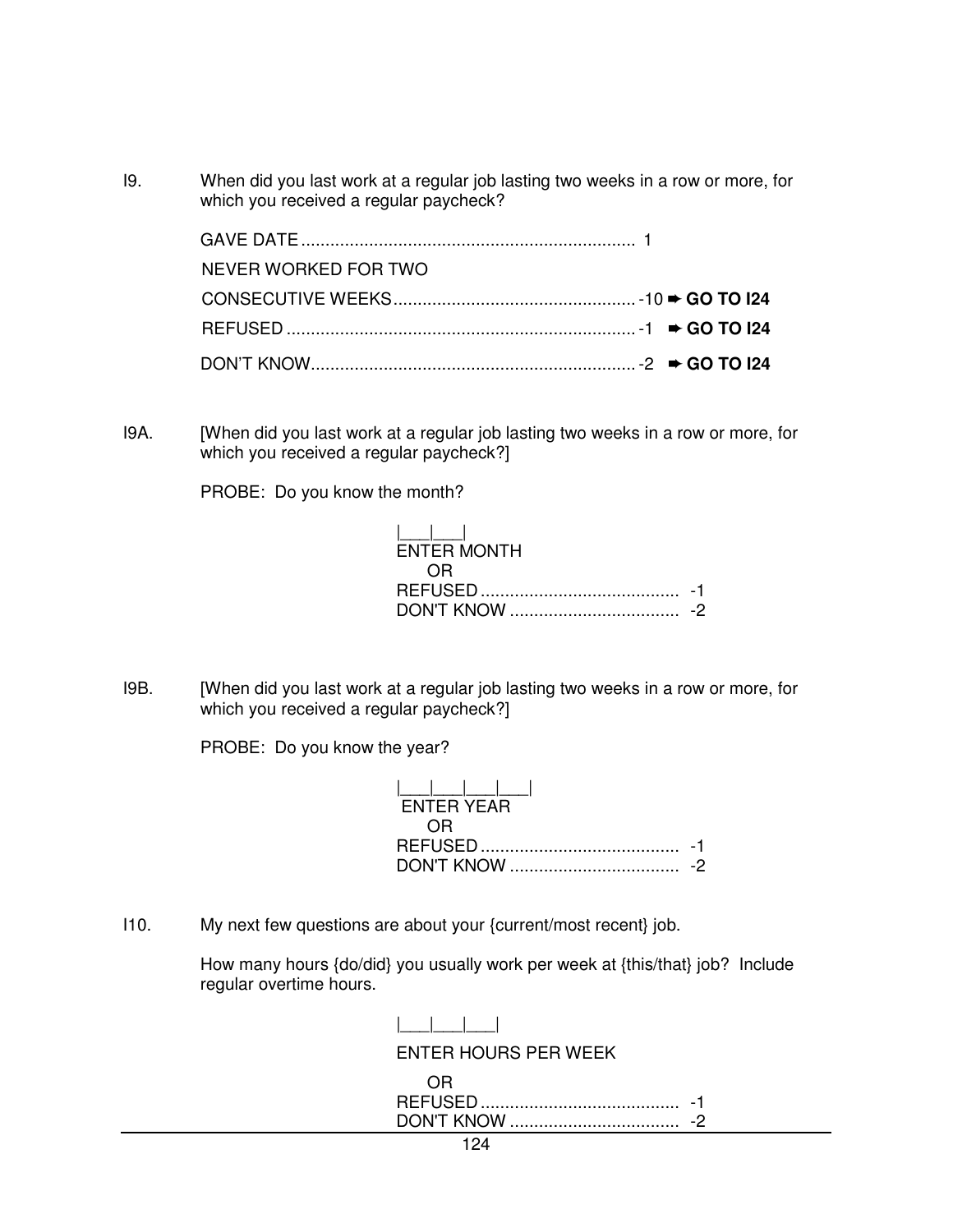I9. When did you last work at a regular job lasting two weeks in a row or more, for which you received a regular paycheck?

GAVE DATE .................................................................... 1
NEVER WORKED FOR TWO
CONSECUTIVE WEEKS................................................. -10 ➨ **GO TO I24**
REFUSED ........................................................................ -1 ➨ **GO TO I24**
DON'T KNOW................................................................... -2 ➨ **GO TO I24**

I9A. [When did you last work at a regular job lasting two weeks in a row or more, for which you received a regular paycheck?]

PROBE: Do you know the month?

|___|___|
ENTER MONTH
OR
REFUSED ......................................... -1
DON'T KNOW ................................... -2

I9B. [When did you last work at a regular job lasting two weeks in a row or more, for which you received a regular paycheck?]

PROBE: Do you know the year?

|___|___|___|___|
ENTER YEAR
OR
REFUSED ......................................... -1
DON'T KNOW ................................... -2

I10. My next few questions are about your {current/most recent} job.

How many hours {do/did} you usually work per week at {this/that} job? Include regular overtime hours.

|___|___|___|
ENTER HOURS PER WEEK
OR
REFUSED ......................................... -1
DON'T KNOW ................................... -2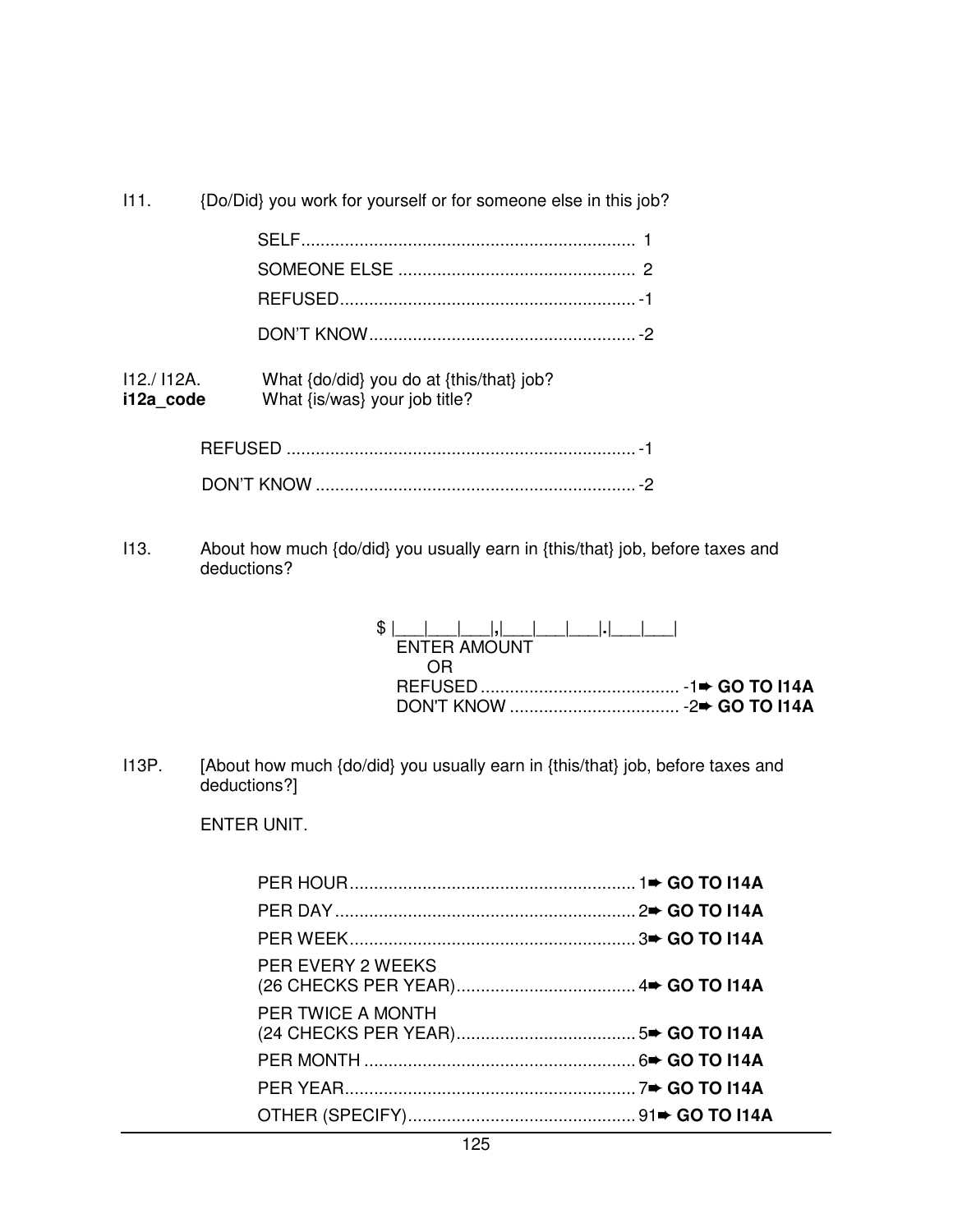I11. {Do/Did} you work for yourself or for someone else in this job?

| | |
|---|---|
| SELF | 1 |
| SOMEONE ELSE | 2 |
| REFUSED | -1 |
| DON'T KNOW | -2 |

I12./ I12A. What {do/did} you do at {this/that} job?

**i12a_code** What {is/was} your job title?

| | |
|---|---|
| REFUSED | -1 |
| DON'T KNOW | -2 |

I13. About how much {do/did} you usually earn in {this/that} job, before taxes and deductions?

$ |___|___|___|**,**|___|___|___|**.**|___|___|

ENTER AMOUNT

OR

| | |
|---|---|
| REFUSED | -1➨ **GO TO I14A** |
| DON'T KNOW | -2➨ **GO TO I14A** |

I13P. [About how much {do/did} you usually earn in {this/that} job, before taxes and deductions?]

ENTER UNIT.

| | |
|---|---|
| PER HOUR | 1➨ **GO TO I14A** |
| PER DAY | 2➨ **GO TO I14A** |
| PER WEEK | 3➨ **GO TO I14A** |
| PER EVERY 2 WEEKS (26 CHECKS PER YEAR) | 4➨ **GO TO I14A** |
| PER TWICE A MONTH (24 CHECKS PER YEAR) | 5➨ **GO TO I14A** |
| PER MONTH | 6➨ **GO TO I14A** |
| PER YEAR | 7➨ **GO TO I14A** |
| OTHER (SPECIFY) | 91➨ **GO TO I14A** |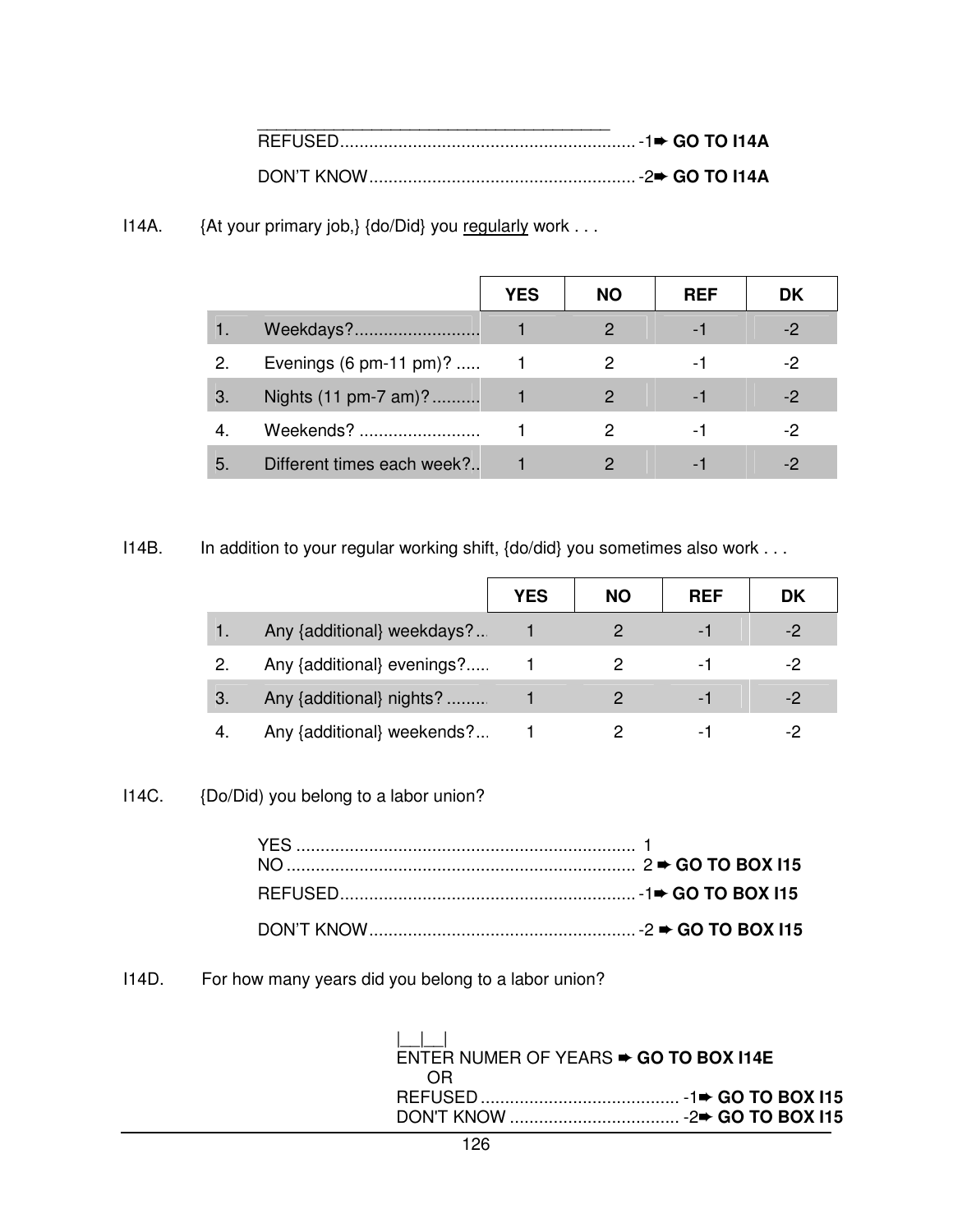\_\_\_\_\_\_\_\_\_\_\_\_\_\_\_\_\_\_\_\_\_\_\_\_\_\_\_\_\_\_\_\_\_\_\_\_\_\_\_\_

REFUSED............................................................ -1➨ **GO TO I14A**

DON'T KNOW....................................................... -2➨ **GO TO I14A**

I14A. {At your primary job,} {do/Did} you <u>regularly</u> work . . .

| | | YES | NO | REF | DK |
|---|---|---|---|---|---|
| 1. | Weekdays?.......................... | 1 | 2 | -1 | -2 |
| 2. | Evenings (6 pm-11 pm)? ..... | 1 | 2 | -1 | -2 |
| 3. | Nights (11 pm-7 am)? .......... | 1 | 2 | -1 | -2 |
| 4. | Weekends? ......................... | 1 | 2 | -1 | -2 |
| 5. | Different times each week?.. | 1 | 2 | -1 | -2 |

I14B. In addition to your regular working shift, {do/did} you sometimes also work . . .

| | | YES | NO | REF | DK |
|---|---|---|---|---|---|
| 1. | Any {additional} weekdays?... | 1 | 2 | -1 | -2 |
| 2. | Any {additional} evenings?..... | 1 | 2 | -1 | -2 |
| 3. | Any {additional} nights? ......... | 1 | 2 | -1 | -2 |
| 4. | Any {additional} weekends?... | 1 | 2 | -1 | -2 |

I14C. {Do/Did) you belong to a labor union?

YES ...................................................................... 1
NO ........................................................................ 2 ➨ **GO TO BOX I15**

REFUSED............................................................ -1➨ **GO TO BOX I15**

DON'T KNOW....................................................... -2 ➨ **GO TO BOX I15**

I14D. For how many years did you belong to a labor union?

|\_\_|\_\_|
ENTER NUMER OF YEARS ➨ **GO TO BOX I14E**
OR
REFUSED ......................................... -1➨ **GO TO BOX I15**
DON'T KNOW ................................... -2➨ **GO TO BOX I15**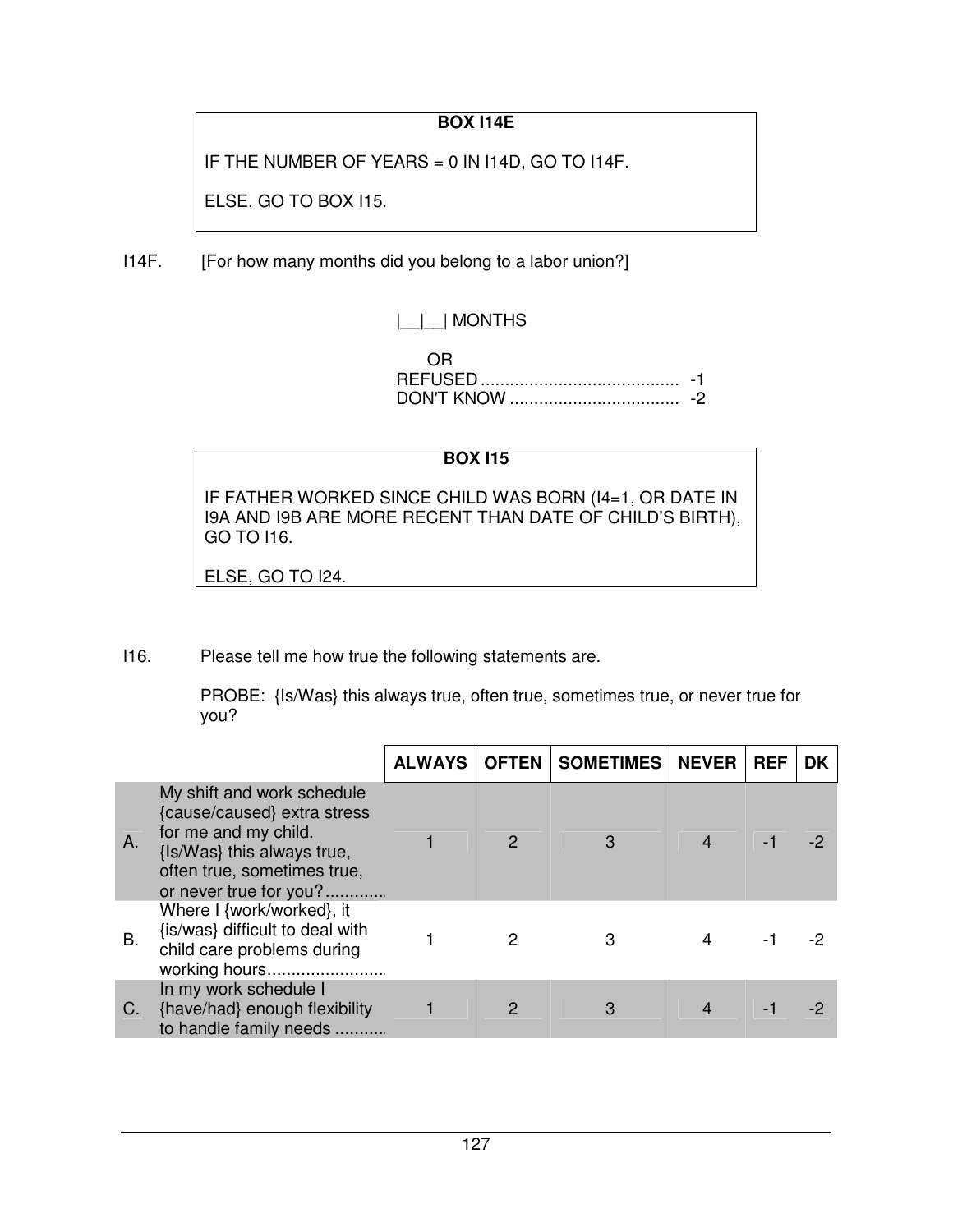**BOX I14E**

IF THE NUMBER OF YEARS = 0 IN I14D, GO TO I14F.

ELSE, GO TO BOX I15.

I14F. [For how many months did you belong to a labor union?]

|__|__| MONTHS

OR
REFUSED ......................................... -1
DON'T KNOW .................................. -2

**BOX I15**

IF FATHER WORKED SINCE CHILD WAS BORN (I4=1, OR DATE IN I9A AND I9B ARE MORE RECENT THAN DATE OF CHILD'S BIRTH), GO TO I16.

ELSE, GO TO I24.

I16. Please tell me how true the following statements are.

PROBE: {Is/Was} this always true, often true, sometimes true, or never true for you?

| | | ALWAYS | OFTEN | SOMETIMES | NEVER | REF | DK |
|---|---|---|---|---|---|---|---|
| A. | My shift and work schedule {cause/caused} extra stress for me and my child. {Is/Was} this always true, often true, sometimes true, or never true for you? ............ | 1 | 2 | 3 | 4 | -1 | -2 |
| B. | Where I {work/worked}, it {is/was} difficult to deal with child care problems during working hours........................ | 1 | 2 | 3 | 4 | -1 | -2 |
| C. | In my work schedule I {have/had} enough flexibility to handle family needs .......... | 1 | 2 | 3 | 4 | -1 | -2 |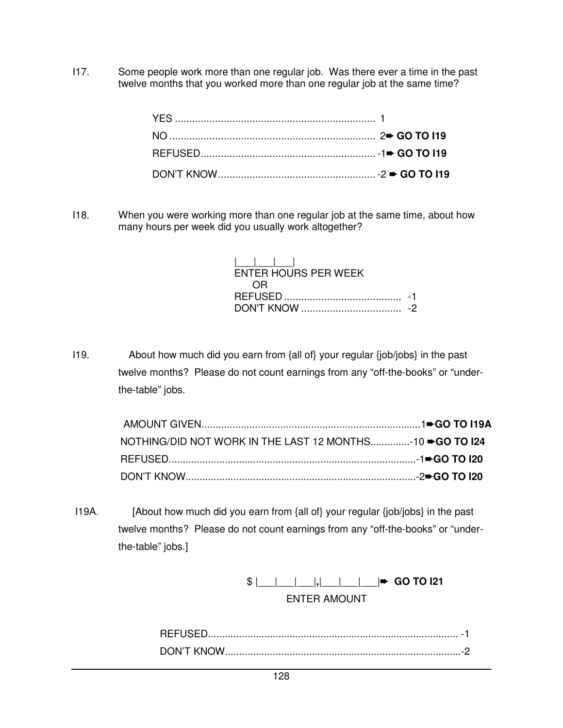I17. Some people work more than one regular job. Was there ever a time in the past twelve months that you worked more than one regular job at the same time?

YES ...................................................................... 1
NO ........................................................................ 2➨ **GO TO I19**
REFUSED............................................................. -1➨ **GO TO I19**
DON'T KNOW....................................................... -2 ➨ **GO TO I19**

I18. When you were working more than one regular job at the same time, about how many hours per week did you usually work altogether?

|___|___|___|
ENTER HOURS PER WEEK
OR
REFUSED .......................................... -1
DON'T KNOW ................................... -2

I19. About how much did you earn from {all of} your regular {job/jobs} in the past twelve months? Please do not count earnings from any "off-the-books" or "under-the-table" jobs.

AMOUNT GIVEN.............................................................................1➨**GO TO I19A**
NOTHING/DID NOT WORK IN THE LAST 12 MONTHS..............-10 ➨**GO TO I24**
REFUSED.........................................................................................-1➨**GO TO I20**
DON'T KNOW..................................................................................-2➨**GO TO I20**

I19A. [About how much did you earn from {all of} your regular {job/jobs} in the past twelve months? Please do not count earnings from any "off-the-books" or "under-the-table" jobs.]

$ |___|___|___|,|___|___|___|➨ **GO TO I21**
ENTER AMOUNT

REFUSED......................................................................................... -1
DON'T KNOW....................................................................................-2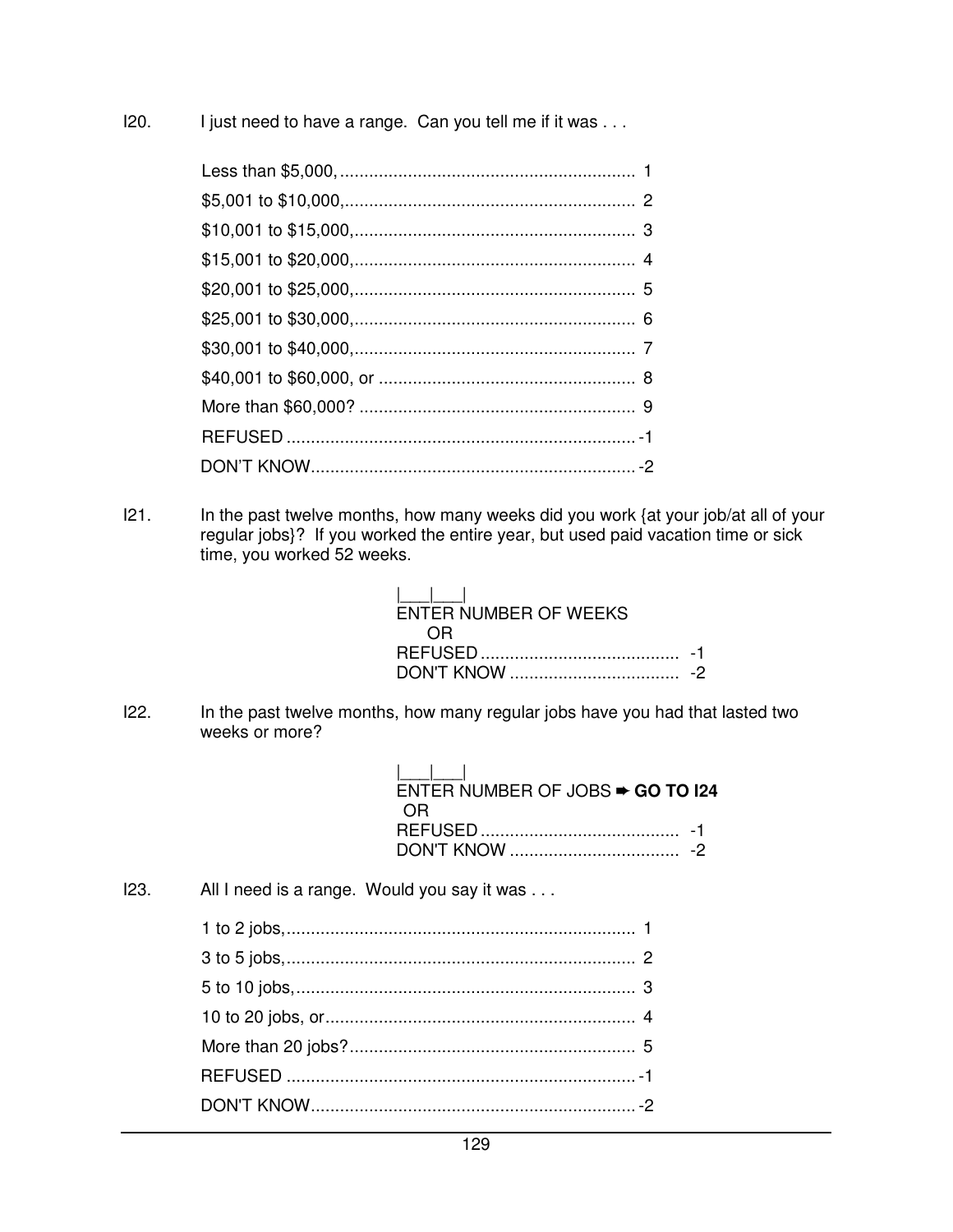I20. I just need to have a range. Can you tell me if it was . . .

| | |
|---|---|
| Less than $5,000, | 1 |
| $5,001 to $10,000, | 2 |
| $10,001 to $15,000, | 3 |
| $15,001 to $20,000, | 4 |
| $20,001 to $25,000, | 5 |
| $25,001 to $30,000, | 6 |
| $30,001 to $40,000, | 7 |
| $40,001 to $60,000, or | 8 |
| More than $60,000? | 9 |
| REFUSED | -1 |
| DON'T KNOW | -2 |

I21. In the past twelve months, how many weeks did you work {at your job/at all of your regular jobs}? If you worked the entire year, but used paid vacation time or sick time, you worked 52 weeks.

|___|___|
ENTER NUMBER OF WEEKS
OR
REFUSED ........................................ -1
DON'T KNOW .................................. -2

I22. In the past twelve months, how many regular jobs have you had that lasted two weeks or more?

|___|___|
ENTER NUMBER OF JOBS ➨ **GO TO I24**
OR
REFUSED ........................................ -1
DON'T KNOW .................................. -2

I23. All I need is a range. Would you say it was . . .

| | |
|---|---|
| 1 to 2 jobs, | 1 |
| 3 to 5 jobs, | 2 |
| 5 to 10 jobs, | 3 |
| 10 to 20 jobs, or | 4 |
| More than 20 jobs? | 5 |
| REFUSED | -1 |
| DON'T KNOW | -2 |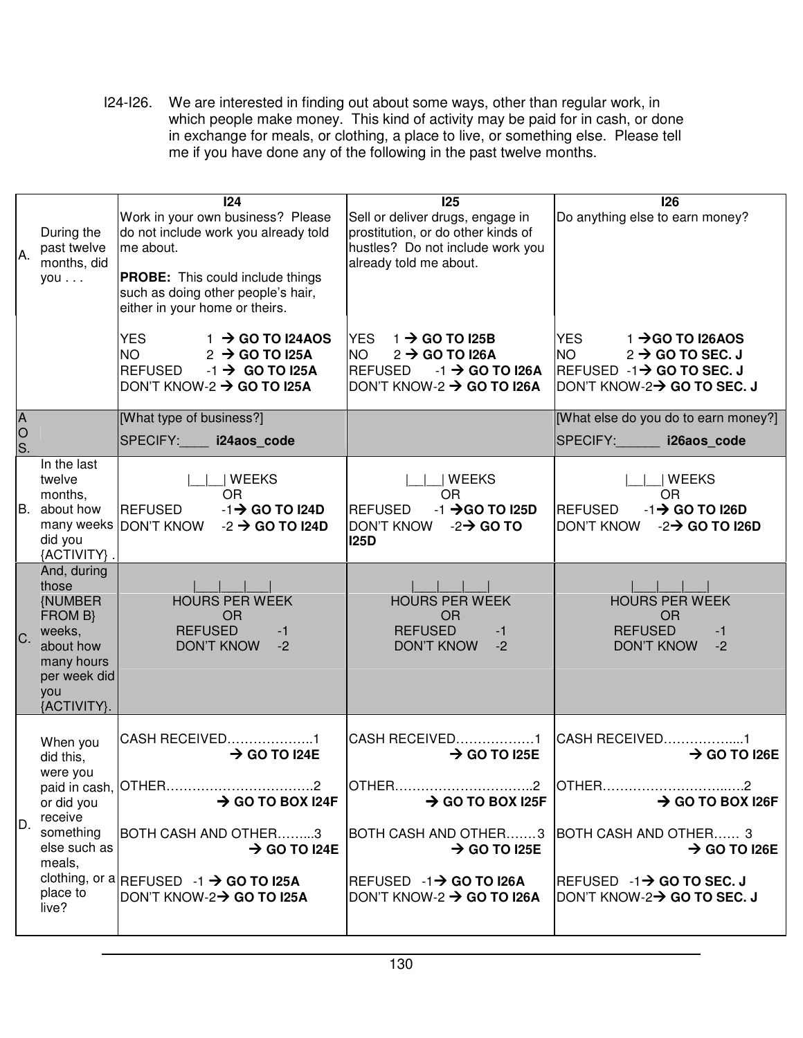I24-I26. We are interested in finding out about some ways, other than regular work, in which people make money. This kind of activity may be paid for in cash, or done in exchange for meals, or clothing, a place to live, or something else. Please tell me if you have done any of the following in the past twelve months.

| | | I24 | I25 | I26 |
|---|---|---|---|---|
| A. | During the past twelve months, did you . . . | Work in your own business? Please do not include work you already told me about.<br><br>**PROBE:** This could include things such as doing other people's hair, either in your home or theirs.<br><br>YES 1 → **GO TO I24AOS**<br>NO 2 → **GO TO I25A**<br>REFUSED -1 → **GO TO I25A**<br>DON'T KNOW-2 → **GO TO I25A** | Sell or deliver drugs, engage in prostitution, or do other kinds of hustles? Do not include work you already told me about.<br><br>YES 1 → **GO TO I25B**<br>NO 2 → **GO TO I26A**<br>REFUSED -1 → **GO TO I26A**<br>DON'T KNOW-2 → **GO TO I26A** | Do anything else to earn money?<br><br>YES 1 →**GO TO I26AOS**<br>NO 2 → **GO TO SEC. J**<br>REFUSED -1→ **GO TO SEC. J**<br>DON'T KNOW-2→ **GO TO SEC. J** |
| AOS. | | [What type of business?]<br>SPECIFY:____ **i24aos_code** | | [What else do you do to earn money?]<br>SPECIFY:______ **i26aos_code** |
| B. | In the last twelve months, about how many weeks did you {ACTIVITY} . | \|__\|__\| WEEKS<br>OR<br>REFUSED -1→ **GO TO I24D**<br>DON'T KNOW -2 → **GO TO I24D** | \|__\|__\| WEEKS<br>OR<br>REFUSED -1 →**GO TO I25D**<br>DON'T KNOW -2→ **GO TO I25D** | \|__\|__\| WEEKS<br>OR<br>REFUSED -1→ **GO TO I26D**<br>DON'T KNOW -2→ **GO TO I26D** |
| C. | And, during those {NUMBER FROM B} weeks, about how many hours per week did you {ACTIVITY}. | \|___\|___\|___\|<br>HOURS PER WEEK<br>OR<br>REFUSED -1<br>DON'T KNOW -2 | \|___\|___\|___\|<br>HOURS PER WEEK<br>OR<br>REFUSED -1<br>DON'T KNOW -2 | \|___\|___\|___\|<br>HOURS PER WEEK<br>OR<br>REFUSED -1<br>DON'T KNOW -2 |
| D. | When you did this, were you paid in cash, or did you receive something else such as meals, clothing, or a place to live? | CASH RECEIVED……………….1 → **GO TO I24E**<br><br>OTHER…………………………….2 → **GO TO BOX I24F**<br><br>BOTH CASH AND OTHER……...3 → **GO TO I24E**<br><br>REFUSED -1 → **GO TO I25A**<br>DON'T KNOW-2→ **GO TO I25A** | CASH RECEIVED…………….1 → **GO TO I25E**<br><br>OTHER…………………………..2 → **GO TO BOX I25F**<br><br>BOTH CASH AND OTHER…….3 → **GO TO I25E**<br><br>REFUSED -1→ **GO TO I26A**<br>DON'T KNOW-2 → **GO TO I26A** | CASH RECEIVED……………....1 → **GO TO I26E**<br><br>OTHER…………………………...2 → **GO TO BOX I26F**<br><br>BOTH CASH AND OTHER…… 3 → **GO TO I26E**<br><br>REFUSED -1→ **GO TO SEC. J**<br>DON'T KNOW-2→ **GO TO SEC. J** |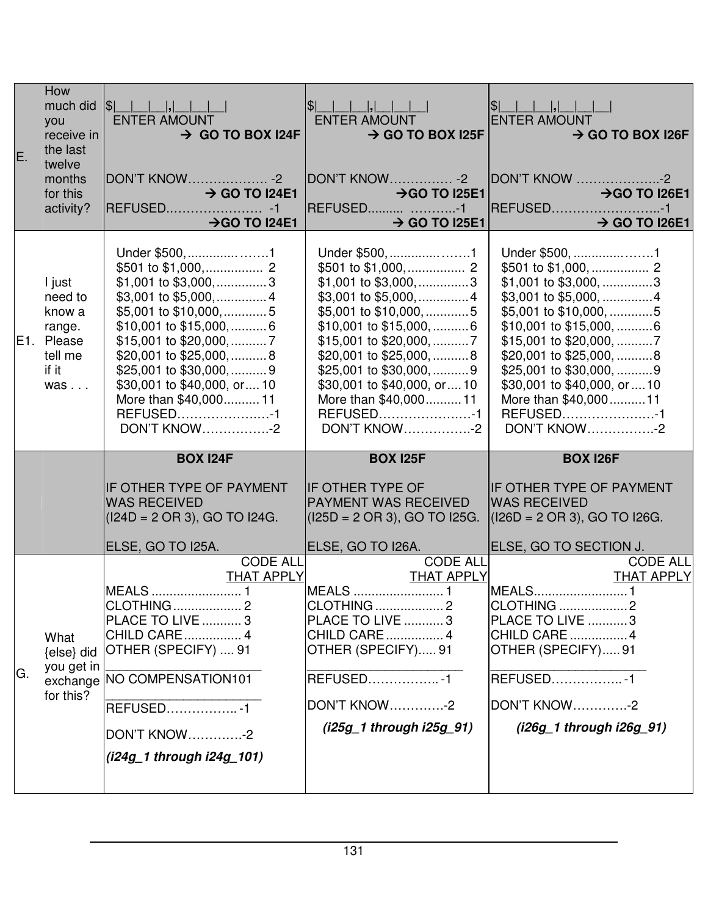| | | | | |
|---|---|---|---|---|
| E. | How much did you receive in the last twelve months for this activity? | $\|__\|__\|__\|,\|__\|__\|__\|<br>ENTER AMOUNT<br>→ GO TO BOX I24F<br><br>DON'T KNOW………………. -2<br>→ GO TO I24E1<br>REFUSED………………….. -1<br>→GO TO I24E1 | $\|__\|__\|__\|,\|__\|__\|__\|<br>ENTER AMOUNT<br>→ GO TO BOX I25F<br><br>DON'T KNOW………….. -2<br>→GO TO I25E1<br>REFUSED......... ………..-1<br>→ GO TO I25E1 | $\|__\|__\|__\|,\|__\|__\|__\|<br>ENTER AMOUNT<br>→ GO TO BOX I26F<br><br>DON'T KNOW ………………..-2<br>→GO TO I26E1<br>REFUSED……………………..-1<br>→ GO TO I26E1 |
| E1. | I just need to know a range. Please tell me if it was . . . | Under $500, ..............……1<br>$501 to $1,000, ................ 2<br>$1,001 to $3,000, .............. 3<br>$3,001 to $5,000, .............. 4<br>$5,001 to $10,000, ............ 5<br>$10,001 to $15,000, .......... 6<br>$15,001 to $20,000, .......... 7<br>$20,001 to $25,000, .......... 8<br>$25,001 to $30,000, .......... 9<br>$30,001 to $40,000, or .... 10<br>More than $40,000.......... 11<br>REFUSED………………….-1<br>DON'T KNOW…………….-2 | Under $500, ..............……1<br>$501 to $1,000, ................ 2<br>$1,001 to $3,000, .............. 3<br>$3,001 to $5,000, .............. 4<br>$5,001 to $10,000, ............ 5<br>$10,001 to $15,000, .......... 6<br>$15,001 to $20,000, .......... 7<br>$20,001 to $25,000, .......... 8<br>$25,001 to $30,000, .......... 9<br>$30,001 to $40,000, or .... 10<br>More than $40,000.......... 11<br>REFUSED………………….-1<br>DON'T KNOW…………….-2 | Under $500, ..............……1<br>$501 to $1,000, ................ 2<br>$1,001 to $3,000, .............. 3<br>$3,001 to $5,000, .............. 4<br>$5,001 to $10,000, ............ 5<br>$10,001 to $15,000, .......... 6<br>$15,001 to $20,000, .......... 7<br>$20,001 to $25,000, .......... 8<br>$25,001 to $30,000, .......... 9<br>$30,001 to $40,000, or .... 10<br>More than $40,000.......... 11<br>REFUSED………………….-1<br>DON'T KNOW…………….-2 |
| | | **BOX I24F**<br><br>IF OTHER TYPE OF PAYMENT WAS RECEIVED (I24D = 2 OR 3), GO TO I24G.<br><br>ELSE, GO TO I25A. | **BOX I25F**<br><br>IF OTHER TYPE OF PAYMENT WAS RECEIVED (I25D = 2 OR 3), GO TO I25G.<br><br>ELSE, GO TO I26A. | **BOX I26F**<br><br>IF OTHER TYPE OF PAYMENT WAS RECEIVED (I26D = 2 OR 3), GO TO I26G.<br><br>ELSE, GO TO SECTION J. |
| G. | What {else} did you get in exchange for this? | CODE ALL THAT APPLY<br>MEALS ......................... 1<br>CLOTHING ................... 2<br>PLACE TO LIVE ........... 3<br>CHILD CARE ................ 4<br>OTHER (SPECIFY) .... 91<br>______________________<br>NO COMPENSATION101<br>______________________<br>REFUSED…………….. -1<br>DON'T KNOW………….-2<br>***(i24g_1 through i24g_101)*** | CODE ALL THAT APPLY<br>MEALS ......................... 1<br>CLOTHING ................... 2<br>PLACE TO LIVE ........... 3<br>CHILD CARE ................ 4<br>OTHER (SPECIFY)..... 91<br>______________________<br>REFUSED…………….. -1<br>DON'T KNOW………….-2<br>***(i25g_1 through i25g_91)*** | CODE ALL THAT APPLY<br>MEALS.......................... 1<br>CLOTHING ................... 2<br>PLACE TO LIVE ........... 3<br>CHILD CARE ................ 4<br>OTHER (SPECIFY)..... 91<br>______________________<br>REFUSED…………….. -1<br>DON'T KNOW………….-2<br>***(i26g_1 through i26g_91)*** |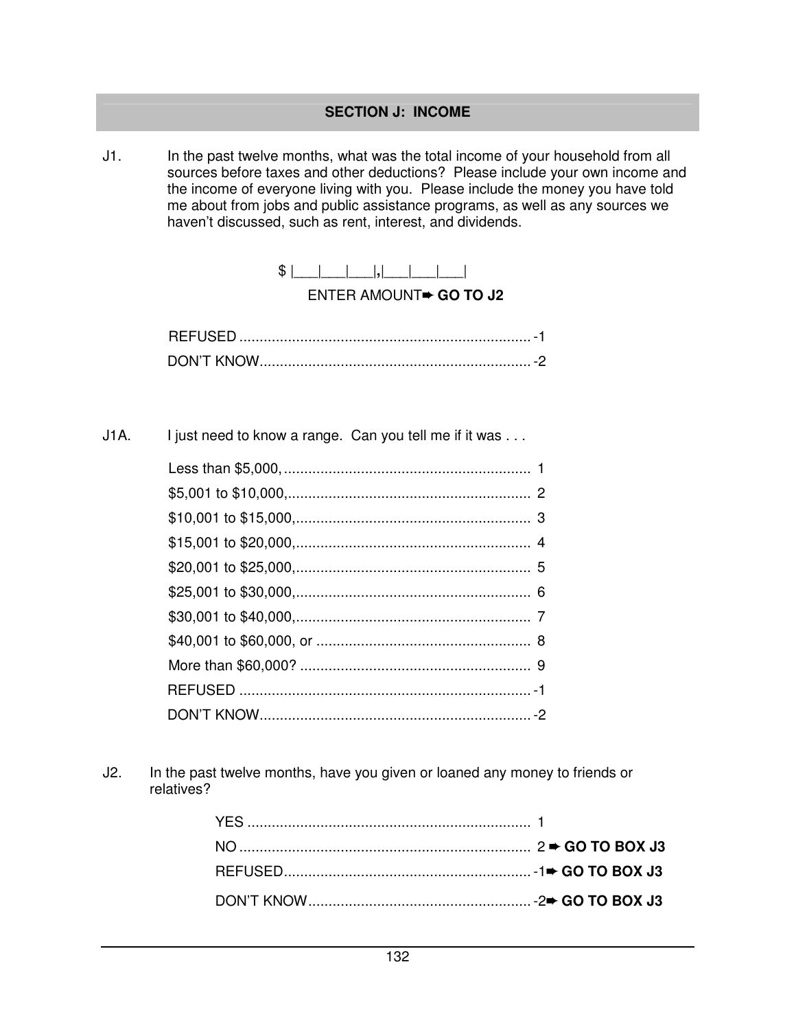## SECTION J: INCOME

J1. In the past twelve months, what was the total income of your household from all sources before taxes and other deductions? Please include your own income and the income of everyone living with you. Please include the money you have told me about from jobs and public assistance programs, as well as any sources we haven't discussed, such as rent, interest, and dividends.

$ |___|___|___|,|___|___|___|

ENTER AMOUNT➨ **GO TO J2**

REFUSED ........................................................................ -1
DON'T KNOW.................................................................... -2

J1A. I just need to know a range. Can you tell me if it was . . .

Less than $5,000, ............................................................. 1
$5,001 to $10,000,............................................................. 2
$10,001 to $15,000,........................................................... 3
$15,001 to $20,000,........................................................... 4
$20,001 to $25,000,........................................................... 5
$25,001 to $30,000,........................................................... 6
$30,001 to $40,000,........................................................... 7
$40,001 to $60,000, or ..................................................... 8
More than $60,000? ......................................................... 9
REFUSED ........................................................................ -1
DON'T KNOW.................................................................... -2

J2. In the past twelve months, have you given or loaned any money to friends or relatives?

YES ...................................................................... 1
NO ........................................................................ 2 ➨ **GO TO BOX J3**
REFUSED............................................................. -1➨ **GO TO BOX J3**
DON'T KNOW....................................................... -2➨ **GO TO BOX J3**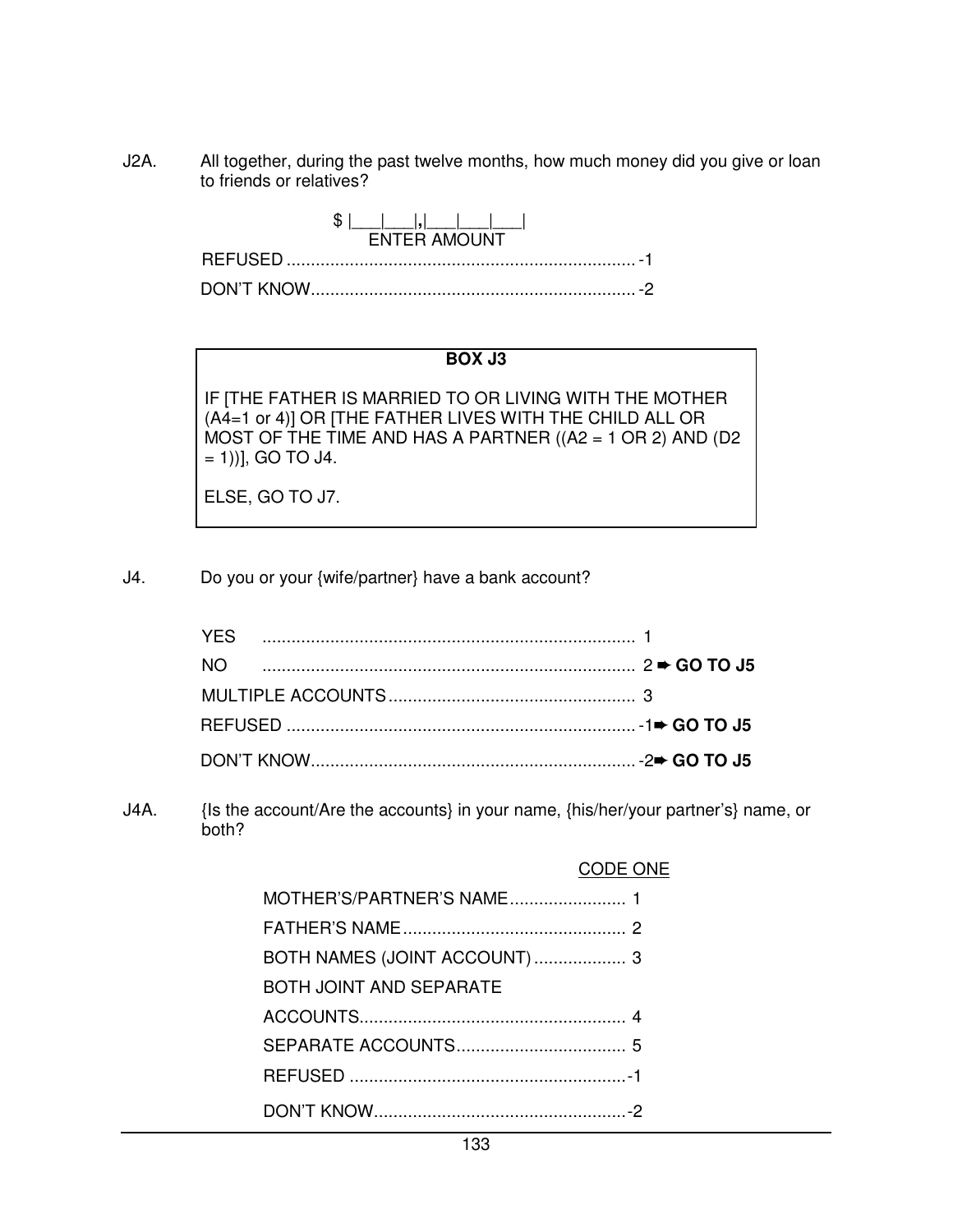J2A. All together, during the past twelve months, how much money did you give or loan to friends or relatives?

$ |___|___|,|___|___|___|
ENTER AMOUNT

REFUSED ........................................................................ -1

DON'T KNOW................................................................... -2

**BOX J3**

IF [THE FATHER IS MARRIED TO OR LIVING WITH THE MOTHER (A4=1 or 4)] OR [THE FATHER LIVES WITH THE CHILD ALL OR MOST OF THE TIME AND HAS A PARTNER ((A2 = 1 OR 2) AND (D2 = 1))], GO TO J4.

ELSE, GO TO J7.

J4. Do you or your {wife/partner} have a bank account?

YES ............................................................................ 1

NO ............................................................................ 2 ➨ **GO TO J5**

MULTIPLE ACCOUNTS.................................................. 3

REFUSED ........................................................................ -1➨ **GO TO J5**

DON'T KNOW................................................................... -2➨ **GO TO J5**

J4A. {Is the account/Are the accounts} in your name, {his/her/your partner's} name, or both?

CODE ONE

MOTHER'S/PARTNER'S NAME........................ 1

FATHER'S NAME.............................................. 2

BOTH NAMES (JOINT ACCOUNT)................... 3

BOTH JOINT AND SEPARATE ACCOUNTS....................................................... 4

SEPARATE ACCOUNTS................................... 5

REFUSED .........................................................-1

DON'T KNOW....................................................-2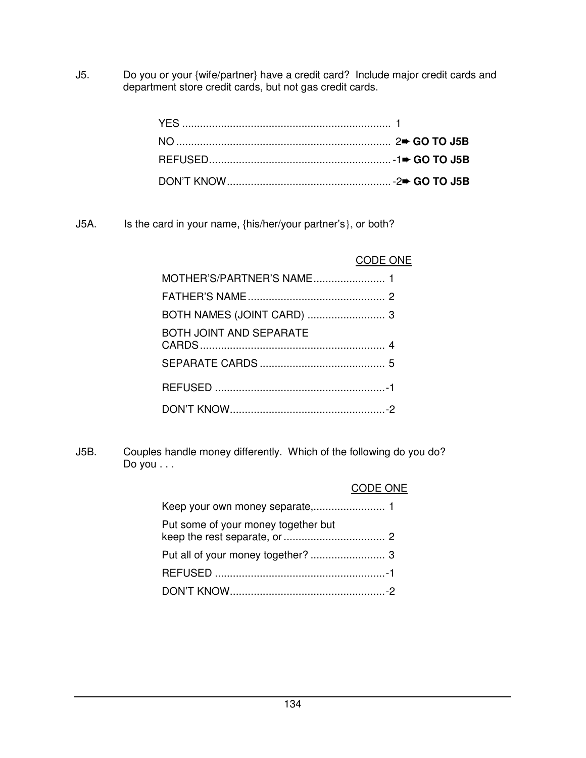J5. Do you or your {wife/partner} have a credit card? Include major credit cards and department store credit cards, but not gas credit cards.

| | | |
|---|---|---|
| YES | 1 | |
| NO | 2 | ➨ **GO TO J5B** |
| REFUSED | -1 | ➨ **GO TO J5B** |
| DON'T KNOW | -2 | ➨ **GO TO J5B** |

J5A. Is the card in your name, {his/her/your partner's}, or both?

<u>CODE ONE</u>

| | |
|---|---|
| MOTHER'S/PARTNER'S NAME | 1 |
| FATHER'S NAME | 2 |
| BOTH NAMES (JOINT CARD) | 3 |
| BOTH JOINT AND SEPARATE CARDS | 4 |
| SEPARATE CARDS | 5 |
| REFUSED | -1 |
| DON'T KNOW | -2 |

J5B. Couples handle money differently. Which of the following do you do? Do you . . .

<u>CODE ONE</u>

| | |
|---|---|
| Keep your own money separate, | 1 |
| Put some of your money together but keep the rest separate, or | 2 |
| Put all of your money together? | 3 |
| REFUSED | -1 |
| DON'T KNOW | -2 |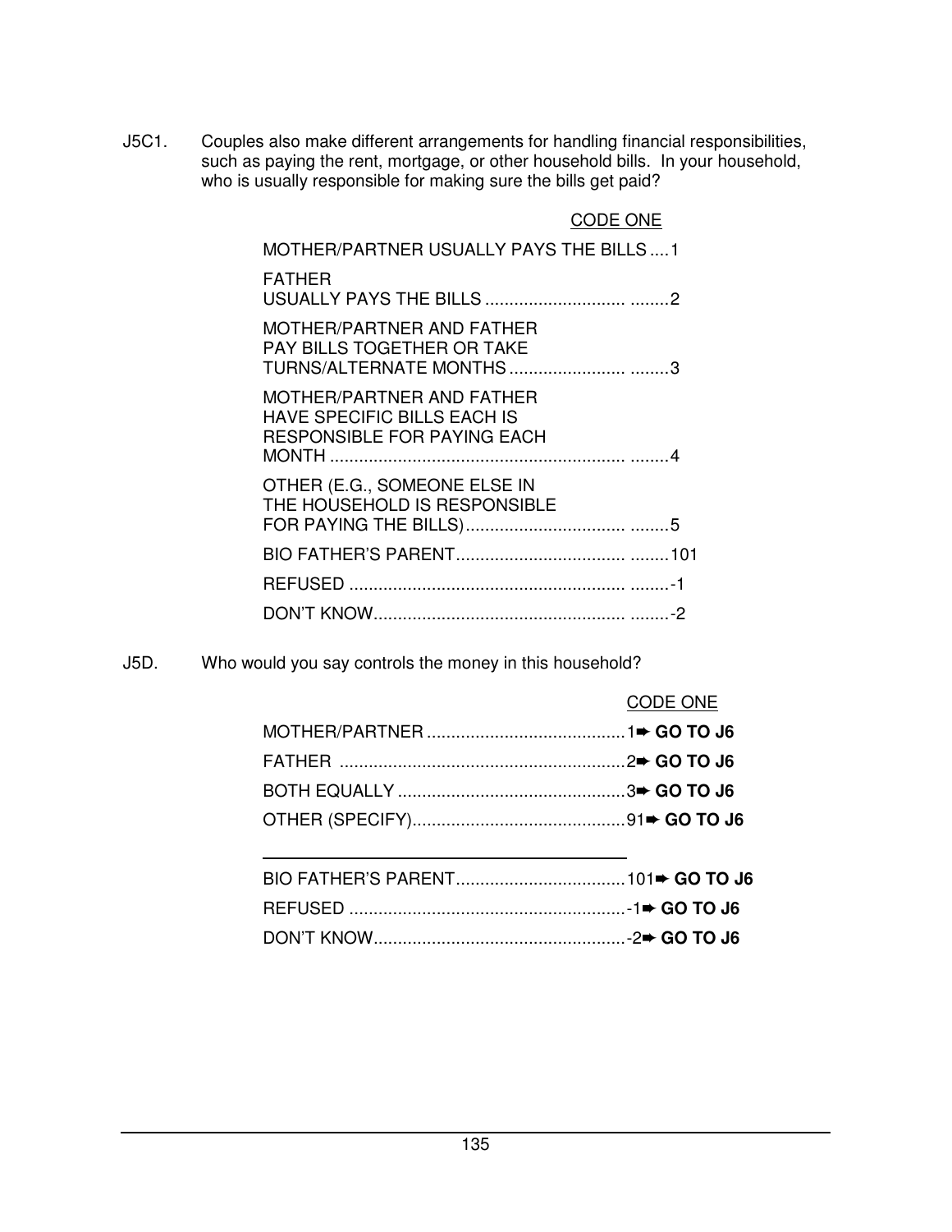J5C1. Couples also make different arrangements for handling financial responsibilities, such as paying the rent, mortgage, or other household bills. In your household, who is usually responsible for making sure the bills get paid?

CODE ONE

MOTHER/PARTNER USUALLY PAYS THE BILLS .... 1

FATHER USUALLY PAYS THE BILLS ............................ ........ 2

MOTHER/PARTNER AND FATHER PAY BILLS TOGETHER OR TAKE TURNS/ALTERNATE MONTHS ....................... ........ 3

MOTHER/PARTNER AND FATHER HAVE SPECIFIC BILLS EACH IS RESPONSIBLE FOR PAYING EACH MONTH ............................................................ ........ 4

OTHER (E.G., SOMEONE ELSE IN THE HOUSEHOLD IS RESPONSIBLE FOR PAYING THE BILLS) ................................ ........ 5

BIO FATHER'S PARENT.................................. ........ 101

REFUSED ........................................................ ........ -1

DON'T KNOW................................................... ........ -2

J5D. Who would you say controls the money in this household?

CODE ONE

MOTHER/PARTNER ......................................... 1➨ **GO TO J6**

FATHER ........................................................... 2➨ **GO TO J6**

BOTH EQUALLY ............................................... 3➨ **GO TO J6**

OTHER (SPECIFY)............................................ 91➨ **GO TO J6**

______________________________________

BIO FATHER'S PARENT................................... 101➨ **GO TO J6**

REFUSED ......................................................... -1➨ **GO TO J6**

DON'T KNOW.................................................... -2➨ **GO TO J6**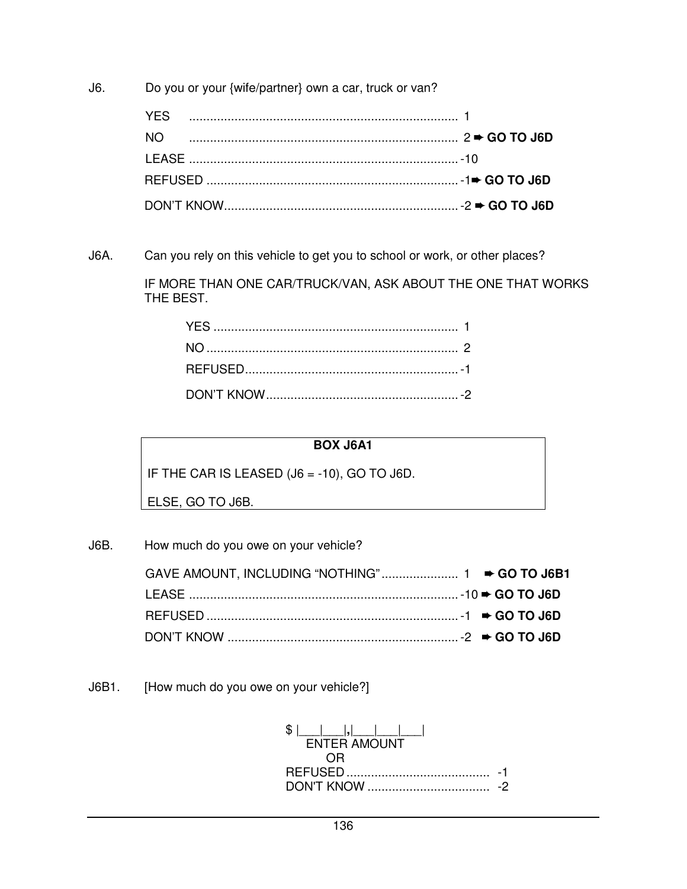J6. Do you or your {wife/partner} own a car, truck or van?

| | | |
|---|---|---|
| YES | 1 | |
| NO | 2 | ➨ **GO TO J6D** |
| LEASE | -10 | |
| REFUSED | -1 | ➨ **GO TO J6D** |
| DON'T KNOW | -2 | ➨ **GO TO J6D** |

J6A. Can you rely on this vehicle to get you to school or work, or other places?

IF MORE THAN ONE CAR/TRUCK/VAN, ASK ABOUT THE ONE THAT WORKS THE BEST.

| | |
|---|---|
| YES | 1 |
| NO | 2 |
| REFUSED | -1 |
| DON'T KNOW | -2 |

**BOX J6A1**

IF THE CAR IS LEASED (J6 = -10), GO TO J6D.

ELSE, GO TO J6B.

J6B. How much do you owe on your vehicle?

| | | |
|---|---|---|
| GAVE AMOUNT, INCLUDING "NOTHING" | 1 | ➨ **GO TO J6B1** |
| LEASE | -10 | ➨ **GO TO J6D** |
| REFUSED | -1 | ➨ **GO TO J6D** |
| DON'T KNOW | -2 | ➨ **GO TO J6D** |

J6B1. [How much do you owe on your vehicle?]

$ |___|___|,|___|___|___|

ENTER AMOUNT

OR

| | |
|---|---|
| REFUSED | -1 |
| DON'T KNOW | -2 |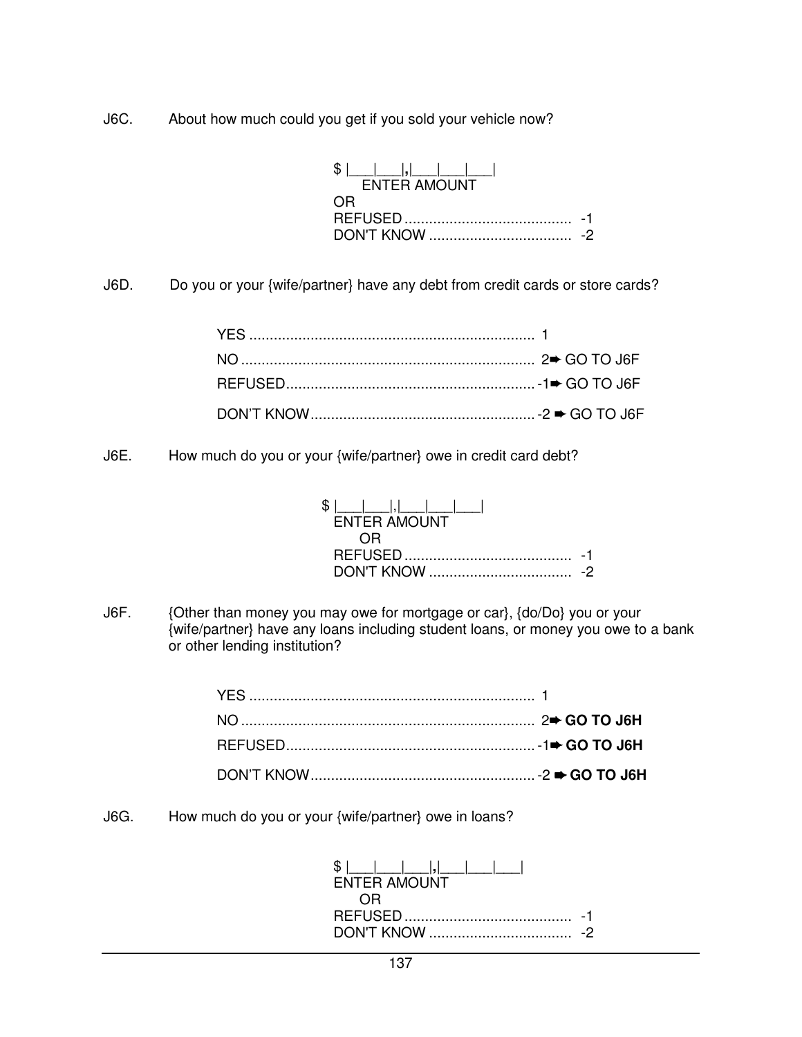J6C. About how much could you get if you sold your vehicle now?

$ |___|___|,|___|___|___|
ENTER AMOUNT
OR
REFUSED ......................................... -1
DON'T KNOW ................................... -2

J6D. Do you or your {wife/partner} have any debt from credit cards or store cards?

YES ...................................................................... 1
NO ........................................................................ 2➨ GO TO J6F
REFUSED.............................................................-1➨ GO TO J6F
DON'T KNOW.......................................................-2 ➨ GO TO J6F

J6E. How much do you or your {wife/partner} owe in credit card debt?

$ |___|___|,|___|___|___|
ENTER AMOUNT
OR
REFUSED ......................................... -1
DON'T KNOW ................................... -2

J6F. {Other than money you may owe for mortgage or car}, {do/Do} you or your {wife/partner} have any loans including student loans, or money you owe to a bank or other lending institution?

YES ...................................................................... 1
NO ........................................................................ 2➨ **GO TO J6H**
REFUSED.............................................................-1➨ **GO TO J6H**
DON'T KNOW.......................................................-2 ➨ **GO TO J6H**

J6G. How much do you or your {wife/partner} owe in loans?

$ |___|___|___|,|___|___|___|
ENTER AMOUNT
OR
REFUSED ......................................... -1
DON'T KNOW ................................... -2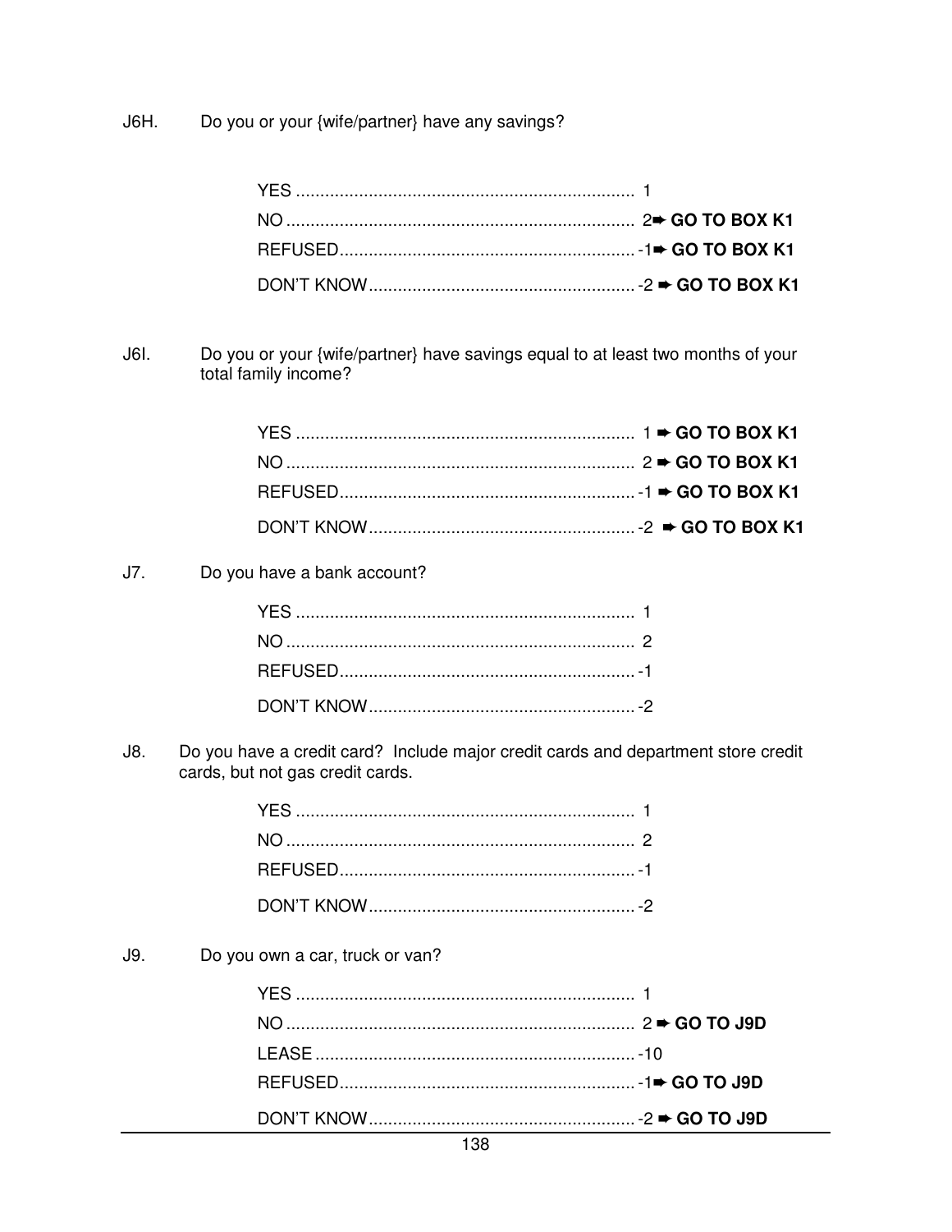J6H. Do you or your {wife/partner} have any savings?

YES ...................................................................... 1
NO ........................................................................ 2➨ **GO TO BOX K1**
REFUSED............................................................. -1➨ **GO TO BOX K1**
DON'T KNOW....................................................... -2 ➨ **GO TO BOX K1**

J6I. Do you or your {wife/partner} have savings equal to at least two months of your total family income?

YES ...................................................................... 1 ➨ **GO TO BOX K1**
NO ........................................................................ 2 ➨ **GO TO BOX K1**
REFUSED............................................................. -1 ➨ **GO TO BOX K1**
DON'T KNOW....................................................... -2 ➨ **GO TO BOX K1**

J7. Do you have a bank account?

YES ...................................................................... 1
NO ........................................................................ 2
REFUSED............................................................. -1
DON'T KNOW....................................................... -2

J8. Do you have a credit card? Include major credit cards and department store credit cards, but not gas credit cards.

YES ...................................................................... 1
NO ........................................................................ 2
REFUSED............................................................. -1
DON'T KNOW....................................................... -2

J9. Do you own a car, truck or van?

YES ...................................................................... 1
NO ........................................................................ 2 ➨ **GO TO J9D**
LEASE .................................................................. -10
REFUSED............................................................. -1➨ **GO TO J9D**
DON'T KNOW....................................................... -2 ➨ **GO TO J9D**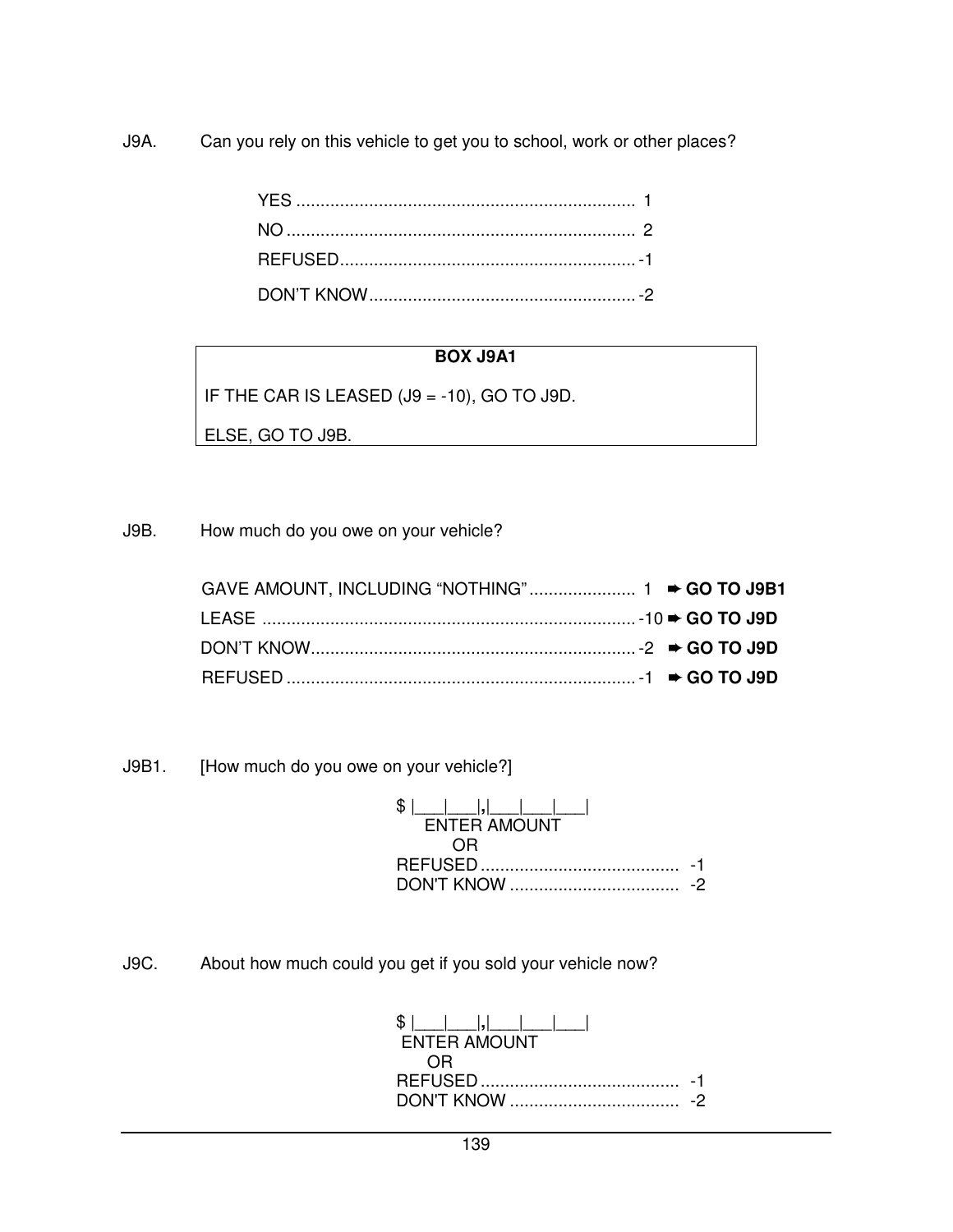J9A. Can you rely on this vehicle to get you to school, work or other places?

| | |
|---|---|
| YES | 1 |
| NO | 2 |
| REFUSED | -1 |
| DON'T KNOW | -2 |

**BOX J9A1**

IF THE CAR IS LEASED (J9 = -10), GO TO J9D.

ELSE, GO TO J9B.

J9B. How much do you owe on your vehicle?

| | | |
|---|---|---|
| GAVE AMOUNT, INCLUDING "NOTHING" | 1 | ➨ **GO TO J9B1** |
| LEASE | -10 | ➨ **GO TO J9D** |
| DON'T KNOW | -2 | ➨ **GO TO J9D** |
| REFUSED | -1 | ➨ **GO TO J9D** |

J9B1. [How much do you owe on your vehicle?]

$ |___|___|,|___|___|___|
ENTER AMOUNT
OR

| | |
|---|---|
| REFUSED | -1 |
| DON'T KNOW | -2 |

J9C. About how much could you get if you sold your vehicle now?

$ |___|___|,|___|___|___|
ENTER AMOUNT
OR

| | |
|---|---|
| REFUSED | -1 |
| DON'T KNOW | -2 |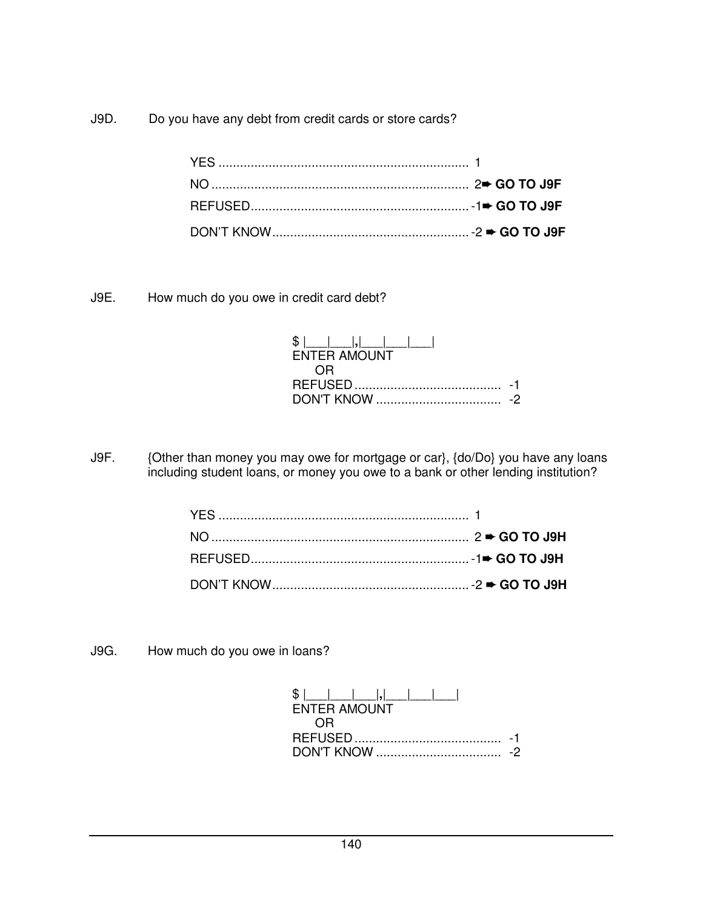J9D. Do you have any debt from credit cards or store cards?

YES ...................................................................... 1
NO ........................................................................ 2 ➨ **GO TO J9F**
REFUSED............................................................. -1 ➨ **GO TO J9F**
DON'T KNOW....................................................... -2 ➨ **GO TO J9F**

J9E. How much do you owe in credit card debt?

$ |___|___|,|___|___|___|
ENTER AMOUNT
OR
REFUSED ......................................... -1
DON'T KNOW ................................... -2

J9F. {Other than money you may owe for mortgage or car}, {do/Do} you have any loans including student loans, or money you owe to a bank or other lending institution?

YES ...................................................................... 1
NO ........................................................................ 2 ➨ **GO TO J9H**
REFUSED............................................................. -1 ➨ **GO TO J9H**
DON'T KNOW....................................................... -2 ➨ **GO TO J9H**

J9G. How much do you owe in loans?

$ |___|___|___|,|___|___|___|
ENTER AMOUNT
OR
REFUSED ......................................... -1
DON'T KNOW ................................... -2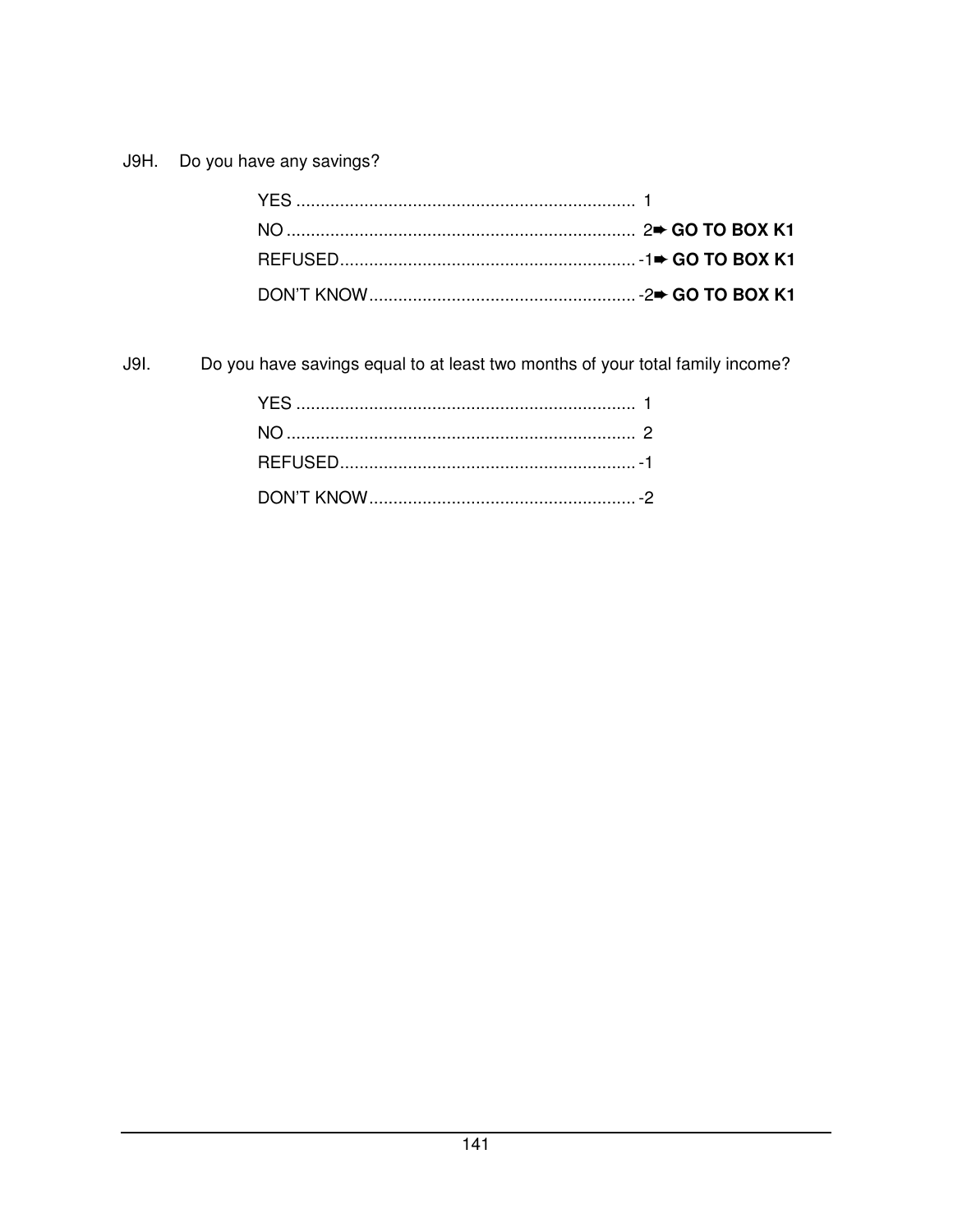J9H. Do you have any savings?

YES ...................................................................... 1
NO ........................................................................ 2➨ **GO TO BOX K1**
REFUSED............................................................. -1➨ **GO TO BOX K1**
DON'T KNOW....................................................... -2➨ **GO TO BOX K1**

J9I. Do you have savings equal to at least two months of your total family income?

YES ...................................................................... 1
NO ........................................................................ 2
REFUSED............................................................. -1
DON'T KNOW....................................................... -2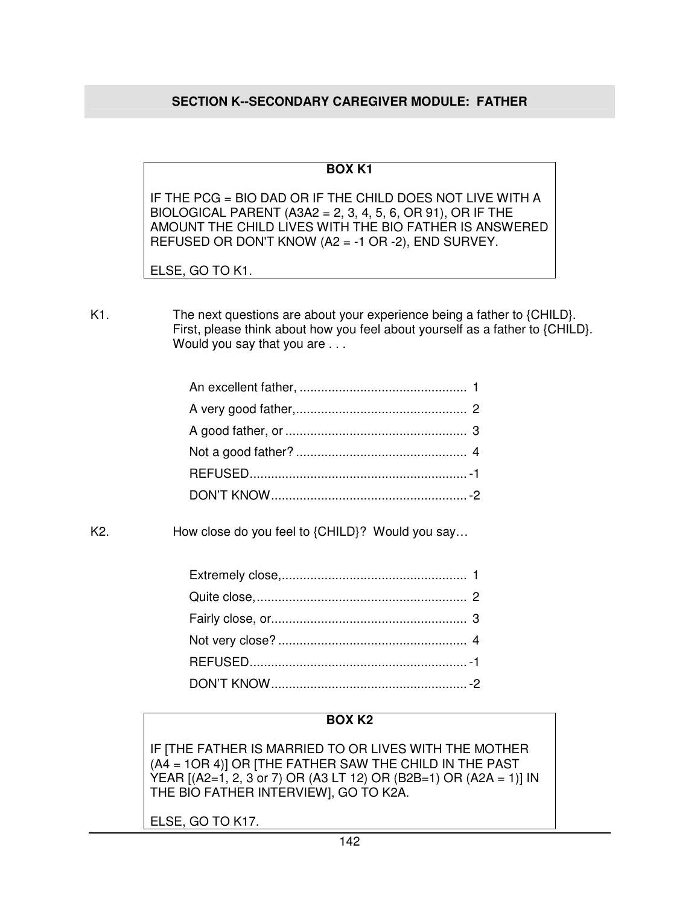## SECTION K--SECONDARY CAREGIVER MODULE: FATHER

**BOX K1**

IF THE PCG = BIO DAD OR IF THE CHILD DOES NOT LIVE WITH A BIOLOGICAL PARENT (A3A2 = 2, 3, 4, 5, 6, OR 91), OR IF THE AMOUNT THE CHILD LIVES WITH THE BIO FATHER IS ANSWERED REFUSED OR DON'T KNOW (A2 = -1 OR -2), END SURVEY.

ELSE, GO TO K1.

K1. The next questions are about your experience being a father to {CHILD}. First, please think about how you feel about yourself as a father to {CHILD}. Would you say that you are . . .

| | |
|---|---|
| An excellent father, | 1 |
| A very good father, | 2 |
| A good father, or | 3 |
| Not a good father? | 4 |
| REFUSED | -1 |
| DON'T KNOW | -2 |

K2. How close do you feel to {CHILD}? Would you say…

| | |
|---|---|
| Extremely close, | 1 |
| Quite close, | 2 |
| Fairly close, or | 3 |
| Not very close? | 4 |
| REFUSED | -1 |
| DON'T KNOW | -2 |

**BOX K2**

IF [THE FATHER IS MARRIED TO OR LIVES WITH THE MOTHER (A4 = 1OR 4)] OR [THE FATHER SAW THE CHILD IN THE PAST YEAR [(A2=1, 2, 3 or 7) OR (A3 LT 12) OR (B2B=1) OR (A2A = 1)] IN THE BIO FATHER INTERVIEW], GO TO K2A.

ELSE, GO TO K17.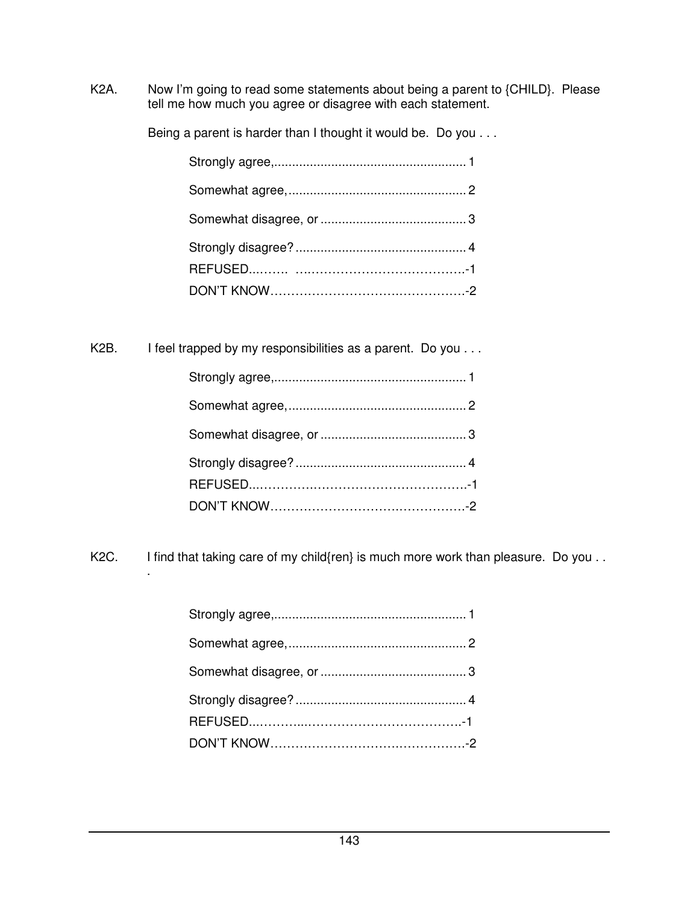K2A. Now I'm going to read some statements about being a parent to {CHILD}. Please tell me how much you agree or disagree with each statement.

Being a parent is harder than I thought it would be. Do you . . .

Strongly agree,...................................................... 1

Somewhat agree,.................................................. 2

Somewhat disagree, or ......................................... 3

Strongly disagree? ................................................ 4

REFUSED...……. ……………………………………-1

DON'T KNOW…………………………….…………-2

K2B. I feel trapped by my responsibilities as a parent. Do you . . .

Strongly agree,...................................................... 1

Somewhat agree,.................................................. 2

Somewhat disagree, or ......................................... 3

Strongly disagree? ................................................ 4

REFUSED...……………………………………………-1

DON'T KNOW…………………………….…………-2

K2C. I find that taking care of my child{ren} is much more work than pleasure. Do you . . .

Strongly agree,...................................................... 1

Somewhat agree,.................................................. 2

Somewhat disagree, or ......................................... 3

Strongly disagree? ................................................ 4

REFUSED...………..……………………………….-1

DON'T KNOW…………………………….…………-2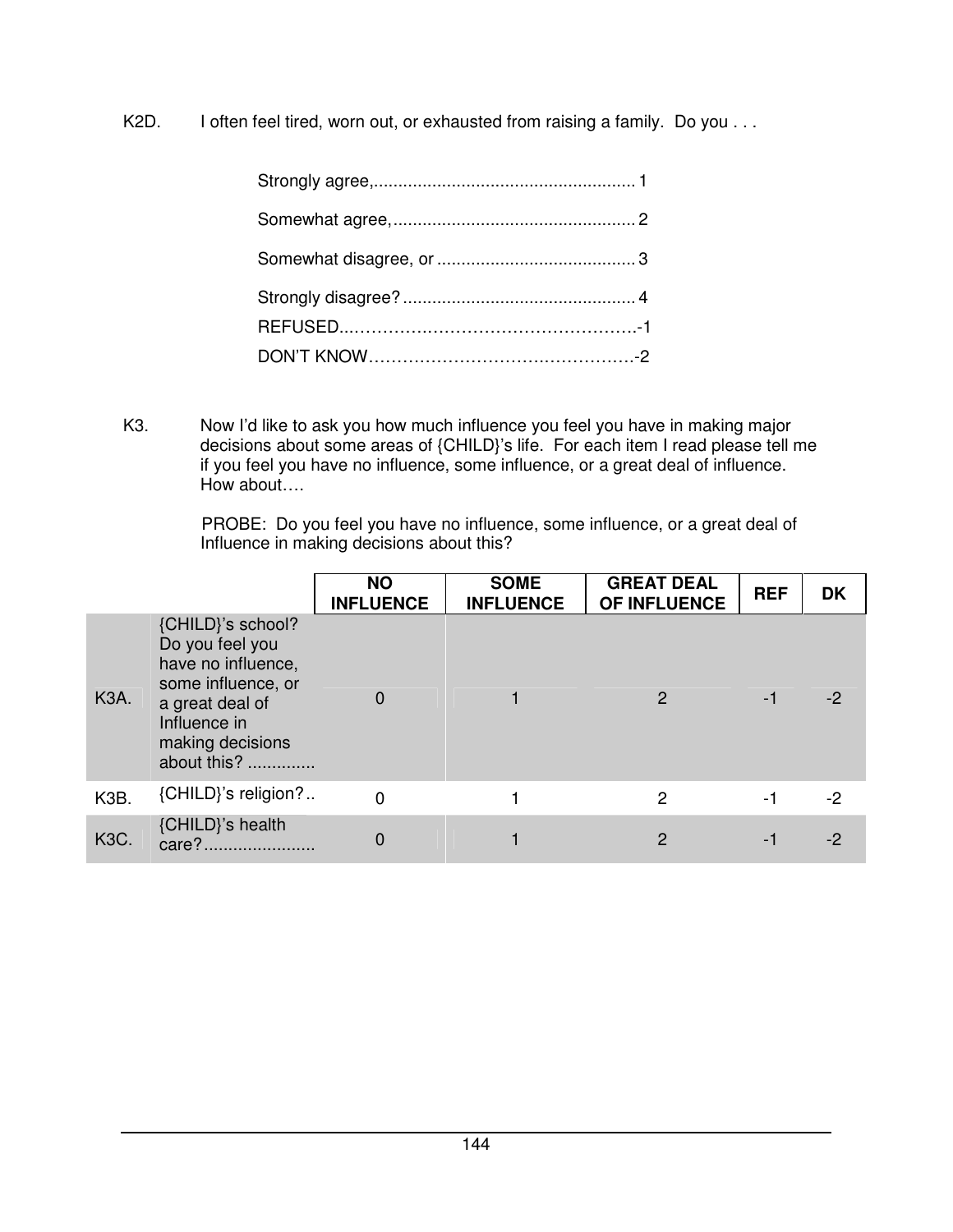K2D. I often feel tired, worn out, or exhausted from raising a family. Do you . . .

Strongly agree,...................................................... 1

Somewhat agree,.................................................. 2

Somewhat disagree, or ......................................... 3

Strongly disagree?................................................ 4

REFUSED..…………………………………………….-1

DON'T KNOW………………………….…………….-2

K3. Now I'd like to ask you how much influence you feel you have in making major decisions about some areas of {CHILD}'s life. For each item I read please tell me if you feel you have no influence, some influence, or a great deal of influence. How about….

PROBE: Do you feel you have no influence, some influence, or a great deal of Influence in making decisions about this?

| | | NO INFLUENCE | SOME INFLUENCE | GREAT DEAL OF INFLUENCE | REF | DK |
|---|---|---|---|---|---|---|
| K3A. | {CHILD}'s school? Do you feel you have no influence, some influence, or a great deal of Influence in making decisions about this? .............. | 0 | 1 | 2 | -1 | -2 |
| K3B. | {CHILD}'s religion?.. | 0 | 1 | 2 | -1 | -2 |
| K3C. | {CHILD}'s health care?....................... | 0 | 1 | 2 | -1 | -2 |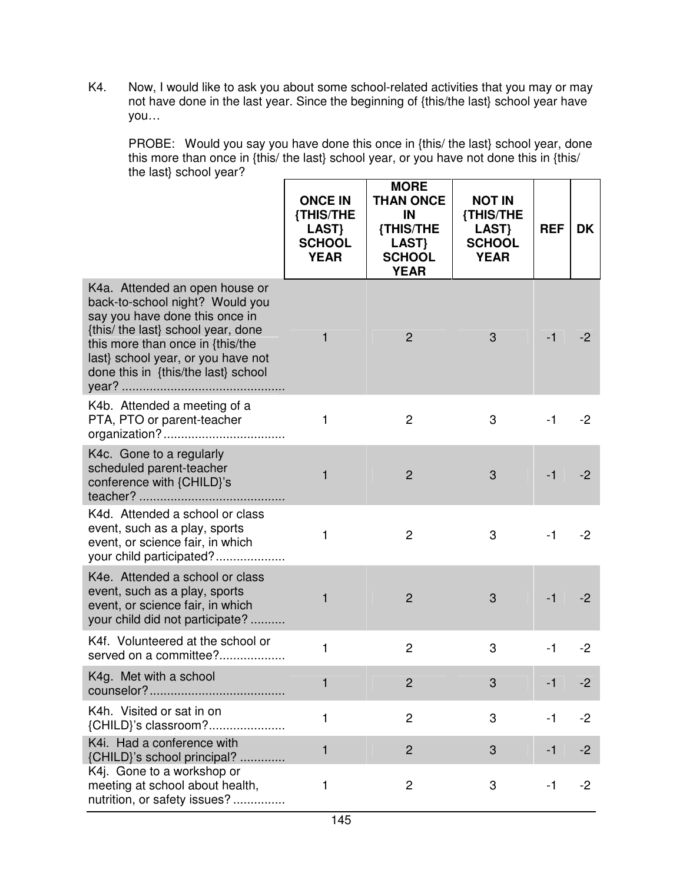K4. Now, I would like to ask you about some school-related activities that you may or may not have done in the last year. Since the beginning of {this/the last} school year have you…

PROBE: Would you say you have done this once in {this/ the last} school year, done this more than once in {this/ the last} school year, or you have not done this in {this/ the last} school year?

| | ONCE IN {THIS/THE LAST} SCHOOL YEAR | MORE THAN ONCE IN {THIS/THE LAST} SCHOOL YEAR | NOT IN {THIS/THE LAST} SCHOOL YEAR | REF | DK |
|---|---|---|---|---|---|
| K4a. Attended an open house or back-to-school night? Would you say you have done this once in {this/ the last} school year, done this more than once in {this/the last} school year, or you have not done this in {this/the last} school year? .............................................. | 1 | 2 | 3 | -1 | -2 |
| K4b. Attended a meeting of a PTA, PTO or parent-teacher organization? .................................. | 1 | 2 | 3 | -1 | -2 |
| K4c. Gone to a regularly scheduled parent-teacher conference with {CHILD}'s teacher? .......................................... | 1 | 2 | 3 | -1 | -2 |
| K4d. Attended a school or class event, such as a play, sports event, or science fair, in which your child participated? .................... | 1 | 2 | 3 | -1 | -2 |
| K4e. Attended a school or class event, such as a play, sports event, or science fair, in which your child did not participate? .......... | 1 | 2 | 3 | -1 | -2 |
| K4f. Volunteered at the school or served on a committee? .................. | 1 | 2 | 3 | -1 | -2 |
| K4g. Met with a school counselor? ...................................... | 1 | 2 | 3 | -1 | -2 |
| K4h. Visited or sat in on {CHILD}'s classroom? ...................... | 1 | 2 | 3 | -1 | -2 |
| K4i. Had a conference with {CHILD}'s school principal? ............ | 1 | 2 | 3 | -1 | -2 |
| K4j. Gone to a workshop or meeting at school about health, nutrition, or safety issues? ............... | 1 | 2 | 3 | -1 | -2 |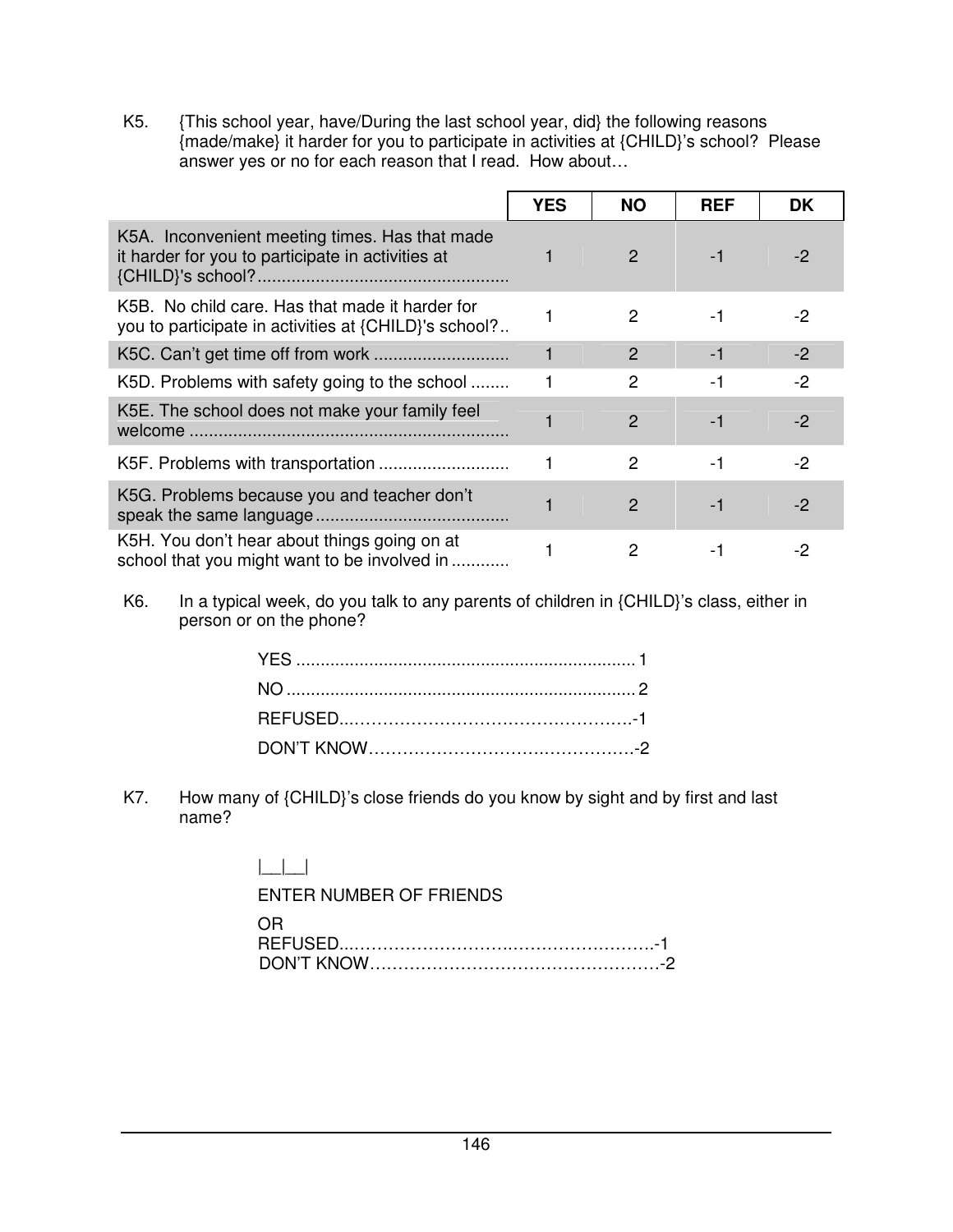K5. {This school year, have/During the last school year, did} the following reasons {made/make} it harder for you to participate in activities at {CHILD}'s school? Please answer yes or no for each reason that I read. How about…

| | YES | NO | REF | DK |
|---|---|---|---|---|
| K5A. Inconvenient meeting times. Has that made it harder for you to participate in activities at {CHILD}'s school? | 1 | 2 | -1 | -2 |
| K5B. No child care. Has that made it harder for you to participate in activities at {CHILD}'s school? | 1 | 2 | -1 | -2 |
| K5C. Can't get time off from work | 1 | 2 | -1 | -2 |
| K5D. Problems with safety going to the school | 1 | 2 | -1 | -2 |
| K5E. The school does not make your family feel welcome | 1 | 2 | -1 | -2 |
| K5F. Problems with transportation | 1 | 2 | -1 | -2 |
| K5G. Problems because you and teacher don't speak the same language | 1 | 2 | -1 | -2 |
| K5H. You don't hear about things going on at school that you might want to be involved in | 1 | 2 | -1 | -2 |

K6. In a typical week, do you talk to any parents of children in {CHILD}'s class, either in person or on the phone?

YES ...................................................................... 1
NO ........................................................................ 2
REFUSED.................................................-1
DON'T KNOW...........................................-2

K7. How many of {CHILD}'s close friends do you know by sight and by first and last name?

|__|__|
ENTER NUMBER OF FRIENDS

OR
REFUSED...................................................-1
DON'T KNOW..............................................-2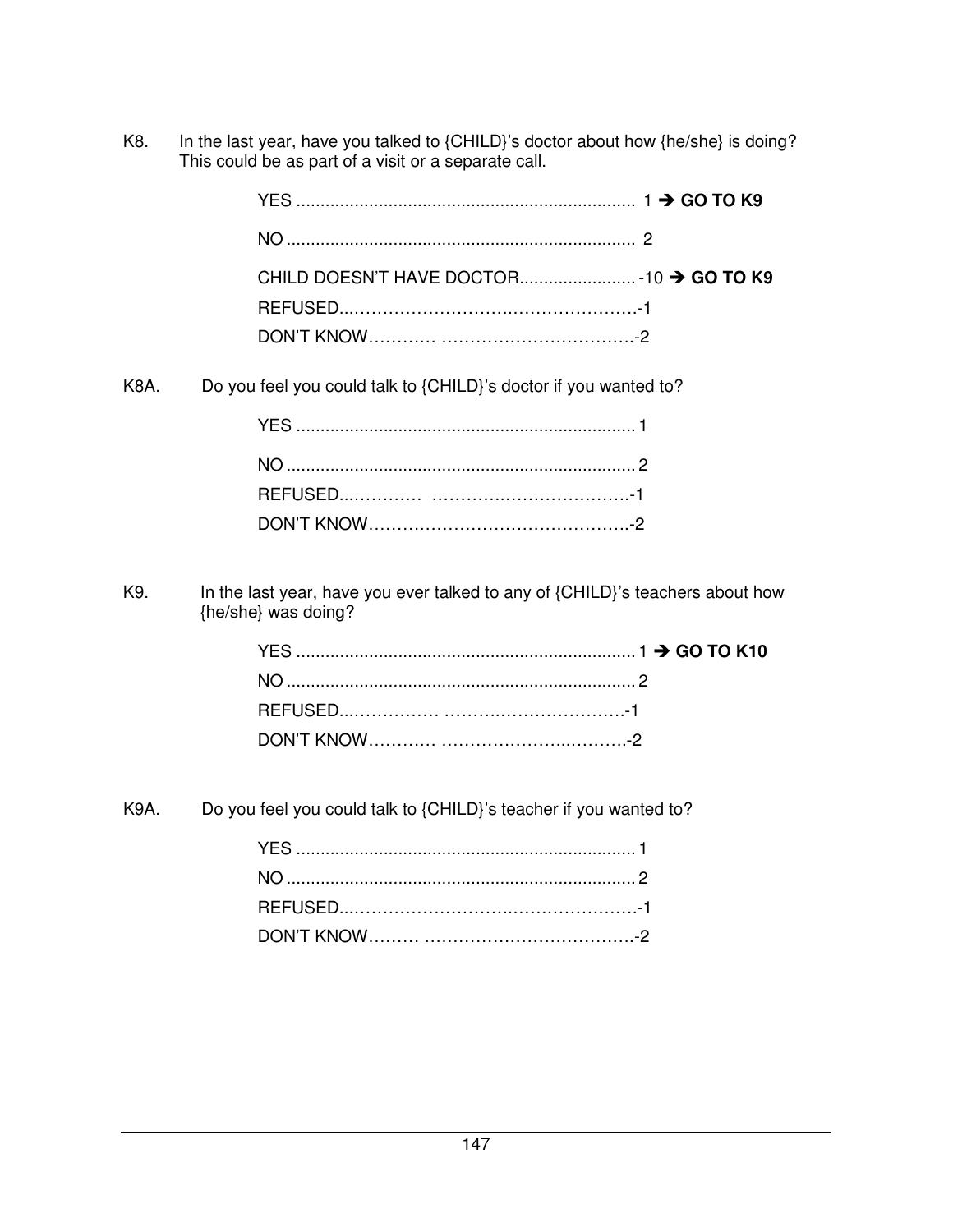K8. In the last year, have you talked to {CHILD}'s doctor about how {he/she} is doing? This could be as part of a visit or a separate call.

YES ...................................................................... 1 ➔ **GO TO K9**

NO ........................................................................ 2

CHILD DOESN'T HAVE DOCTOR........................ -10 ➔ **GO TO K9**

REFUSED...................................................-1

DON'T KNOW………. …………………………….-2

K8A. Do you feel you could talk to {CHILD}'s doctor if you wanted to?

YES ...................................................................... 1

NO ........................................................................ 2

REFUSED...………… …………………………….-1

DON'T KNOW……………………………………….-2

K9. In the last year, have you ever talked to any of {CHILD}'s teachers about how {he/she} was doing?

YES ...................................................................... 1 ➔ **GO TO K10**

NO ........................................................................ 2

REFUSED...…………… ………………………….-1

DON'T KNOW………. ……………………..……….-2

K9A. Do you feel you could talk to {CHILD}'s teacher if you wanted to?

YES ...................................................................... 1

NO ........................................................................ 2

REFUSED...................................................-1

DON'T KNOW……… ……………………………….-2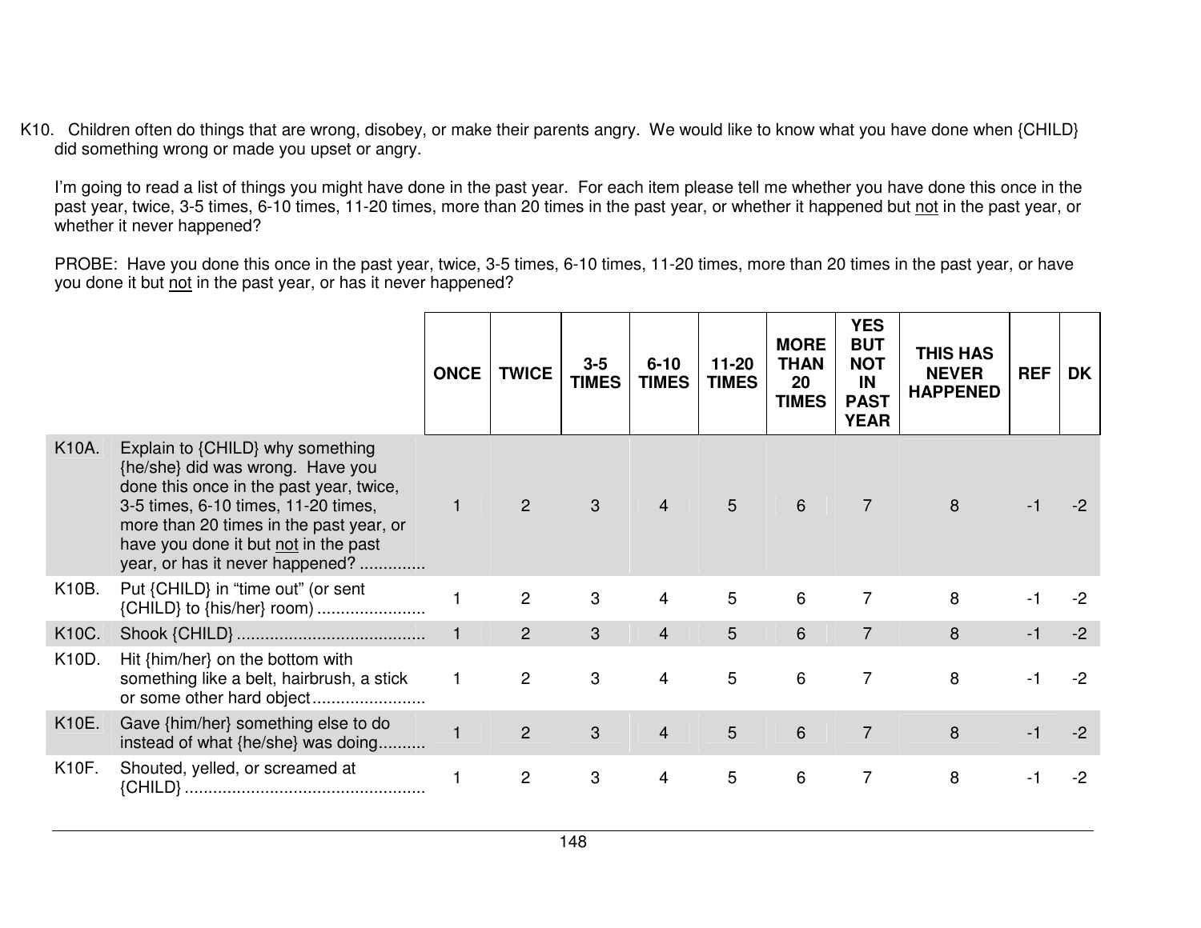K10. Children often do things that are wrong, disobey, or make their parents angry. We would like to know what you have done when {CHILD} did something wrong or made you upset or angry.

I'm going to read a list of things you might have done in the past year. For each item please tell me whether you have done this once in the past year, twice, 3-5 times, 6-10 times, 11-20 times, more than 20 times in the past year, or whether it happened but not in the past year, or whether it never happened?

PROBE: Have you done this once in the past year, twice, 3-5 times, 6-10 times, 11-20 times, more than 20 times in the past year, or have you done it but not in the past year, or has it never happened?

| | | ONCE | TWICE | 3-5 TIMES | 6-10 TIMES | 11-20 TIMES | MORE THAN 20 TIMES | YES BUT NOT IN PAST YEAR | THIS HAS NEVER HAPPENED | REF | DK |
|---|---|---|---|---|---|---|---|---|---|---|---|
| K10A. | Explain to {CHILD} why something {he/she} did was wrong. Have you done this once in the past year, twice, 3-5 times, 6-10 times, 11-20 times, more than 20 times in the past year, or have you done it but not in the past year, or has it never happened? ............. | 1 | 2 | 3 | 4 | 5 | 6 | 7 | 8 | -1 | -2 |
| K10B. | Put {CHILD} in "time out" (or sent {CHILD} to {his/her} room) ....................... | 1 | 2 | 3 | 4 | 5 | 6 | 7 | 8 | -1 | -2 |
| K10C. | Shook {CHILD} ........................................ | 1 | 2 | 3 | 4 | 5 | 6 | 7 | 8 | -1 | -2 |
| K10D. | Hit {him/her} on the bottom with something like a belt, hairbrush, a stick or some other hard object........................ | 1 | 2 | 3 | 4 | 5 | 6 | 7 | 8 | -1 | -2 |
| K10E. | Gave {him/her} something else to do instead of what {he/she} was doing.......... | 1 | 2 | 3 | 4 | 5 | 6 | 7 | 8 | -1 | -2 |
| K10F. | Shouted, yelled, or screamed at {CHILD} ................................................... | 1 | 2 | 3 | 4 | 5 | 6 | 7 | 8 | -1 | -2 |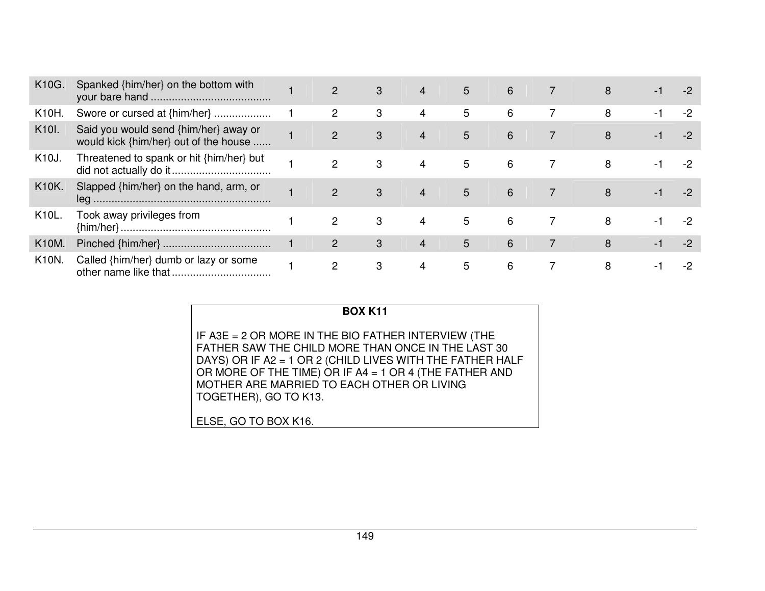| | | | | | | | | | | | |
|---|---|---|---|---|---|---|---|---|---|---|---|
| K10G. | Spanked {him/her} on the bottom with your bare hand ........................................ | 1 | 2 | 3 | 4 | 5 | 6 | 7 | 8 | -1 | -2 |
| K10H. | Swore or cursed at {him/her} ................... | 1 | 2 | 3 | 4 | 5 | 6 | 7 | 8 | -1 | -2 |
| K10I. | Said you would send {him/her} away or would kick {him/her} out of the house ...... | 1 | 2 | 3 | 4 | 5 | 6 | 7 | 8 | -1 | -2 |
| K10J. | Threatened to spank or hit {him/her} but did not actually do it ................................. | 1 | 2 | 3 | 4 | 5 | 6 | 7 | 8 | -1 | -2 |
| K10K. | Slapped {him/her} on the hand, arm, or leg .......................................................... | 1 | 2 | 3 | 4 | 5 | 6 | 7 | 8 | -1 | -2 |
| K10L. | Took away privileges from {him/her} ................................................. | 1 | 2 | 3 | 4 | 5 | 6 | 7 | 8 | -1 | -2 |
| K10M. | Pinched {him/her} .................................... | 1 | 2 | 3 | 4 | 5 | 6 | 7 | 8 | -1 | -2 |
| K10N. | Called {him/her} dumb or lazy or some other name like that ................................. | 1 | 2 | 3 | 4 | 5 | 6 | 7 | 8 | -1 | -2 |

**BOX K11**

IF A3E = 2 OR MORE IN THE BIO FATHER INTERVIEW (THE FATHER SAW THE CHILD MORE THAN ONCE IN THE LAST 30 DAYS) OR IF A2 = 1 OR 2 (CHILD LIVES WITH THE FATHER HALF OR MORE OF THE TIME) OR IF A4 = 1 OR 4 (THE FATHER AND MOTHER ARE MARRIED TO EACH OTHER OR LIVING TOGETHER), GO TO K13.

ELSE, GO TO BOX K16.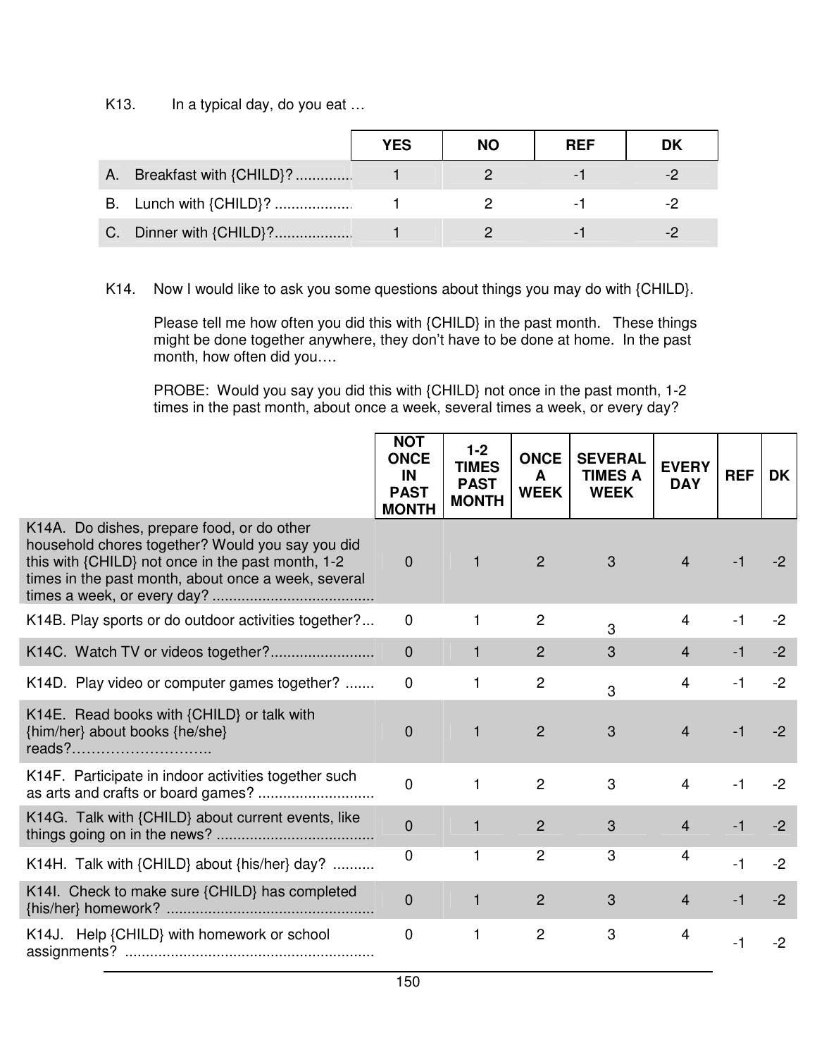K13. In a typical day, do you eat …

| | YES | NO | REF | DK |
|---|---|---|---|---|
| A. Breakfast with {CHILD}? ............. | 1 | 2 | -1 | -2 |
| B. Lunch with {CHILD}? .................. | 1 | 2 | -1 | -2 |
| C. Dinner with {CHILD}?.................. | 1 | 2 | -1 | -2 |

K14. Now I would like to ask you some questions about things you may do with {CHILD}.

Please tell me how often you did this with {CHILD} in the past month. These things might be done together anywhere, they don't have to be done at home. In the past month, how often did you….

PROBE: Would you say you did this with {CHILD} not once in the past month, 1-2 times in the past month, about once a week, several times a week, or every day?

| | NOT ONCE IN PAST MONTH | 1-2 TIMES PAST MONTH | ONCE A WEEK | SEVERAL TIMES A WEEK | EVERY DAY | REF | DK |
|---|---|---|---|---|---|---|---|
| K14A. Do dishes, prepare food, or do other household chores together? Would you say you did this with {CHILD} not once in the past month, 1-2 times in the past month, about once a week, several times a week, or every day? ...................................... | 0 | 1 | 2 | 3 | 4 | -1 | -2 |
| K14B. Play sports or do outdoor activities together?... | 0 | 1 | 2 | 3 | 4 | -1 | -2 |
| K14C. Watch TV or videos together?........................ | 0 | 1 | 2 | 3 | 4 | -1 | -2 |
| K14D. Play video or computer games together? ....... | 0 | 1 | 2 | 3 | 4 | -1 | -2 |
| K14E. Read books with {CHILD} or talk with {him/her} about books {he/she} reads?……………………….. | 0 | 1 | 2 | 3 | 4 | -1 | -2 |
| K14F. Participate in indoor activities together such as arts and crafts or board games? ........................... | 0 | 1 | 2 | 3 | 4 | -1 | -2 |
| K14G. Talk with {CHILD} about current events, like things going on in the news? ..................................... | 0 | 1 | 2 | 3 | 4 | -1 | -2 |
| K14H. Talk with {CHILD} about {his/her} day? .......... | 0 | 1 | 2 | 3 | 4 | -1 | -2 |
| K14I. Check to make sure {CHILD} has completed {his/her} homework? ................................................. | 0 | 1 | 2 | 3 | 4 | -1 | -2 |
| K14J. Help {CHILD} with homework or school assignments? ........................................................... | 0 | 1 | 2 | 3 | 4 | -1 | -2 |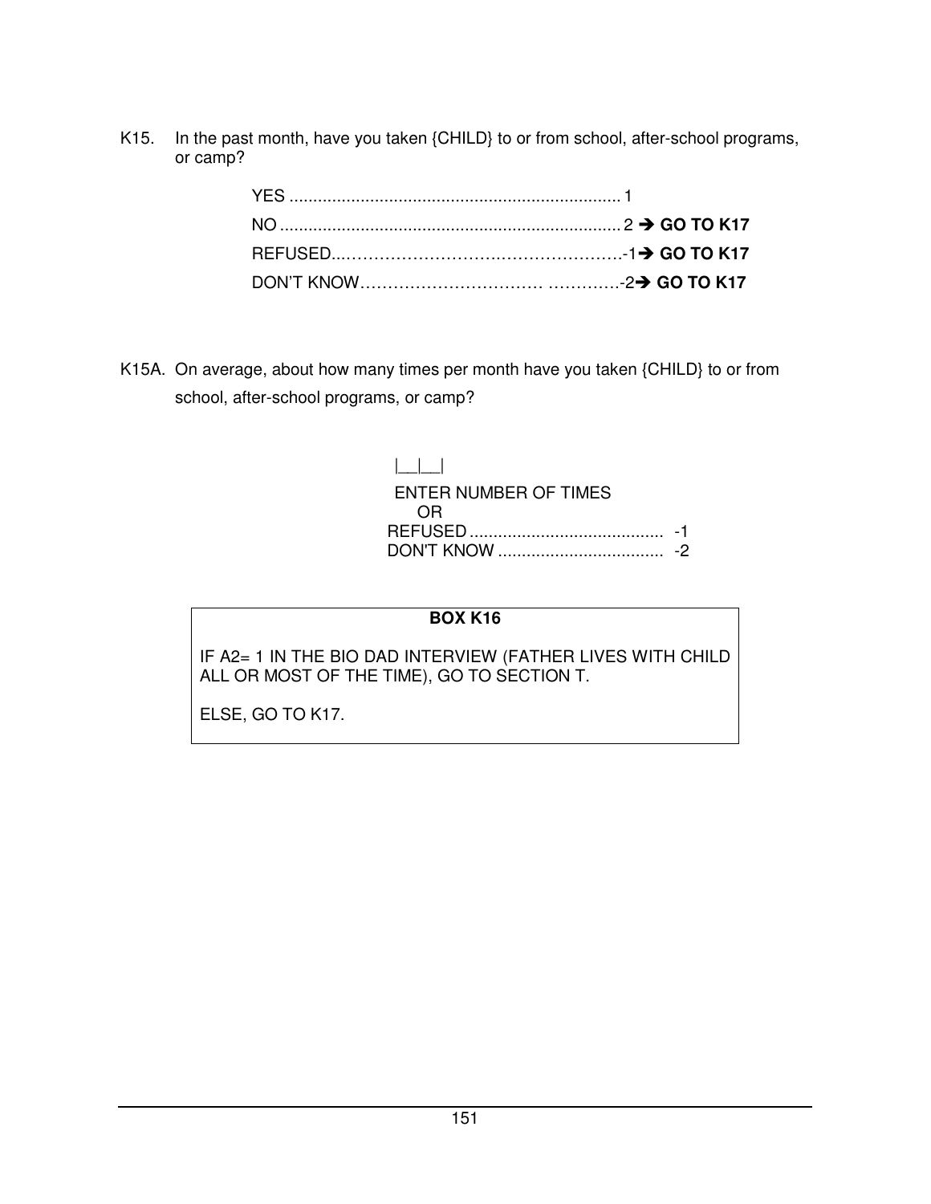K15. In the past month, have you taken {CHILD} to or from school, after-school programs, or camp?

YES ...................................................................... 1
NO ........................................................................ 2 ➔ **GO TO K17**
REFUSED.....................................................-1➔ **GO TO K17**
DON'T KNOW.................................. .............-2➔ **GO TO K17**

K15A. On average, about how many times per month have you taken {CHILD} to or from school, after-school programs, or camp?

|__|__|
ENTER NUMBER OF TIMES
OR
REFUSED ......................................... -1
DON'T KNOW ................................... -2

**BOX K16**

IF A2= 1 IN THE BIO DAD INTERVIEW (FATHER LIVES WITH CHILD ALL OR MOST OF THE TIME), GO TO SECTION T.

ELSE, GO TO K17.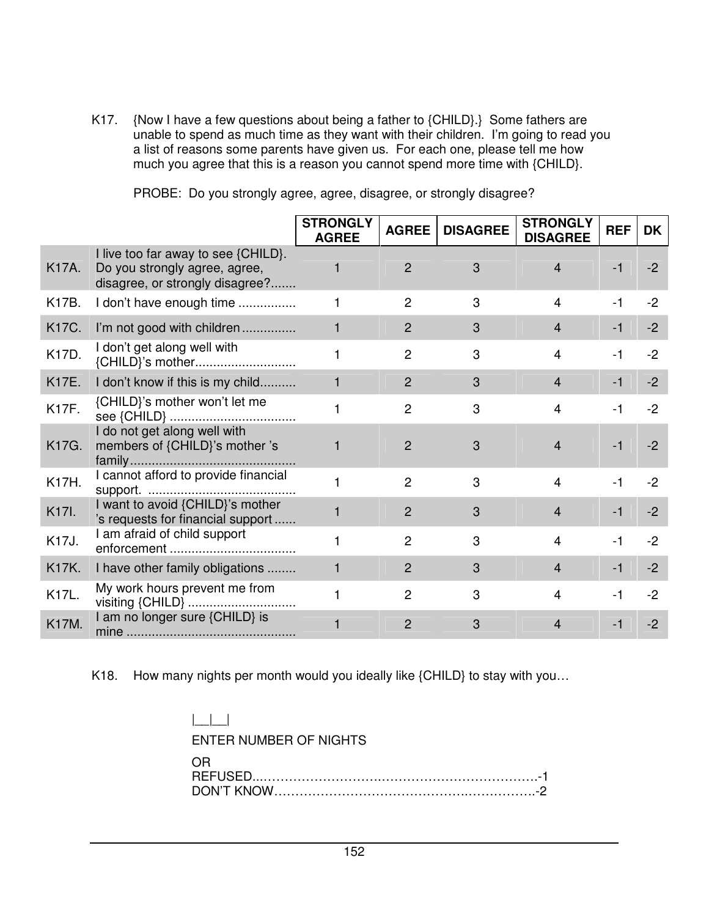K17. {Now I have a few questions about being a father to {CHILD}.} Some fathers are unable to spend as much time as they want with their children. I'm going to read you a list of reasons some parents have given us. For each one, please tell me how much you agree that this is a reason you cannot spend more time with {CHILD}.

PROBE: Do you strongly agree, agree, disagree, or strongly disagree?

| | | STRONGLY AGREE | AGREE | DISAGREE | STRONGLY DISAGREE | REF | DK |
|---|---|---|---|---|---|---|---|
| K17A. | I live too far away to see {CHILD}. Do you strongly agree, agree, disagree, or strongly disagree?....... | 1 | 2 | 3 | 4 | -1 | -2 |
| K17B. | I don't have enough time ................ | 1 | 2 | 3 | 4 | -1 | -2 |
| K17C. | I'm not good with children ............... | 1 | 2 | 3 | 4 | -1 | -2 |
| K17D. | I don't get along well with {CHILD}'s mother............................ | 1 | 2 | 3 | 4 | -1 | -2 |
| K17E. | I don't know if this is my child.......... | 1 | 2 | 3 | 4 | -1 | -2 |
| K17F. | {CHILD}'s mother won't let me see {CHILD} ................................... | 1 | 2 | 3 | 4 | -1 | -2 |
| K17G. | I do not get along well with members of {CHILD}'s mother 's family............................................. | 1 | 2 | 3 | 4 | -1 | -2 |
| K17H. | I cannot afford to provide financial support. ......................................... | 1 | 2 | 3 | 4 | -1 | -2 |
| K17I. | I want to avoid {CHILD}'s mother 's requests for financial support ...... | 1 | 2 | 3 | 4 | -1 | -2 |
| K17J. | I am afraid of child support enforcement .................................. | 1 | 2 | 3 | 4 | -1 | -2 |
| K17K. | I have other family obligations ........ | 1 | 2 | 3 | 4 | -1 | -2 |
| K17L. | My work hours prevent me from visiting {CHILD} ............................. | 1 | 2 | 3 | 4 | -1 | -2 |
| K17M. | I am no longer sure {CHILD} is mine .............................................. | 1 | 2 | 3 | 4 | -1 | -2 |

K18. How many nights per month would you ideally like {CHILD} to stay with you…

|\_\_|\_\_|

ENTER NUMBER OF NIGHTS

OR

REFUSED..................................................................-1

DON'T KNOW............................................................-2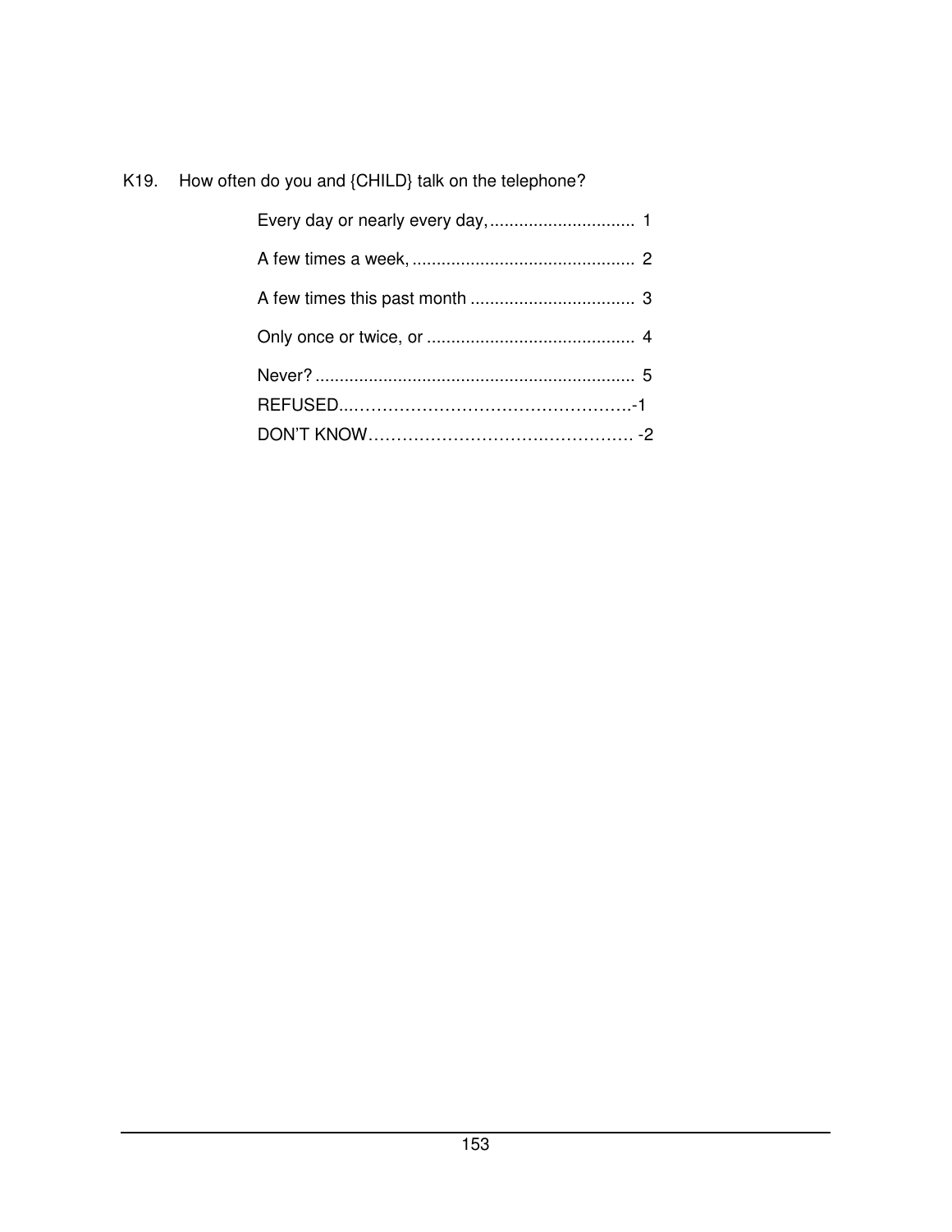K19. How often do you and {CHILD} talk on the telephone?

Every day or nearly every day, .............................. 1

A few times a week, .............................................. 2

A few times this past month .................................. 3

Only once or twice, or ........................................... 4

Never? .................................................................. 5

REFUSED..................................................-1

DON'T KNOW............................................ -2